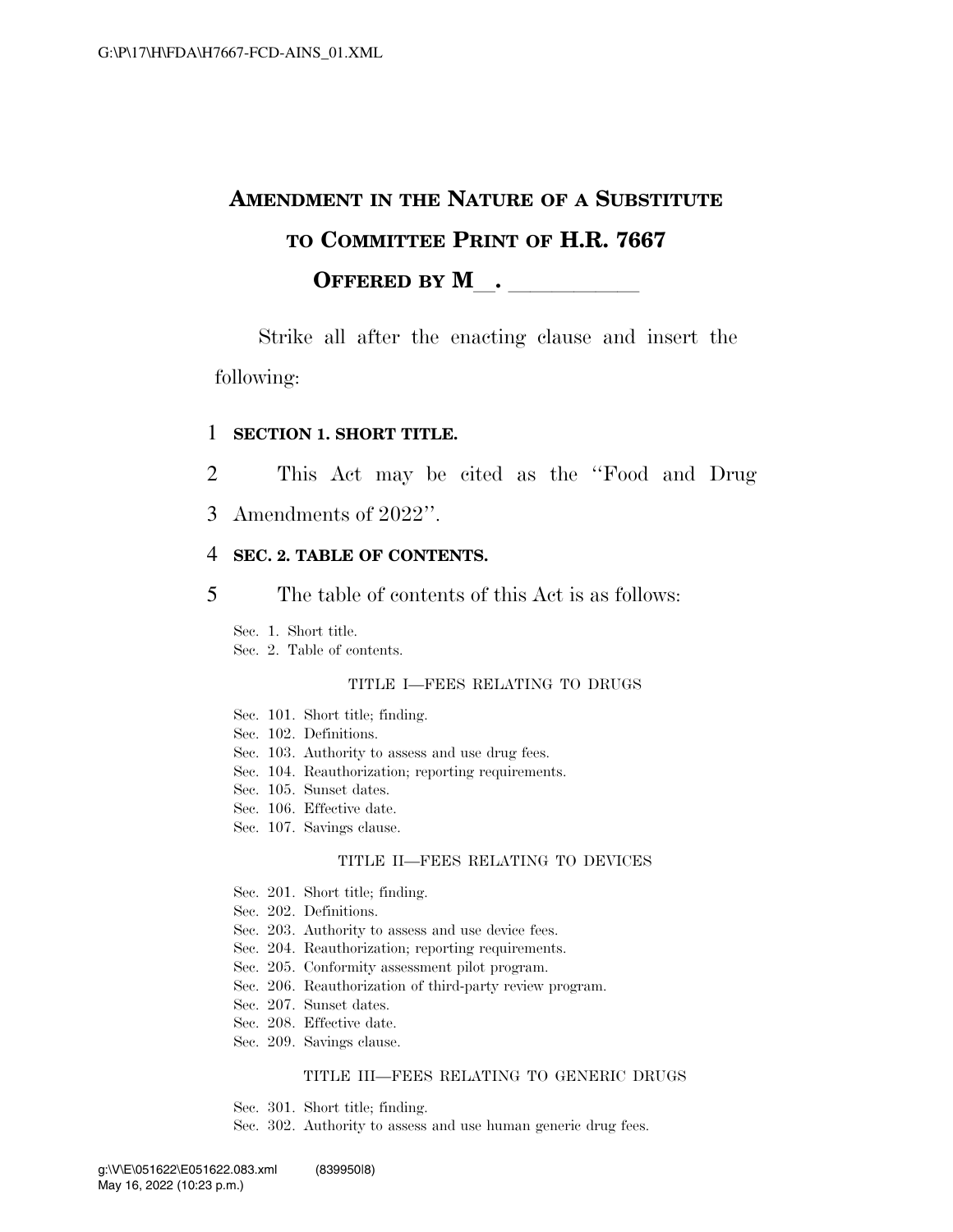# AMENDMENT IN THE NATURE OF A SUBSTITUTE TO COMMITTEE PRINT OF H.R. 7667

## OFFERED BY M\_\_. \_\_\_\_\_\_\_\_\_\_\_\_

Strike all after the enacting clause and insert the following:

1 **SECTION 1. SHORT TITLE.**

2 This Act may be cited as the "Food and Drug
3 Amendments of 2022".

4 **SEC. 2. TABLE OF CONTENTS.**

5 The table of contents of this Act is as follows:

Sec. 1. Short title.
Sec. 2. Table of contents.

TITLE I—FEES RELATING TO DRUGS

Sec. 101. Short title; finding.
Sec. 102. Definitions.
Sec. 103. Authority to assess and use drug fees.
Sec. 104. Reauthorization; reporting requirements.
Sec. 105. Sunset dates.
Sec. 106. Effective date.
Sec. 107. Savings clause.

TITLE II—FEES RELATING TO DEVICES

Sec. 201. Short title; finding.
Sec. 202. Definitions.
Sec. 203. Authority to assess and use device fees.
Sec. 204. Reauthorization; reporting requirements.
Sec. 205. Conformity assessment pilot program.
Sec. 206. Reauthorization of third-party review program.
Sec. 207. Sunset dates.
Sec. 208. Effective date.
Sec. 209. Savings clause.

TITLE III—FEES RELATING TO GENERIC DRUGS

Sec. 301. Short title; finding.
Sec. 302. Authority to assess and use human generic drug fees.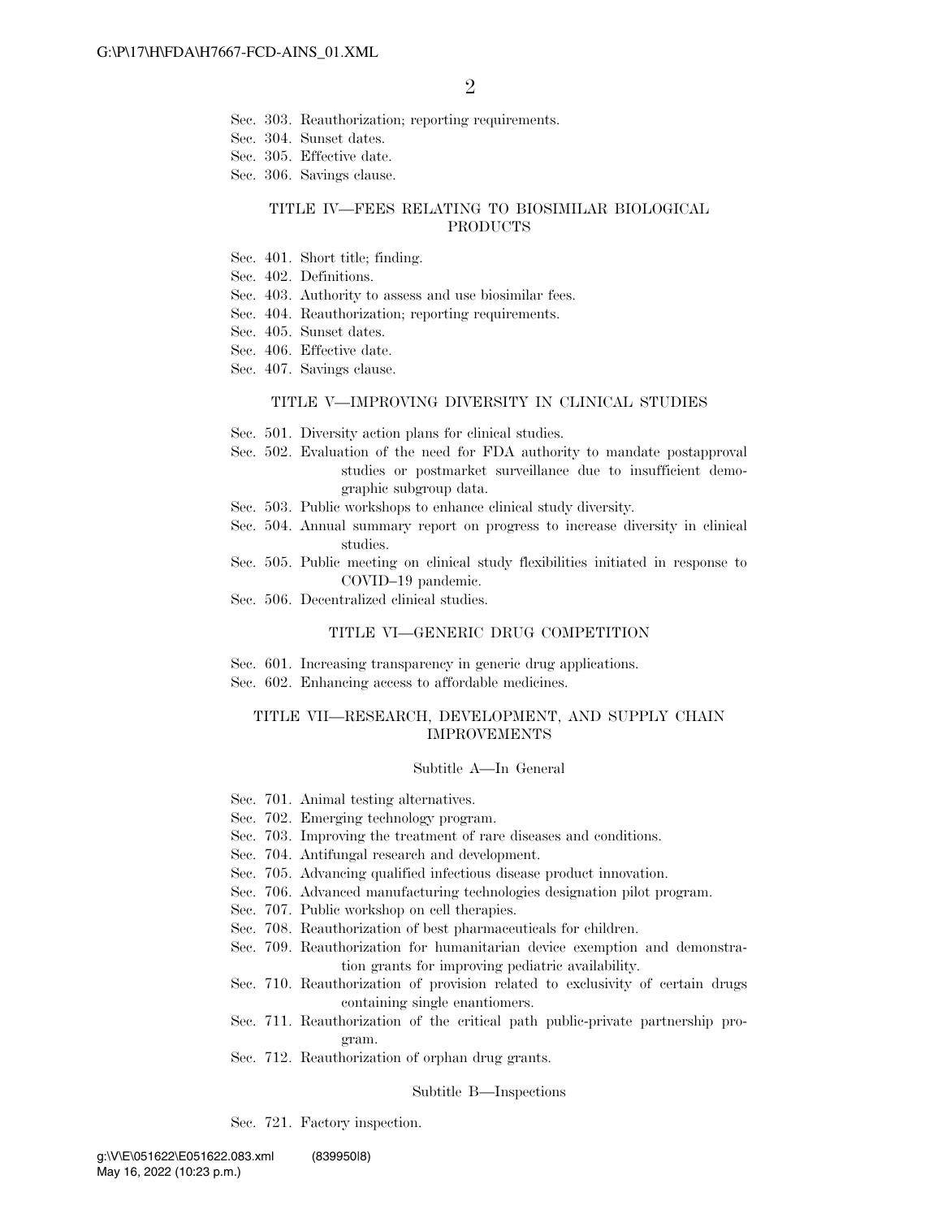Sec. 303. Reauthorization; reporting requirements.
Sec. 304. Sunset dates.
Sec. 305. Effective date.
Sec. 306. Savings clause.

### TITLE IV—FEES RELATING TO BIOSIMILAR BIOLOGICAL PRODUCTS

Sec. 401. Short title; finding.
Sec. 402. Definitions.
Sec. 403. Authority to assess and use biosimilar fees.
Sec. 404. Reauthorization; reporting requirements.
Sec. 405. Sunset dates.
Sec. 406. Effective date.
Sec. 407. Savings clause.

### TITLE V—IMPROVING DIVERSITY IN CLINICAL STUDIES

Sec. 501. Diversity action plans for clinical studies.
Sec. 502. Evaluation of the need for FDA authority to mandate postapproval studies or postmarket surveillance due to insufficient demographic subgroup data.
Sec. 503. Public workshops to enhance clinical study diversity.
Sec. 504. Annual summary report on progress to increase diversity in clinical studies.
Sec. 505. Public meeting on clinical study flexibilities initiated in response to COVID–19 pandemic.
Sec. 506. Decentralized clinical studies.

### TITLE VI—GENERIC DRUG COMPETITION

Sec. 601. Increasing transparency in generic drug applications.
Sec. 602. Enhancing access to affordable medicines.

### TITLE VII—RESEARCH, DEVELOPMENT, AND SUPPLY CHAIN IMPROVEMENTS

#### Subtitle A—In General

Sec. 701. Animal testing alternatives.
Sec. 702. Emerging technology program.
Sec. 703. Improving the treatment of rare diseases and conditions.
Sec. 704. Antifungal research and development.
Sec. 705. Advancing qualified infectious disease product innovation.
Sec. 706. Advanced manufacturing technologies designation pilot program.
Sec. 707. Public workshop on cell therapies.
Sec. 708. Reauthorization of best pharmaceuticals for children.
Sec. 709. Reauthorization for humanitarian device exemption and demonstration grants for improving pediatric availability.
Sec. 710. Reauthorization of provision related to exclusivity of certain drugs containing single enantiomers.
Sec. 711. Reauthorization of the critical path public-private partnership program.
Sec. 712. Reauthorization of orphan drug grants.

#### Subtitle B—Inspections

Sec. 721. Factory inspection.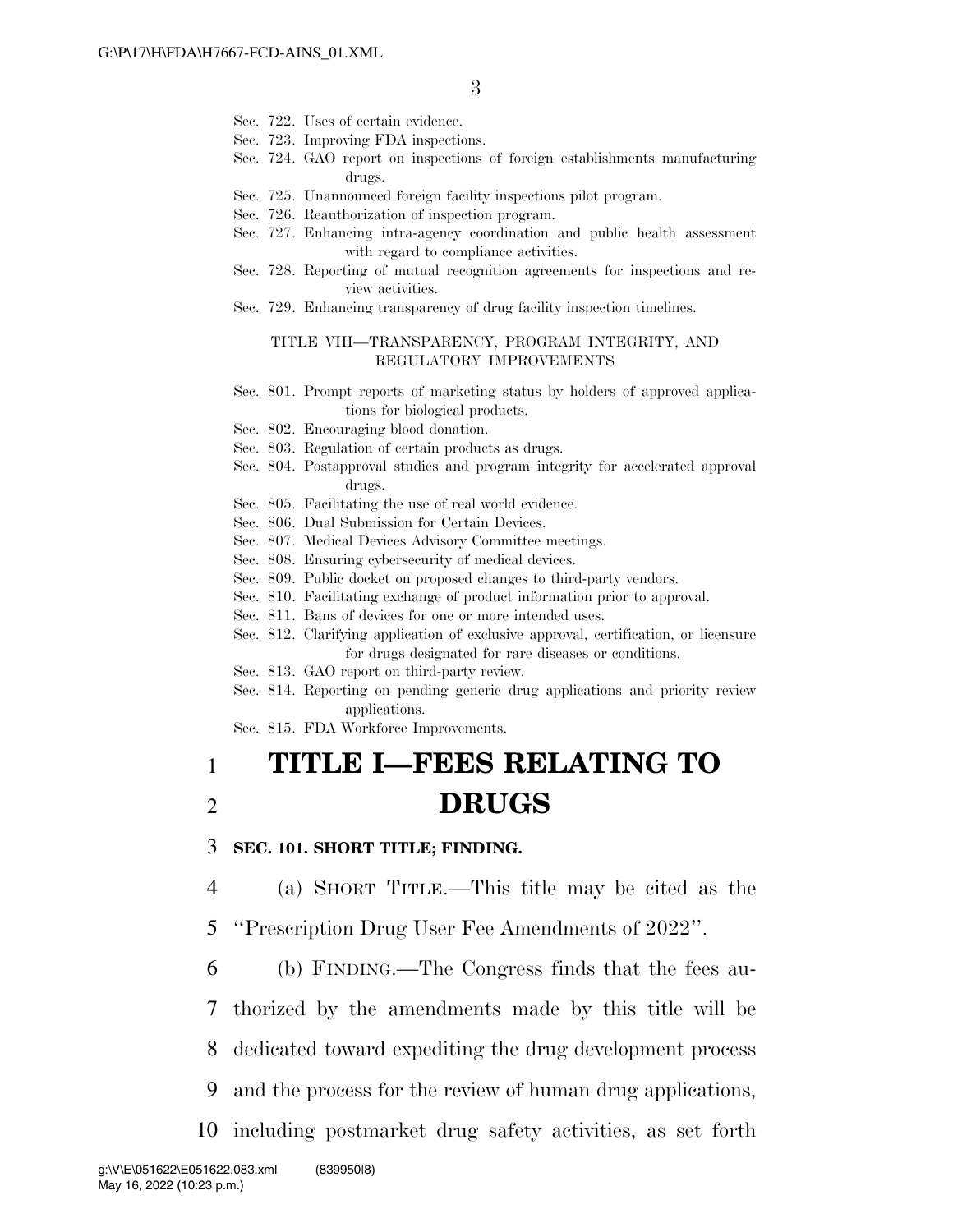Sec. 722. Uses of certain evidence.
Sec. 723. Improving FDA inspections.
Sec. 724. GAO report on inspections of foreign establishments manufacturing drugs.
Sec. 725. Unannounced foreign facility inspections pilot program.
Sec. 726. Reauthorization of inspection program.
Sec. 727. Enhancing intra-agency coordination and public health assessment with regard to compliance activities.
Sec. 728. Reporting of mutual recognition agreements for inspections and review activities.
Sec. 729. Enhancing transparency of drug facility inspection timelines.

TITLE VIII—TRANSPARENCY, PROGRAM INTEGRITY, AND REGULATORY IMPROVEMENTS

Sec. 801. Prompt reports of marketing status by holders of approved applications for biological products.
Sec. 802. Encouraging blood donation.
Sec. 803. Regulation of certain products as drugs.
Sec. 804. Postapproval studies and program integrity for accelerated approval drugs.
Sec. 805. Facilitating the use of real world evidence.
Sec. 806. Dual Submission for Certain Devices.
Sec. 807. Medical Devices Advisory Committee meetings.
Sec. 808. Ensuring cybersecurity of medical devices.
Sec. 809. Public docket on proposed changes to third-party vendors.
Sec. 810. Facilitating exchange of product information prior to approval.
Sec. 811. Bans of devices for one or more intended uses.
Sec. 812. Clarifying application of exclusive approval, certification, or licensure for drugs designated for rare diseases or conditions.
Sec. 813. GAO report on third-party review.
Sec. 814. Reporting on pending generic drug applications and priority review applications.
Sec. 815. FDA Workforce Improvements.

# TITLE I—FEES RELATING TO DRUGS

**SEC. 101. SHORT TITLE; FINDING.**

(a) SHORT TITLE.—This title may be cited as the "Prescription Drug User Fee Amendments of 2022".

(b) FINDING.—The Congress finds that the fees authorized by the amendments made by this title will be dedicated toward expediting the drug development process and the process for the review of human drug applications, including postmarket drug safety activities, as set forth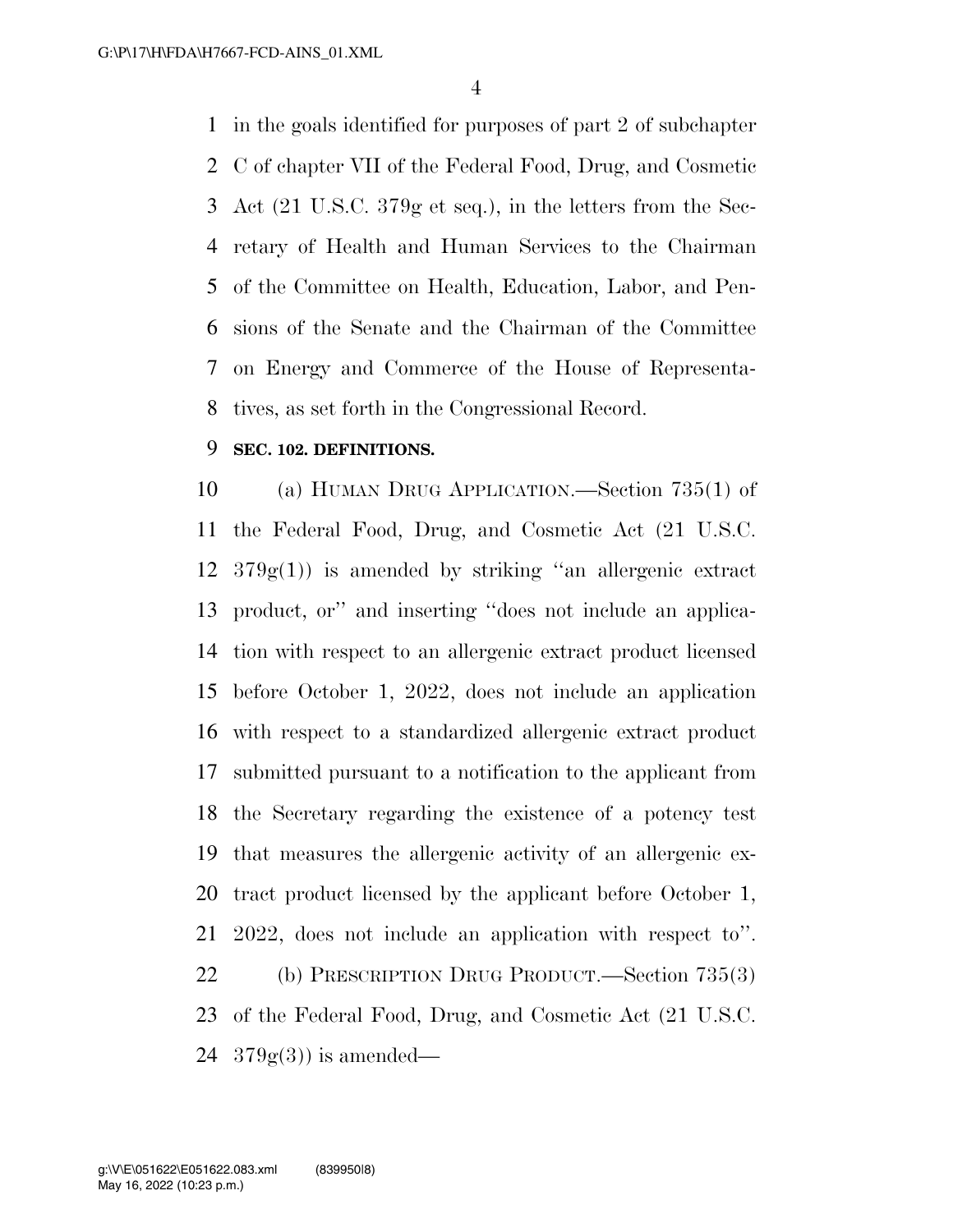in the goals identified for purposes of part 2 of subchapter C of chapter VII of the Federal Food, Drug, and Cosmetic Act (21 U.S.C. 379g et seq.), in the letters from the Secretary of Health and Human Services to the Chairman of the Committee on Health, Education, Labor, and Pensions of the Senate and the Chairman of the Committee on Energy and Commerce of the House of Representatives, as set forth in the Congressional Record.

**SEC. 102. DEFINITIONS.**

(a) HUMAN DRUG APPLICATION.—Section 735(1) of the Federal Food, Drug, and Cosmetic Act (21 U.S.C. 379g(1)) is amended by striking ''an allergenic extract product, or'' and inserting ''does not include an application with respect to an allergenic extract product licensed before October 1, 2022, does not include an application with respect to a standardized allergenic extract product submitted pursuant to a notification to the applicant from the Secretary regarding the existence of a potency test that measures the allergenic activity of an allergenic extract product licensed by the applicant before October 1, 2022, does not include an application with respect to''.

(b) PRESCRIPTION DRUG PRODUCT.—Section 735(3) of the Federal Food, Drug, and Cosmetic Act (21 U.S.C. 379g(3)) is amended—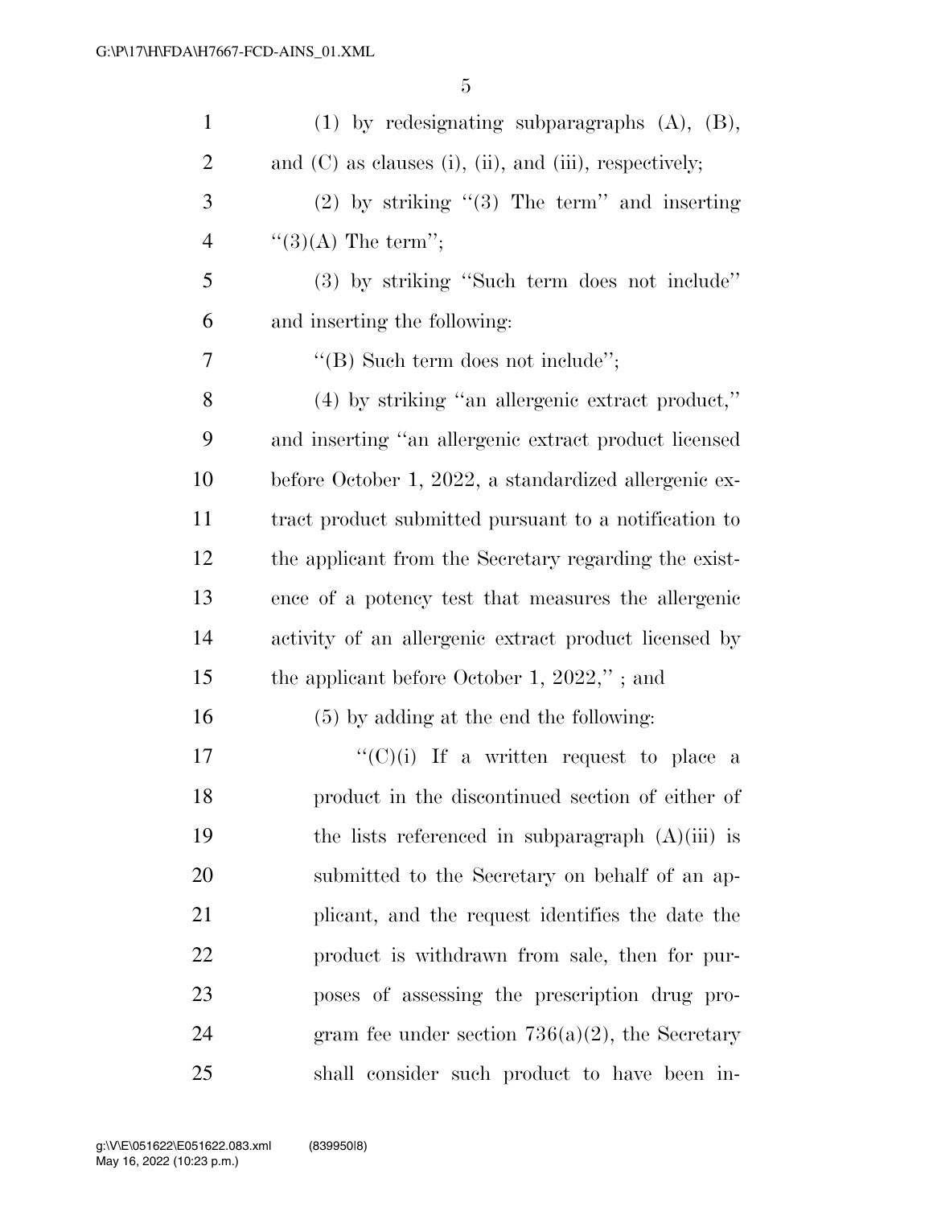(1) by redesignating subparagraphs (A), (B), and (C) as clauses (i), (ii), and (iii), respectively;

(2) by striking "(3) The term" and inserting "(3)(A) The term";

(3) by striking "Such term does not include" and inserting the following:

"(B) Such term does not include";

(4) by striking "an allergenic extract product," and inserting "an allergenic extract product licensed before October 1, 2022, a standardized allergenic extract product submitted pursuant to a notification to the applicant from the Secretary regarding the existence of a potency test that measures the allergenic activity of an allergenic extract product licensed by the applicant before October 1, 2022," ; and

(5) by adding at the end the following:

"(C)(i) If a written request to place a product in the discontinued section of either of the lists referenced in subparagraph (A)(iii) is submitted to the Secretary on behalf of an applicant, and the request identifies the date the product is withdrawn from sale, then for purposes of assessing the prescription drug program fee under section 736(a)(2), the Secretary shall consider such product to have been in-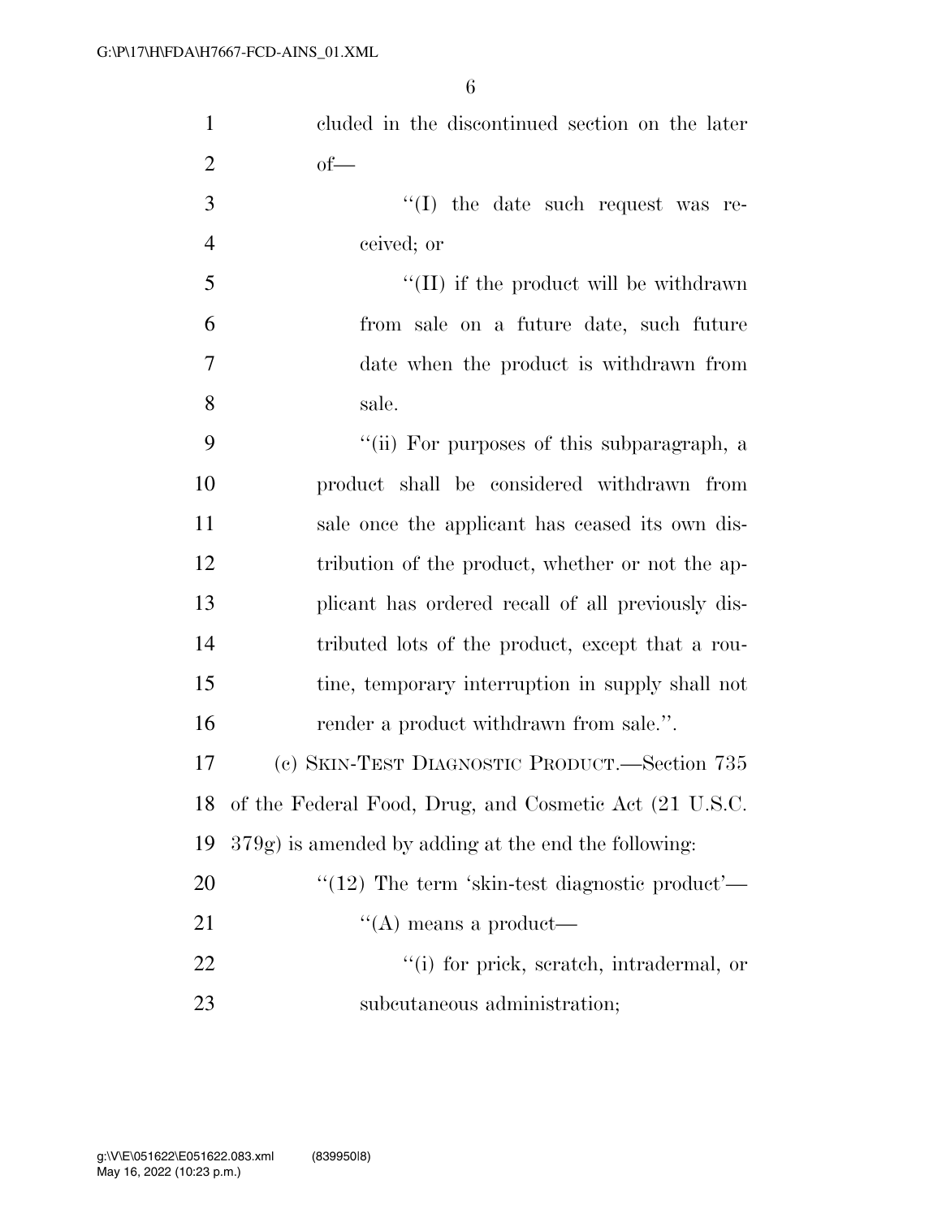cluded in the discontinued section on the later of—

''(I) the date such request was received; or

''(II) if the product will be withdrawn from sale on a future date, such future date when the product is withdrawn from sale.

''(ii) For purposes of this subparagraph, a product shall be considered withdrawn from sale once the applicant has ceased its own distribution of the product, whether or not the applicant has ordered recall of all previously distributed lots of the product, except that a routine, temporary interruption in supply shall not render a product withdrawn from sale.''.

(c) SKIN-TEST DIAGNOSTIC PRODUCT.—Section 735 of the Federal Food, Drug, and Cosmetic Act (21 U.S.C. 379g) is amended by adding at the end the following:

''(12) The term 'skin-test diagnostic product'—

''(A) means a product—

''(i) for prick, scratch, intradermal, or subcutaneous administration;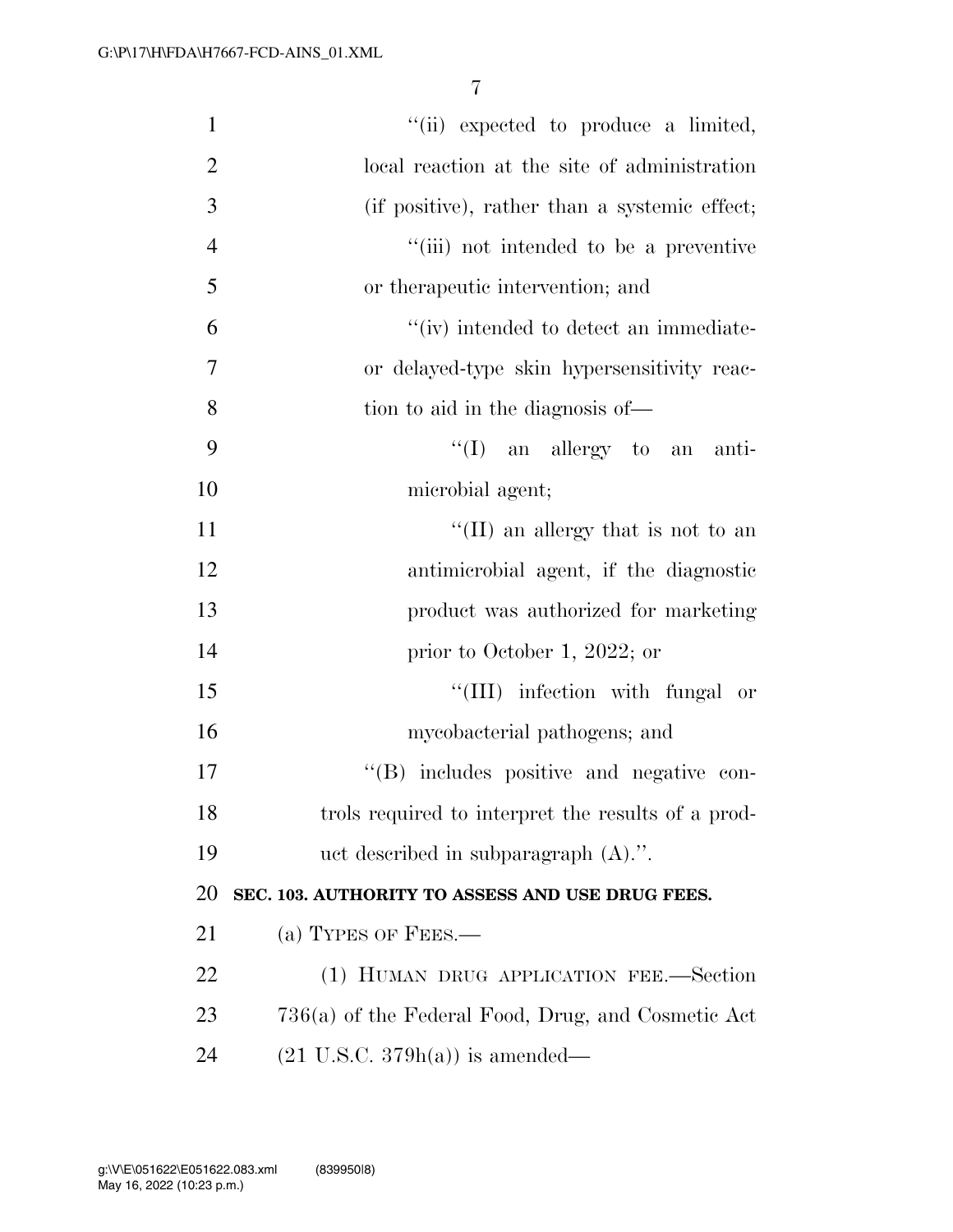"(ii) expected to produce a limited, local reaction at the site of administration (if positive), rather than a systemic effect;

"(iii) not intended to be a preventive or therapeutic intervention; and

"(iv) intended to detect an immediate- or delayed-type skin hypersensitivity reaction to aid in the diagnosis of—

"(I) an allergy to an antimicrobial agent;

"(II) an allergy that is not to an antimicrobial agent, if the diagnostic product was authorized for marketing prior to October 1, 2022; or

"(III) infection with fungal or mycobacterial pathogens; and

"(B) includes positive and negative controls required to interpret the results of a product described in subparagraph (A).".

**SEC. 103. AUTHORITY TO ASSESS AND USE DRUG FEES.**

(a) TYPES OF FEES.—

(1) HUMAN DRUG APPLICATION FEE.—Section 736(a) of the Federal Food, Drug, and Cosmetic Act (21 U.S.C. 379h(a)) is amended—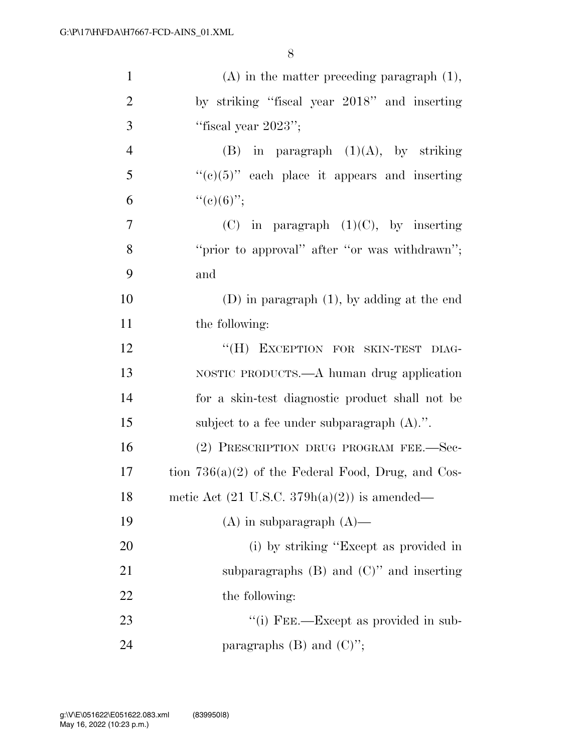(A) in the matter preceding paragraph (1), by striking ''fiscal year 2018'' and inserting ''fiscal year 2023'';

(B) in paragraph (1)(A), by striking ''(c)(5)'' each place it appears and inserting ''(c)(6)'';

(C) in paragraph (1)(C), by inserting ''prior to approval'' after ''or was withdrawn''; and

(D) in paragraph (1), by adding at the end the following:

''(H) EXCEPTION FOR SKIN-TEST DIAGNOSTIC PRODUCTS.—A human drug application for a skin-test diagnostic product shall not be subject to a fee under subparagraph (A).''.

(2) PRESCRIPTION DRUG PROGRAM FEE.—Section 736(a)(2) of the Federal Food, Drug, and Cosmetic Act (21 U.S.C. 379h(a)(2)) is amended—

(A) in subparagraph (A)—

(i) by striking ''Except as provided in subparagraphs (B) and (C)'' and inserting the following:

''(i) FEE.—Except as provided in subparagraphs (B) and (C)'';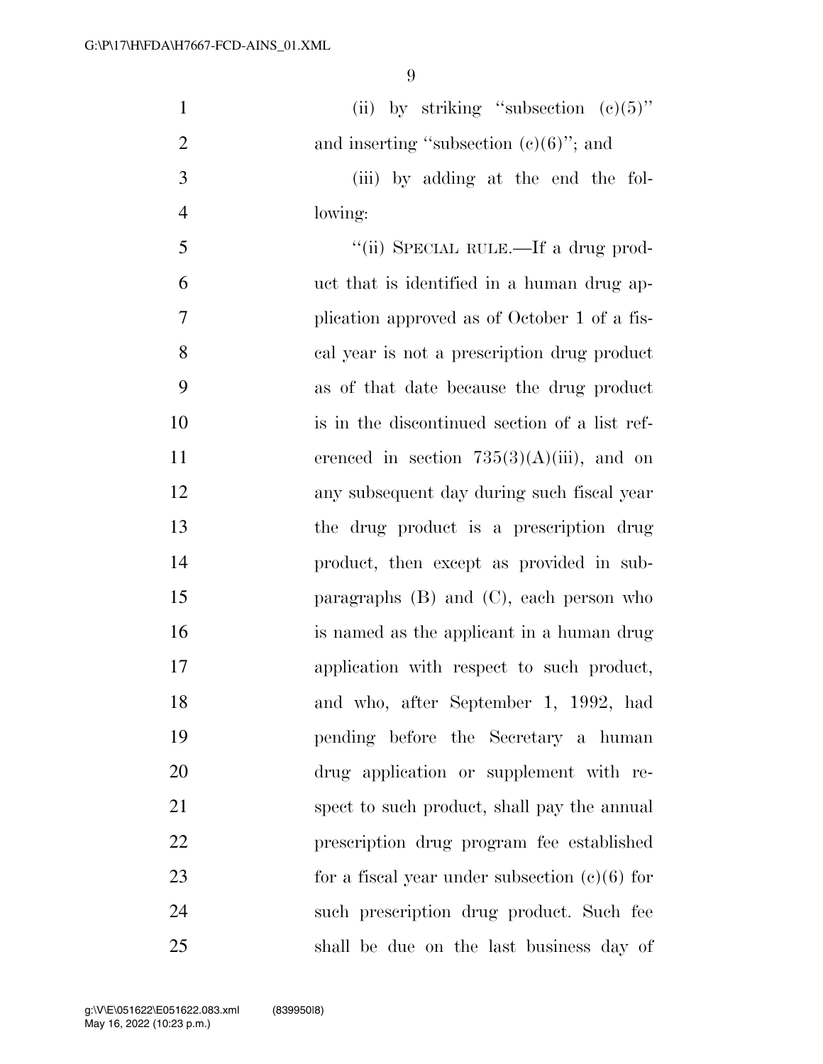(ii) by striking "subsection (c)(5)" and inserting "subsection (c)(6)"; and

(iii) by adding at the end the following:

"(ii) SPECIAL RULE.—If a drug product that is identified in a human drug application approved as of October 1 of a fiscal year is not a prescription drug product as of that date because the drug product is in the discontinued section of a list referenced in section 735(3)(A)(iii), and on any subsequent day during such fiscal year the drug product is a prescription drug product, then except as provided in subparagraphs (B) and (C), each person who is named as the applicant in a human drug application with respect to such product, and who, after September 1, 1992, had pending before the Secretary a human drug application or supplement with respect to such product, shall pay the annual prescription drug program fee established for a fiscal year under subsection (c)(6) for such prescription drug product. Such fee shall be due on the last business day of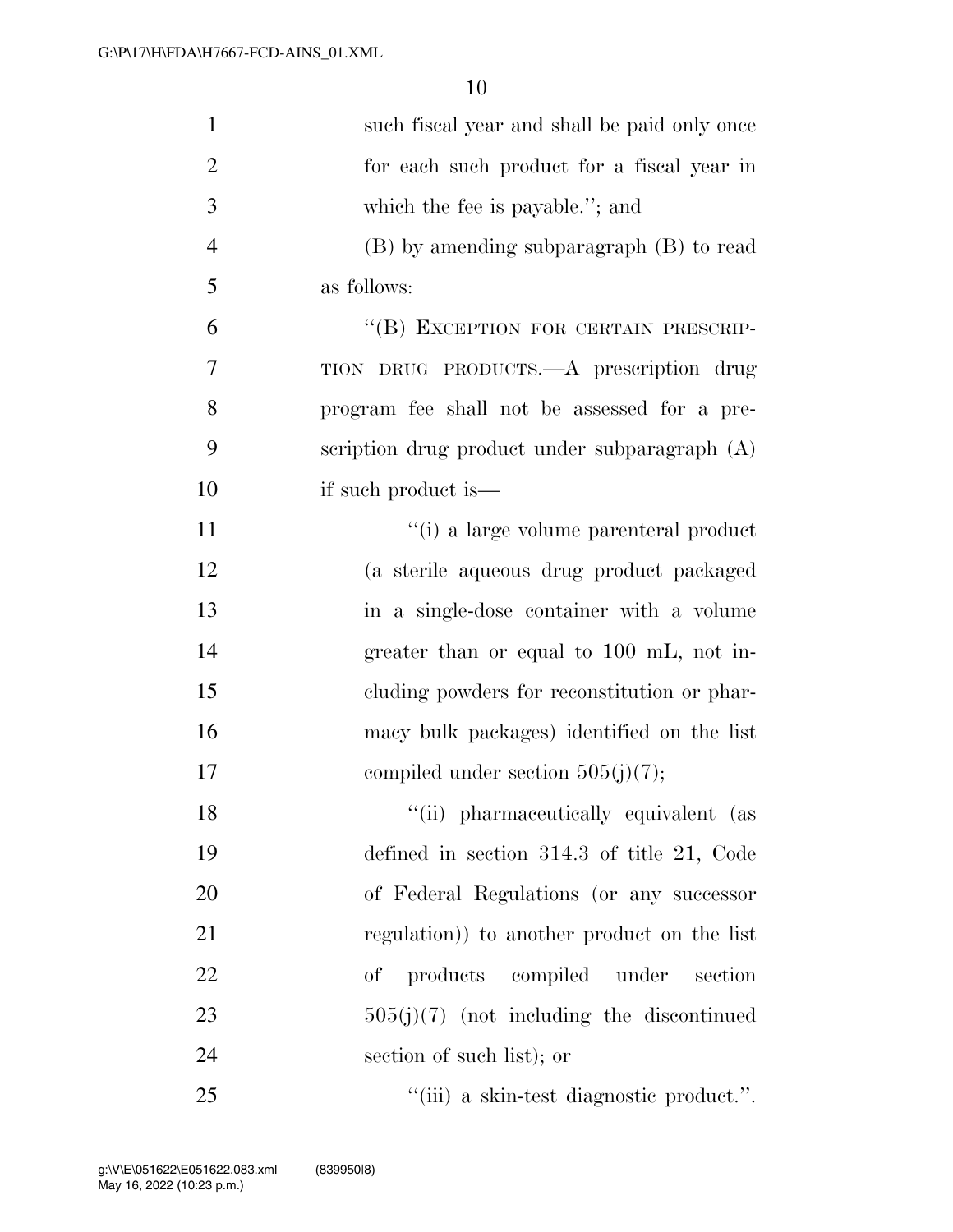such fiscal year and shall be paid only once for each such product for a fiscal year in which the fee is payable.''; and

(B) by amending subparagraph (B) to read as follows:

''(B) EXCEPTION FOR CERTAIN PRESCRIPTION DRUG PRODUCTS.—A prescription drug program fee shall not be assessed for a prescription drug product under subparagraph (A) if such product is—

''(i) a large volume parenteral product (a sterile aqueous drug product packaged in a single-dose container with a volume greater than or equal to 100 mL, not including powders for reconstitution or pharmacy bulk packages) identified on the list compiled under section 505(j)(7);

''(ii) pharmaceutically equivalent (as defined in section 314.3 of title 21, Code of Federal Regulations (or any successor regulation)) to another product on the list of products compiled under section 505(j)(7) (not including the discontinued section of such list); or

''(iii) a skin-test diagnostic product.''.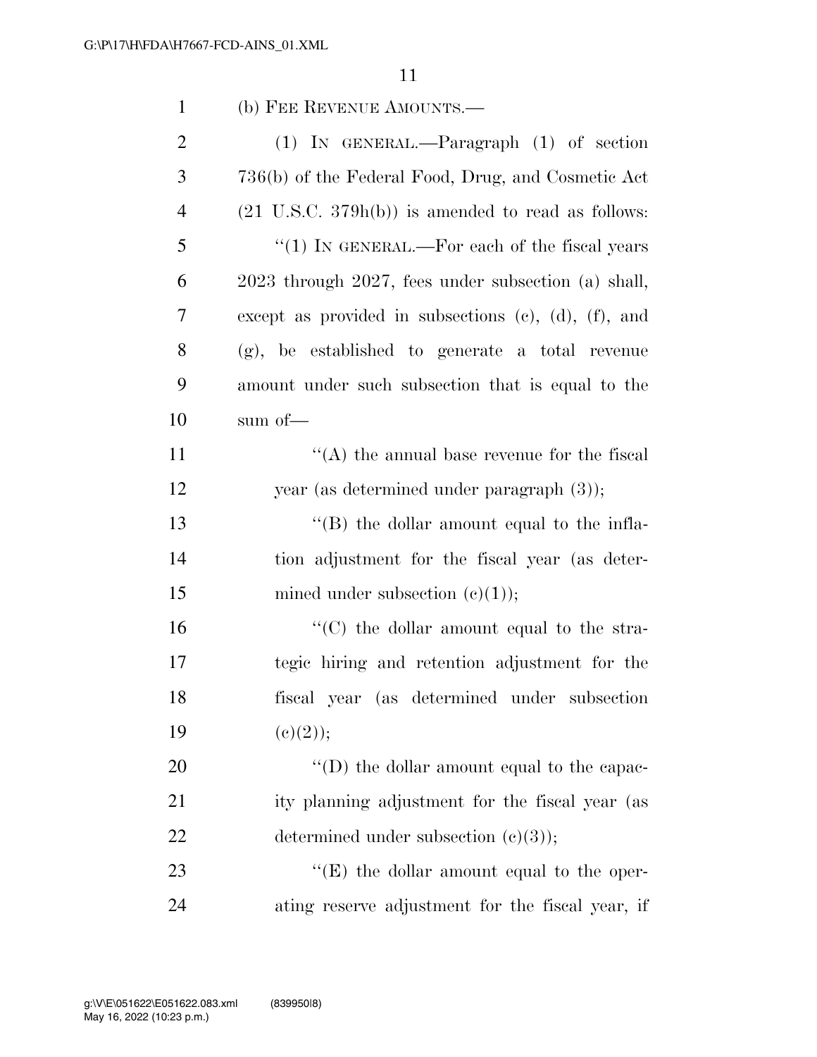(b) FEE REVENUE AMOUNTS.—

(1) IN GENERAL.—Paragraph (1) of section 736(b) of the Federal Food, Drug, and Cosmetic Act (21 U.S.C. 379h(b)) is amended to read as follows:

"(1) IN GENERAL.—For each of the fiscal years 2023 through 2027, fees under subsection (a) shall, except as provided in subsections (c), (d), (f), and (g), be established to generate a total revenue amount under such subsection that is equal to the sum of—

"(A) the annual base revenue for the fiscal year (as determined under paragraph (3));

"(B) the dollar amount equal to the inflation adjustment for the fiscal year (as determined under subsection (c)(1));

"(C) the dollar amount equal to the strategic hiring and retention adjustment for the fiscal year (as determined under subsection (c)(2));

"(D) the dollar amount equal to the capacity planning adjustment for the fiscal year (as determined under subsection (c)(3));

"(E) the dollar amount equal to the operating reserve adjustment for the fiscal year, if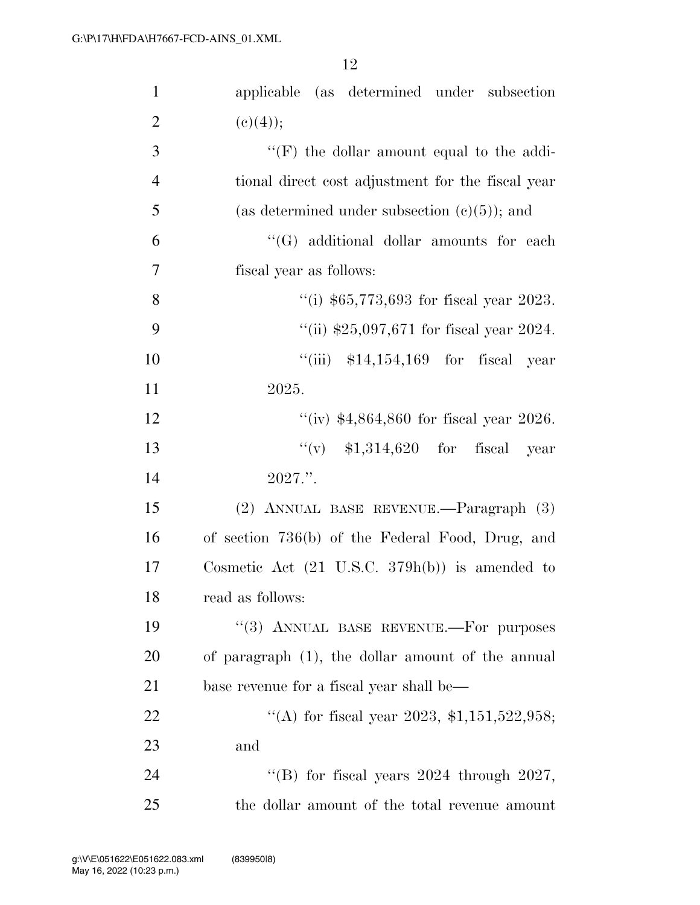applicable (as determined under subsection (c)(4));

"(F) the dollar amount equal to the additional direct cost adjustment for the fiscal year (as determined under subsection (c)(5)); and

"(G) additional dollar amounts for each fiscal year as follows:

"(i) $65,773,693 for fiscal year 2023.

"(ii) $25,097,671 for fiscal year 2024.

"(iii) $14,154,169 for fiscal year 2025.

"(iv) $4,864,860 for fiscal year 2026.

"(v) $1,314,620 for fiscal year 2027.".

(2) ANNUAL BASE REVENUE.—Paragraph (3) of section 736(b) of the Federal Food, Drug, and Cosmetic Act (21 U.S.C. 379h(b)) is amended to read as follows:

"(3) ANNUAL BASE REVENUE.—For purposes of paragraph (1), the dollar amount of the annual base revenue for a fiscal year shall be—

"(A) for fiscal year 2023, $1,151,522,958; and

"(B) for fiscal years 2024 through 2027, the dollar amount of the total revenue amount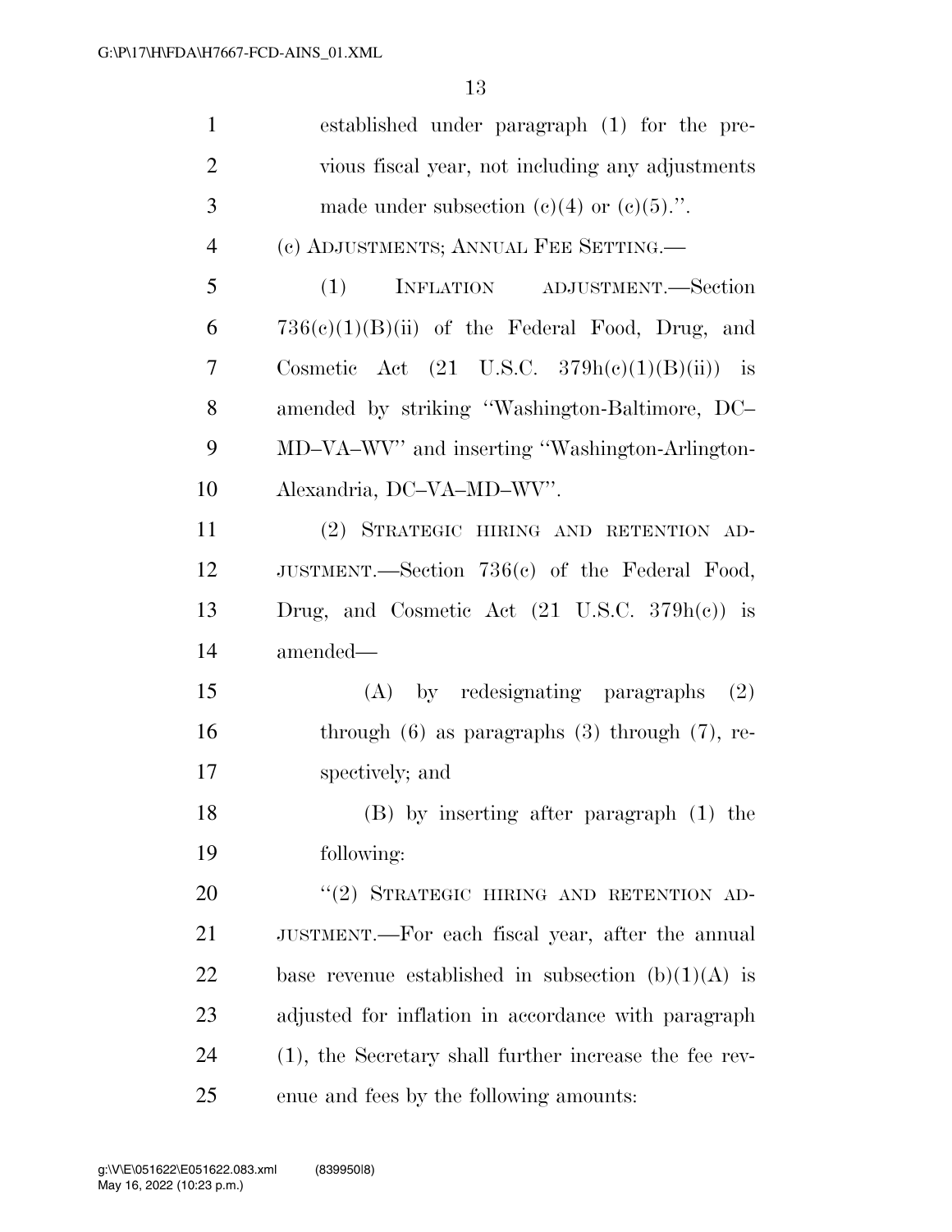established under paragraph (1) for the previous fiscal year, not including any adjustments made under subsection (c)(4) or (c)(5).''.

(c) ADJUSTMENTS; ANNUAL FEE SETTING.—

(1) INFLATION ADJUSTMENT.—Section 736(c)(1)(B)(ii) of the Federal Food, Drug, and Cosmetic Act (21 U.S.C. 379h(c)(1)(B)(ii)) is amended by striking ''Washington-Baltimore, DC–MD–VA–WV'' and inserting ''Washington-Arlington-Alexandria, DC–VA–MD–WV''.

(2) STRATEGIC HIRING AND RETENTION ADJUSTMENT.—Section 736(c) of the Federal Food, Drug, and Cosmetic Act (21 U.S.C. 379h(c)) is amended—

(A) by redesignating paragraphs (2) through (6) as paragraphs (3) through (7), respectively; and

(B) by inserting after paragraph (1) the following:

''(2) STRATEGIC HIRING AND RETENTION ADJUSTMENT.—For each fiscal year, after the annual base revenue established in subsection (b)(1)(A) is adjusted for inflation in accordance with paragraph (1), the Secretary shall further increase the fee revenue and fees by the following amounts: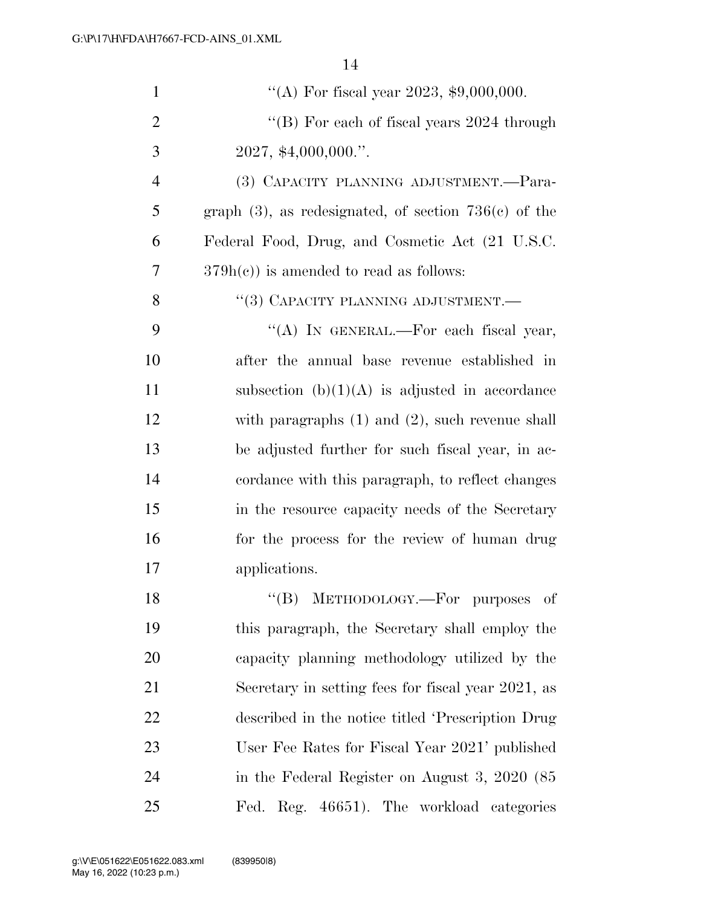"(A) For fiscal year 2023, $9,000,000.

"(B) For each of fiscal years 2024 through 2027, $4,000,000.".

(3) CAPACITY PLANNING ADJUSTMENT.—Paragraph (3), as redesignated, of section 736(c) of the Federal Food, Drug, and Cosmetic Act (21 U.S.C. 379h(c)) is amended to read as follows:

"(3) CAPACITY PLANNING ADJUSTMENT.—

"(A) IN GENERAL.—For each fiscal year, after the annual base revenue established in subsection (b)(1)(A) is adjusted in accordance with paragraphs (1) and (2), such revenue shall be adjusted further for such fiscal year, in accordance with this paragraph, to reflect changes in the resource capacity needs of the Secretary for the process for the review of human drug applications.

"(B) METHODOLOGY.—For purposes of this paragraph, the Secretary shall employ the capacity planning methodology utilized by the Secretary in setting fees for fiscal year 2021, as described in the notice titled 'Prescription Drug User Fee Rates for Fiscal Year 2021' published in the Federal Register on August 3, 2020 (85 Fed. Reg. 46651). The workload categories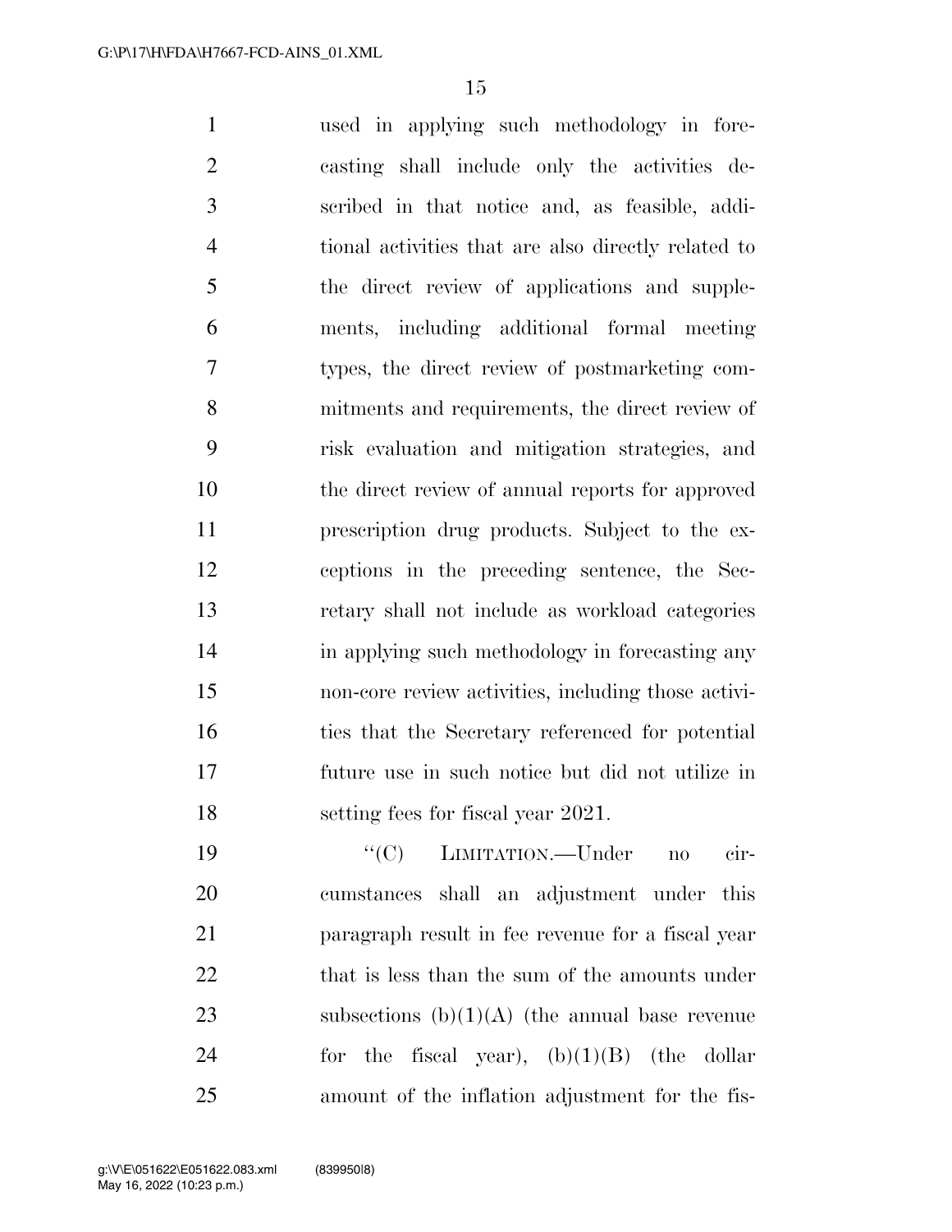used in applying such methodology in forecasting shall include only the activities described in that notice and, as feasible, additional activities that are also directly related to the direct review of applications and supplements, including additional formal meeting types, the direct review of postmarketing commitments and requirements, the direct review of risk evaluation and mitigation strategies, and the direct review of annual reports for approved prescription drug products. Subject to the exceptions in the preceding sentence, the Secretary shall not include as workload categories in applying such methodology in forecasting any non-core review activities, including those activities that the Secretary referenced for potential future use in such notice but did not utilize in setting fees for fiscal year 2021.

"(C) LIMITATION.—Under no circumstances shall an adjustment under this paragraph result in fee revenue for a fiscal year that is less than the sum of the amounts under subsections (b)(1)(A) (the annual base revenue for the fiscal year), (b)(1)(B) (the dollar amount of the inflation adjustment for the fis-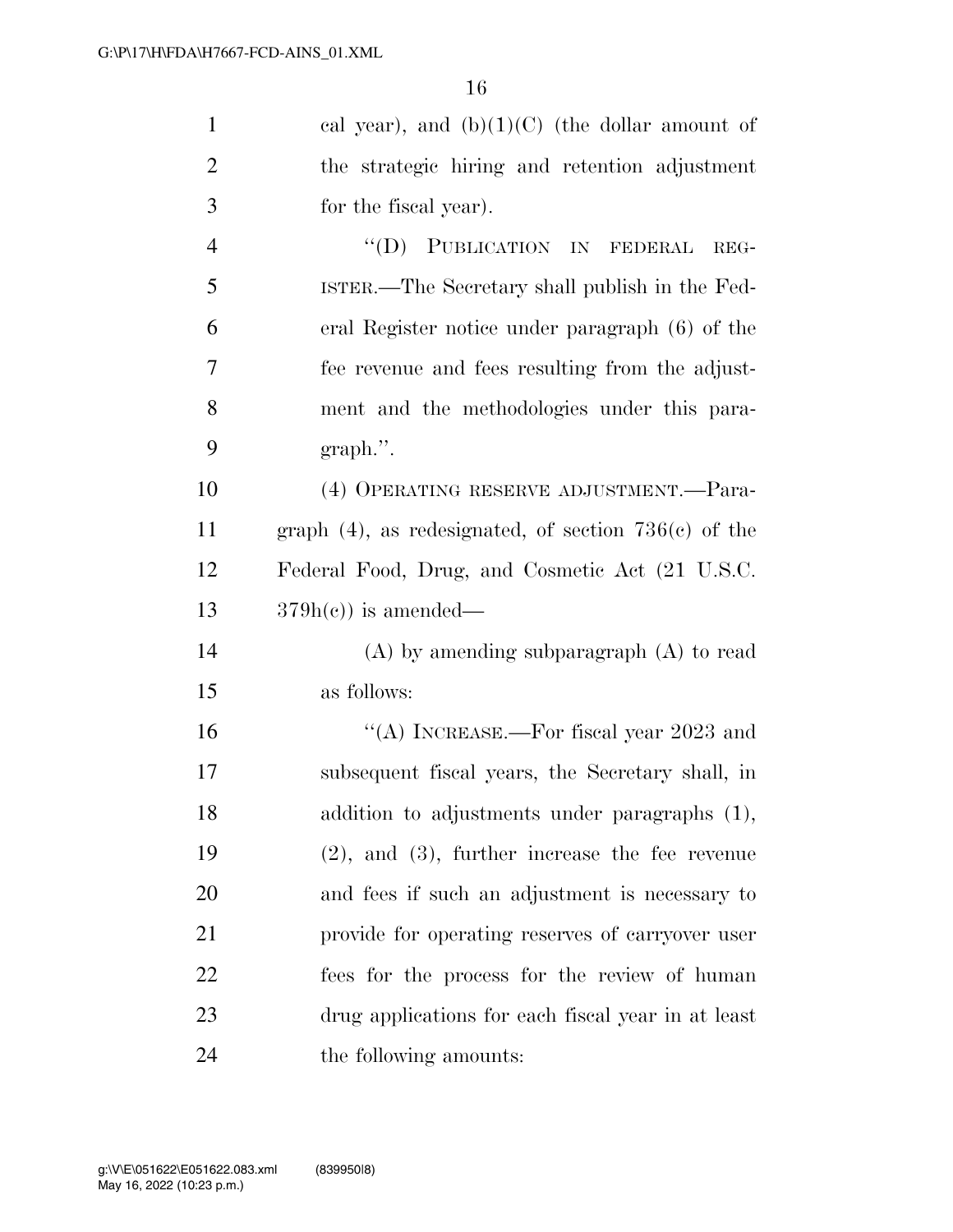cal year), and (b)(1)(C) (the dollar amount of the strategic hiring and retention adjustment for the fiscal year).

"(D) PUBLICATION IN FEDERAL REGISTER.—The Secretary shall publish in the Federal Register notice under paragraph (6) of the fee revenue and fees resulting from the adjustment and the methodologies under this paragraph.".

(4) OPERATING RESERVE ADJUSTMENT.—Paragraph (4), as redesignated, of section 736(c) of the Federal Food, Drug, and Cosmetic Act (21 U.S.C. 379h(c)) is amended—

(A) by amending subparagraph (A) to read as follows:

"(A) INCREASE.—For fiscal year 2023 and subsequent fiscal years, the Secretary shall, in addition to adjustments under paragraphs (1), (2), and (3), further increase the fee revenue and fees if such an adjustment is necessary to provide for operating reserves of carryover user fees for the process for the review of human drug applications for each fiscal year in at least the following amounts: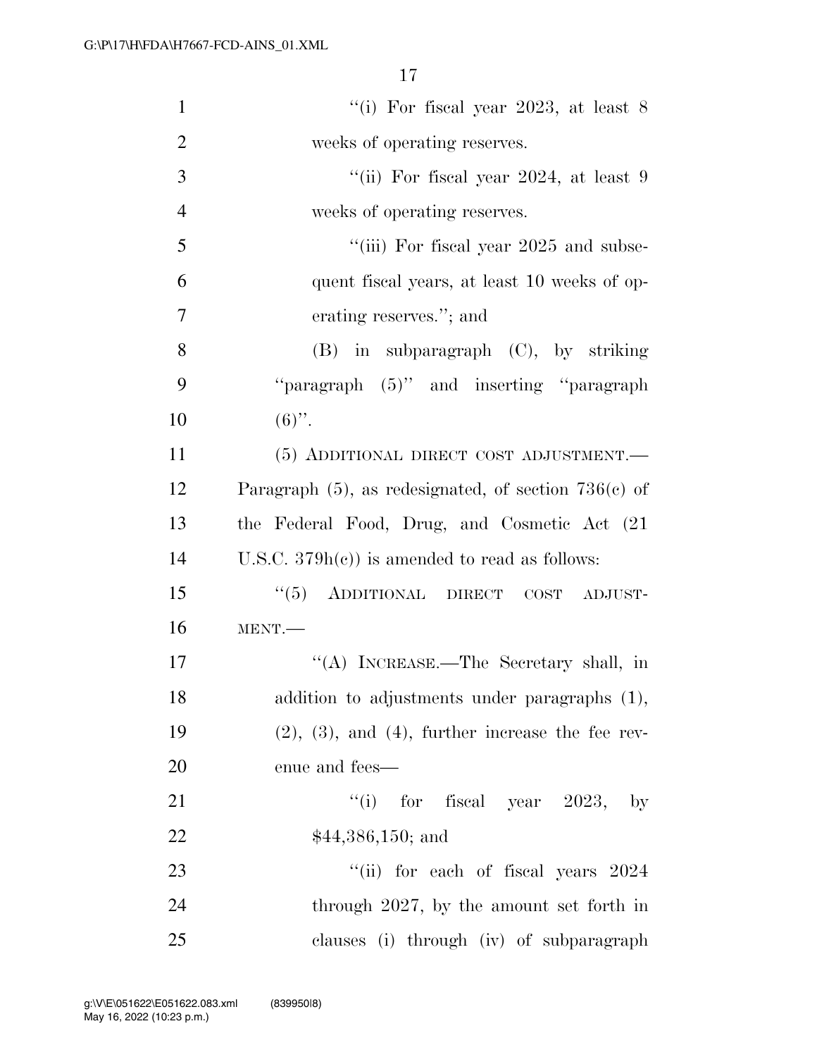"(i) For fiscal year 2023, at least 8 weeks of operating reserves.

"(ii) For fiscal year 2024, at least 9 weeks of operating reserves.

"(iii) For fiscal year 2025 and subsequent fiscal years, at least 10 weeks of operating reserves."; and

(B) in subparagraph (C), by striking "paragraph (5)" and inserting "paragraph (6)".

(5) ADDITIONAL DIRECT COST ADJUSTMENT.— Paragraph (5), as redesignated, of section 736(c) of the Federal Food, Drug, and Cosmetic Act (21 U.S.C. 379h(c)) is amended to read as follows:

"(5) ADDITIONAL DIRECT COST ADJUSTMENT.—

"(A) INCREASE.—The Secretary shall, in addition to adjustments under paragraphs (1), (2), (3), and (4), further increase the fee revenue and fees—

"(i) for fiscal year 2023, by $44,386,150; and

"(ii) for each of fiscal years 2024 through 2027, by the amount set forth in clauses (i) through (iv) of subparagraph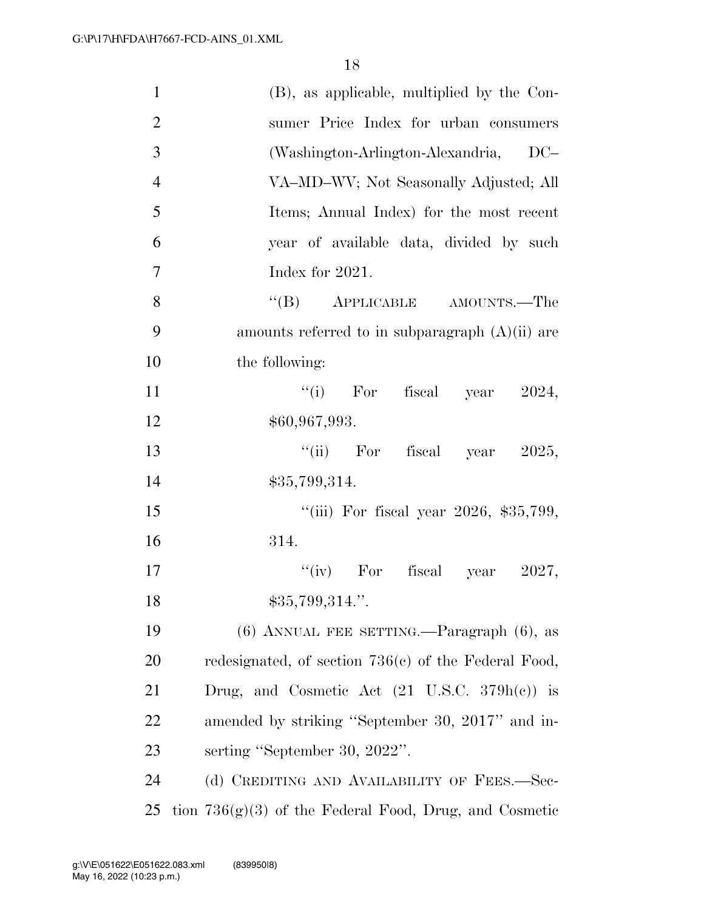(B), as applicable, multiplied by the Consumer Price Index for urban consumers (Washington-Arlington-Alexandria, DC–VA–MD–WV; Not Seasonally Adjusted; All Items; Annual Index) for the most recent year of available data, divided by such Index for 2021.

"(B) APPLICABLE AMOUNTS.—The amounts referred to in subparagraph (A)(ii) are the following:

"(i) For fiscal year 2024, $60,967,993.

"(ii) For fiscal year 2025, $35,799,314.

"(iii) For fiscal year 2026, $35,799,314.

"(iv) For fiscal year 2027, $35,799,314.".

(6) ANNUAL FEE SETTING.—Paragraph (6), as redesignated, of section 736(c) of the Federal Food, Drug, and Cosmetic Act (21 U.S.C. 379h(c)) is amended by striking "September 30, 2017" and inserting "September 30, 2022".

(d) CREDITING AND AVAILABILITY OF FEES.—Section 736(g)(3) of the Federal Food, Drug, and Cosmetic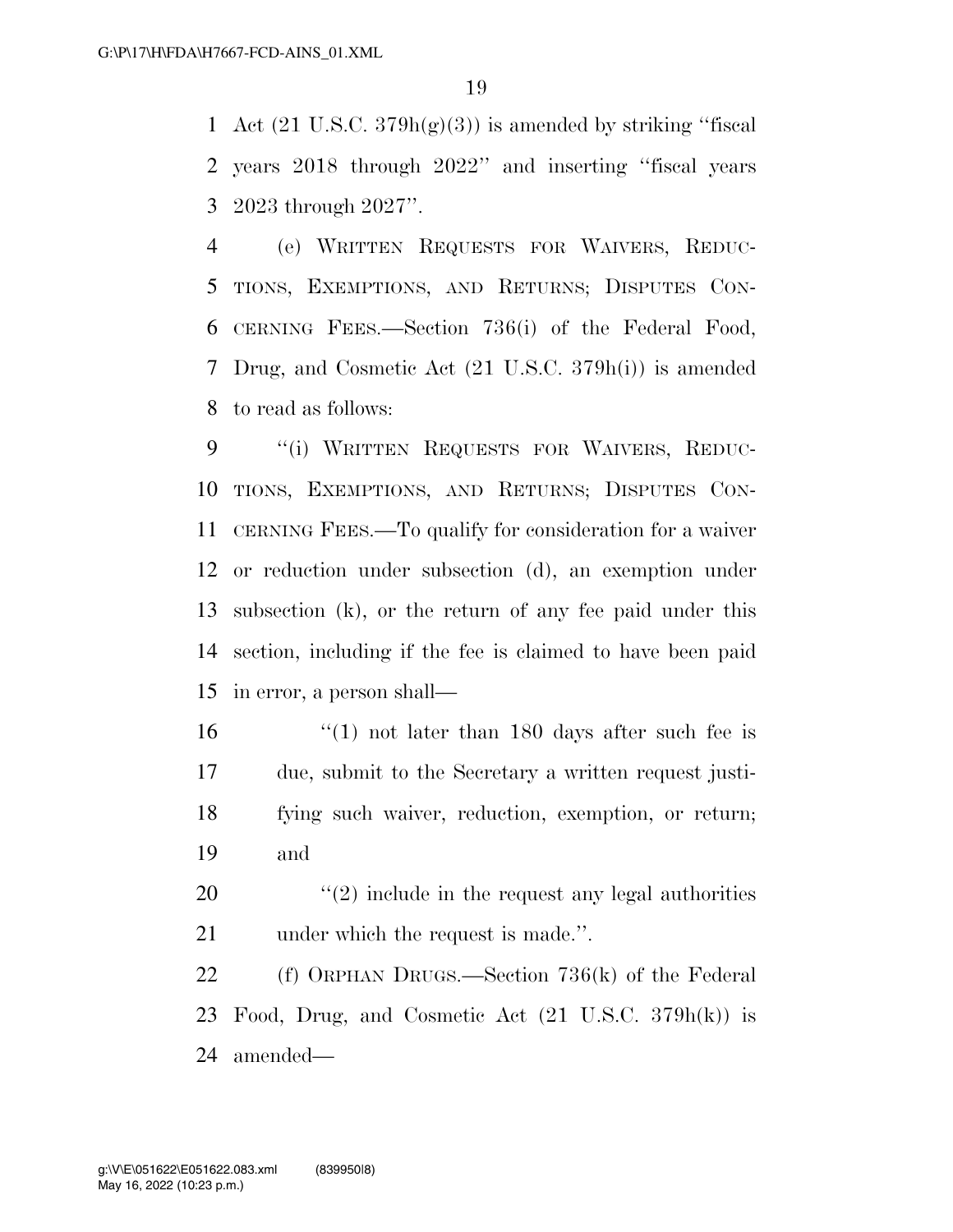Act (21 U.S.C. 379h(g)(3)) is amended by striking ''fiscal years 2018 through 2022'' and inserting ''fiscal years 2023 through 2027''.

(e) WRITTEN REQUESTS FOR WAIVERS, REDUCTIONS, EXEMPTIONS, AND RETURNS; DISPUTES CONCERNING FEES.—Section 736(i) of the Federal Food, Drug, and Cosmetic Act (21 U.S.C. 379h(i)) is amended to read as follows:

''(i) WRITTEN REQUESTS FOR WAIVERS, REDUCTIONS, EXEMPTIONS, AND RETURNS; DISPUTES CONCERNING FEES.—To qualify for consideration for a waiver or reduction under subsection (d), an exemption under subsection (k), or the return of any fee paid under this section, including if the fee is claimed to have been paid in error, a person shall—

''(1) not later than 180 days after such fee is due, submit to the Secretary a written request justifying such waiver, reduction, exemption, or return; and

''(2) include in the request any legal authorities under which the request is made.''.

(f) ORPHAN DRUGS.—Section 736(k) of the Federal Food, Drug, and Cosmetic Act (21 U.S.C. 379h(k)) is amended—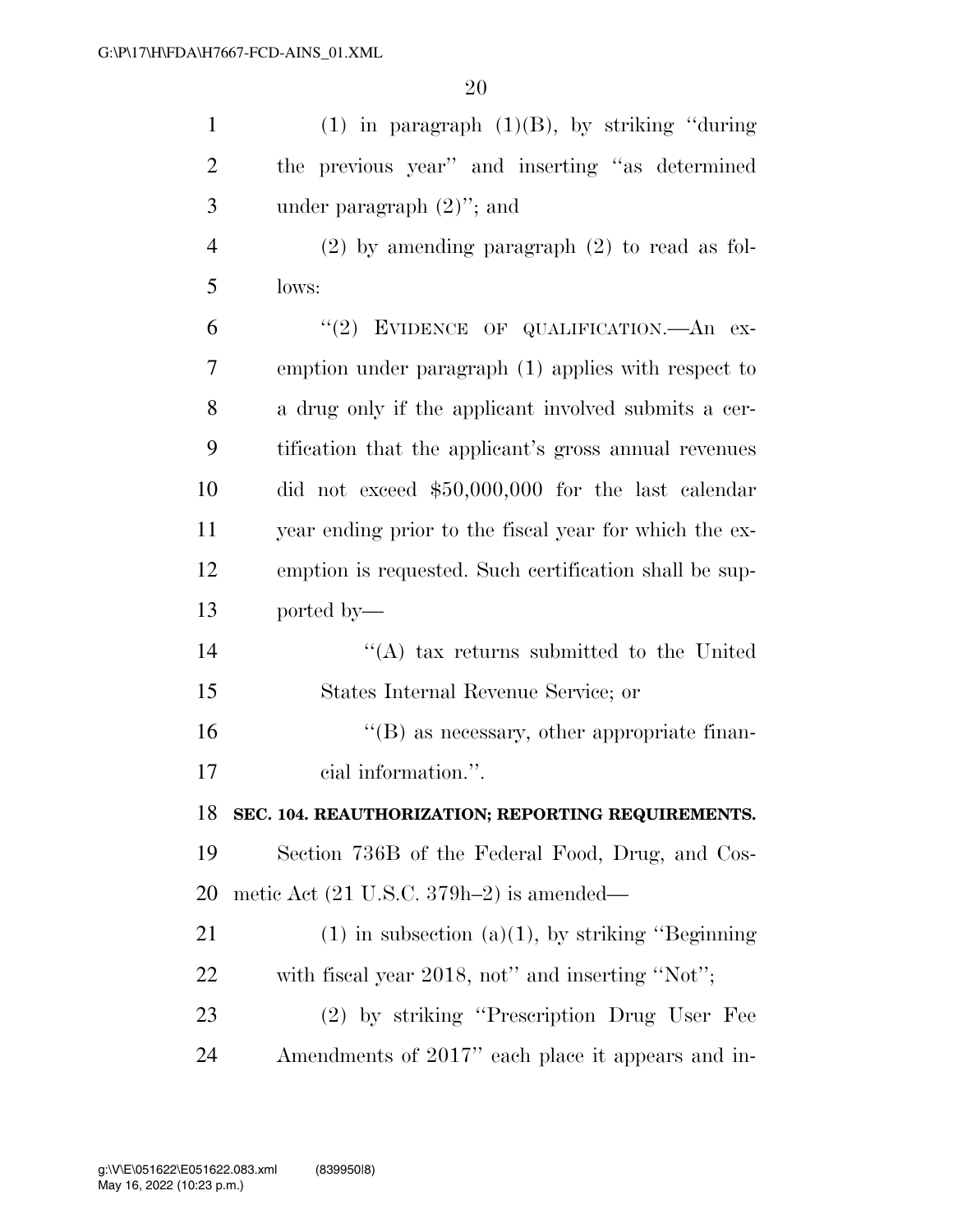(1) in paragraph (1)(B), by striking ''during the previous year'' and inserting ''as determined under paragraph (2)''; and

(2) by amending paragraph (2) to read as follows:

''(2) EVIDENCE OF QUALIFICATION.—An exemption under paragraph (1) applies with respect to a drug only if the applicant involved submits a certification that the applicant's gross annual revenues did not exceed $50,000,000 for the last calendar year ending prior to the fiscal year for which the exemption is requested. Such certification shall be supported by—

''(A) tax returns submitted to the United States Internal Revenue Service; or

''(B) as necessary, other appropriate financial information.''.

**SEC. 104. REAUTHORIZATION; REPORTING REQUIREMENTS.**

Section 736B of the Federal Food, Drug, and Cosmetic Act (21 U.S.C. 379h–2) is amended—

(1) in subsection (a)(1), by striking ''Beginning with fiscal year 2018, not'' and inserting ''Not'';

(2) by striking ''Prescription Drug User Fee Amendments of 2017'' each place it appears and in-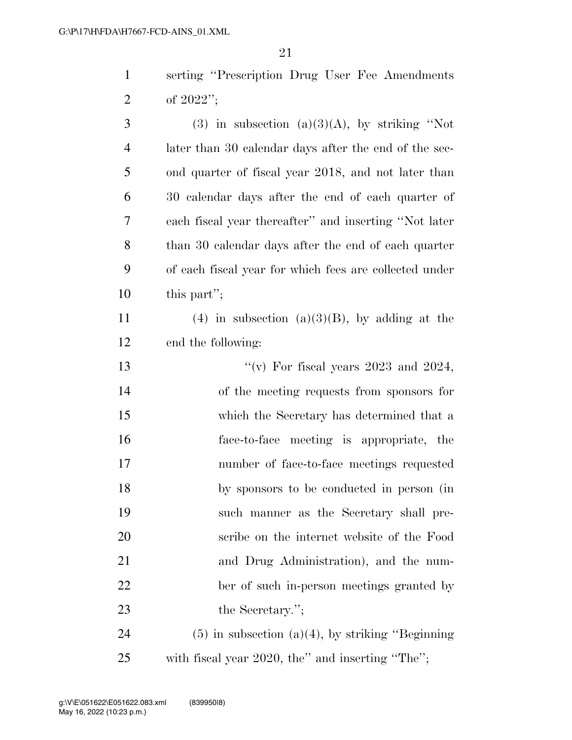serting ''Prescription Drug User Fee Amendments of 2022'';

(3) in subsection (a)(3)(A), by striking ''Not later than 30 calendar days after the end of the second quarter of fiscal year 2018, and not later than 30 calendar days after the end of each quarter of each fiscal year thereafter'' and inserting ''Not later than 30 calendar days after the end of each quarter of each fiscal year for which fees are collected under this part'';

(4) in subsection (a)(3)(B), by adding at the end the following:

> ''(v) For fiscal years 2023 and 2024, of the meeting requests from sponsors for which the Secretary has determined that a face-to-face meeting is appropriate, the number of face-to-face meetings requested by sponsors to be conducted in person (in such manner as the Secretary shall prescribe on the internet website of the Food and Drug Administration), and the number of such in-person meetings granted by the Secretary.'';

(5) in subsection (a)(4), by striking ''Beginning with fiscal year 2020, the'' and inserting ''The'';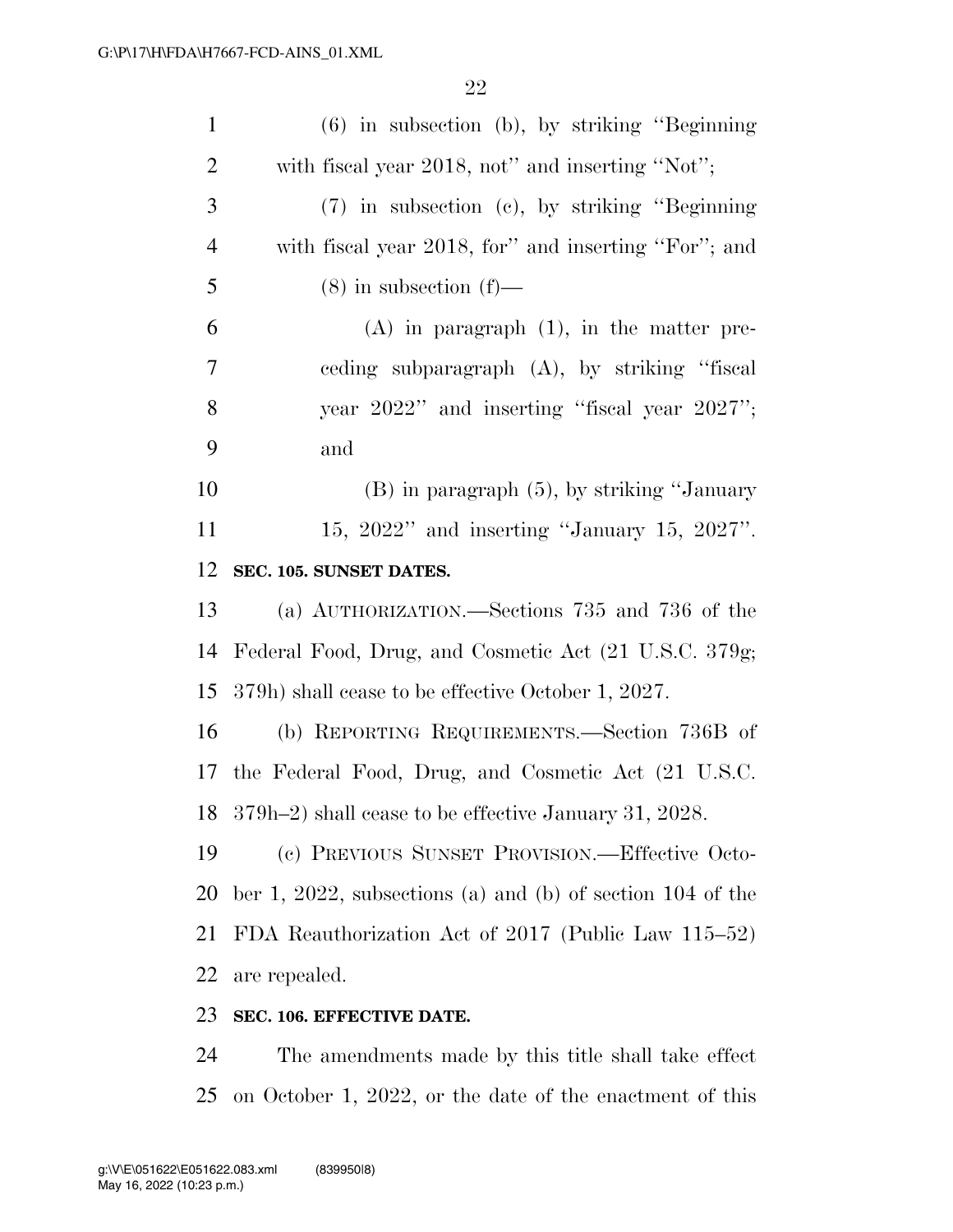(6) in subsection (b), by striking ''Beginning with fiscal year 2018, not'' and inserting ''Not'';

(7) in subsection (c), by striking ''Beginning with fiscal year 2018, for'' and inserting ''For''; and

(8) in subsection (f)—

(A) in paragraph (1), in the matter preceding subparagraph (A), by striking ''fiscal year 2022'' and inserting ''fiscal year 2027''; and

(B) in paragraph (5), by striking ''January 15, 2022'' and inserting ''January 15, 2027''.

**SEC. 105. SUNSET DATES.**

(a) AUTHORIZATION.—Sections 735 and 736 of the Federal Food, Drug, and Cosmetic Act (21 U.S.C. 379g; 379h) shall cease to be effective October 1, 2027.

(b) REPORTING REQUIREMENTS.—Section 736B of the Federal Food, Drug, and Cosmetic Act (21 U.S.C. 379h–2) shall cease to be effective January 31, 2028.

(c) PREVIOUS SUNSET PROVISION.—Effective October 1, 2022, subsections (a) and (b) of section 104 of the FDA Reauthorization Act of 2017 (Public Law 115–52) are repealed.

**SEC. 106. EFFECTIVE DATE.**

The amendments made by this title shall take effect on October 1, 2022, or the date of the enactment of this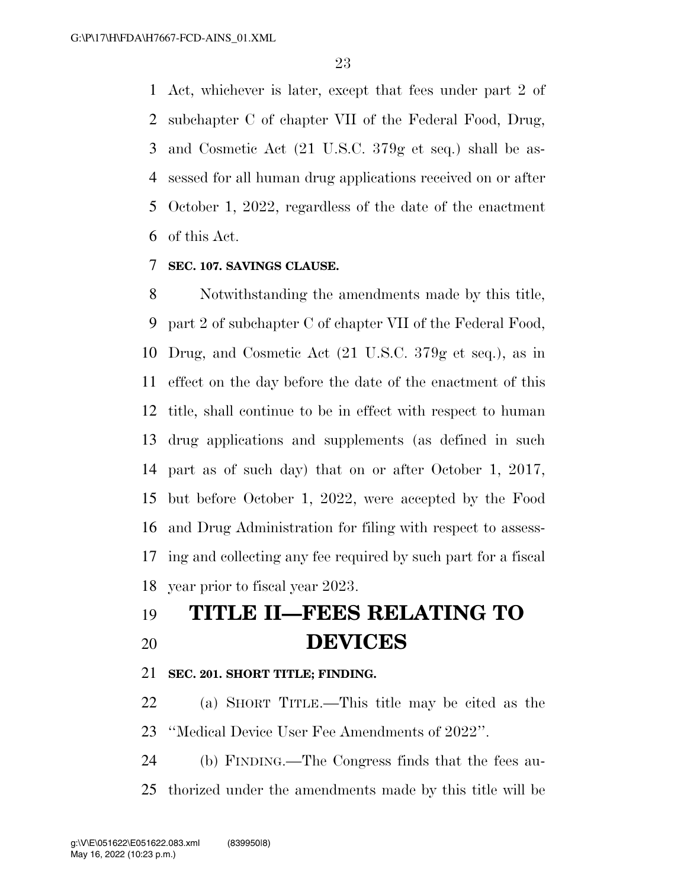Act, whichever is later, except that fees under part 2 of subchapter C of chapter VII of the Federal Food, Drug, and Cosmetic Act (21 U.S.C. 379g et seq.) shall be assessed for all human drug applications received on or after October 1, 2022, regardless of the date of the enactment of this Act.

**SEC. 107. SAVINGS CLAUSE.**

Notwithstanding the amendments made by this title, part 2 of subchapter C of chapter VII of the Federal Food, Drug, and Cosmetic Act (21 U.S.C. 379g et seq.), as in effect on the day before the date of the enactment of this title, shall continue to be in effect with respect to human drug applications and supplements (as defined in such part as of such day) that on or after October 1, 2017, but before October 1, 2022, were accepted by the Food and Drug Administration for filing with respect to assessing and collecting any fee required by such part for a fiscal year prior to fiscal year 2023.

# TITLE II—FEES RELATING TO DEVICES

**SEC. 201. SHORT TITLE; FINDING.**

(a) SHORT TITLE.—This title may be cited as the ''Medical Device User Fee Amendments of 2022''.

(b) FINDING.—The Congress finds that the fees authorized under the amendments made by this title will be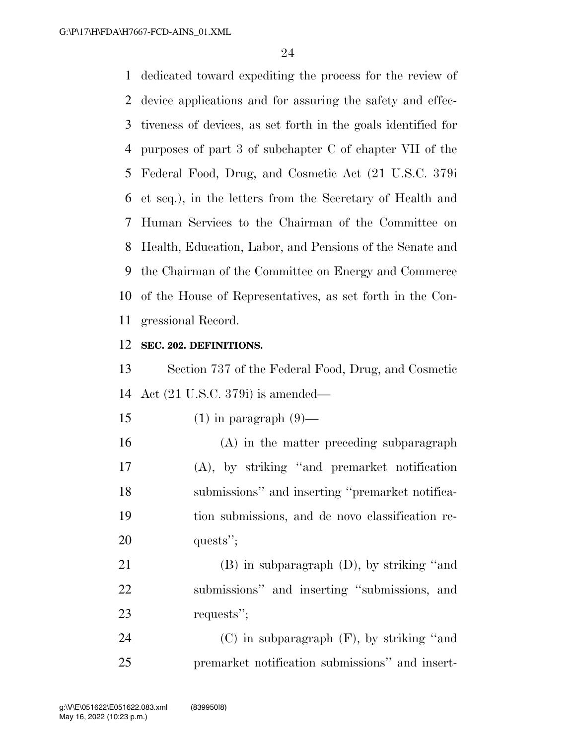dedicated toward expediting the process for the review of device applications and for assuring the safety and effectiveness of devices, as set forth in the goals identified for purposes of part 3 of subchapter C of chapter VII of the Federal Food, Drug, and Cosmetic Act (21 U.S.C. 379i et seq.), in the letters from the Secretary of Health and Human Services to the Chairman of the Committee on Health, Education, Labor, and Pensions of the Senate and the Chairman of the Committee on Energy and Commerce of the House of Representatives, as set forth in the Congressional Record.

**SEC. 202. DEFINITIONS.**

Section 737 of the Federal Food, Drug, and Cosmetic Act (21 U.S.C. 379i) is amended—

(1) in paragraph (9)—

(A) in the matter preceding subparagraph (A), by striking "and premarket notification submissions" and inserting "premarket notification submissions, and de novo classification requests";

(B) in subparagraph (D), by striking "and submissions" and inserting "submissions, and requests";

(C) in subparagraph (F), by striking "and premarket notification submissions" and insert-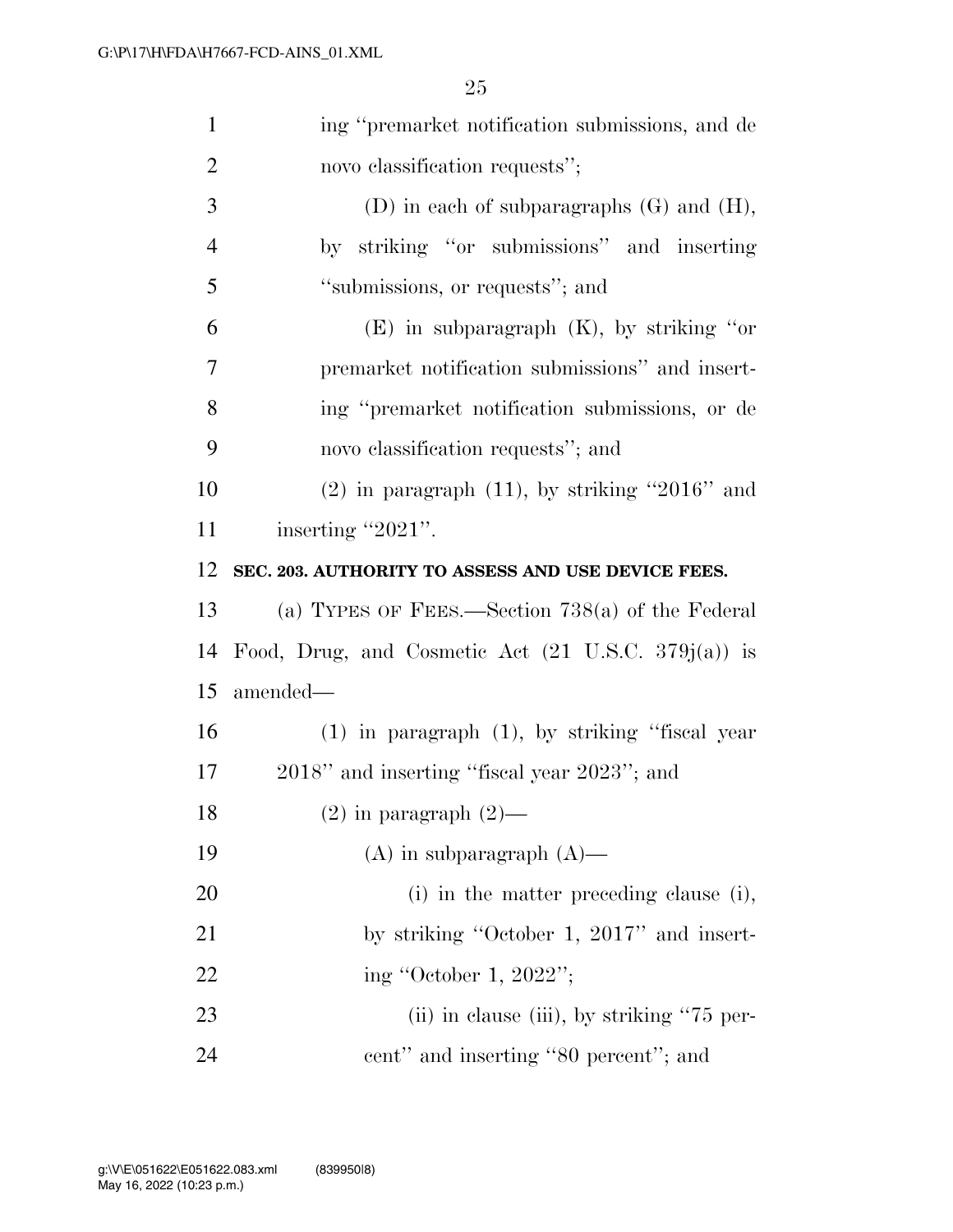ing "premarket notification submissions, and de novo classification requests";

(D) in each of subparagraphs (G) and (H), by striking "or submissions" and inserting "submissions, or requests"; and

(E) in subparagraph (K), by striking "or premarket notification submissions" and inserting "premarket notification submissions, or de novo classification requests"; and

(2) in paragraph (11), by striking "2016" and inserting "2021".

**SEC. 203. AUTHORITY TO ASSESS AND USE DEVICE FEES.**

(a) TYPES OF FEES.—Section 738(a) of the Federal Food, Drug, and Cosmetic Act (21 U.S.C. 379j(a)) is amended—

(1) in paragraph (1), by striking "fiscal year 2018" and inserting "fiscal year 2023"; and

(2) in paragraph (2)—

(A) in subparagraph (A)—

(i) in the matter preceding clause (i), by striking "October 1, 2017" and inserting "October 1, 2022";

(ii) in clause (iii), by striking "75 percent" and inserting "80 percent"; and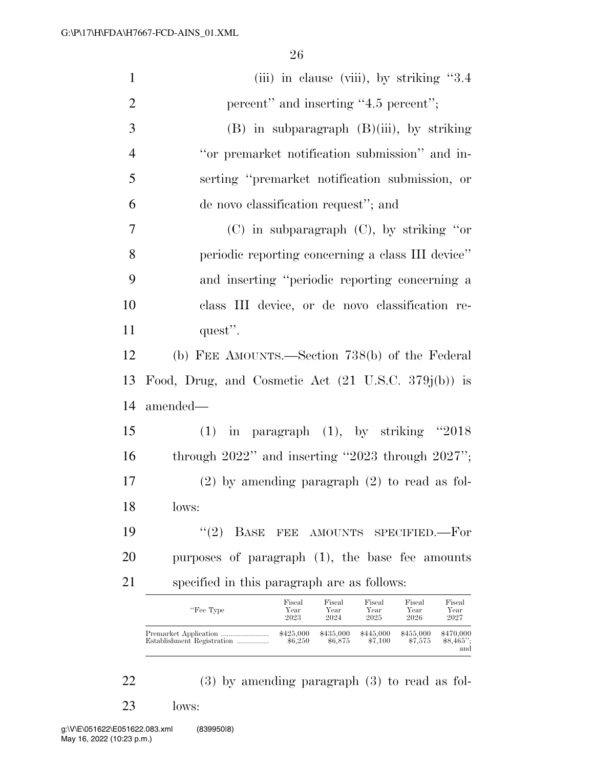(iii) in clause (viii), by striking "3.4 percent" and inserting "4.5 percent";

(B) in subparagraph (B)(iii), by striking "or premarket notification submission" and inserting "premarket notification submission, or de novo classification request"; and

(C) in subparagraph (C), by striking "or periodic reporting concerning a class III device" and inserting "periodic reporting concerning a class III device, or de novo classification request".

(b) FEE AMOUNTS.—Section 738(b) of the Federal Food, Drug, and Cosmetic Act (21 U.S.C. 379j(b)) is amended—

(1) in paragraph (1), by striking "2018 through 2022" and inserting "2023 through 2027";

(2) by amending paragraph (2) to read as follows:

"(2) BASE FEE AMOUNTS SPECIFIED.—For purposes of paragraph (1), the base fee amounts specified in this paragraph are as follows:

| "Fee Type | Fiscal Year 2023 | Fiscal Year 2024 | Fiscal Year 2025 | Fiscal Year 2026 | Fiscal Year 2027 |
|---|---|---|---|---|---|
| Premarket Application | $425,000 | $435,000 | $445,000 | $455,000 | $470,000 |
| Establishment Registration | $6,250 | $6,875 | $7,100 | $7,575 | $8,465"; and |

(3) by amending paragraph (3) to read as follows: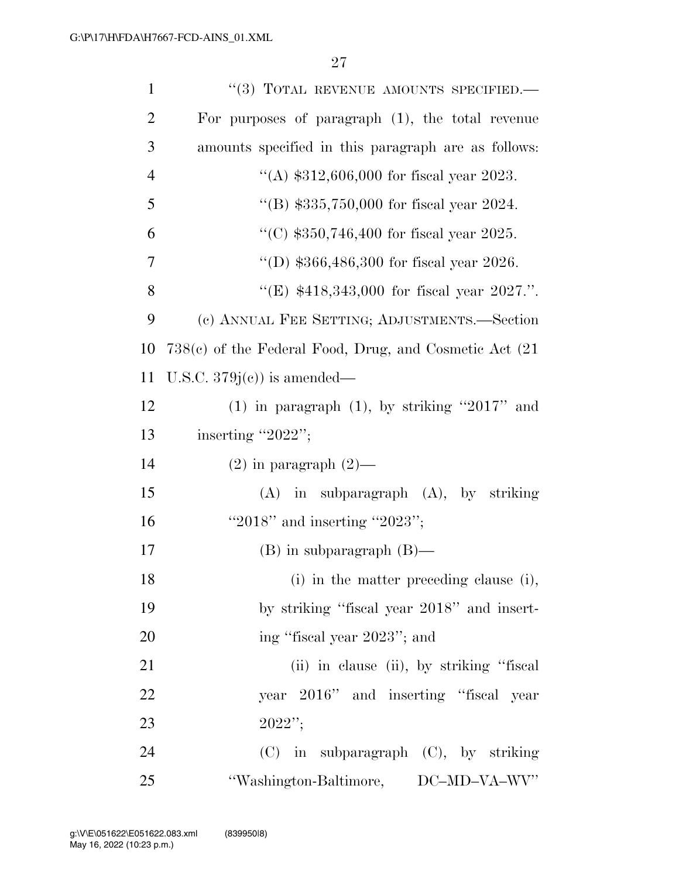"(3) TOTAL REVENUE AMOUNTS SPECIFIED.—For purposes of paragraph (1), the total revenue amounts specified in this paragraph are as follows:

"(A) $312,606,000 for fiscal year 2023.

"(B) $335,750,000 for fiscal year 2024.

"(C) $350,746,400 for fiscal year 2025.

"(D) $366,486,300 for fiscal year 2026.

"(E) $418,343,000 for fiscal year 2027.".

(c) ANNUAL FEE SETTING; ADJUSTMENTS.—Section 738(c) of the Federal Food, Drug, and Cosmetic Act (21 U.S.C. 379j(c)) is amended—

(1) in paragraph (1), by striking "2017" and inserting "2022";

(2) in paragraph (2)—

(A) in subparagraph (A), by striking "2018" and inserting "2023";

(B) in subparagraph (B)—

(i) in the matter preceding clause (i), by striking "fiscal year 2018" and inserting "fiscal year 2023"; and

(ii) in clause (ii), by striking "fiscal year 2016" and inserting "fiscal year 2022";

(C) in subparagraph (C), by striking "Washington-Baltimore, DC–MD–VA–WV"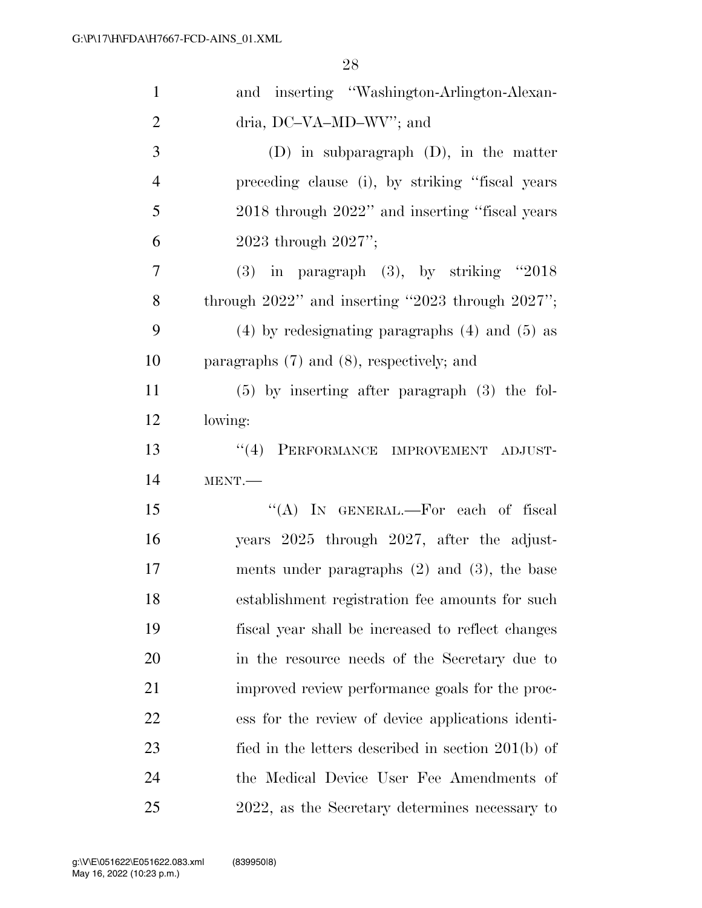and inserting "Washington-Arlington-Alexandria, DC–VA–MD–WV"; and

(D) in subparagraph (D), in the matter preceding clause (i), by striking "fiscal years 2018 through 2022" and inserting "fiscal years 2023 through 2027";

(3) in paragraph (3), by striking "2018 through 2022" and inserting "2023 through 2027";

(4) by redesignating paragraphs (4) and (5) as paragraphs (7) and (8), respectively; and

(5) by inserting after paragraph (3) the following:

"(4) PERFORMANCE IMPROVEMENT ADJUSTMENT.—

"(A) IN GENERAL.—For each of fiscal years 2025 through 2027, after the adjustments under paragraphs (2) and (3), the base establishment registration fee amounts for such fiscal year shall be increased to reflect changes in the resource needs of the Secretary due to improved review performance goals for the process for the review of device applications identified in the letters described in section 201(b) of the Medical Device User Fee Amendments of 2022, as the Secretary determines necessary to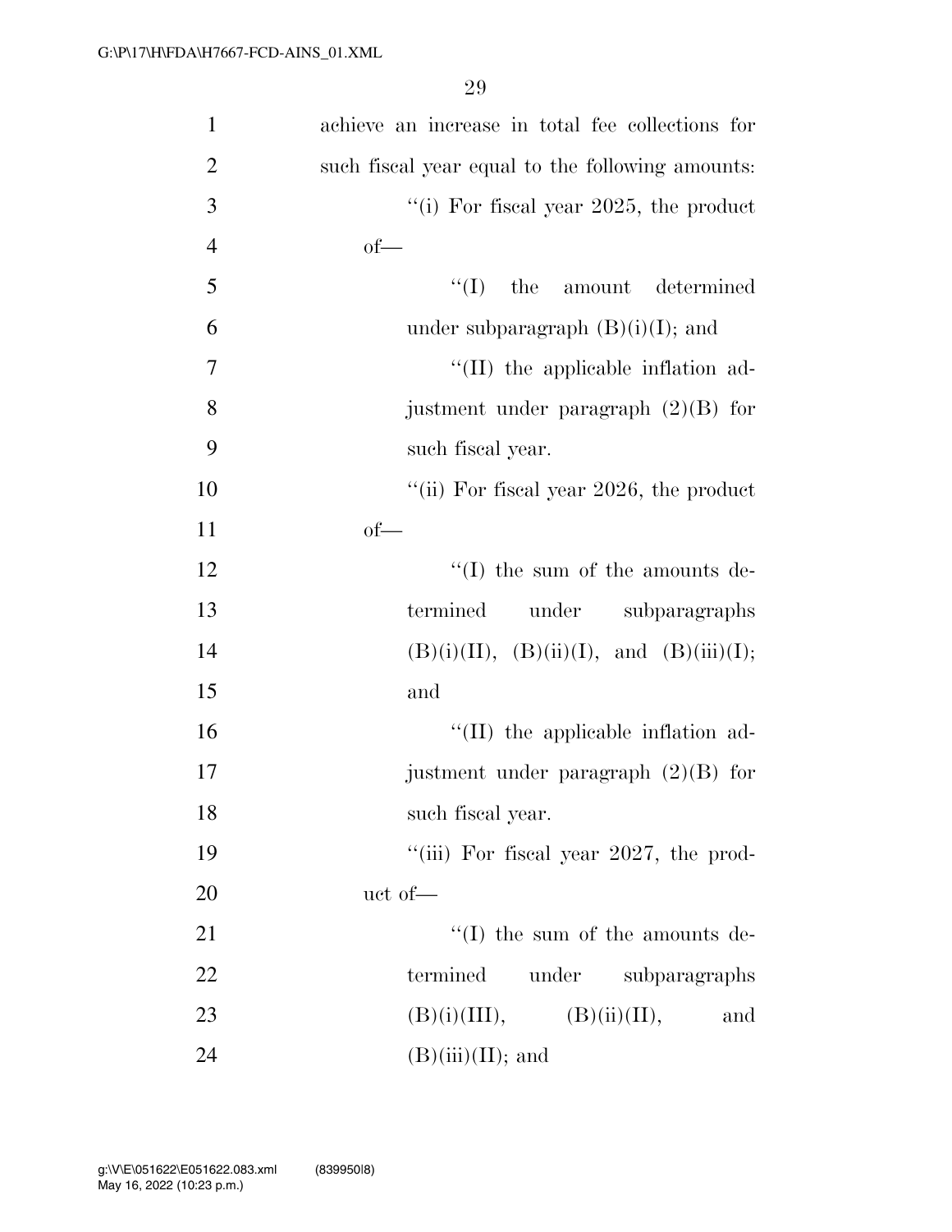achieve an increase in total fee collections for such fiscal year equal to the following amounts:

"(i) For fiscal year 2025, the product of—

"(I) the amount determined under subparagraph (B)(i)(I); and

"(II) the applicable inflation adjustment under paragraph (2)(B) for such fiscal year.

"(ii) For fiscal year 2026, the product of—

"(I) the sum of the amounts determined under subparagraphs (B)(i)(II), (B)(ii)(I), and (B)(iii)(I); and

"(II) the applicable inflation adjustment under paragraph (2)(B) for such fiscal year.

"(iii) For fiscal year 2027, the product of—

"(I) the sum of the amounts determined under subparagraphs (B)(i)(III), (B)(ii)(II), and (B)(iii)(II); and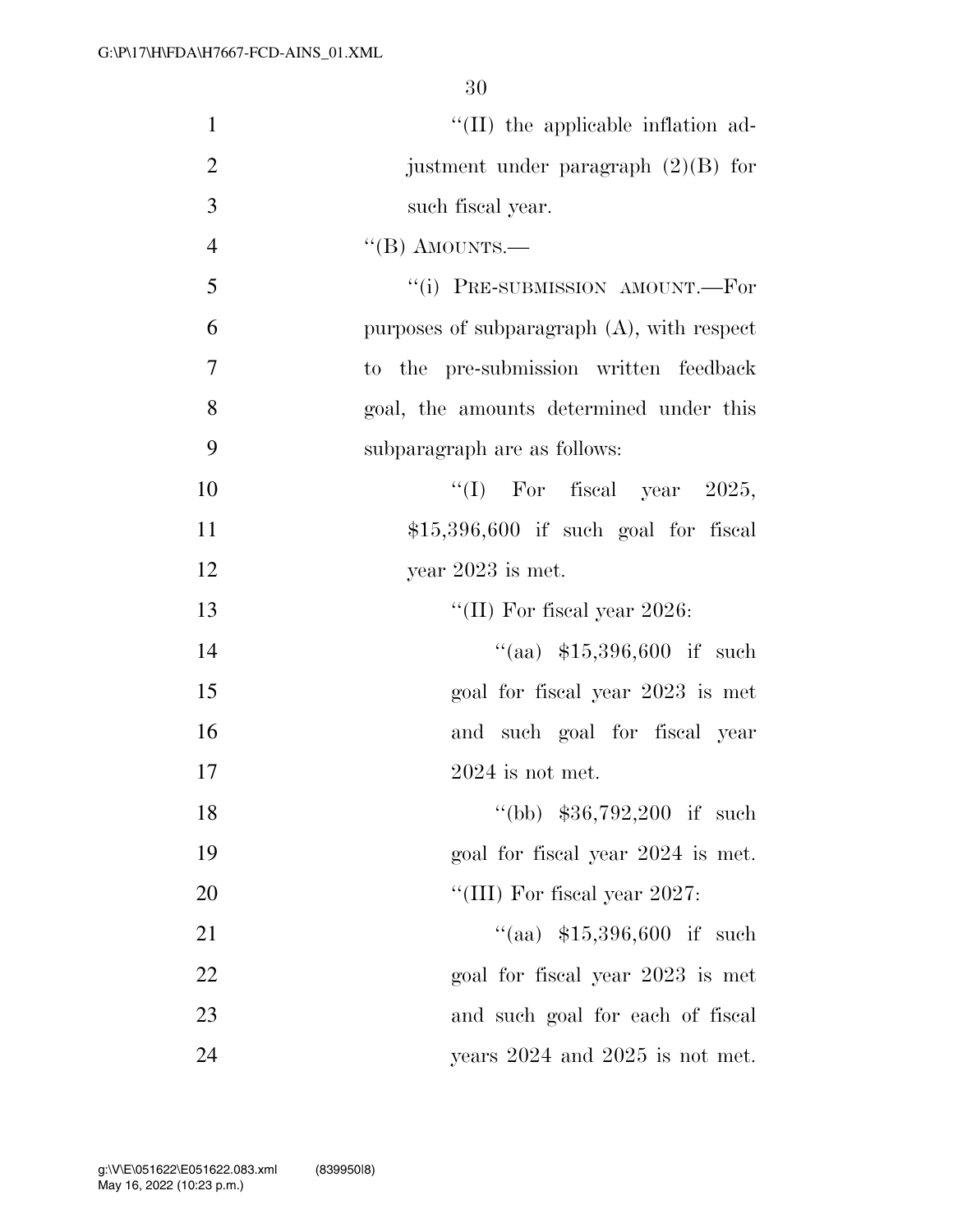''(II) the applicable inflation adjustment under paragraph (2)(B) for such fiscal year.

''(B) AMOUNTS.—

''(i) PRE-SUBMISSION AMOUNT.—For purposes of subparagraph (A), with respect to the pre-submission written feedback goal, the amounts determined under this subparagraph are as follows:

''(I) For fiscal year 2025, $15,396,600 if such goal for fiscal year 2023 is met.

''(II) For fiscal year 2026:

''(aa) $15,396,600 if such goal for fiscal year 2023 is met and such goal for fiscal year 2024 is not met.

''(bb) $36,792,200 if such goal for fiscal year 2024 is met.

''(III) For fiscal year 2027:

''(aa) $15,396,600 if such goal for fiscal year 2023 is met and such goal for each of fiscal years 2024 and 2025 is not met.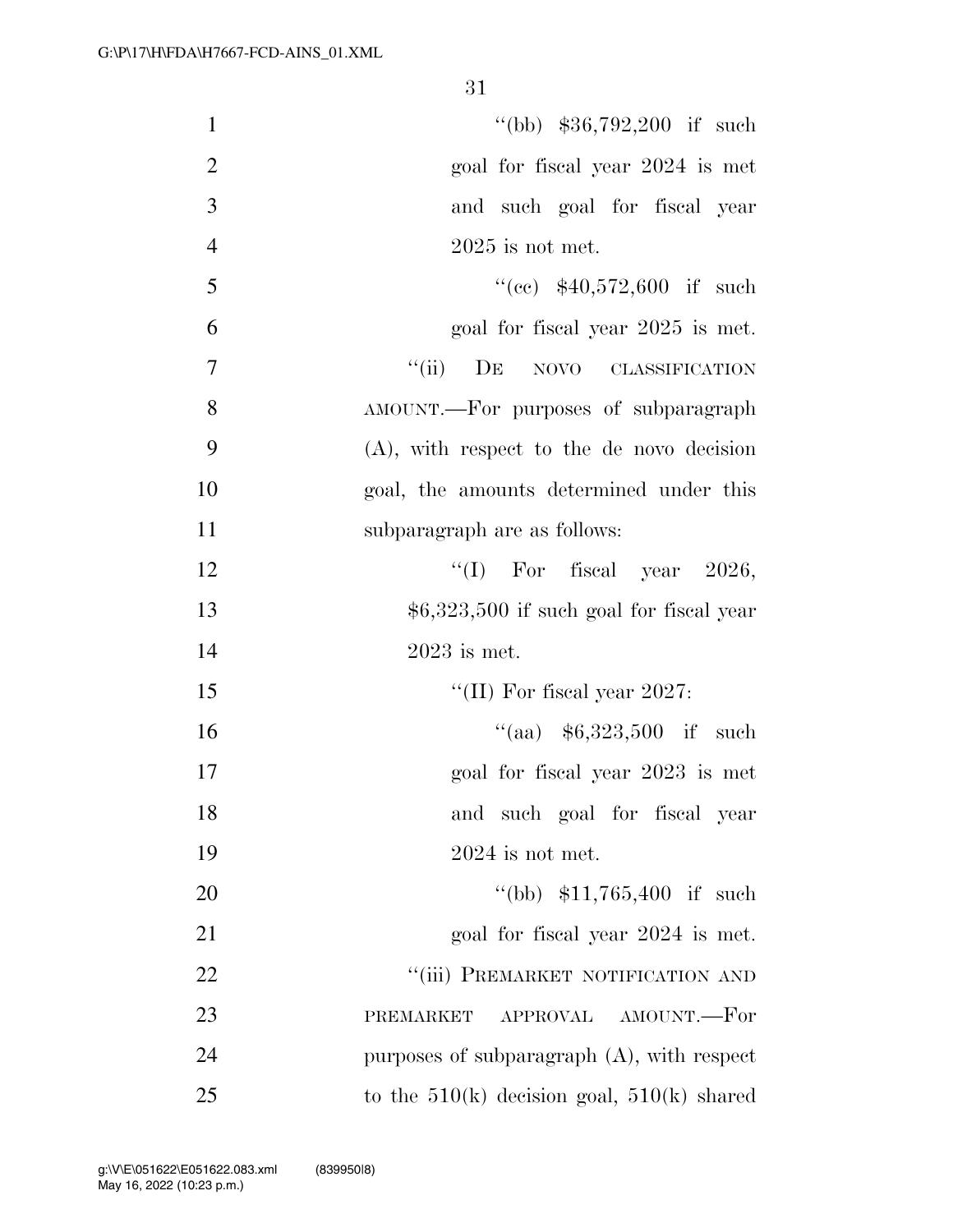"(bb) $36,792,200 if such goal for fiscal year 2024 is met and such goal for fiscal year 2025 is not met.

"(cc) $40,572,600 if such goal for fiscal year 2025 is met.

"(ii) De novo classification amount.—For purposes of subparagraph (A), with respect to the de novo decision goal, the amounts determined under this subparagraph are as follows:

"(I) For fiscal year 2026, $6,323,500 if such goal for fiscal year 2023 is met.

"(II) For fiscal year 2027:

"(aa) $6,323,500 if such goal for fiscal year 2023 is met and such goal for fiscal year 2024 is not met.

"(bb) $11,765,400 if such goal for fiscal year 2024 is met.

"(iii) Premarket notification and premarket approval amount.—For purposes of subparagraph (A), with respect to the 510(k) decision goal, 510(k) shared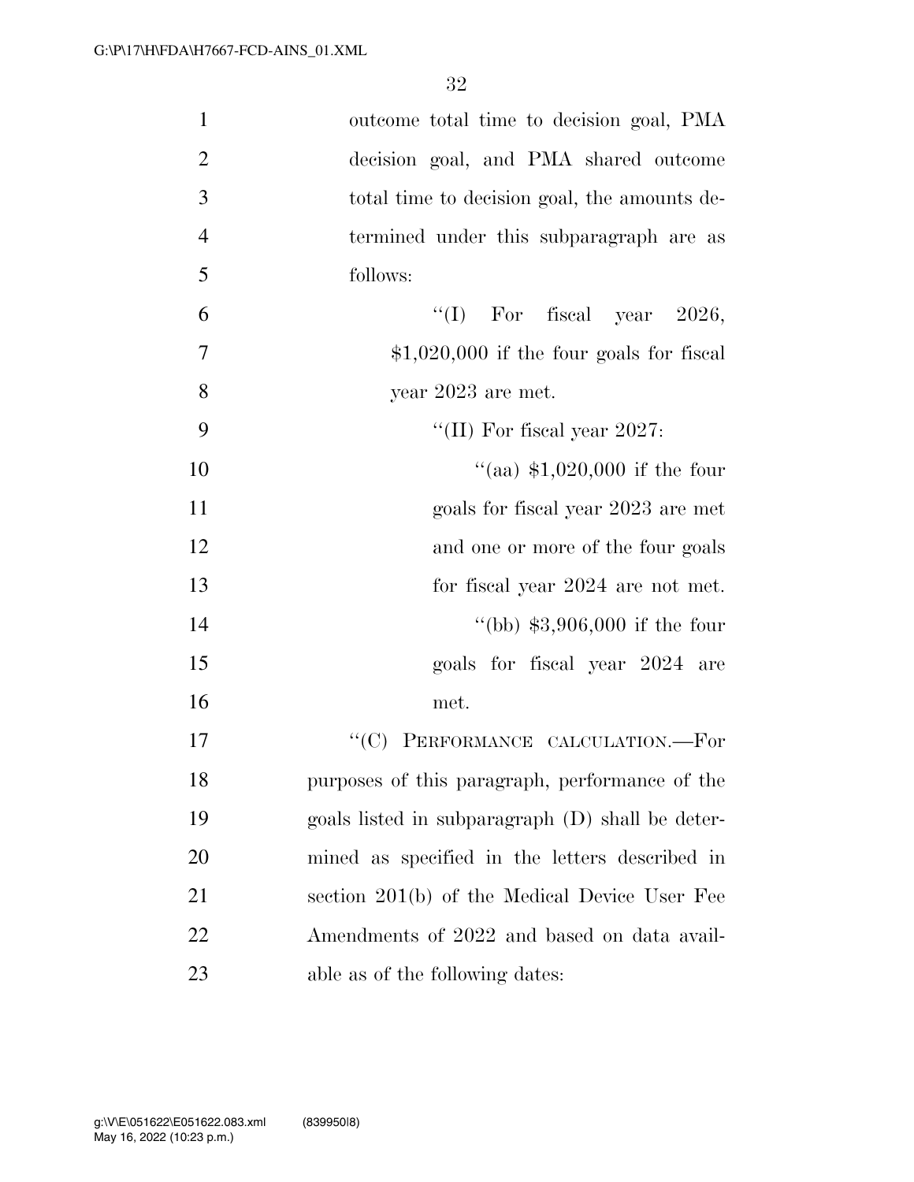outcome total time to decision goal, PMA decision goal, and PMA shared outcome total time to decision goal, the amounts determined under this subparagraph are as follows:

''(I) For fiscal year 2026, $1,020,000 if the four goals for fiscal year 2023 are met.

''(II) For fiscal year 2027:

''(aa) $1,020,000 if the four goals for fiscal year 2023 are met and one or more of the four goals for fiscal year 2024 are not met.

''(bb) $3,906,000 if the four goals for fiscal year 2024 are met.

''(C) PERFORMANCE CALCULATION.—For purposes of this paragraph, performance of the goals listed in subparagraph (D) shall be determined as specified in the letters described in section 201(b) of the Medical Device User Fee Amendments of 2022 and based on data available as of the following dates: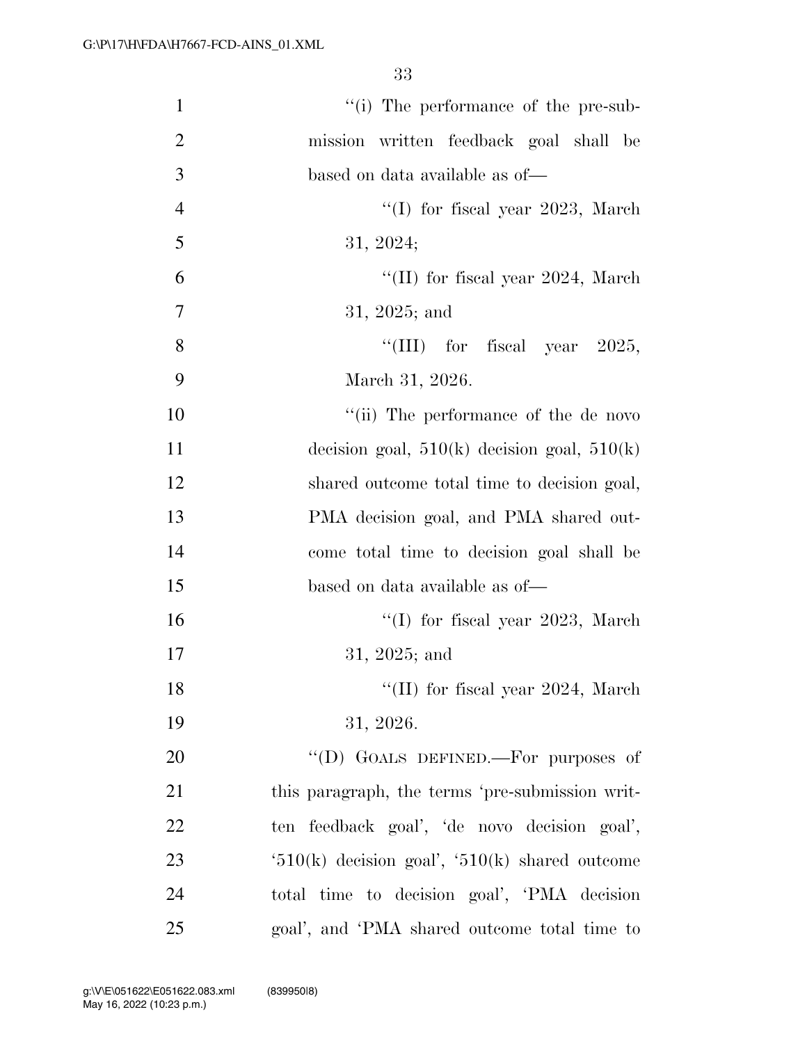"(i) The performance of the pre-submission written feedback goal shall be based on data available as of—

"(I) for fiscal year 2023, March 31, 2024;

"(II) for fiscal year 2024, March 31, 2025; and

"(III) for fiscal year 2025, March 31, 2026.

"(ii) The performance of the de novo decision goal, 510(k) decision goal, 510(k) shared outcome total time to decision goal, PMA decision goal, and PMA shared outcome total time to decision goal shall be based on data available as of—

"(I) for fiscal year 2023, March 31, 2025; and

"(II) for fiscal year 2024, March 31, 2026.

"(D) GOALS DEFINED.—For purposes of this paragraph, the terms 'pre-submission written feedback goal', 'de novo decision goal', '510(k) decision goal', '510(k) shared outcome total time to decision goal', 'PMA decision goal', and 'PMA shared outcome total time to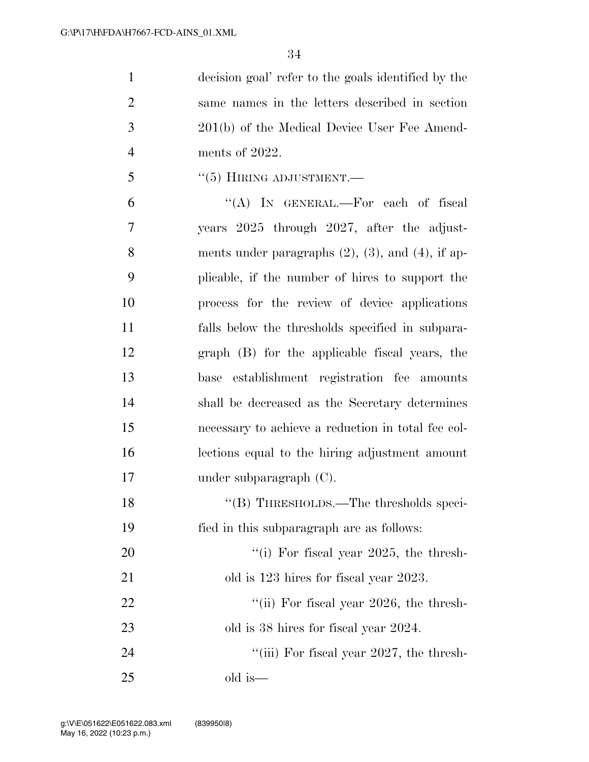decision goal' refer to the goals identified by the same names in the letters described in section 201(b) of the Medical Device User Fee Amendments of 2022.

"(5) HIRING ADJUSTMENT.—

"(A) IN GENERAL.—For each of fiscal years 2025 through 2027, after the adjustments under paragraphs (2), (3), and (4), if applicable, if the number of hires to support the process for the review of device applications falls below the thresholds specified in subparagraph (B) for the applicable fiscal years, the base establishment registration fee amounts shall be decreased as the Secretary determines necessary to achieve a reduction in total fee collections equal to the hiring adjustment amount under subparagraph (C).

"(B) THRESHOLDS.—The thresholds specified in this subparagraph are as follows:

"(i) For fiscal year 2025, the threshold is 123 hires for fiscal year 2023.

"(ii) For fiscal year 2026, the threshold is 38 hires for fiscal year 2024.

"(iii) For fiscal year 2027, the threshold is—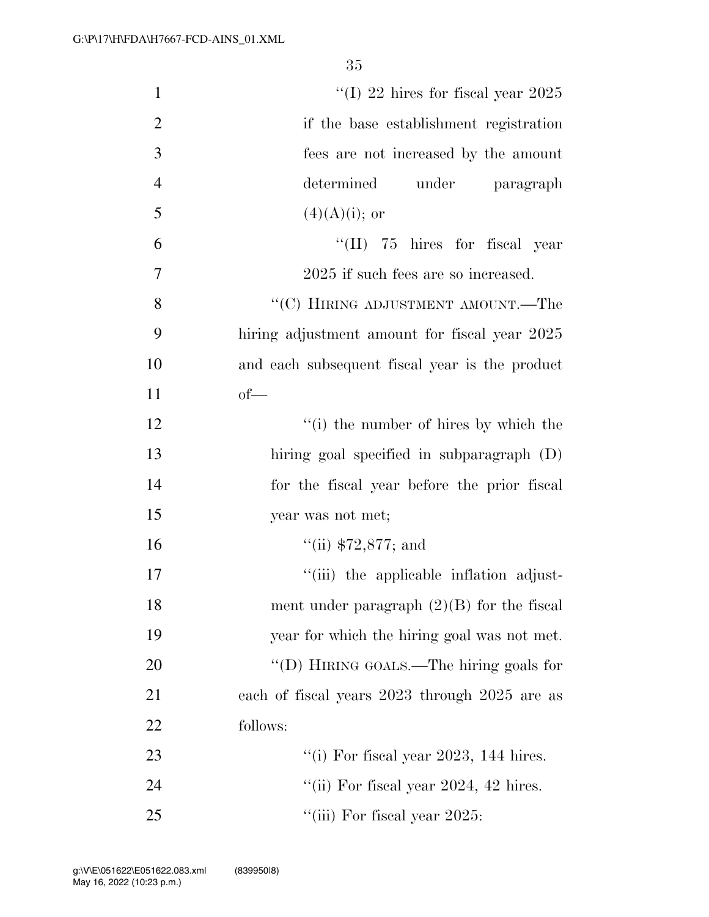"(I) 22 hires for fiscal year 2025 if the base establishment registration fees are not increased by the amount determined under paragraph (4)(A)(i); or

"(II) 75 hires for fiscal year 2025 if such fees are so increased.

"(C) HIRING ADJUSTMENT AMOUNT.—The hiring adjustment amount for fiscal year 2025 and each subsequent fiscal year is the product of—

"(i) the number of hires by which the hiring goal specified in subparagraph (D) for the fiscal year before the prior fiscal year was not met;

"(ii) $72,877; and

"(iii) the applicable inflation adjustment under paragraph (2)(B) for the fiscal year for which the hiring goal was not met.

"(D) HIRING GOALS.—The hiring goals for each of fiscal years 2023 through 2025 are as follows:

"(i) For fiscal year 2023, 144 hires.

"(ii) For fiscal year 2024, 42 hires.

"(iii) For fiscal year 2025: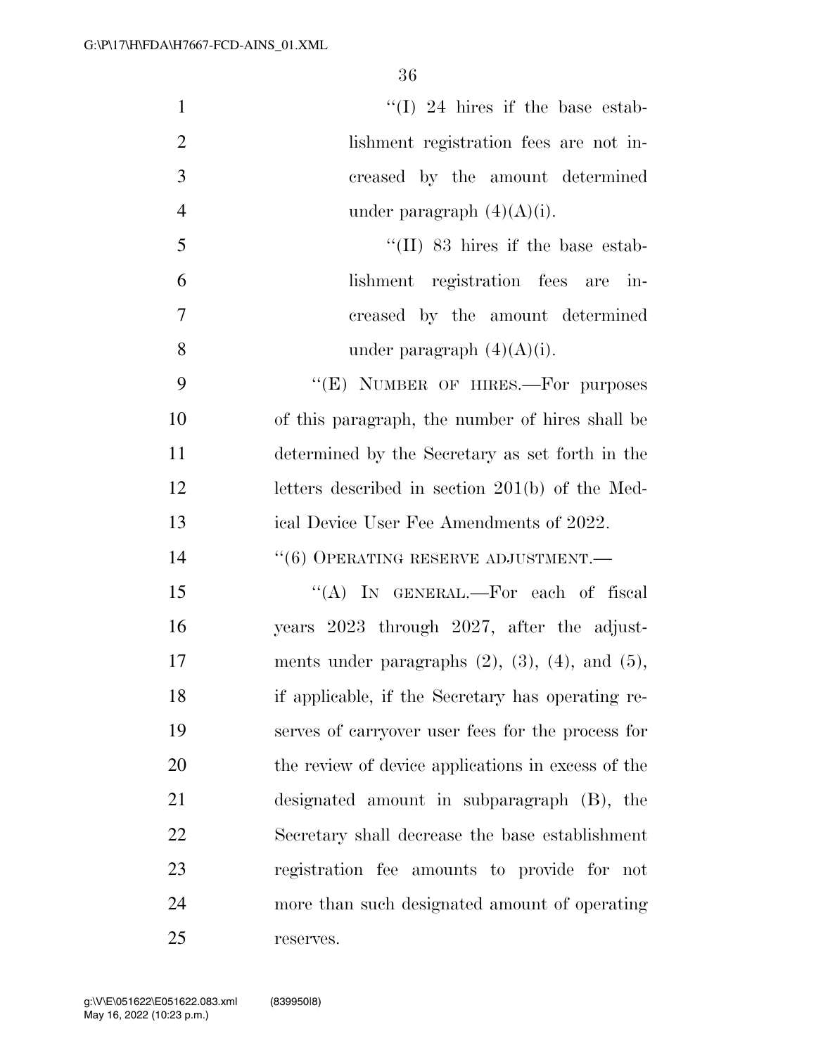"(I) 24 hires if the base establishment registration fees are not increased by the amount determined under paragraph (4)(A)(i).

"(II) 83 hires if the base establishment registration fees are increased by the amount determined under paragraph (4)(A)(i).

"(E) NUMBER OF HIRES.—For purposes of this paragraph, the number of hires shall be determined by the Secretary as set forth in the letters described in section 201(b) of the Medical Device User Fee Amendments of 2022.

"(6) OPERATING RESERVE ADJUSTMENT.—

"(A) IN GENERAL.—For each of fiscal years 2023 through 2027, after the adjustments under paragraphs (2), (3), (4), and (5), if applicable, if the Secretary has operating reserves of carryover user fees for the process for the review of device applications in excess of the designated amount in subparagraph (B), the Secretary shall decrease the base establishment registration fee amounts to provide for not more than such designated amount of operating reserves.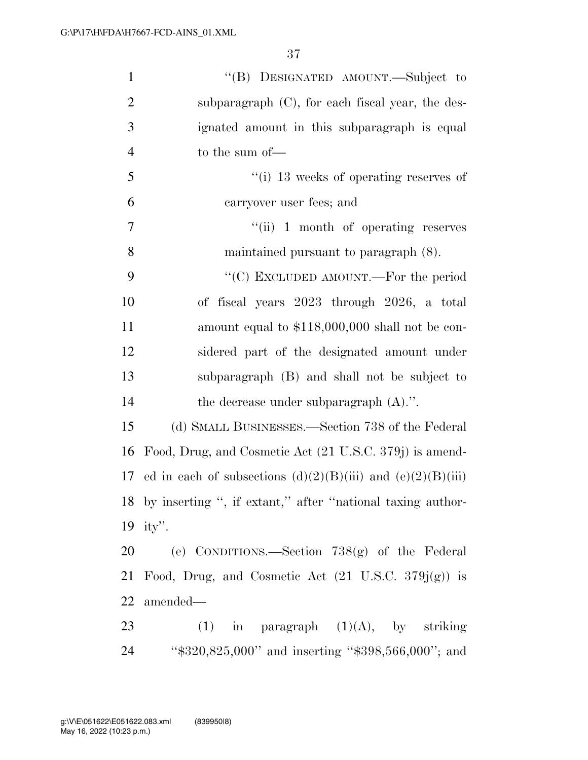"(B) DESIGNATED AMOUNT.—Subject to subparagraph (C), for each fiscal year, the designated amount in this subparagraph is equal to the sum of—

"(i) 13 weeks of operating reserves of carryover user fees; and

"(ii) 1 month of operating reserves maintained pursuant to paragraph (8).

"(C) EXCLUDED AMOUNT.—For the period of fiscal years 2023 through 2026, a total amount equal to $118,000,000 shall not be considered part of the designated amount under subparagraph (B) and shall not be subject to the decrease under subparagraph (A).".

(d) SMALL BUSINESSES.—Section 738 of the Federal Food, Drug, and Cosmetic Act (21 U.S.C. 379j) is amended in each of subsections (d)(2)(B)(iii) and (e)(2)(B)(iii) by inserting ", if extant," after "national taxing authority".

(e) CONDITIONS.—Section 738(g) of the Federal Food, Drug, and Cosmetic Act (21 U.S.C. 379j(g)) is amended—

(1) in paragraph (1)(A), by striking "$320,825,000" and inserting "$398,566,000"; and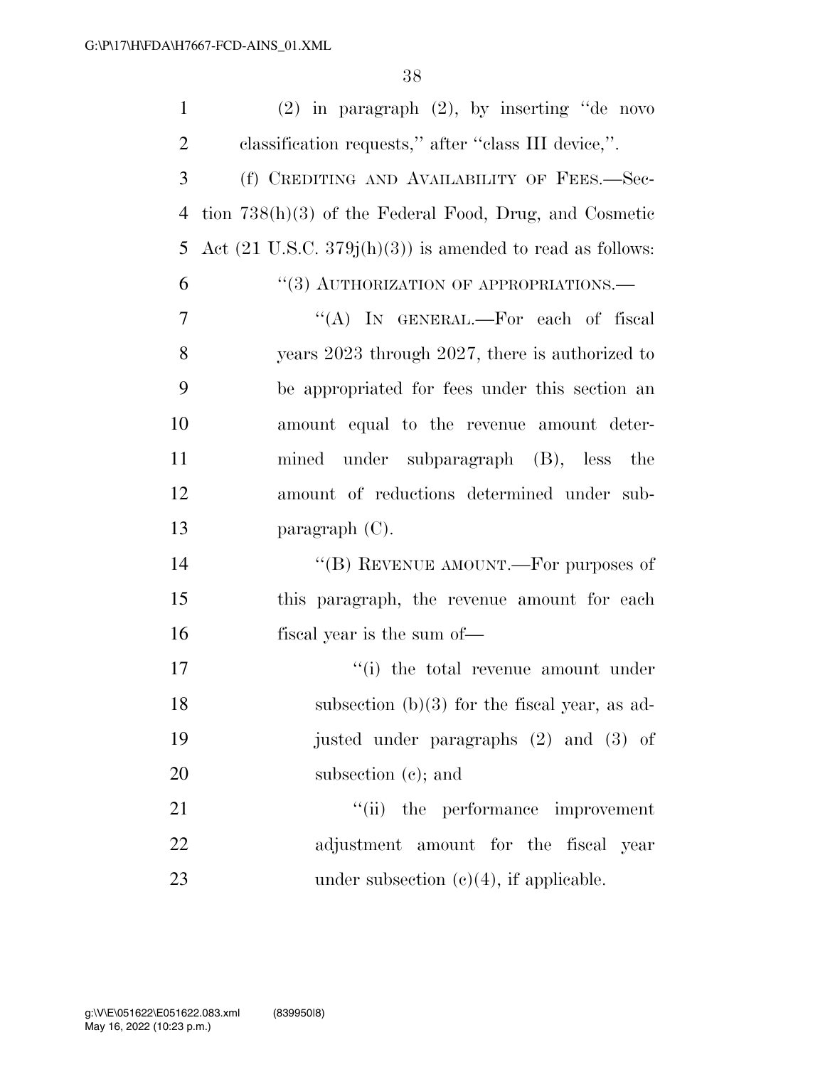(2) in paragraph (2), by inserting ''de novo classification requests,'' after ''class III device,''.

(f) CREDITING AND AVAILABILITY OF FEES.—Section 738(h)(3) of the Federal Food, Drug, and Cosmetic Act (21 U.S.C. 379j(h)(3)) is amended to read as follows:

''(3) AUTHORIZATION OF APPROPRIATIONS.—

''(A) IN GENERAL.—For each of fiscal years 2023 through 2027, there is authorized to be appropriated for fees under this section an amount equal to the revenue amount determined under subparagraph (B), less the amount of reductions determined under subparagraph (C).

''(B) REVENUE AMOUNT.—For purposes of this paragraph, the revenue amount for each fiscal year is the sum of—

''(i) the total revenue amount under subsection (b)(3) for the fiscal year, as adjusted under paragraphs (2) and (3) of subsection (c); and

''(ii) the performance improvement adjustment amount for the fiscal year under subsection (c)(4), if applicable.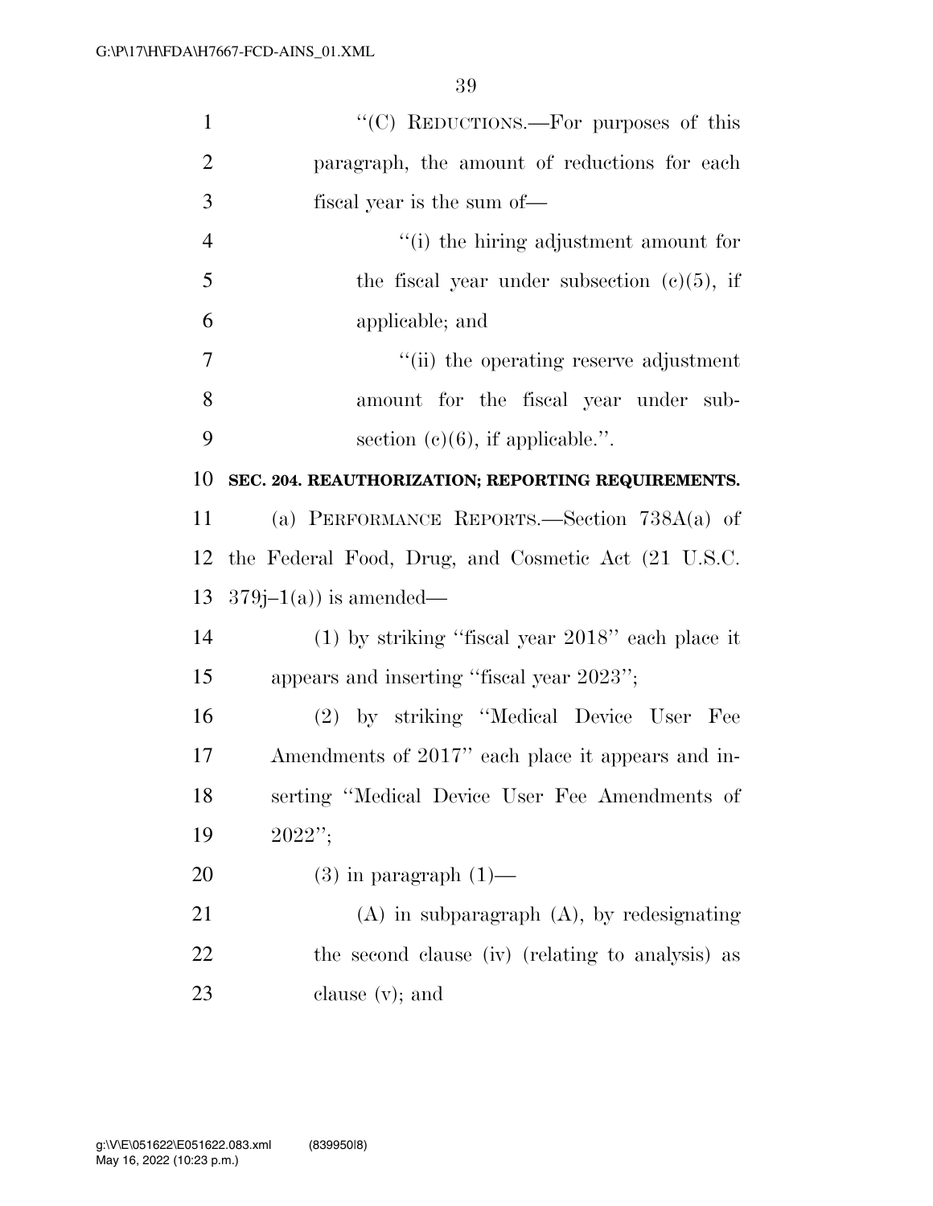''(C) REDUCTIONS.—For purposes of this paragraph, the amount of reductions for each fiscal year is the sum of—

''(i) the hiring adjustment amount for the fiscal year under subsection (c)(5), if applicable; and

''(ii) the operating reserve adjustment amount for the fiscal year under subsection (c)(6), if applicable.''.

**SEC. 204. REAUTHORIZATION; REPORTING REQUIREMENTS.**

(a) PERFORMANCE REPORTS.—Section 738A(a) of the Federal Food, Drug, and Cosmetic Act (21 U.S.C. 379j–1(a)) is amended—

(1) by striking ''fiscal year 2018'' each place it appears and inserting ''fiscal year 2023'';

(2) by striking ''Medical Device User Fee Amendments of 2017'' each place it appears and inserting ''Medical Device User Fee Amendments of 2022'';

(3) in paragraph (1)—

(A) in subparagraph (A), by redesignating the second clause (iv) (relating to analysis) as clause (v); and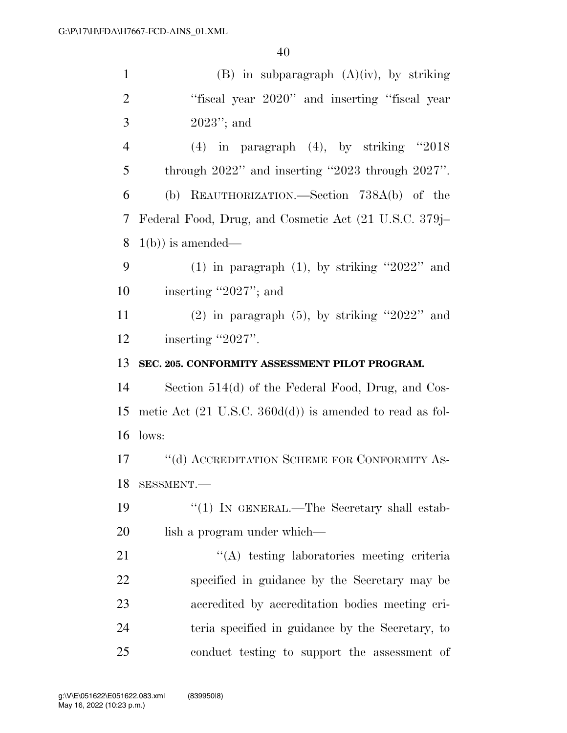(B) in subparagraph (A)(iv), by striking "fiscal year 2020" and inserting "fiscal year 2023"; and

(4) in paragraph (4), by striking "2018 through 2022" and inserting "2023 through 2027".

(b) REAUTHORIZATION.—Section 738A(b) of the Federal Food, Drug, and Cosmetic Act (21 U.S.C. 379j–1(b)) is amended—

(1) in paragraph (1), by striking "2022" and inserting "2027"; and

(2) in paragraph (5), by striking "2022" and inserting "2027".

**SEC. 205. CONFORMITY ASSESSMENT PILOT PROGRAM.**

Section 514(d) of the Federal Food, Drug, and Cosmetic Act (21 U.S.C. 360d(d)) is amended to read as follows:

"(d) ACCREDITATION SCHEME FOR CONFORMITY ASSESSMENT.—

"(1) IN GENERAL.—The Secretary shall establish a program under which—

"(A) testing laboratories meeting criteria specified in guidance by the Secretary may be accredited by accreditation bodies meeting criteria specified in guidance by the Secretary, to conduct testing to support the assessment of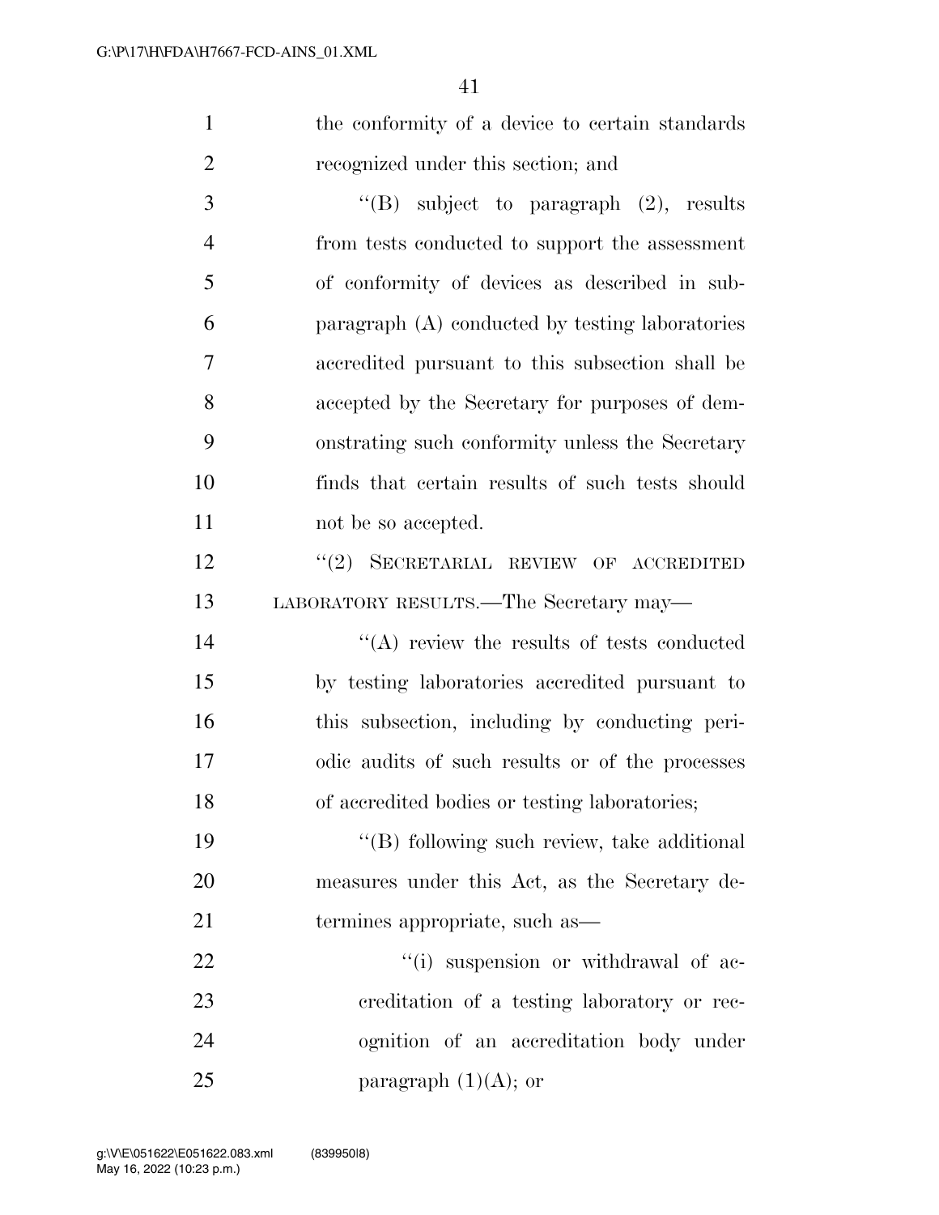the conformity of a device to certain standards recognized under this section; and

''(B) subject to paragraph (2), results from tests conducted to support the assessment of conformity of devices as described in subparagraph (A) conducted by testing laboratories accredited pursuant to this subsection shall be accepted by the Secretary for purposes of demonstrating such conformity unless the Secretary finds that certain results of such tests should not be so accepted.

''(2) SECRETARIAL REVIEW OF ACCREDITED LABORATORY RESULTS.—The Secretary may—

''(A) review the results of tests conducted by testing laboratories accredited pursuant to this subsection, including by conducting periodic audits of such results or of the processes of accredited bodies or testing laboratories;

''(B) following such review, take additional measures under this Act, as the Secretary determines appropriate, such as—

''(i) suspension or withdrawal of accreditation of a testing laboratory or recognition of an accreditation body under paragraph (1)(A); or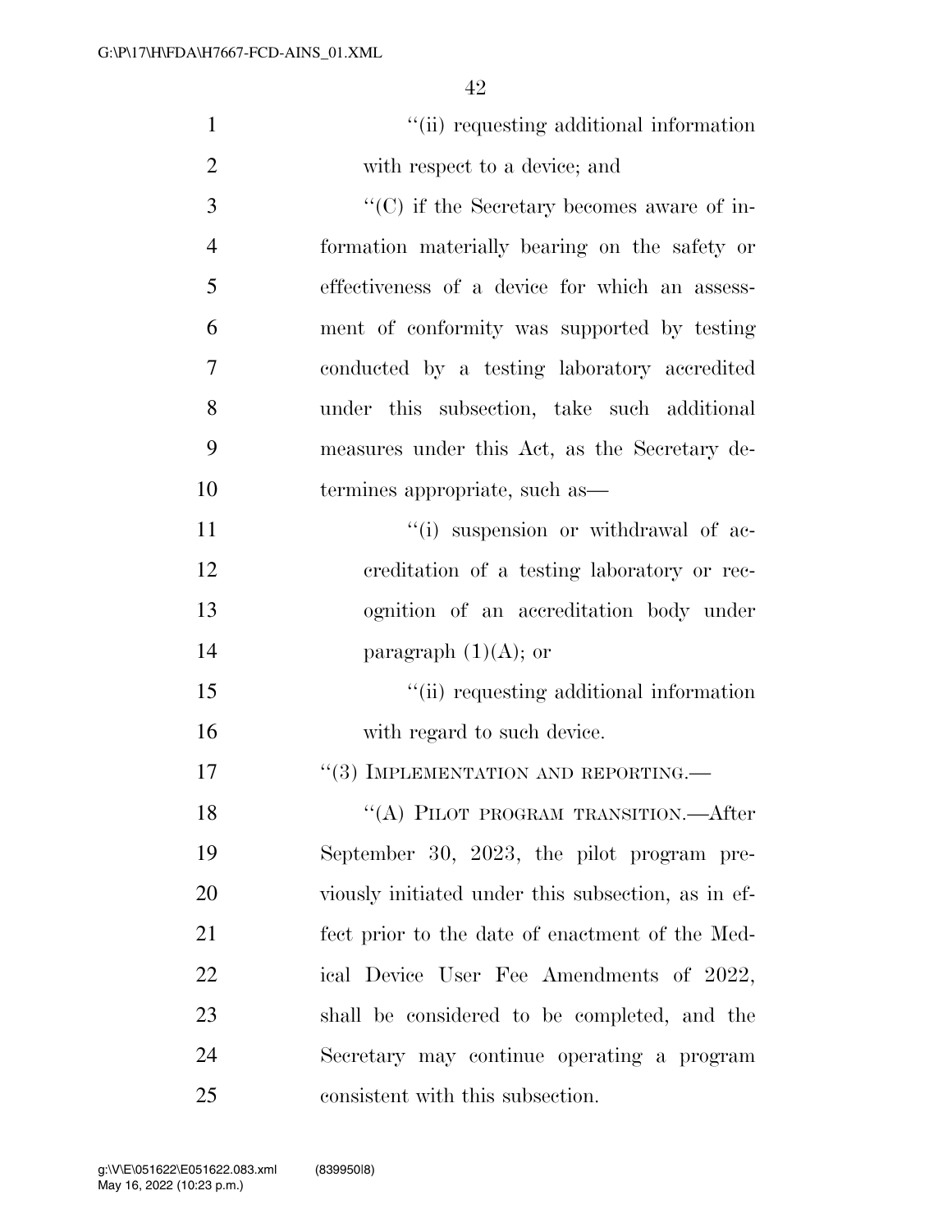"(ii) requesting additional information with respect to a device; and

"(C) if the Secretary becomes aware of information materially bearing on the safety or effectiveness of a device for which an assessment of conformity was supported by testing conducted by a testing laboratory accredited under this subsection, take such additional measures under this Act, as the Secretary determines appropriate, such as—

"(i) suspension or withdrawal of accreditation of a testing laboratory or recognition of an accreditation body under paragraph (1)(A); or

"(ii) requesting additional information with regard to such device.

"(3) IMPLEMENTATION AND REPORTING.—

"(A) PILOT PROGRAM TRANSITION.—After September 30, 2023, the pilot program previously initiated under this subsection, as in effect prior to the date of enactment of the Medical Device User Fee Amendments of 2022, shall be considered to be completed, and the Secretary may continue operating a program consistent with this subsection.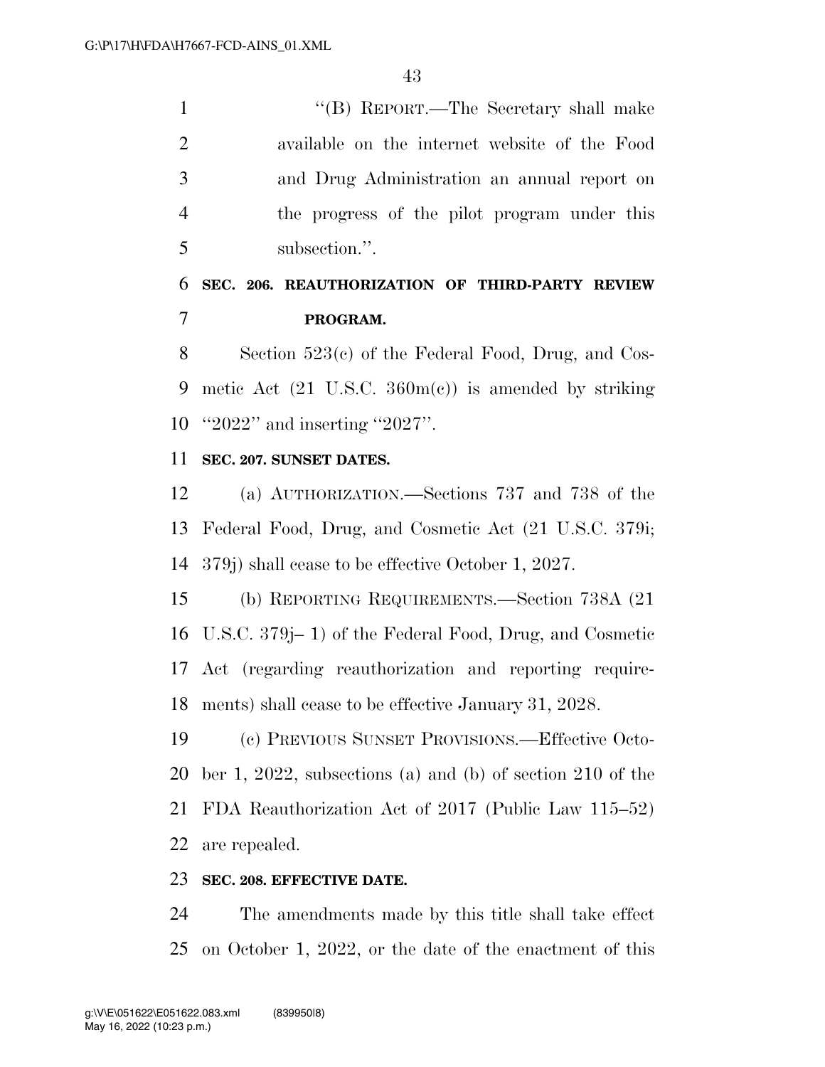"(B) REPORT.—The Secretary shall make available on the internet website of the Food and Drug Administration an annual report on the progress of the pilot program under this subsection.".

**SEC. 206. REAUTHORIZATION OF THIRD-PARTY REVIEW PROGRAM.**

Section 523(c) of the Federal Food, Drug, and Cosmetic Act (21 U.S.C. 360m(c)) is amended by striking "2022" and inserting "2027".

**SEC. 207. SUNSET DATES.**

(a) AUTHORIZATION.—Sections 737 and 738 of the Federal Food, Drug, and Cosmetic Act (21 U.S.C. 379i; 379j) shall cease to be effective October 1, 2027.

(b) REPORTING REQUIREMENTS.—Section 738A (21 U.S.C. 379j– 1) of the Federal Food, Drug, and Cosmetic Act (regarding reauthorization and reporting requirements) shall cease to be effective January 31, 2028.

(c) PREVIOUS SUNSET PROVISIONS.—Effective October 1, 2022, subsections (a) and (b) of section 210 of the FDA Reauthorization Act of 2017 (Public Law 115–52) are repealed.

**SEC. 208. EFFECTIVE DATE.**

The amendments made by this title shall take effect on October 1, 2022, or the date of the enactment of this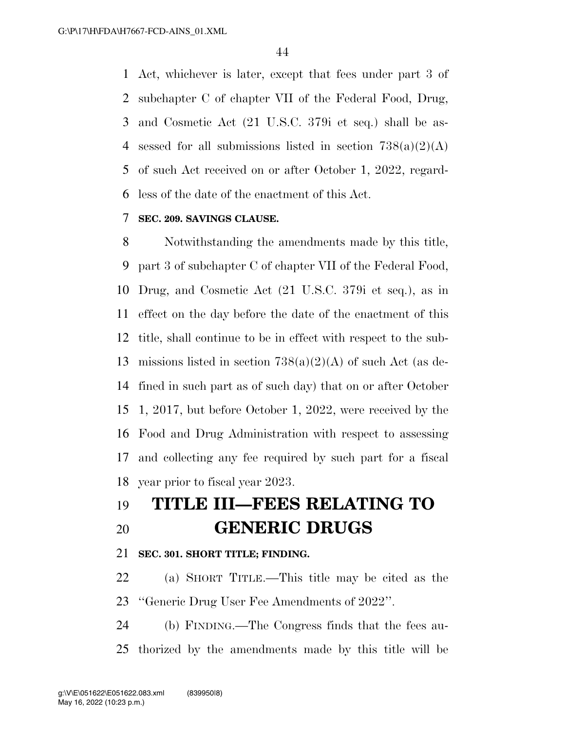Act, whichever is later, except that fees under part 3 of subchapter C of chapter VII of the Federal Food, Drug, and Cosmetic Act (21 U.S.C. 379i et seq.) shall be assessed for all submissions listed in section 738(a)(2)(A) of such Act received on or after October 1, 2022, regardless of the date of the enactment of this Act.

**SEC. 209. SAVINGS CLAUSE.**

Notwithstanding the amendments made by this title, part 3 of subchapter C of chapter VII of the Federal Food, Drug, and Cosmetic Act (21 U.S.C. 379i et seq.), as in effect on the day before the date of the enactment of this title, shall continue to be in effect with respect to the submissions listed in section 738(a)(2)(A) of such Act (as defined in such part as of such day) that on or after October 1, 2017, but before October 1, 2022, were received by the Food and Drug Administration with respect to assessing and collecting any fee required by such part for a fiscal year prior to fiscal year 2023.

# TITLE III—FEES RELATING TO GENERIC DRUGS

**SEC. 301. SHORT TITLE; FINDING.**

(a) SHORT TITLE.—This title may be cited as the ''Generic Drug User Fee Amendments of 2022''.

(b) FINDING.—The Congress finds that the fees authorized by the amendments made by this title will be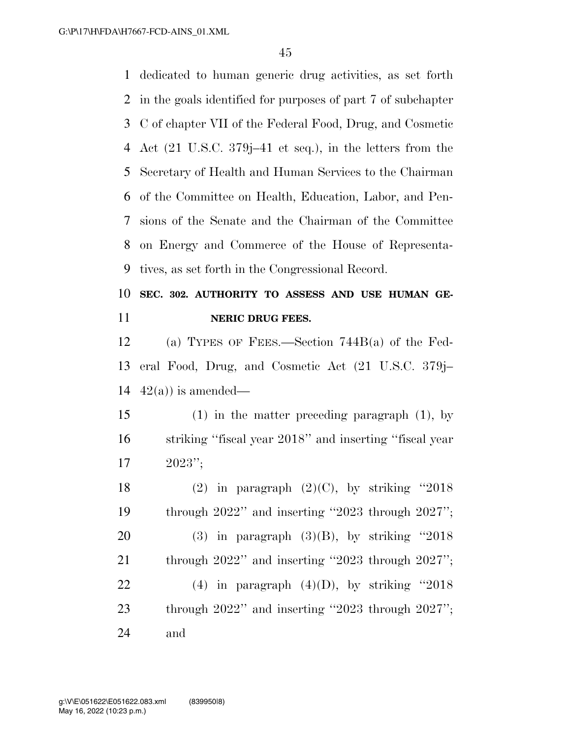dedicated to human generic drug activities, as set forth in the goals identified for purposes of part 7 of subchapter C of chapter VII of the Federal Food, Drug, and Cosmetic Act (21 U.S.C. 379j–41 et seq.), in the letters from the Secretary of Health and Human Services to the Chairman of the Committee on Health, Education, Labor, and Pensions of the Senate and the Chairman of the Committee on Energy and Commerce of the House of Representatives, as set forth in the Congressional Record.

**SEC. 302. AUTHORITY TO ASSESS AND USE HUMAN GENERIC DRUG FEES.**

(a) TYPES OF FEES.—Section 744B(a) of the Federal Food, Drug, and Cosmetic Act (21 U.S.C. 379j–42(a)) is amended—

(1) in the matter preceding paragraph (1), by striking ''fiscal year 2018'' and inserting ''fiscal year 2023'';

(2) in paragraph (2)(C), by striking ''2018 through 2022'' and inserting ''2023 through 2027'';

(3) in paragraph (3)(B), by striking ''2018 through 2022'' and inserting ''2023 through 2027'';

(4) in paragraph (4)(D), by striking ''2018 through 2022'' and inserting ''2023 through 2027''; and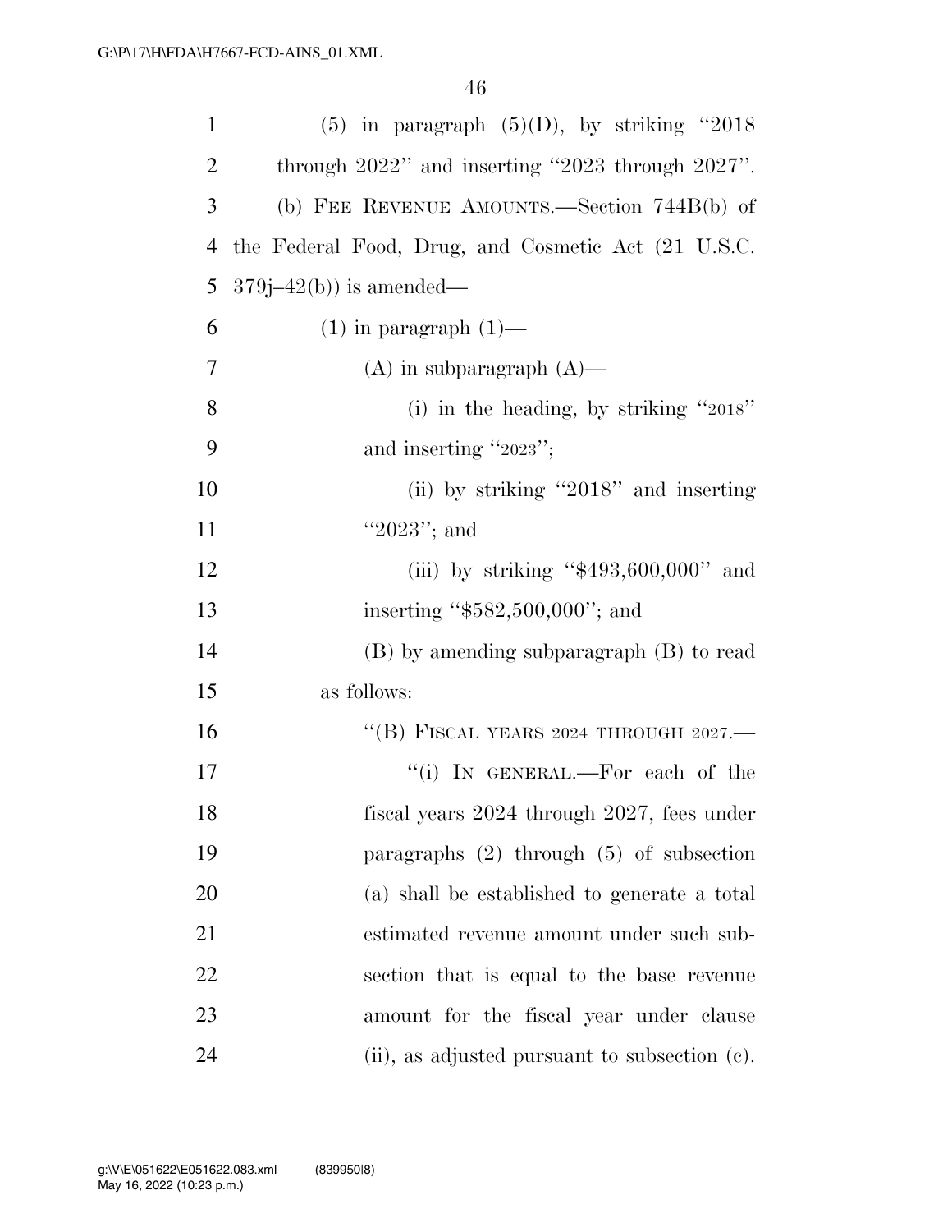(5) in paragraph (5)(D), by striking "2018 through 2022" and inserting "2023 through 2027".

(b) FEE REVENUE AMOUNTS.—Section 744B(b) of the Federal Food, Drug, and Cosmetic Act (21 U.S.C. 379j–42(b)) is amended—

(1) in paragraph (1)—

(A) in subparagraph (A)—

(i) in the heading, by striking "2018" and inserting "2023";

(ii) by striking "2018" and inserting "2023"; and

(iii) by striking "$493,600,000" and inserting "$582,500,000"; and

(B) by amending subparagraph (B) to read as follows:

"(B) FISCAL YEARS 2024 THROUGH 2027.—

"(i) IN GENERAL.—For each of the fiscal years 2024 through 2027, fees under paragraphs (2) through (5) of subsection (a) shall be established to generate a total estimated revenue amount under such subsection that is equal to the base revenue amount for the fiscal year under clause (ii), as adjusted pursuant to subsection (c).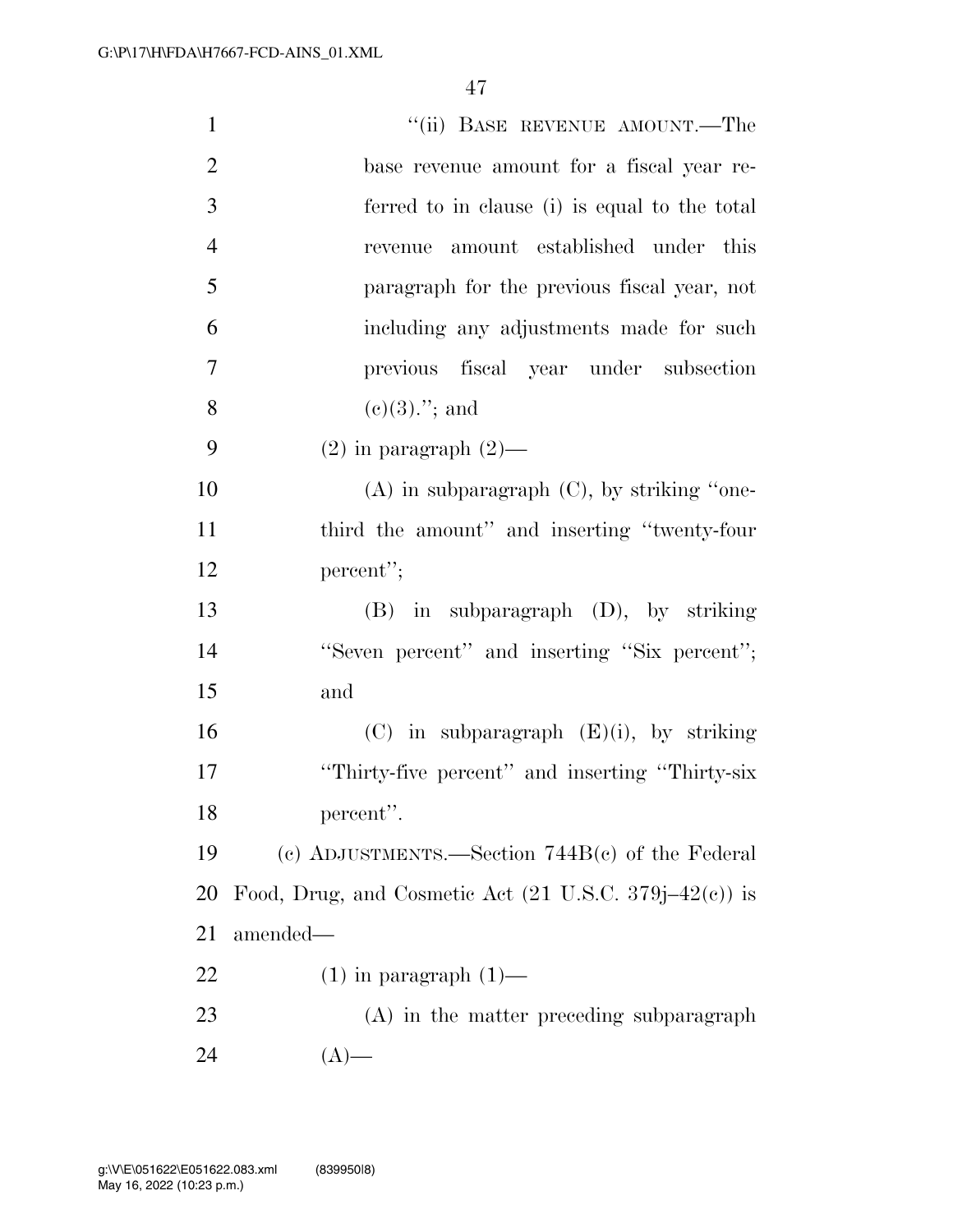"(ii) BASE REVENUE AMOUNT.—The base revenue amount for a fiscal year referred to in clause (i) is equal to the total revenue amount established under this paragraph for the previous fiscal year, not including any adjustments made for such previous fiscal year under subsection (c)(3)."; and

(2) in paragraph (2)—

(A) in subparagraph (C), by striking "one-third the amount" and inserting "twenty-four percent";

(B) in subparagraph (D), by striking "Seven percent" and inserting "Six percent"; and

(C) in subparagraph (E)(i), by striking "Thirty-five percent" and inserting "Thirty-six percent".

(c) ADJUSTMENTS.—Section 744B(c) of the Federal Food, Drug, and Cosmetic Act (21 U.S.C. 379j–42(c)) is amended—

(1) in paragraph (1)—

(A) in the matter preceding subparagraph (A)—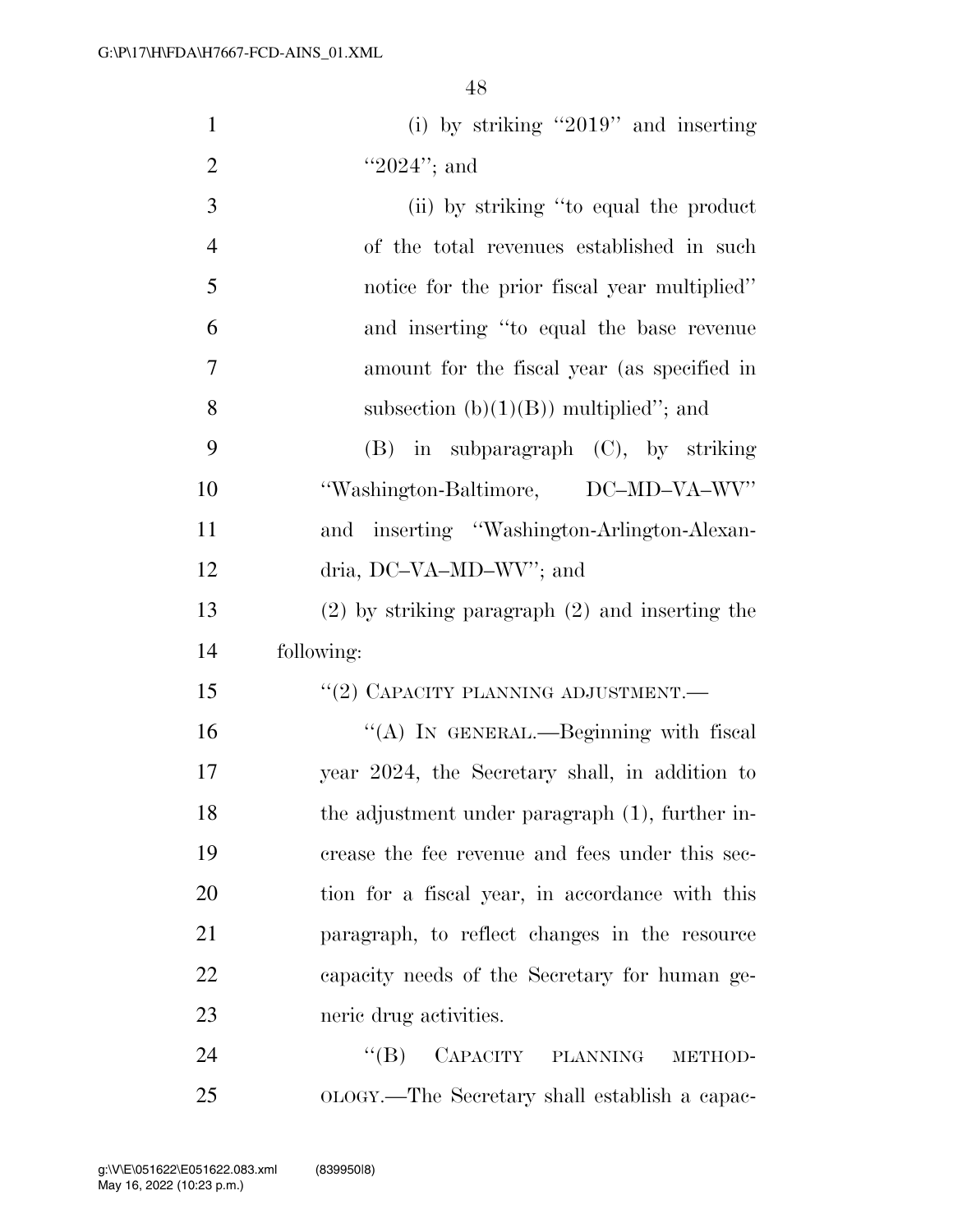(i) by striking "2019" and inserting "2024"; and

(ii) by striking "to equal the product of the total revenues established in such notice for the prior fiscal year multiplied" and inserting "to equal the base revenue amount for the fiscal year (as specified in subsection (b)(1)(B)) multiplied"; and

(B) in subparagraph (C), by striking "Washington-Baltimore, DC–MD–VA–WV" and inserting "Washington-Arlington-Alexandria, DC–VA–MD–WV"; and

(2) by striking paragraph (2) and inserting the following:

"(2) CAPACITY PLANNING ADJUSTMENT.—

"(A) IN GENERAL.—Beginning with fiscal year 2024, the Secretary shall, in addition to the adjustment under paragraph (1), further increase the fee revenue and fees under this section for a fiscal year, in accordance with this paragraph, to reflect changes in the resource capacity needs of the Secretary for human generic drug activities.

"(B) CAPACITY PLANNING METHODOLOGY.—The Secretary shall establish a capac-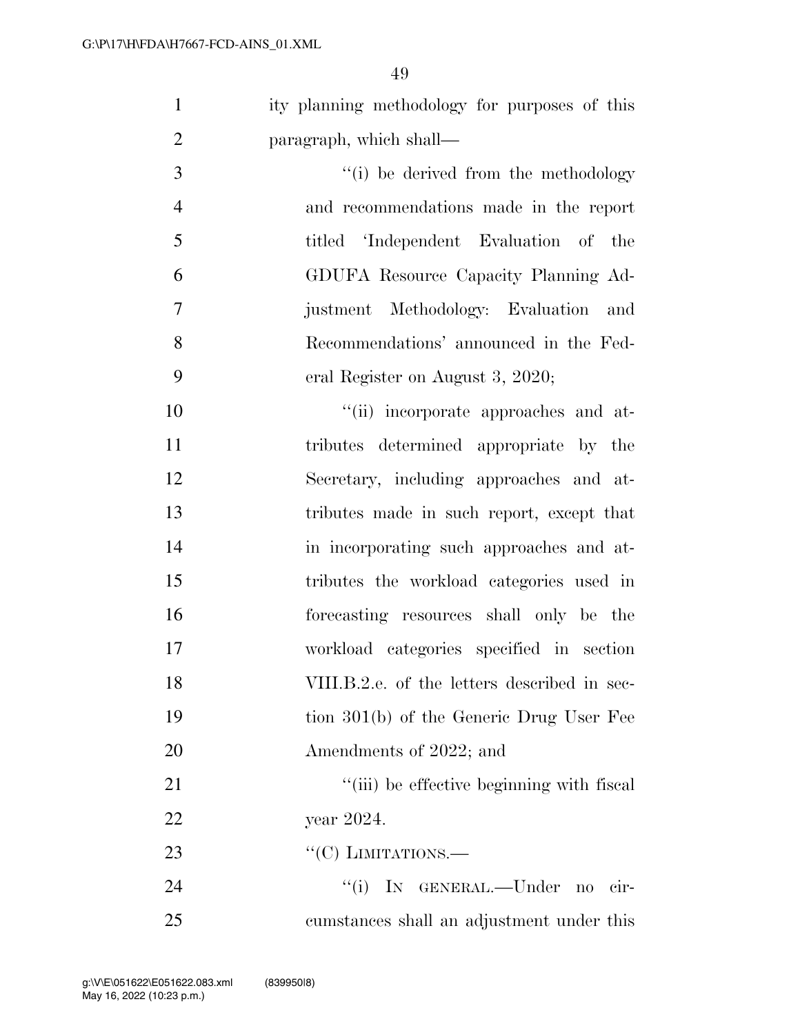ity planning methodology for purposes of this paragraph, which shall—

"(i) be derived from the methodology and recommendations made in the report titled 'Independent Evaluation of the GDUFA Resource Capacity Planning Adjustment Methodology: Evaluation and Recommendations' announced in the Federal Register on August 3, 2020;

"(ii) incorporate approaches and attributes determined appropriate by the Secretary, including approaches and attributes made in such report, except that in incorporating such approaches and attributes the workload categories used in forecasting resources shall only be the workload categories specified in section VIII.B.2.e. of the letters described in section 301(b) of the Generic Drug User Fee Amendments of 2022; and

"(iii) be effective beginning with fiscal year 2024.

"(C) LIMITATIONS.—

"(i) IN GENERAL.—Under no circumstances shall an adjustment under this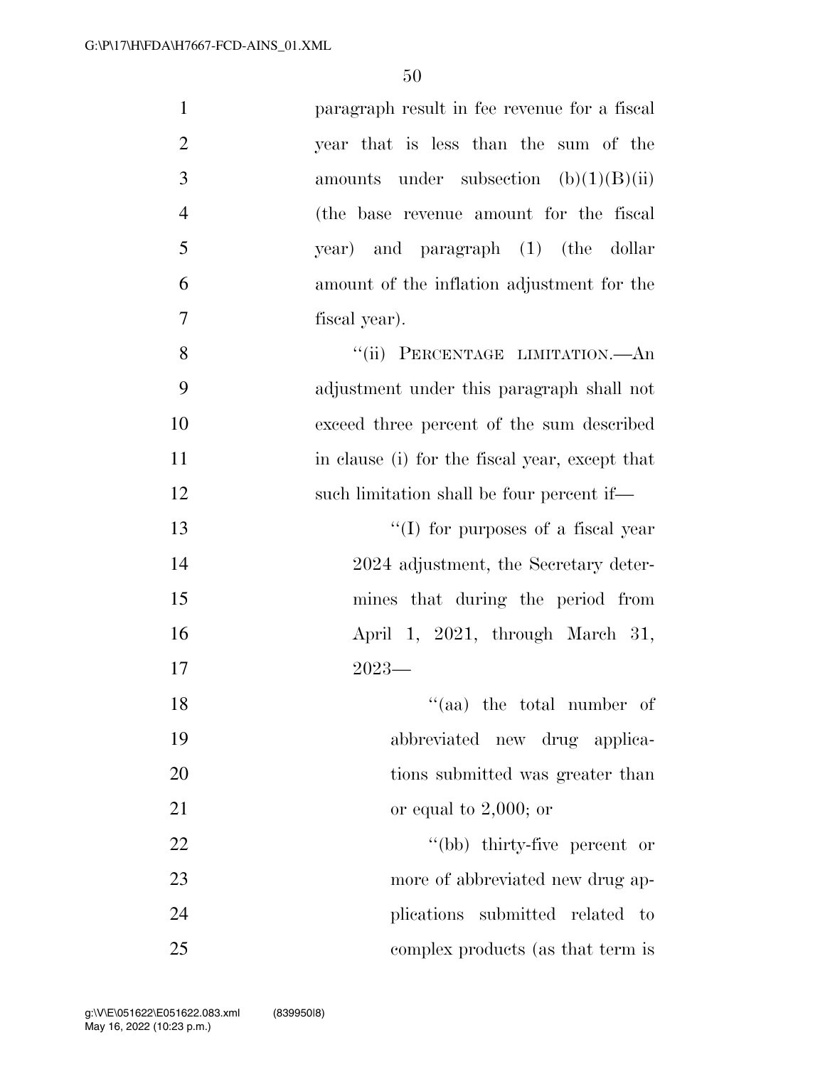paragraph result in fee revenue for a fiscal year that is less than the sum of the amounts under subsection (b)(1)(B)(ii) (the base revenue amount for the fiscal year) and paragraph (1) (the dollar amount of the inflation adjustment for the fiscal year).

"(ii) PERCENTAGE LIMITATION.—An adjustment under this paragraph shall not exceed three percent of the sum described in clause (i) for the fiscal year, except that such limitation shall be four percent if—

"(I) for purposes of a fiscal year 2024 adjustment, the Secretary determines that during the period from April 1, 2021, through March 31, 2023—

"(aa) the total number of abbreviated new drug applications submitted was greater than or equal to 2,000; or

"(bb) thirty-five percent or more of abbreviated new drug applications submitted related to complex products (as that term is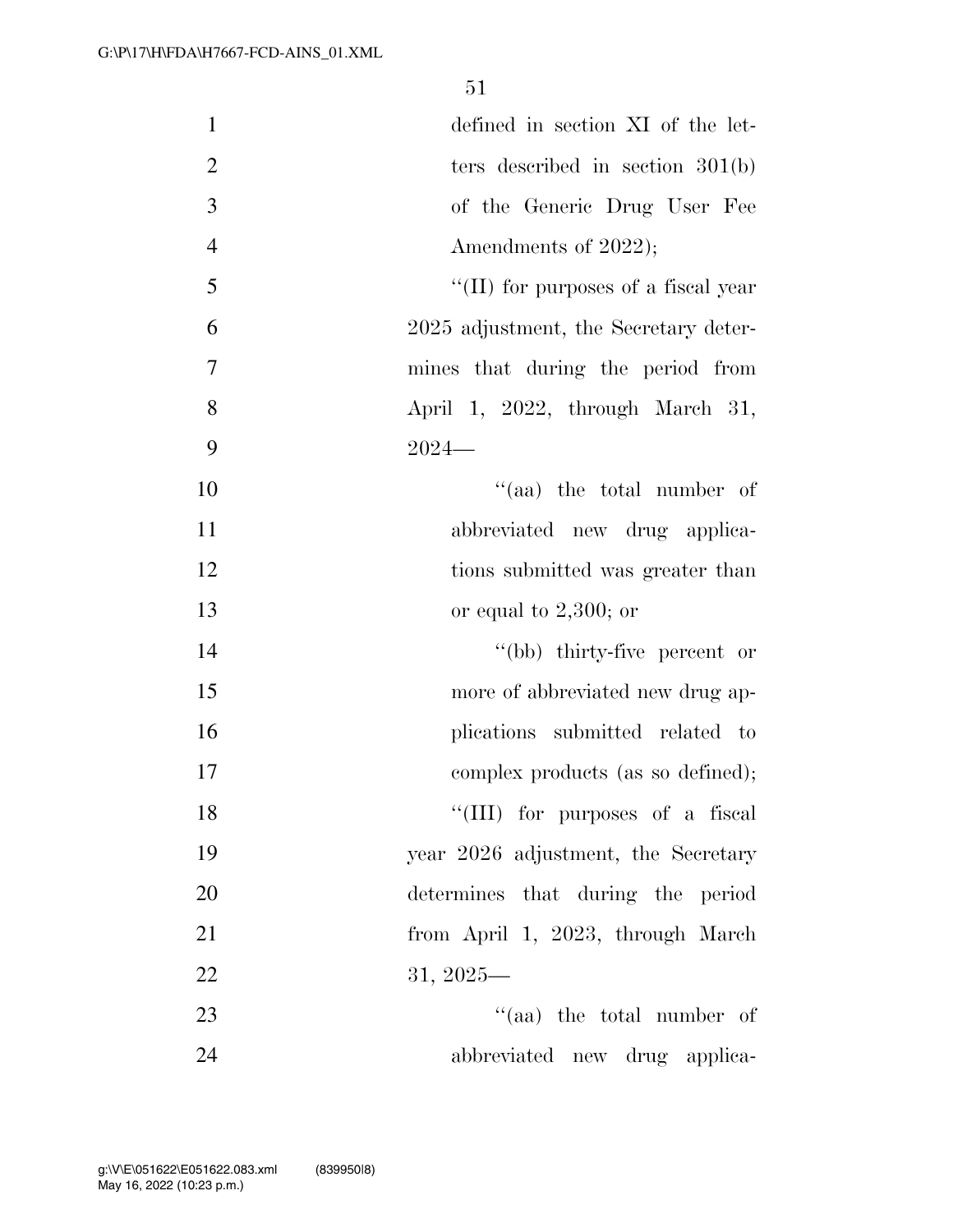defined in section XI of the letters described in section 301(b) of the Generic Drug User Fee Amendments of 2022);

''(II) for purposes of a fiscal year 2025 adjustment, the Secretary determines that during the period from April 1, 2022, through March 31, 2024—

''(aa) the total number of abbreviated new drug applications submitted was greater than or equal to 2,300; or

''(bb) thirty-five percent or more of abbreviated new drug applications submitted related to complex products (as so defined);

''(III) for purposes of a fiscal year 2026 adjustment, the Secretary determines that during the period from April 1, 2023, through March 31, 2025—

''(aa) the total number of abbreviated new drug applica-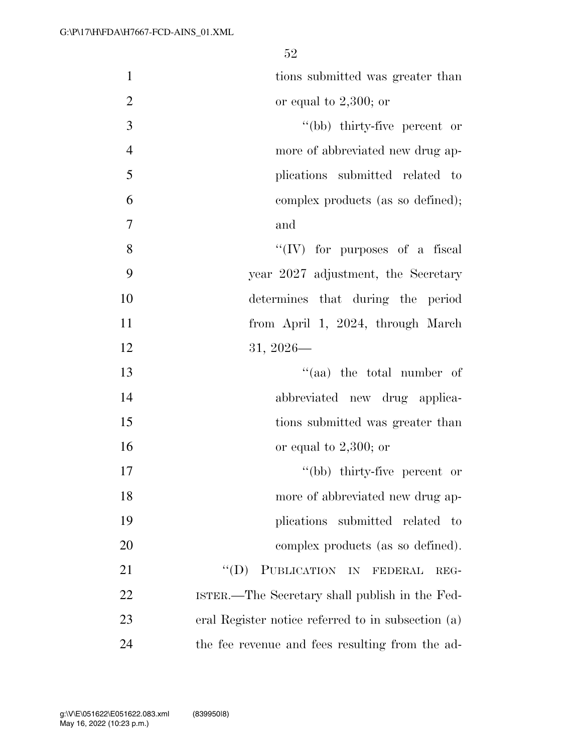tions submitted was greater than or equal to 2,300; or

''(bb) thirty-five percent or more of abbreviated new drug applications submitted related to complex products (as so defined); and

''(IV) for purposes of a fiscal year 2027 adjustment, the Secretary determines that during the period from April 1, 2024, through March 31, 2026—

''(aa) the total number of abbreviated new drug applications submitted was greater than or equal to 2,300; or

''(bb) thirty-five percent or more of abbreviated new drug applications submitted related to complex products (as so defined).

''(D) PUBLICATION IN FEDERAL REGISTER.—The Secretary shall publish in the Federal Register notice referred to in subsection (a) the fee revenue and fees resulting from the ad-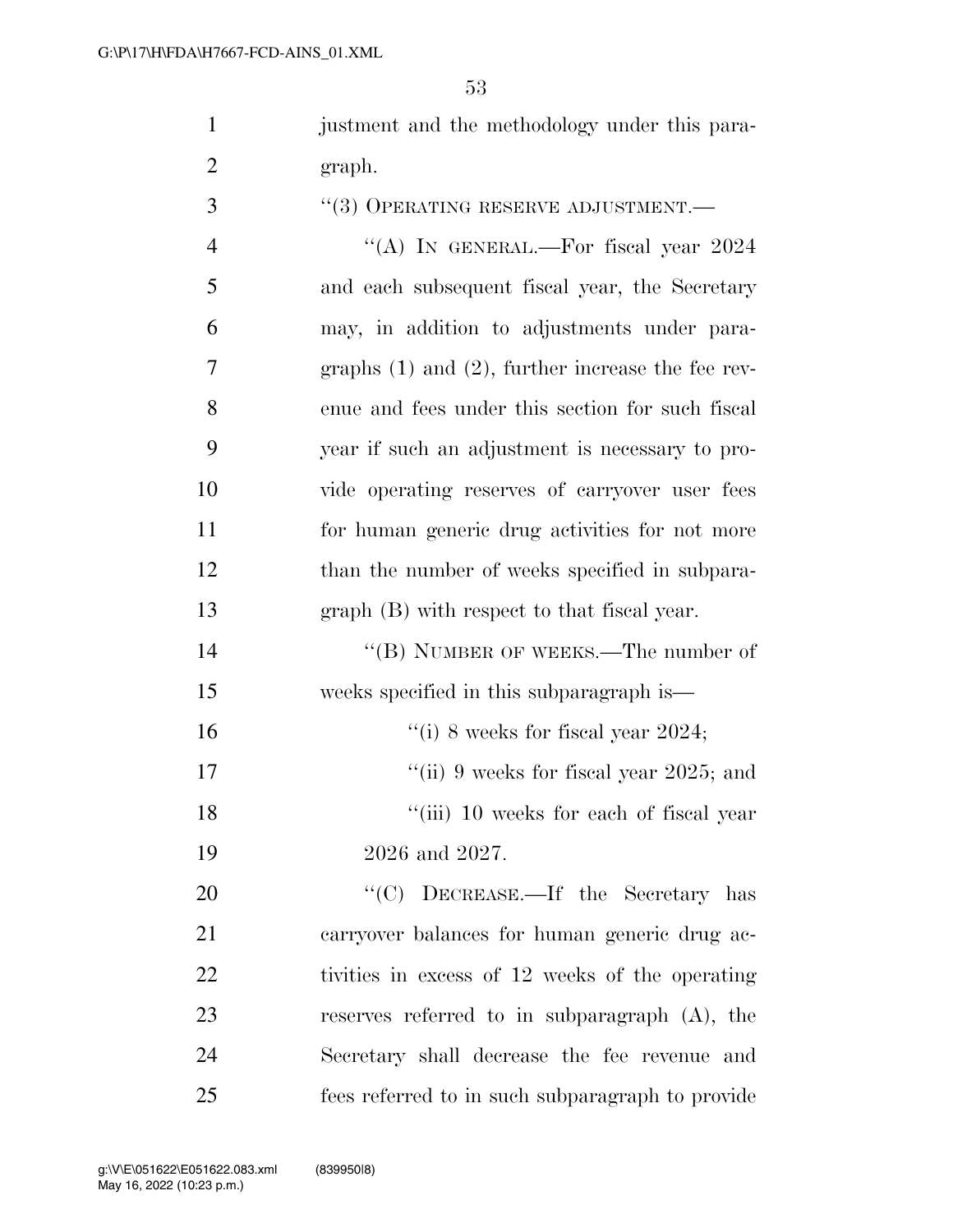justment and the methodology under this paragraph.

"(3) OPERATING RESERVE ADJUSTMENT.—

"(A) IN GENERAL.—For fiscal year 2024 and each subsequent fiscal year, the Secretary may, in addition to adjustments under paragraphs (1) and (2), further increase the fee revenue and fees under this section for such fiscal year if such an adjustment is necessary to provide operating reserves of carryover user fees for human generic drug activities for not more than the number of weeks specified in subparagraph (B) with respect to that fiscal year.

"(B) NUMBER OF WEEKS.—The number of weeks specified in this subparagraph is—

"(i) 8 weeks for fiscal year 2024;

"(ii) 9 weeks for fiscal year 2025; and

"(iii) 10 weeks for each of fiscal year 2026 and 2027.

"(C) DECREASE.—If the Secretary has carryover balances for human generic drug activities in excess of 12 weeks of the operating reserves referred to in subparagraph (A), the Secretary shall decrease the fee revenue and fees referred to in such subparagraph to provide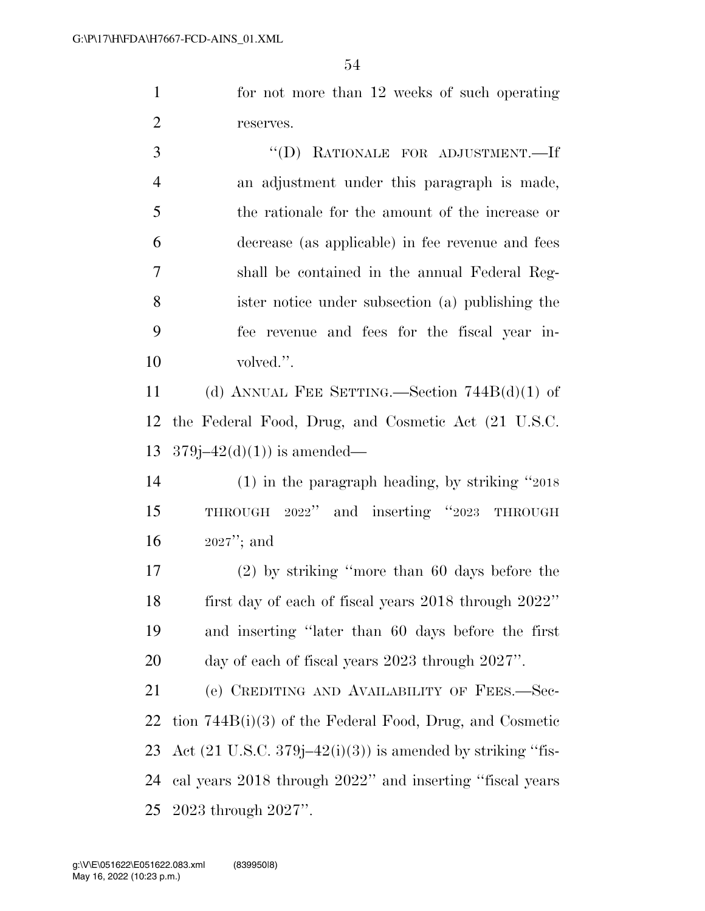for not more than 12 weeks of such operating reserves.

"(D) RATIONALE FOR ADJUSTMENT.—If an adjustment under this paragraph is made, the rationale for the amount of the increase or decrease (as applicable) in fee revenue and fees shall be contained in the annual Federal Register notice under subsection (a) publishing the fee revenue and fees for the fiscal year involved.".

(d) ANNUAL FEE SETTING.—Section 744B(d)(1) of the Federal Food, Drug, and Cosmetic Act (21 U.S.C. 379j–42(d)(1)) is amended—

(1) in the paragraph heading, by striking "2018 THROUGH 2022" and inserting "2023 THROUGH 2027"; and

(2) by striking "more than 60 days before the first day of each of fiscal years 2018 through 2022" and inserting "later than 60 days before the first day of each of fiscal years 2023 through 2027".

(e) CREDITING AND AVAILABILITY OF FEES.—Section 744B(i)(3) of the Federal Food, Drug, and Cosmetic Act (21 U.S.C. 379j–42(i)(3)) is amended by striking "fiscal years 2018 through 2022" and inserting "fiscal years 2023 through 2027".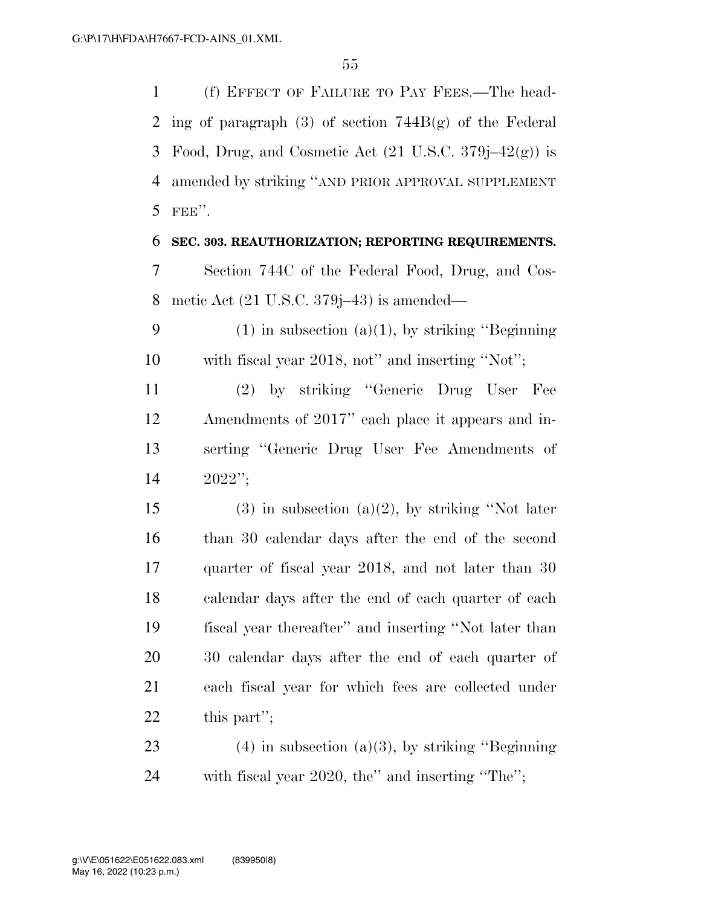(f) EFFECT OF FAILURE TO PAY FEES.—The heading of paragraph (3) of section 744B(g) of the Federal Food, Drug, and Cosmetic Act (21 U.S.C. 379j–42(g)) is amended by striking "AND PRIOR APPROVAL SUPPLEMENT FEE".

**SEC. 303. REAUTHORIZATION; REPORTING REQUIREMENTS.**

Section 744C of the Federal Food, Drug, and Cosmetic Act (21 U.S.C. 379j–43) is amended—

(1) in subsection (a)(1), by striking "Beginning with fiscal year 2018, not" and inserting "Not";

(2) by striking "Generic Drug User Fee Amendments of 2017" each place it appears and inserting "Generic Drug User Fee Amendments of 2022";

(3) in subsection (a)(2), by striking "Not later than 30 calendar days after the end of the second quarter of fiscal year 2018, and not later than 30 calendar days after the end of each quarter of each fiscal year thereafter" and inserting "Not later than 30 calendar days after the end of each quarter of each fiscal year for which fees are collected under this part";

(4) in subsection (a)(3), by striking "Beginning with fiscal year 2020, the" and inserting "The";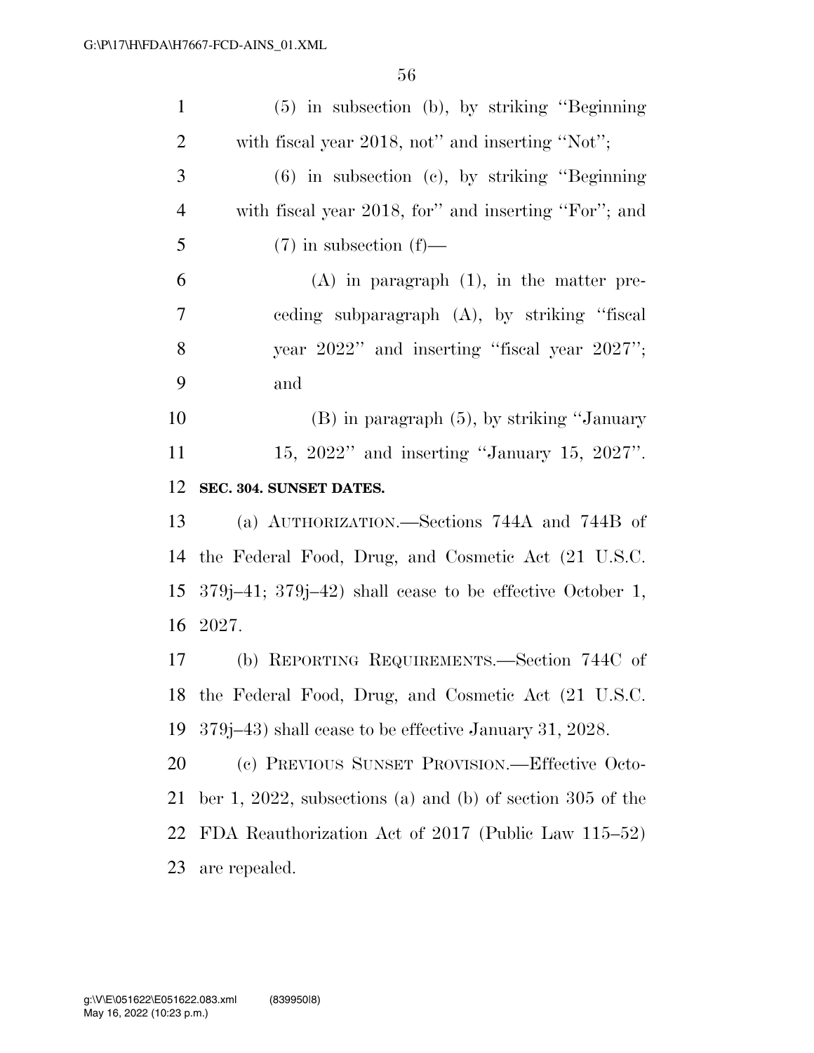(5) in subsection (b), by striking ''Beginning with fiscal year 2018, not'' and inserting ''Not'';

(6) in subsection (c), by striking ''Beginning with fiscal year 2018, for'' and inserting ''For''; and

(7) in subsection (f)—

(A) in paragraph (1), in the matter preceding subparagraph (A), by striking ''fiscal year 2022'' and inserting ''fiscal year 2027''; and

(B) in paragraph (5), by striking ''January 15, 2022'' and inserting ''January 15, 2027''.

**SEC. 304. SUNSET DATES.**

(a) AUTHORIZATION.—Sections 744A and 744B of the Federal Food, Drug, and Cosmetic Act (21 U.S.C. 379j–41; 379j–42) shall cease to be effective October 1, 2027.

(b) REPORTING REQUIREMENTS.—Section 744C of the Federal Food, Drug, and Cosmetic Act (21 U.S.C. 379j–43) shall cease to be effective January 31, 2028.

(c) PREVIOUS SUNSET PROVISION.—Effective October 1, 2022, subsections (a) and (b) of section 305 of the FDA Reauthorization Act of 2017 (Public Law 115–52) are repealed.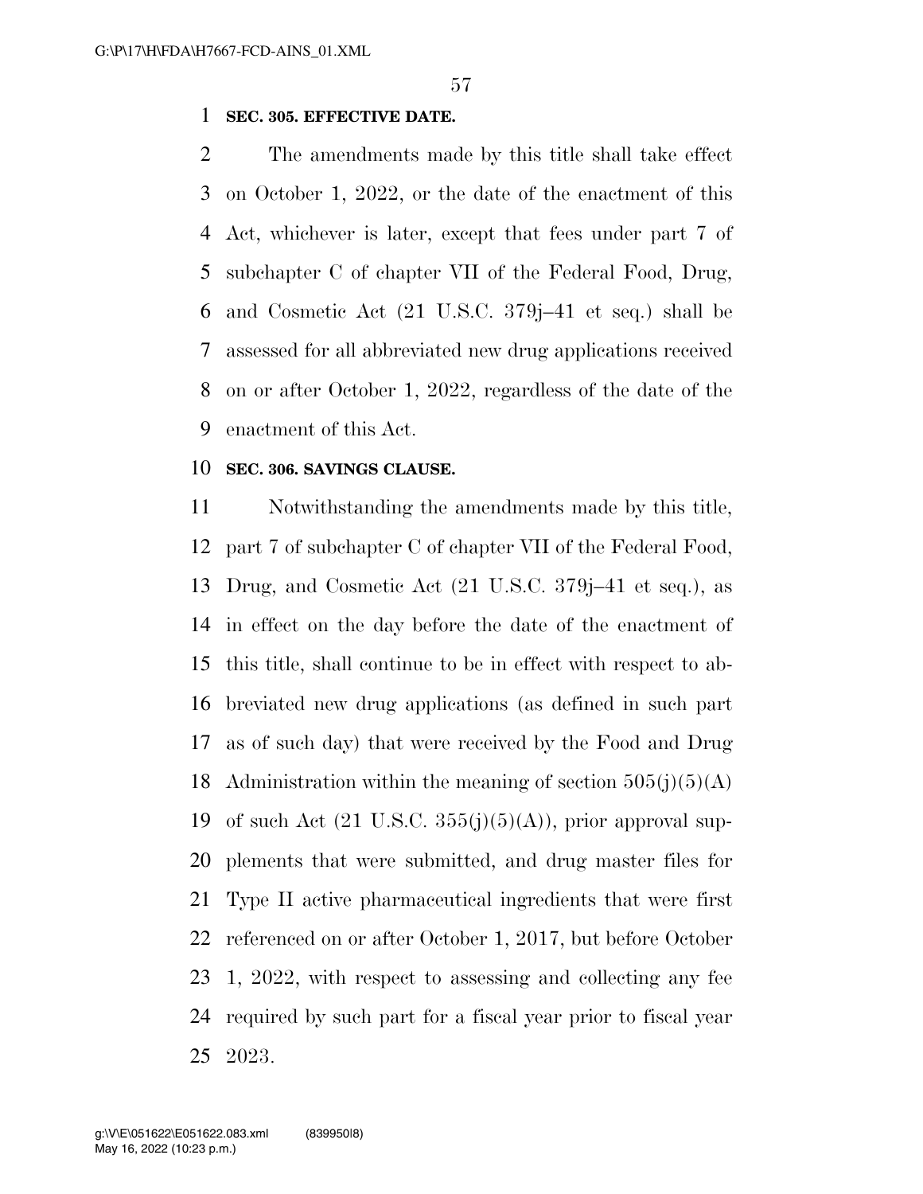**SEC. 305. EFFECTIVE DATE.**

The amendments made by this title shall take effect on October 1, 2022, or the date of the enactment of this Act, whichever is later, except that fees under part 7 of subchapter C of chapter VII of the Federal Food, Drug, and Cosmetic Act (21 U.S.C. 379j–41 et seq.) shall be assessed for all abbreviated new drug applications received on or after October 1, 2022, regardless of the date of the enactment of this Act.

**SEC. 306. SAVINGS CLAUSE.**

Notwithstanding the amendments made by this title, part 7 of subchapter C of chapter VII of the Federal Food, Drug, and Cosmetic Act (21 U.S.C. 379j–41 et seq.), as in effect on the day before the date of the enactment of this title, shall continue to be in effect with respect to abbreviated new drug applications (as defined in such part as of such day) that were received by the Food and Drug Administration within the meaning of section 505(j)(5)(A) of such Act (21 U.S.C. 355(j)(5)(A)), prior approval supplements that were submitted, and drug master files for Type II active pharmaceutical ingredients that were first referenced on or after October 1, 2017, but before October 1, 2022, with respect to assessing and collecting any fee required by such part for a fiscal year prior to fiscal year 2023.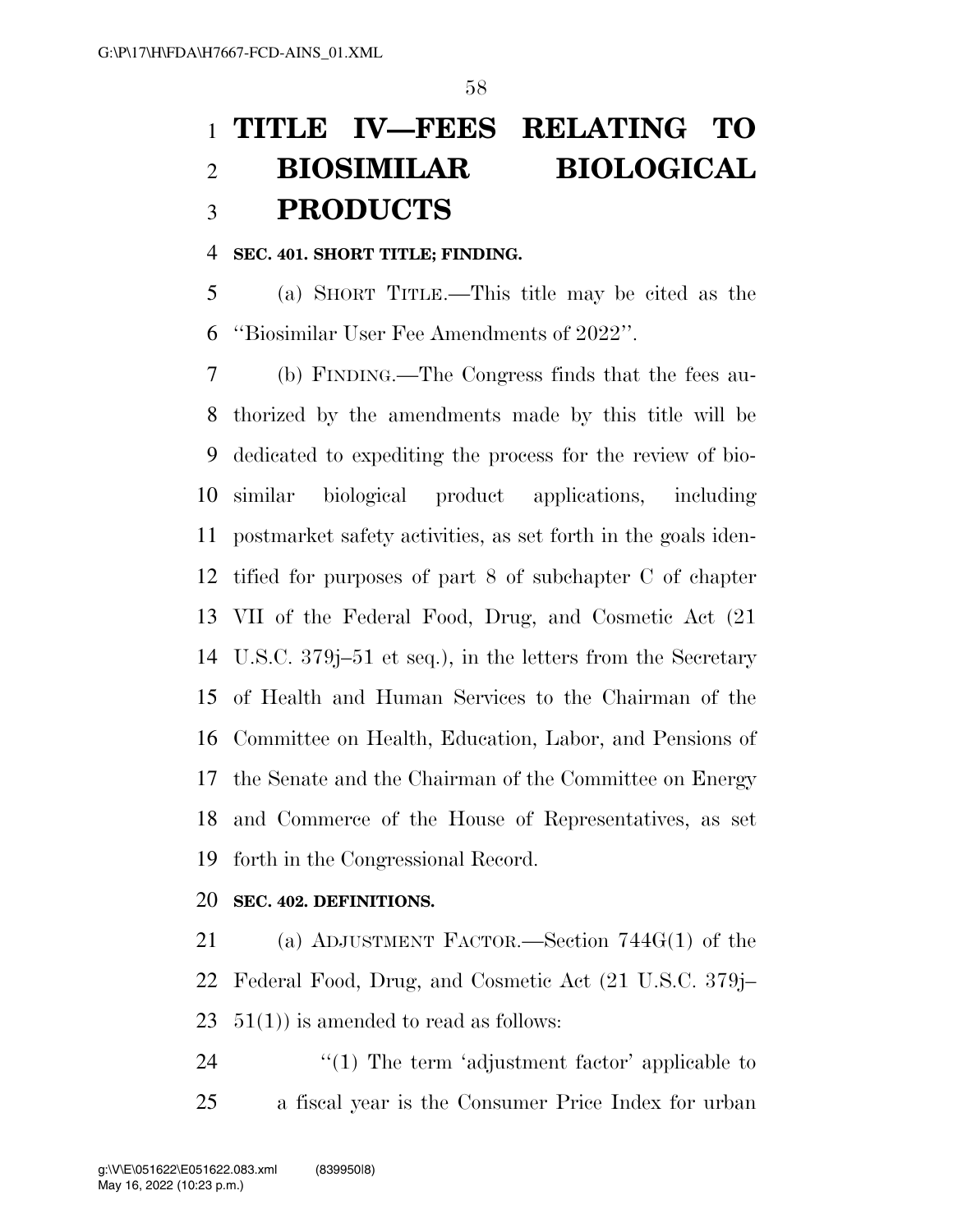# TITLE IV—FEES RELATING TO BIOSIMILAR BIOLOGICAL PRODUCTS

**SEC. 401. SHORT TITLE; FINDING.**

(a) SHORT TITLE.—This title may be cited as the ''Biosimilar User Fee Amendments of 2022''.

(b) FINDING.—The Congress finds that the fees authorized by the amendments made by this title will be dedicated to expediting the process for the review of biosimilar biological product applications, including postmarket safety activities, as set forth in the goals identified for purposes of part 8 of subchapter C of chapter VII of the Federal Food, Drug, and Cosmetic Act (21 U.S.C. 379j–51 et seq.), in the letters from the Secretary of Health and Human Services to the Chairman of the Committee on Health, Education, Labor, and Pensions of the Senate and the Chairman of the Committee on Energy and Commerce of the House of Representatives, as set forth in the Congressional Record.

**SEC. 402. DEFINITIONS.**

(a) ADJUSTMENT FACTOR.—Section 744G(1) of the Federal Food, Drug, and Cosmetic Act (21 U.S.C. 379j–51(1)) is amended to read as follows:

''(1) The term 'adjustment factor' applicable to a fiscal year is the Consumer Price Index for urban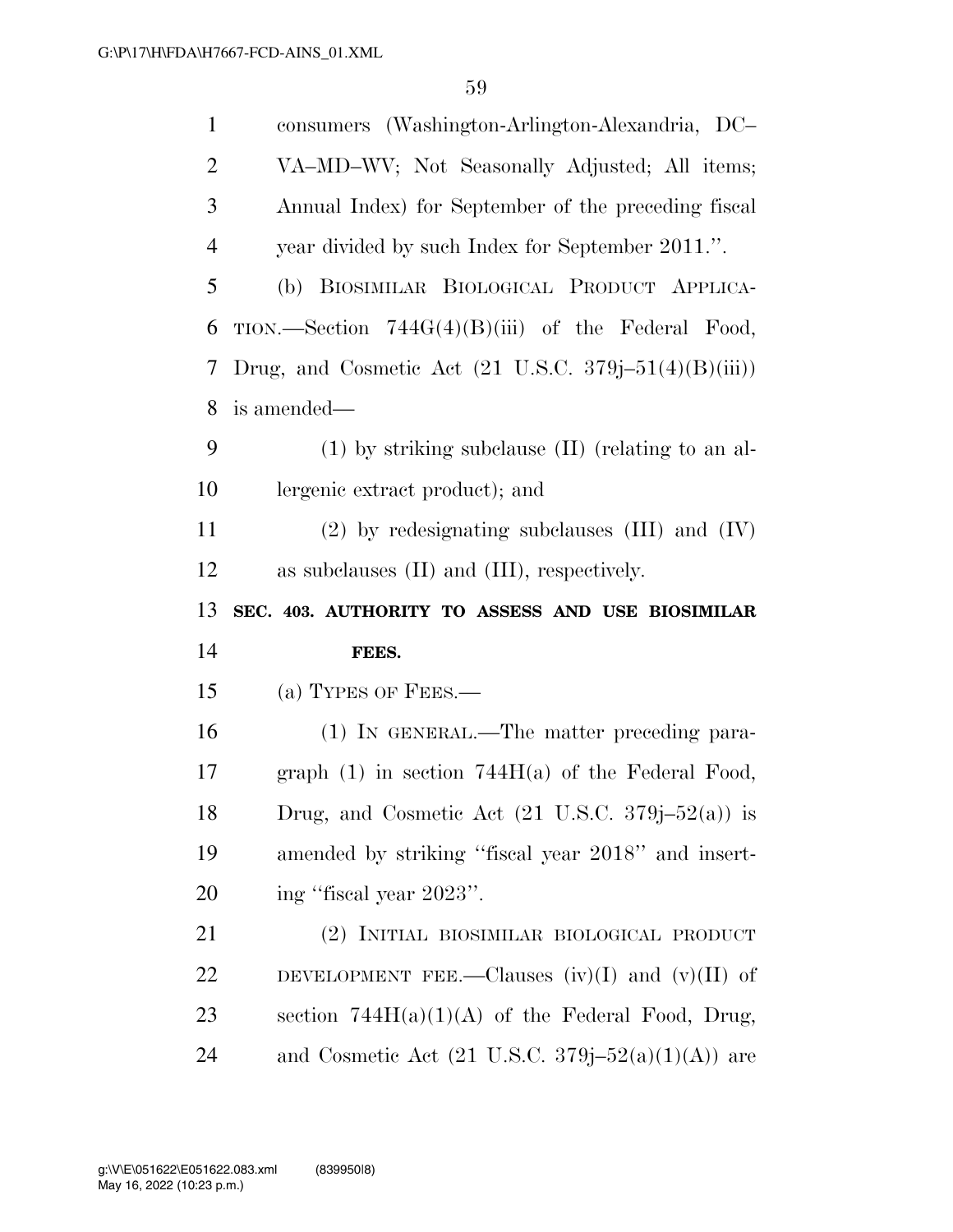consumers (Washington-Arlington-Alexandria, DC–VA–MD–WV; Not Seasonally Adjusted; All items; Annual Index) for September of the preceding fiscal year divided by such Index for September 2011.''.

(b) BIOSIMILAR BIOLOGICAL PRODUCT APPLICATION.—Section 744G(4)(B)(iii) of the Federal Food, Drug, and Cosmetic Act (21 U.S.C. 379j–51(4)(B)(iii)) is amended—

(1) by striking subclause (II) (relating to an allergenic extract product); and

(2) by redesignating subclauses (III) and (IV) as subclauses (II) and (III), respectively.

**SEC. 403. AUTHORITY TO ASSESS AND USE BIOSIMILAR FEES.**

(a) TYPES OF FEES.—

(1) IN GENERAL.—The matter preceding paragraph (1) in section 744H(a) of the Federal Food, Drug, and Cosmetic Act (21 U.S.C. 379j–52(a)) is amended by striking ''fiscal year 2018'' and inserting ''fiscal year 2023''.

(2) INITIAL BIOSIMILAR BIOLOGICAL PRODUCT DEVELOPMENT FEE.—Clauses (iv)(I) and (v)(II) of section 744H(a)(1)(A) of the Federal Food, Drug, and Cosmetic Act (21 U.S.C. 379j–52(a)(1)(A)) are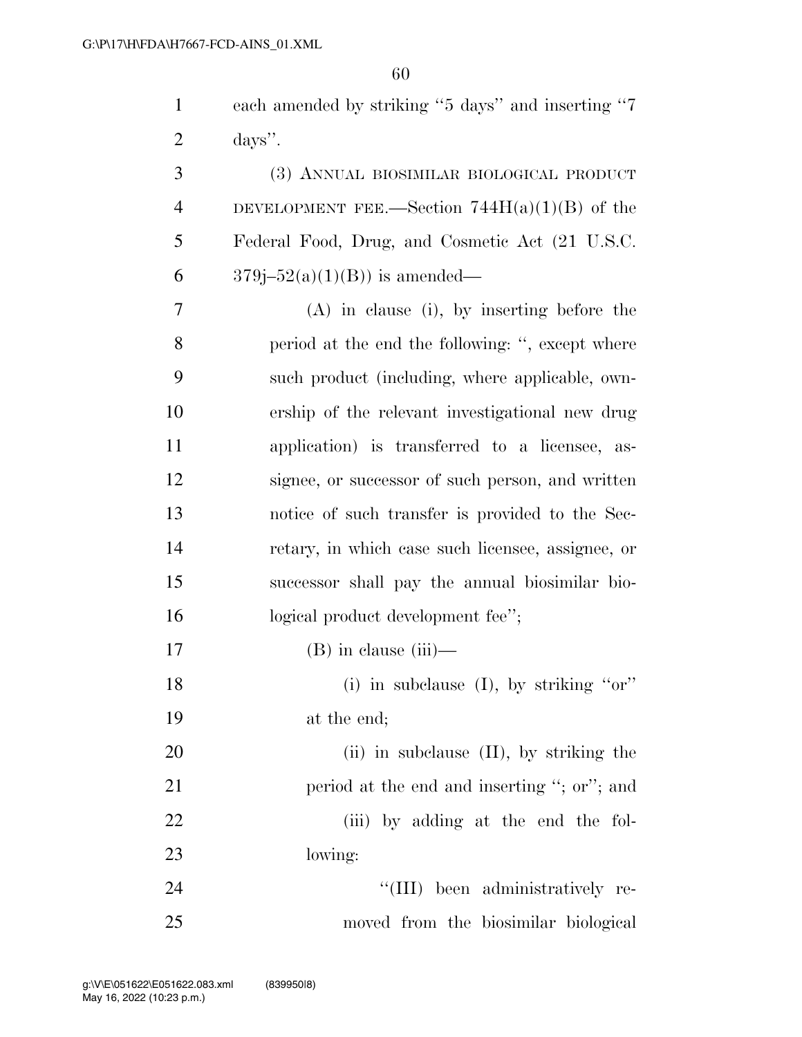each amended by striking "5 days" and inserting "7 days".

(3) ANNUAL BIOSIMILAR BIOLOGICAL PRODUCT DEVELOPMENT FEE.—Section 744H(a)(1)(B) of the Federal Food, Drug, and Cosmetic Act (21 U.S.C. 379j–52(a)(1)(B)) is amended—

(A) in clause (i), by inserting before the period at the end the following: ", except where such product (including, where applicable, ownership of the relevant investigational new drug application) is transferred to a licensee, assignee, or successor of such person, and written notice of such transfer is provided to the Secretary, in which case such licensee, assignee, or successor shall pay the annual biosimilar biological product development fee";

(B) in clause (iii)—

(i) in subclause (I), by striking "or" at the end;

(ii) in subclause (II), by striking the period at the end and inserting "; or"; and

(iii) by adding at the end the following:

"(III) been administratively removed from the biosimilar biological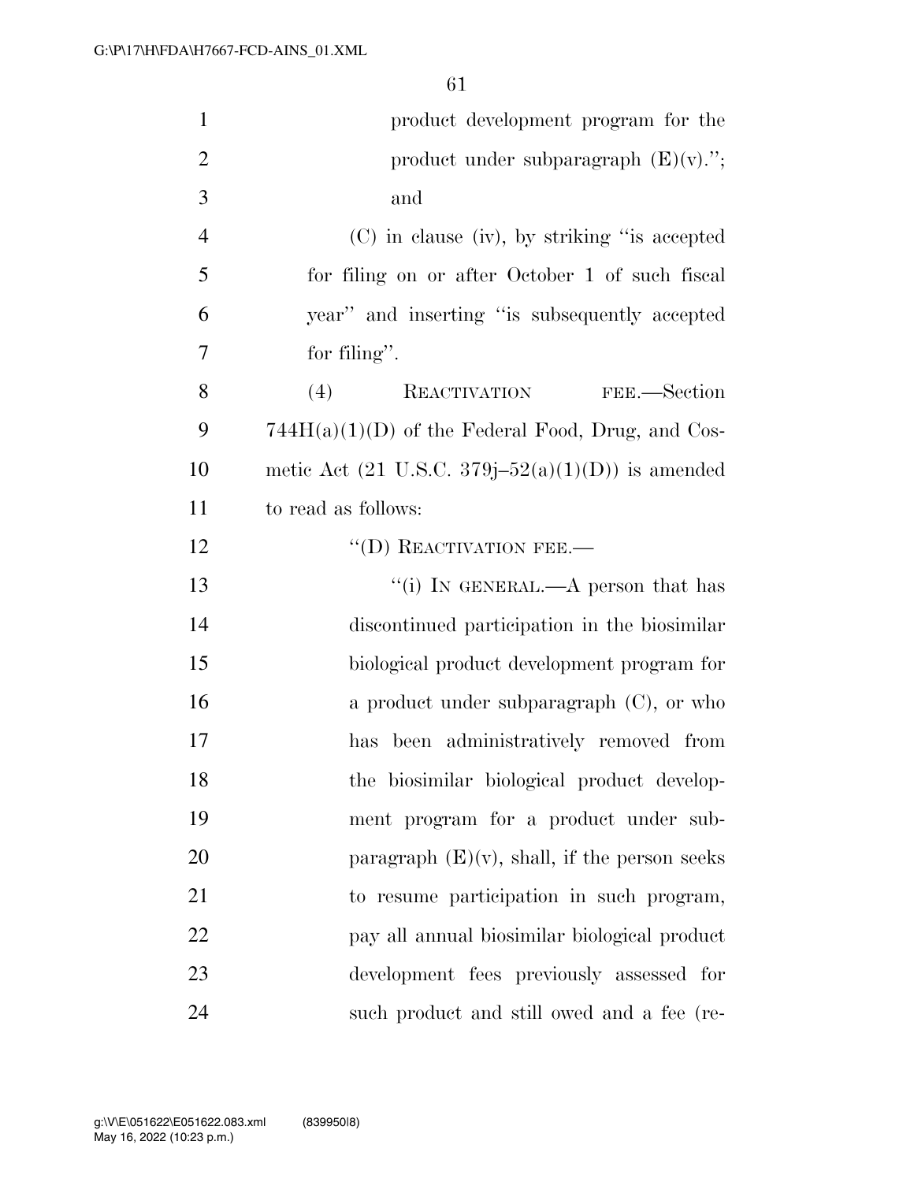product development program for the product under subparagraph (E)(v).''; and

(C) in clause (iv), by striking ''is accepted for filing on or after October 1 of such fiscal year'' and inserting ''is subsequently accepted for filing''.

(4) REACTIVATION FEE.—Section 744H(a)(1)(D) of the Federal Food, Drug, and Cosmetic Act (21 U.S.C. 379j–52(a)(1)(D)) is amended to read as follows:

''(D) REACTIVATION FEE.—

''(i) IN GENERAL.—A person that has discontinued participation in the biosimilar biological product development program for a product under subparagraph (C), or who has been administratively removed from the biosimilar biological product development program for a product under subparagraph (E)(v), shall, if the person seeks to resume participation in such program, pay all annual biosimilar biological product development fees previously assessed for such product and still owed and a fee (re-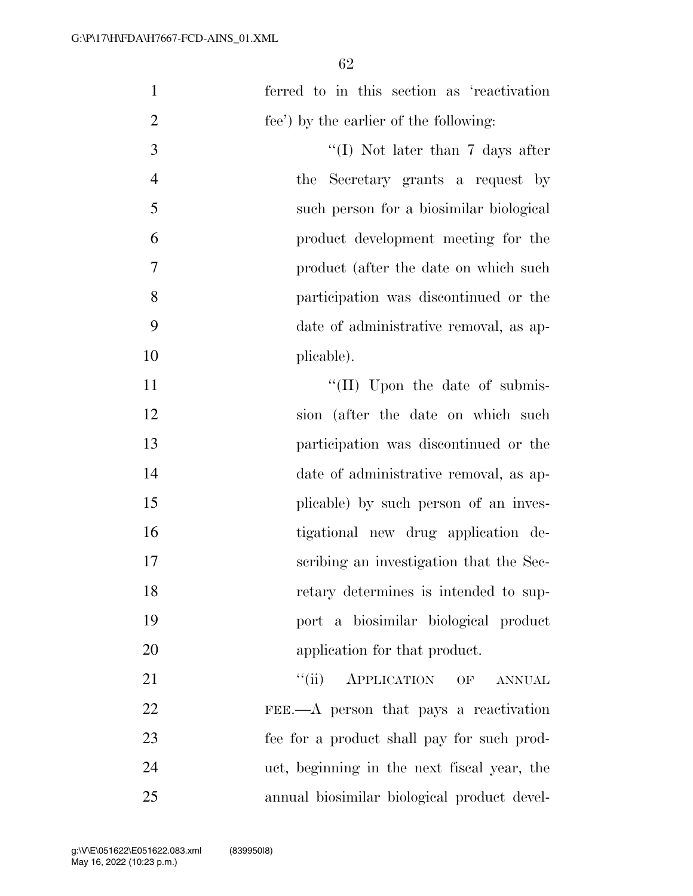ferred to in this section as 'reactivation fee') by the earlier of the following:

"(I) Not later than 7 days after the Secretary grants a request by such person for a biosimilar biological product development meeting for the product (after the date on which such participation was discontinued or the date of administrative removal, as applicable).

"(II) Upon the date of submission (after the date on which such participation was discontinued or the date of administrative removal, as applicable) by such person of an investigational new drug application describing an investigation that the Secretary determines is intended to support a biosimilar biological product application for that product.

"(ii) APPLICATION OF ANNUAL FEE.—A person that pays a reactivation fee for a product shall pay for such product, beginning in the next fiscal year, the annual biosimilar biological product devel-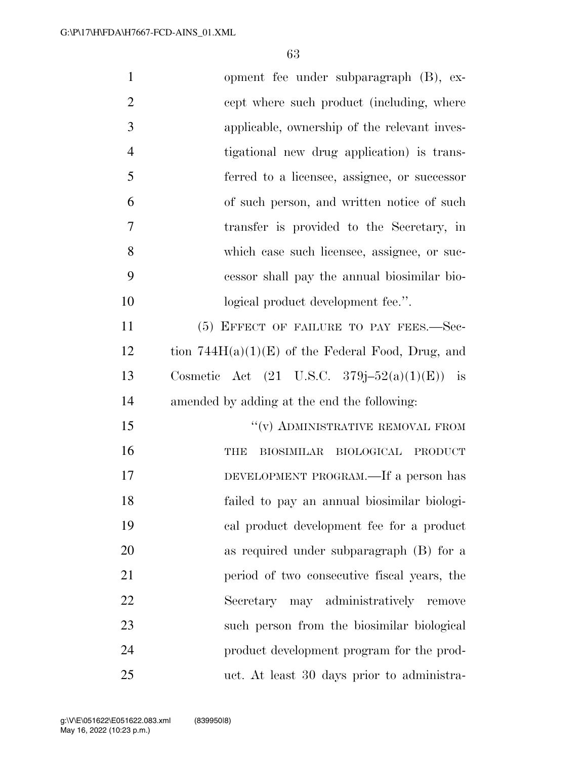opment fee under subparagraph (B), except where such product (including, where applicable, ownership of the relevant investigational new drug application) is transferred to a licensee, assignee, or successor of such person, and written notice of such transfer is provided to the Secretary, in which case such licensee, assignee, or successor shall pay the annual biosimilar biological product development fee.''.

(5) EFFECT OF FAILURE TO PAY FEES.—Section 744H(a)(1)(E) of the Federal Food, Drug, and Cosmetic Act (21 U.S.C. 379j–52(a)(1)(E)) is amended by adding at the end the following:

''(v) ADMINISTRATIVE REMOVAL FROM THE BIOSIMILAR BIOLOGICAL PRODUCT DEVELOPMENT PROGRAM.—If a person has failed to pay an annual biosimilar biological product development fee for a product as required under subparagraph (B) for a period of two consecutive fiscal years, the Secretary may administratively remove such person from the biosimilar biological product development program for the product. At least 30 days prior to administra-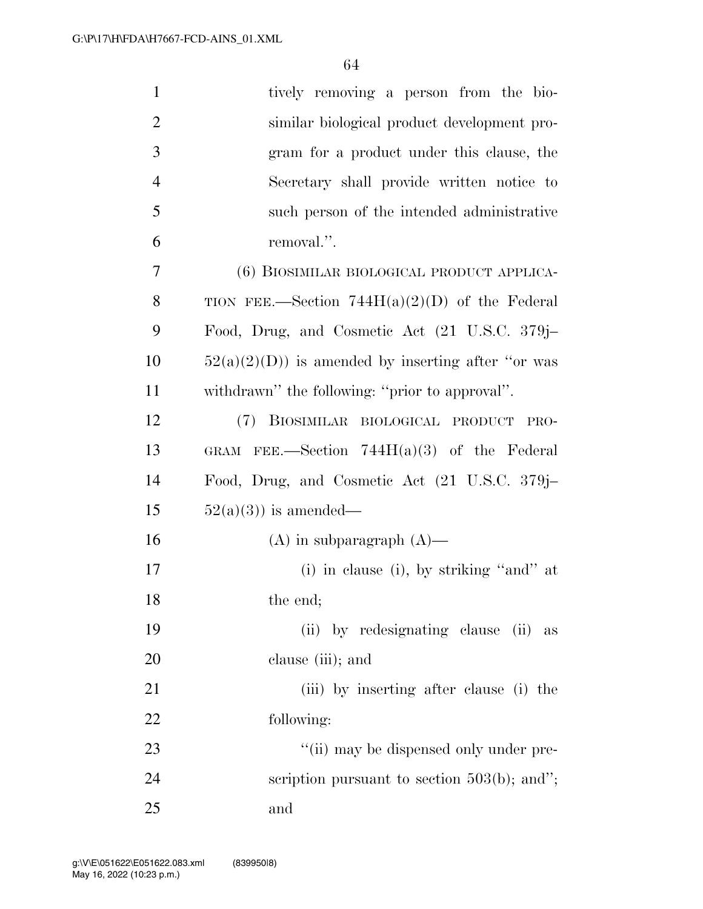tively removing a person from the biosimilar biological product development program for a product under this clause, the Secretary shall provide written notice to such person of the intended administrative removal.''.

(6) BIOSIMILAR BIOLOGICAL PRODUCT APPLICATION FEE.—Section 744H(a)(2)(D) of the Federal Food, Drug, and Cosmetic Act (21 U.S.C. 379j–52(a)(2)(D)) is amended by inserting after ''or was withdrawn'' the following: ''prior to approval''.

(7) BIOSIMILAR BIOLOGICAL PRODUCT PROGRAM FEE.—Section 744H(a)(3) of the Federal Food, Drug, and Cosmetic Act (21 U.S.C. 379j–52(a)(3)) is amended—

(A) in subparagraph (A)—

(i) in clause (i), by striking ''and'' at the end;

(ii) by redesignating clause (ii) as clause (iii); and

(iii) by inserting after clause (i) the following:

''(ii) may be dispensed only under prescription pursuant to section 503(b); and''; and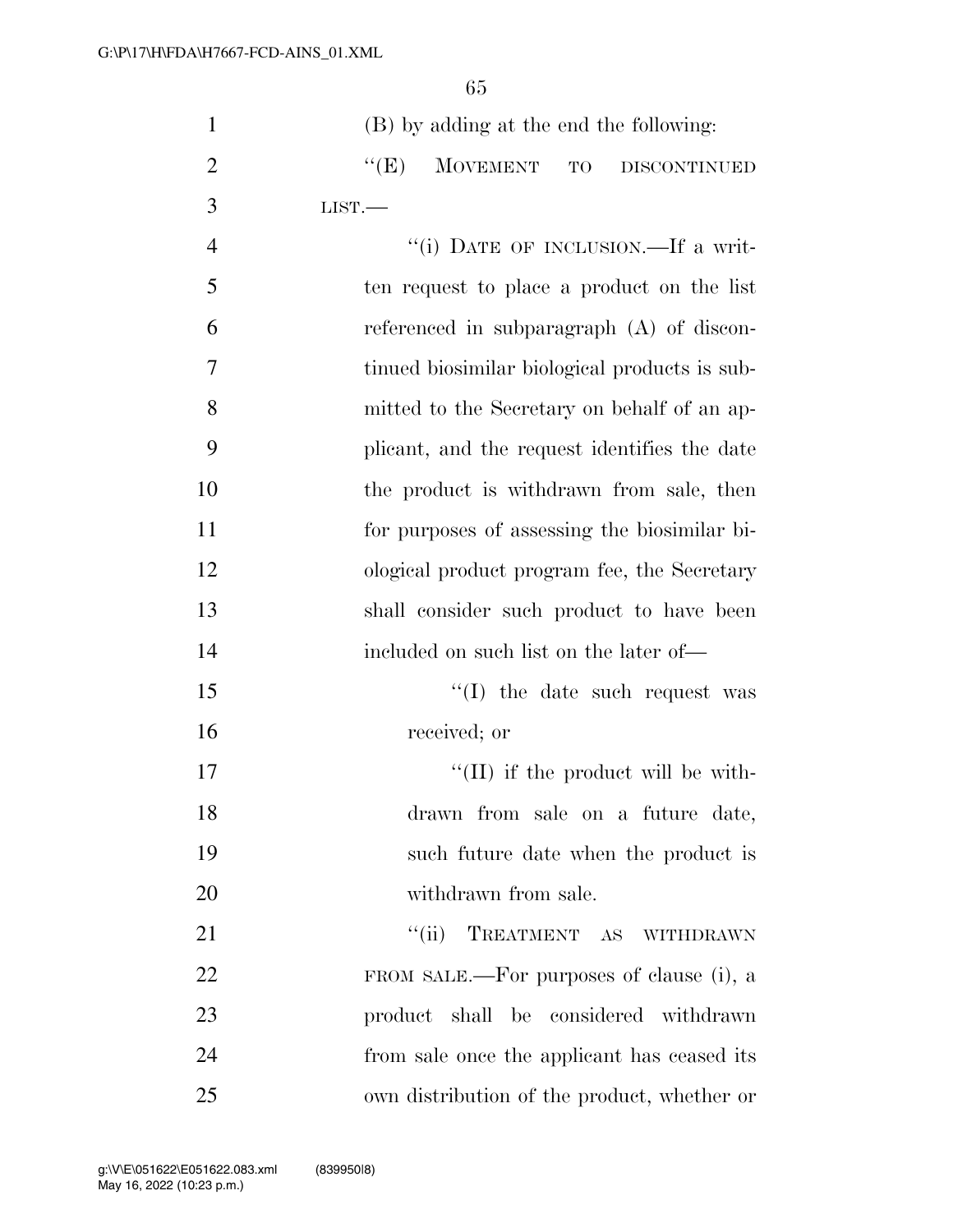(B) by adding at the end the following:

"(E) MOVEMENT TO DISCONTINUED LIST.—

"(i) DATE OF INCLUSION.—If a written request to place a product on the list referenced in subparagraph (A) of discontinued biosimilar biological products is submitted to the Secretary on behalf of an applicant, and the request identifies the date the product is withdrawn from sale, then for purposes of assessing the biosimilar biological product program fee, the Secretary shall consider such product to have been included on such list on the later of—

"(I) the date such request was received; or

"(II) if the product will be withdrawn from sale on a future date, such future date when the product is withdrawn from sale.

"(ii) TREATMENT AS WITHDRAWN FROM SALE.—For purposes of clause (i), a product shall be considered withdrawn from sale once the applicant has ceased its own distribution of the product, whether or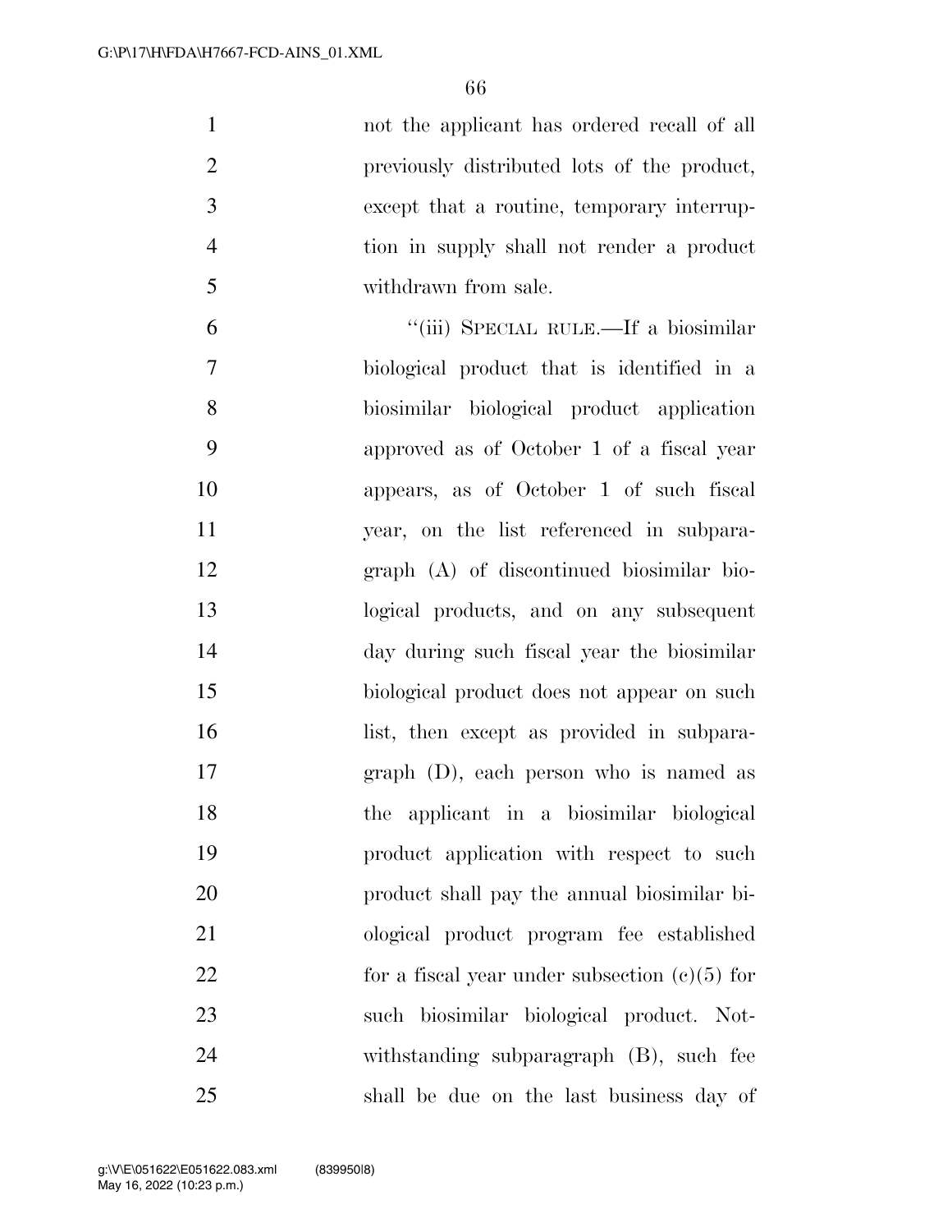not the applicant has ordered recall of all previously distributed lots of the product, except that a routine, temporary interruption in supply shall not render a product withdrawn from sale.

"(iii) SPECIAL RULE.—If a biosimilar biological product that is identified in a biosimilar biological product application approved as of October 1 of a fiscal year appears, as of October 1 of such fiscal year, on the list referenced in subparagraph (A) of discontinued biosimilar biological products, and on any subsequent day during such fiscal year the biosimilar biological product does not appear on such list, then except as provided in subparagraph (D), each person who is named as the applicant in a biosimilar biological product application with respect to such product shall pay the annual biosimilar biological product program fee established for a fiscal year under subsection (c)(5) for such biosimilar biological product. Notwithstanding subparagraph (B), such fee shall be due on the last business day of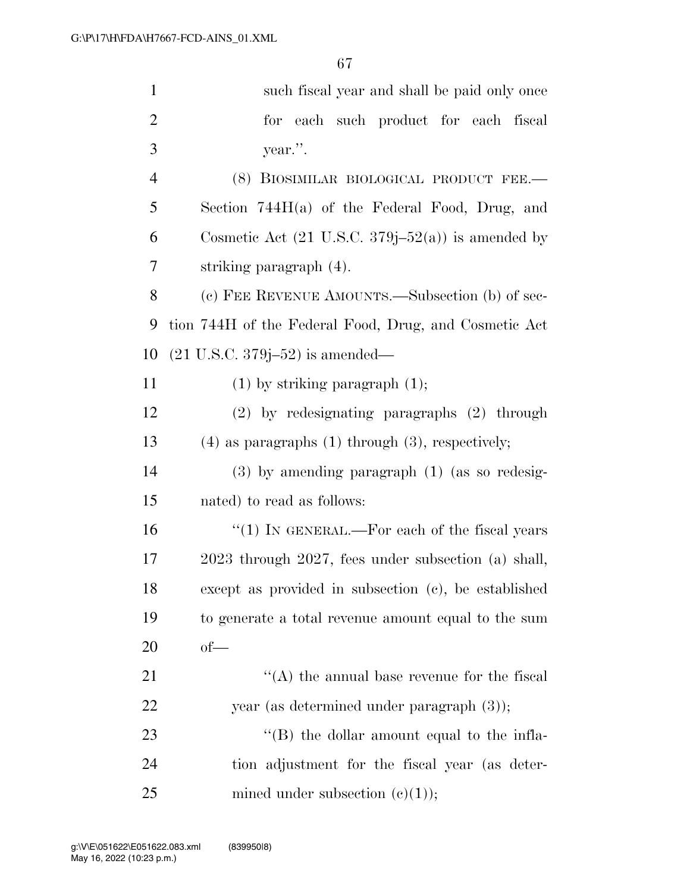such fiscal year and shall be paid only once for each such product for each fiscal year.''.

(8) BIOSIMILAR BIOLOGICAL PRODUCT FEE.—Section 744H(a) of the Federal Food, Drug, and Cosmetic Act (21 U.S.C. 379j–52(a)) is amended by striking paragraph (4).

(c) FEE REVENUE AMOUNTS.—Subsection (b) of section 744H of the Federal Food, Drug, and Cosmetic Act (21 U.S.C. 379j–52) is amended—

(1) by striking paragraph (1);

(2) by redesignating paragraphs (2) through (4) as paragraphs (1) through (3), respectively;

(3) by amending paragraph (1) (as so redesignated) to read as follows:

''(1) IN GENERAL.—For each of the fiscal years 2023 through 2027, fees under subsection (a) shall, except as provided in subsection (c), be established to generate a total revenue amount equal to the sum of—

''(A) the annual base revenue for the fiscal year (as determined under paragraph (3));

''(B) the dollar amount equal to the inflation adjustment for the fiscal year (as determined under subsection (c)(1));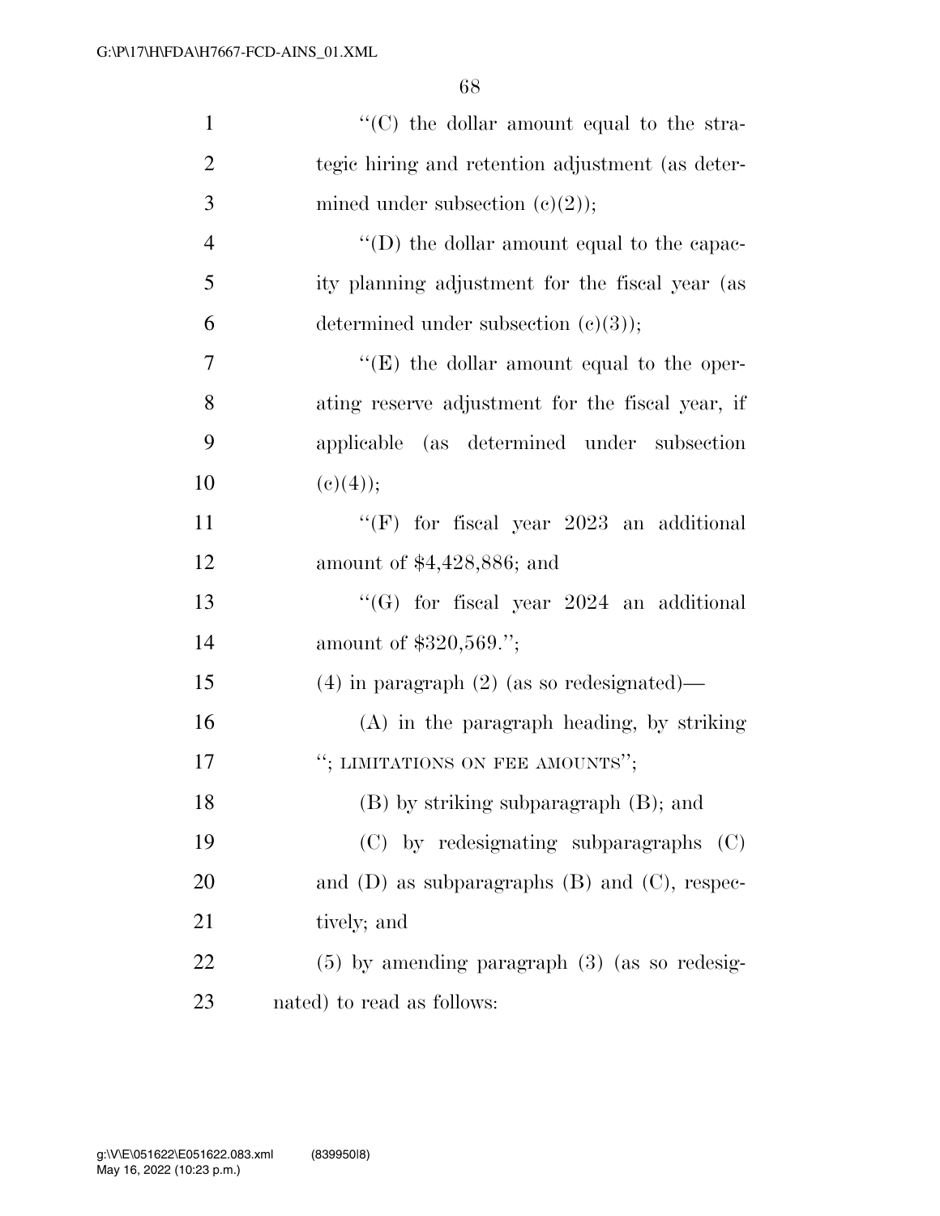''(C) the dollar amount equal to the strategic hiring and retention adjustment (as determined under subsection (c)(2));

''(D) the dollar amount equal to the capacity planning adjustment for the fiscal year (as determined under subsection (c)(3));

''(E) the dollar amount equal to the operating reserve adjustment for the fiscal year, if applicable (as determined under subsection (c)(4));

''(F) for fiscal year 2023 an additional amount of $4,428,886; and

''(G) for fiscal year 2024 an additional amount of $320,569.'';

(4) in paragraph (2) (as so redesignated)—

(A) in the paragraph heading, by striking ''; LIMITATIONS ON FEE AMOUNTS'';

(B) by striking subparagraph (B); and

(C) by redesignating subparagraphs (C) and (D) as subparagraphs (B) and (C), respectively; and

(5) by amending paragraph (3) (as so redesignated) to read as follows: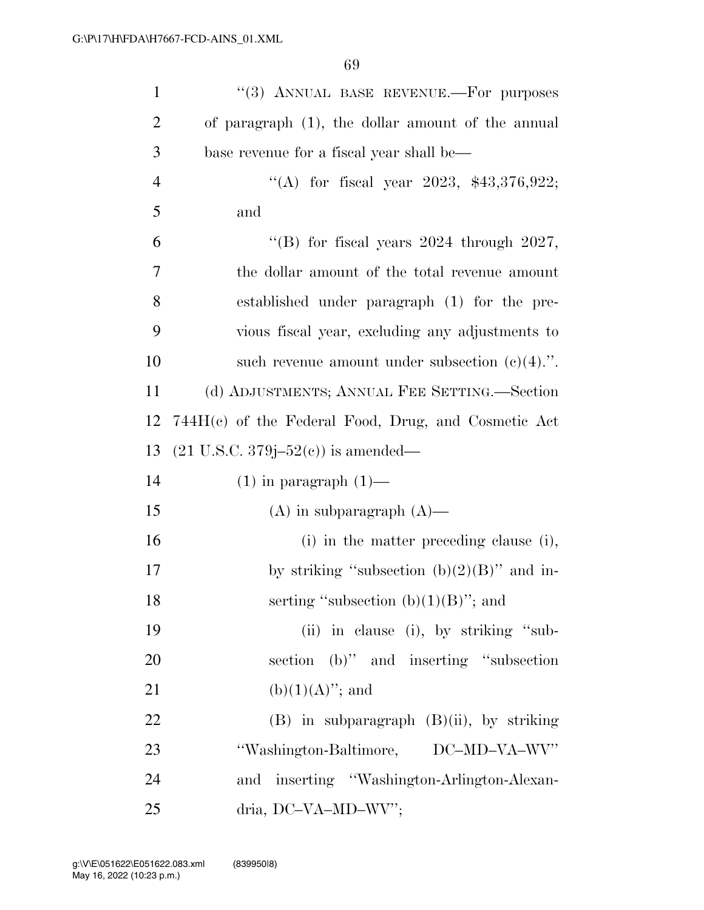"(3) ANNUAL BASE REVENUE.—For purposes of paragraph (1), the dollar amount of the annual base revenue for a fiscal year shall be—

"(A) for fiscal year 2023, $43,376,922; and

"(B) for fiscal years 2024 through 2027, the dollar amount of the total revenue amount established under paragraph (1) for the previous fiscal year, excluding any adjustments to such revenue amount under subsection (c)(4).".

(d) ADJUSTMENTS; ANNUAL FEE SETTING.—Section 744H(c) of the Federal Food, Drug, and Cosmetic Act (21 U.S.C. 379j–52(c)) is amended—

(1) in paragraph (1)—

(A) in subparagraph (A)—

(i) in the matter preceding clause (i), by striking "subsection (b)(2)(B)" and inserting "subsection (b)(1)(B)"; and

(ii) in clause (i), by striking "subsection (b)" and inserting "subsection (b)(1)(A)"; and

(B) in subparagraph (B)(ii), by striking "Washington-Baltimore, DC–MD–VA–WV" and inserting "Washington-Arlington-Alexandria, DC–VA–MD–WV";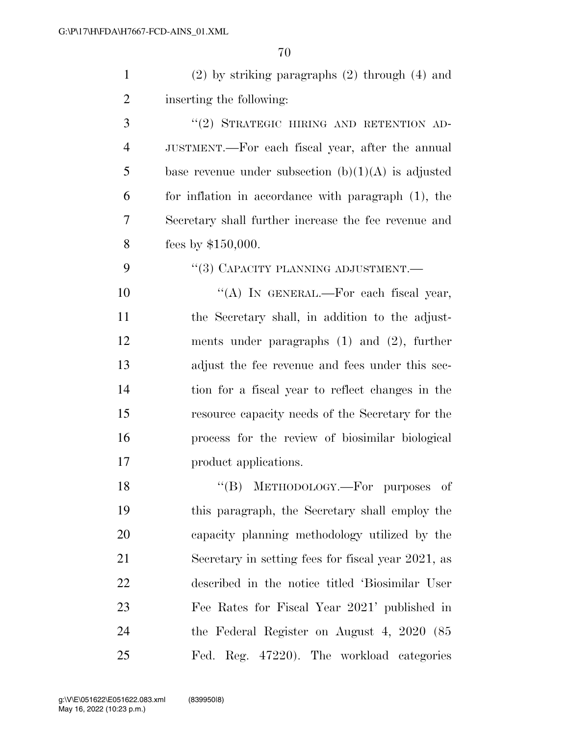(2) by striking paragraphs (2) through (4) and inserting the following:

"(2) STRATEGIC HIRING AND RETENTION ADJUSTMENT.—For each fiscal year, after the annual base revenue under subsection (b)(1)(A) is adjusted for inflation in accordance with paragraph (1), the Secretary shall further increase the fee revenue and fees by $150,000.

"(3) CAPACITY PLANNING ADJUSTMENT.—

"(A) IN GENERAL.—For each fiscal year, the Secretary shall, in addition to the adjustments under paragraphs (1) and (2), further adjust the fee revenue and fees under this section for a fiscal year to reflect changes in the resource capacity needs of the Secretary for the process for the review of biosimilar biological product applications.

"(B) METHODOLOGY.—For purposes of this paragraph, the Secretary shall employ the capacity planning methodology utilized by the Secretary in setting fees for fiscal year 2021, as described in the notice titled 'Biosimilar User Fee Rates for Fiscal Year 2021' published in the Federal Register on August 4, 2020 (85 Fed. Reg. 47220). The workload categories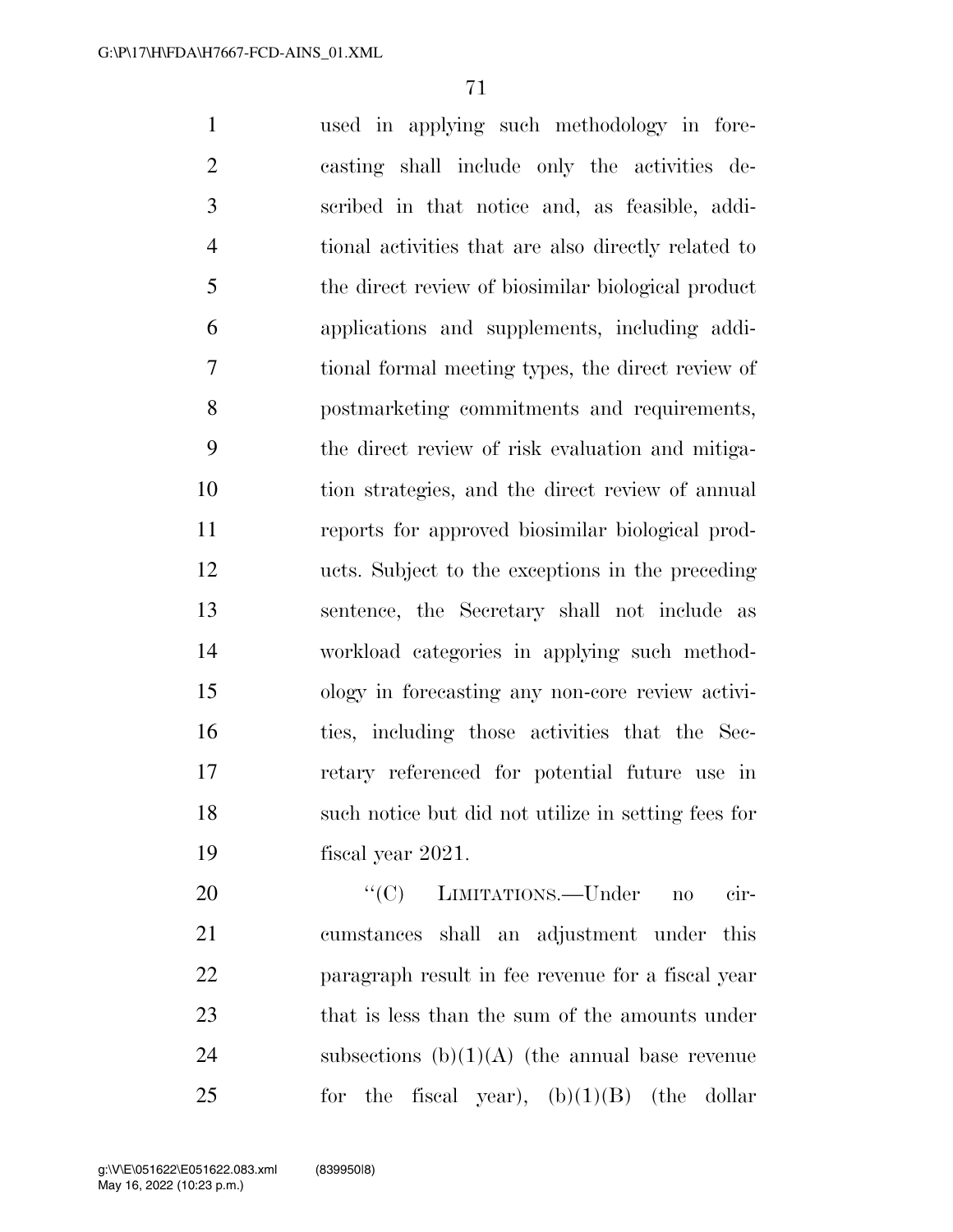used in applying such methodology in forecasting shall include only the activities described in that notice and, as feasible, additional activities that are also directly related to the direct review of biosimilar biological product applications and supplements, including additional formal meeting types, the direct review of postmarketing commitments and requirements, the direct review of risk evaluation and mitigation strategies, and the direct review of annual reports for approved biosimilar biological products. Subject to the exceptions in the preceding sentence, the Secretary shall not include as workload categories in applying such methodology in forecasting any non-core review activities, including those activities that the Secretary referenced for potential future use in such notice but did not utilize in setting fees for fiscal year 2021.

"(C) LIMITATIONS.—Under no circumstances shall an adjustment under this paragraph result in fee revenue for a fiscal year that is less than the sum of the amounts under subsections (b)(1)(A) (the annual base revenue for the fiscal year), (b)(1)(B) (the dollar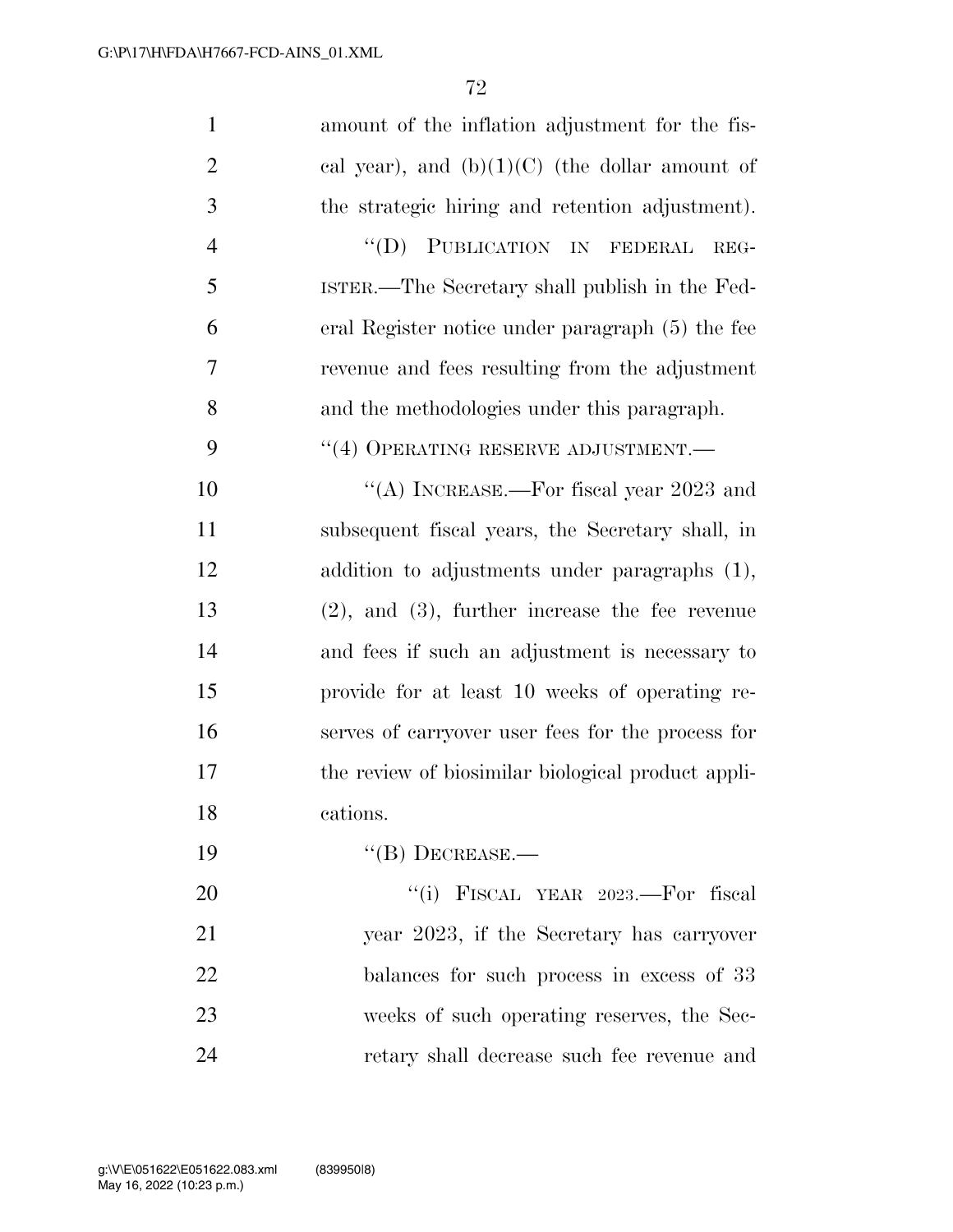amount of the inflation adjustment for the fiscal year), and (b)(1)(C) (the dollar amount of the strategic hiring and retention adjustment).

"(D) PUBLICATION IN FEDERAL REGISTER.—The Secretary shall publish in the Federal Register notice under paragraph (5) the fee revenue and fees resulting from the adjustment and the methodologies under this paragraph.

"(4) OPERATING RESERVE ADJUSTMENT.—

"(A) INCREASE.—For fiscal year 2023 and subsequent fiscal years, the Secretary shall, in addition to adjustments under paragraphs (1), (2), and (3), further increase the fee revenue and fees if such an adjustment is necessary to provide for at least 10 weeks of operating reserves of carryover user fees for the process for the review of biosimilar biological product applications.

"(B) DECREASE.—

"(i) FISCAL YEAR 2023.—For fiscal year 2023, if the Secretary has carryover balances for such process in excess of 33 weeks of such operating reserves, the Secretary shall decrease such fee revenue and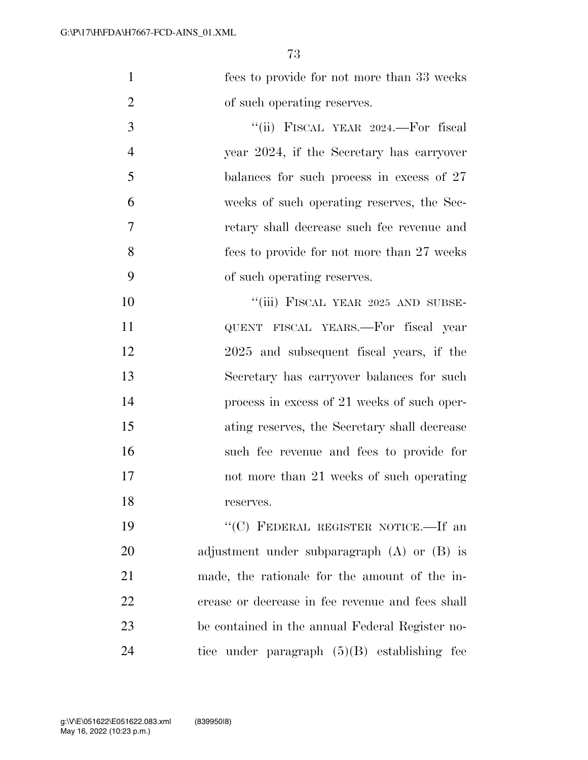fees to provide for not more than 33 weeks of such operating reserves.

"(ii) FISCAL YEAR 2024.—For fiscal year 2024, if the Secretary has carryover balances for such process in excess of 27 weeks of such operating reserves, the Secretary shall decrease such fee revenue and fees to provide for not more than 27 weeks of such operating reserves.

"(iii) FISCAL YEAR 2025 AND SUBSEQUENT FISCAL YEARS.—For fiscal year 2025 and subsequent fiscal years, if the Secretary has carryover balances for such process in excess of 21 weeks of such operating reserves, the Secretary shall decrease such fee revenue and fees to provide for not more than 21 weeks of such operating reserves.

"(C) FEDERAL REGISTER NOTICE.—If an adjustment under subparagraph (A) or (B) is made, the rationale for the amount of the increase or decrease in fee revenue and fees shall be contained in the annual Federal Register notice under paragraph (5)(B) establishing fee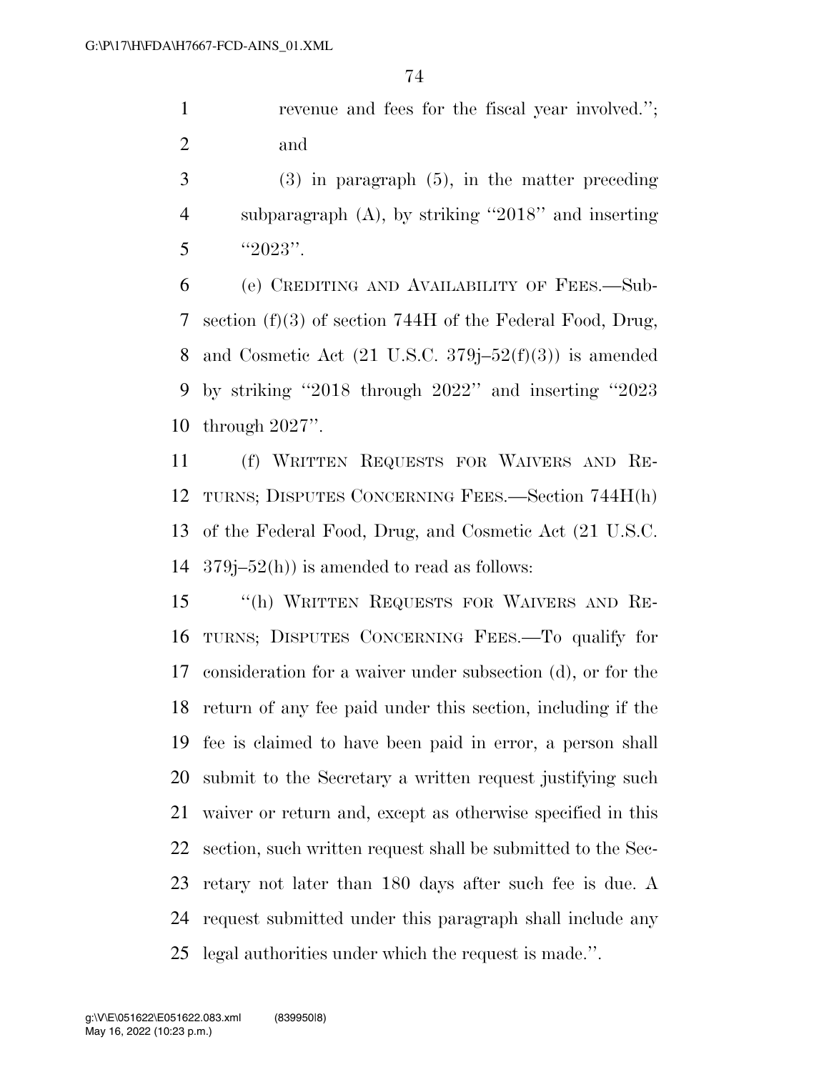revenue and fees for the fiscal year involved.''; and

(3) in paragraph (5), in the matter preceding subparagraph (A), by striking ''2018'' and inserting ''2023''.

(e) CREDITING AND AVAILABILITY OF FEES.—Subsection (f)(3) of section 744H of the Federal Food, Drug, and Cosmetic Act (21 U.S.C. 379j–52(f)(3)) is amended by striking ''2018 through 2022'' and inserting ''2023 through 2027''.

(f) WRITTEN REQUESTS FOR WAIVERS AND RETURNS; DISPUTES CONCERNING FEES.—Section 744H(h) of the Federal Food, Drug, and Cosmetic Act (21 U.S.C. 379j–52(h)) is amended to read as follows:

''(h) WRITTEN REQUESTS FOR WAIVERS AND RETURNS; DISPUTES CONCERNING FEES.—To qualify for consideration for a waiver under subsection (d), or for the return of any fee paid under this section, including if the fee is claimed to have been paid in error, a person shall submit to the Secretary a written request justifying such waiver or return and, except as otherwise specified in this section, such written request shall be submitted to the Secretary not later than 180 days after such fee is due. A request submitted under this paragraph shall include any legal authorities under which the request is made.''.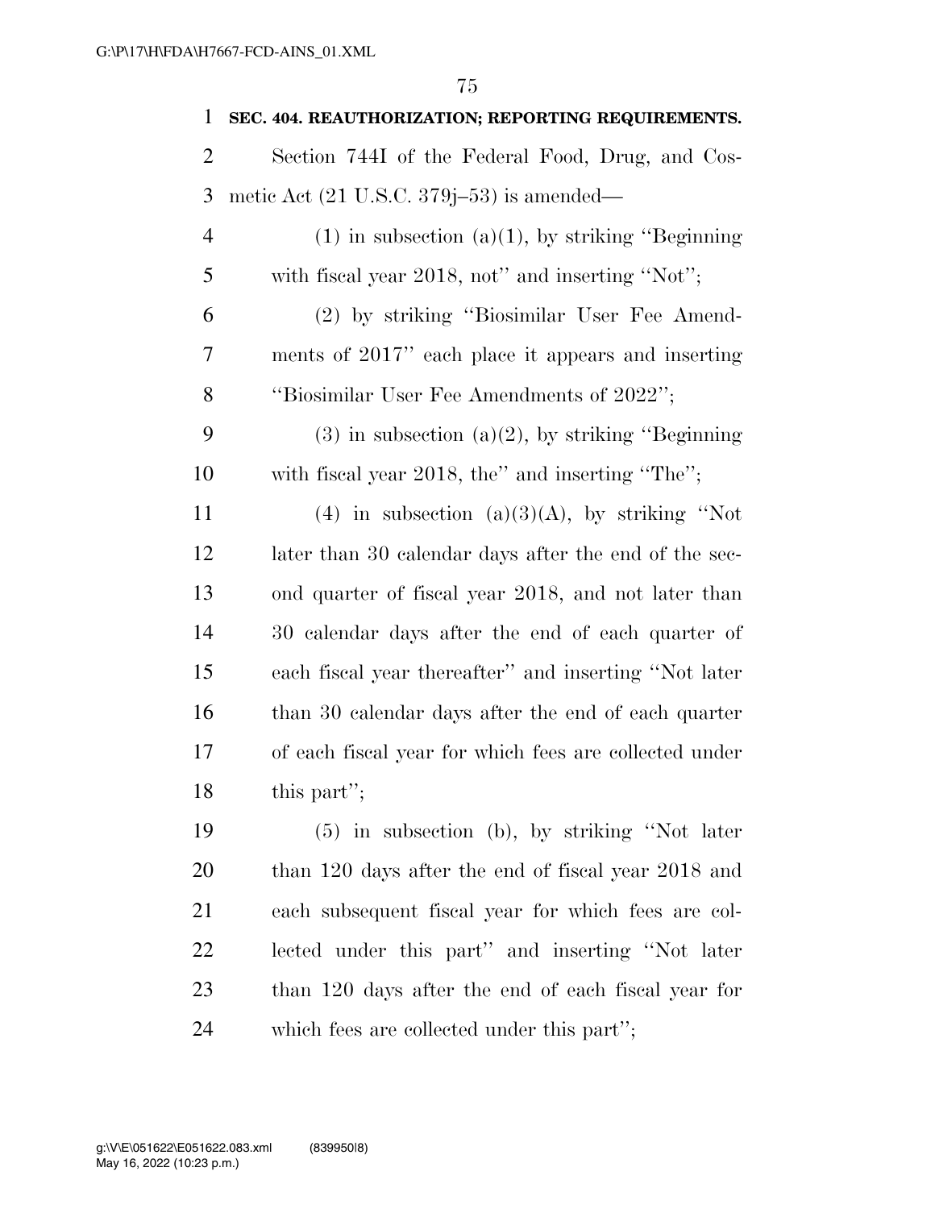**SEC. 404. REAUTHORIZATION; REPORTING REQUIREMENTS.**

Section 744I of the Federal Food, Drug, and Cosmetic Act (21 U.S.C. 379j–53) is amended—

(1) in subsection (a)(1), by striking "Beginning with fiscal year 2018, not" and inserting "Not";

(2) by striking "Biosimilar User Fee Amendments of 2017" each place it appears and inserting "Biosimilar User Fee Amendments of 2022";

(3) in subsection (a)(2), by striking "Beginning with fiscal year 2018, the" and inserting "The";

(4) in subsection (a)(3)(A), by striking "Not later than 30 calendar days after the end of the second quarter of fiscal year 2018, and not later than 30 calendar days after the end of each quarter of each fiscal year thereafter" and inserting "Not later than 30 calendar days after the end of each quarter of each fiscal year for which fees are collected under this part";

(5) in subsection (b), by striking "Not later than 120 days after the end of fiscal year 2018 and each subsequent fiscal year for which fees are collected under this part" and inserting "Not later than 120 days after the end of each fiscal year for which fees are collected under this part";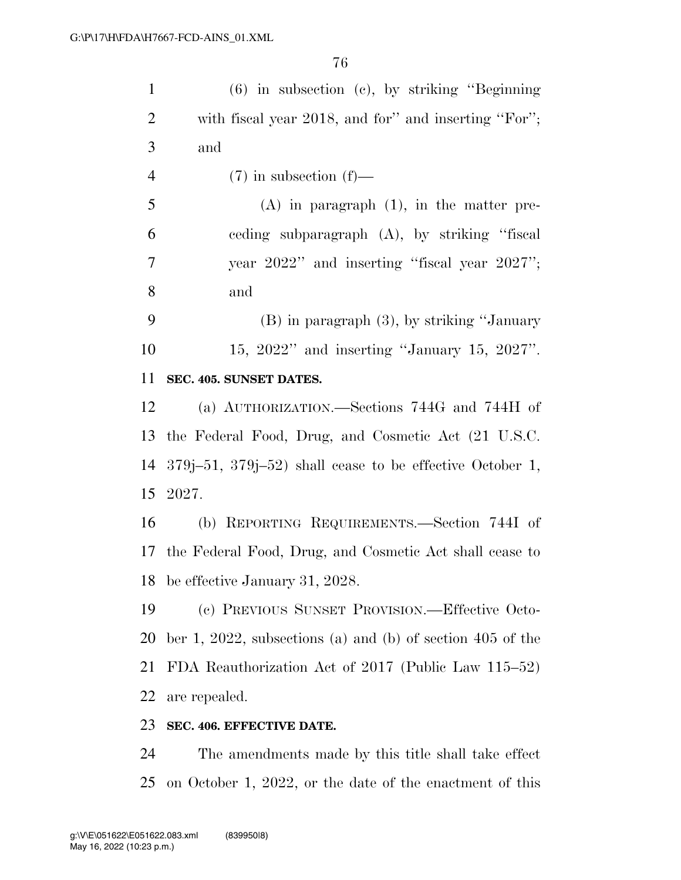(6) in subsection (c), by striking "Beginning with fiscal year 2018, and for" and inserting "For"; and

(7) in subsection (f)—

(A) in paragraph (1), in the matter preceding subparagraph (A), by striking "fiscal year 2022" and inserting "fiscal year 2027"; and

(B) in paragraph (3), by striking "January 15, 2022" and inserting "January 15, 2027".

**SEC. 405. SUNSET DATES.**

(a) AUTHORIZATION.—Sections 744G and 744H of the Federal Food, Drug, and Cosmetic Act (21 U.S.C. 379j–51, 379j–52) shall cease to be effective October 1, 2027.

(b) REPORTING REQUIREMENTS.—Section 744I of the Federal Food, Drug, and Cosmetic Act shall cease to be effective January 31, 2028.

(c) PREVIOUS SUNSET PROVISION.—Effective October 1, 2022, subsections (a) and (b) of section 405 of the FDA Reauthorization Act of 2017 (Public Law 115–52) are repealed.

**SEC. 406. EFFECTIVE DATE.**

The amendments made by this title shall take effect on October 1, 2022, or the date of the enactment of this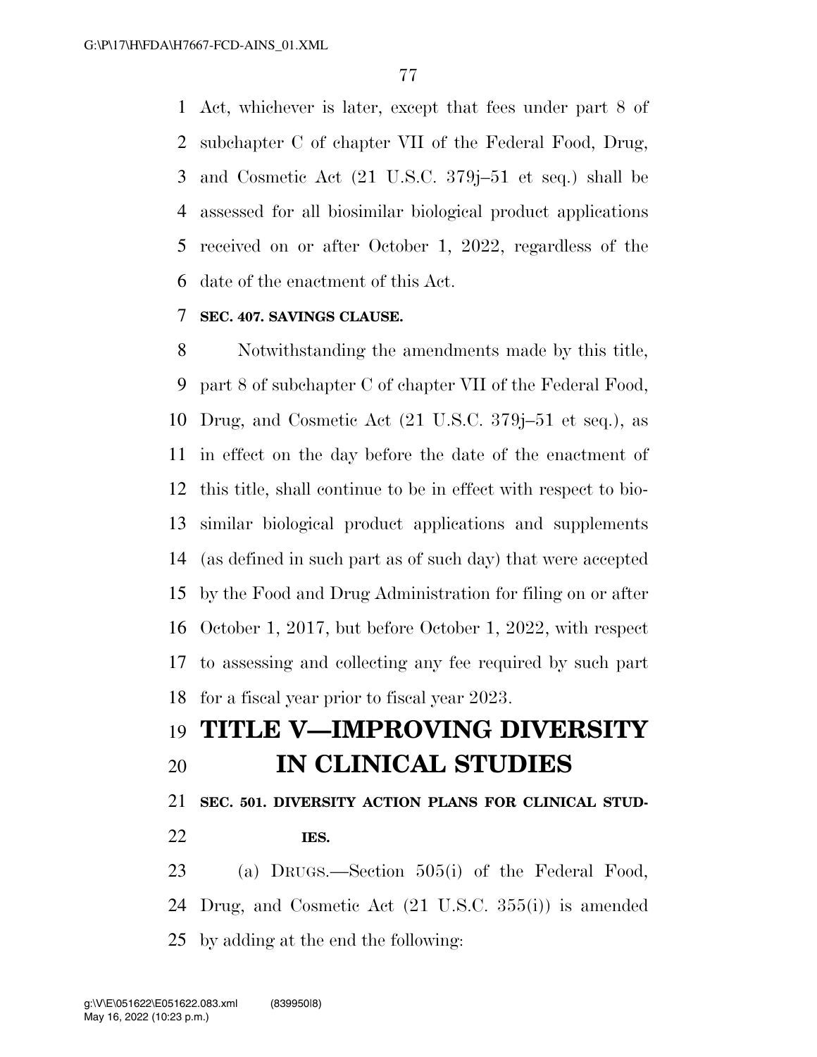Act, whichever is later, except that fees under part 8 of subchapter C of chapter VII of the Federal Food, Drug, and Cosmetic Act (21 U.S.C. 379j–51 et seq.) shall be assessed for all biosimilar biological product applications received on or after October 1, 2022, regardless of the date of the enactment of this Act.

**SEC. 407. SAVINGS CLAUSE.**

Notwithstanding the amendments made by this title, part 8 of subchapter C of chapter VII of the Federal Food, Drug, and Cosmetic Act (21 U.S.C. 379j–51 et seq.), as in effect on the day before the date of the enactment of this title, shall continue to be in effect with respect to biosimilar biological product applications and supplements (as defined in such part as of such day) that were accepted by the Food and Drug Administration for filing on or after October 1, 2017, but before October 1, 2022, with respect to assessing and collecting any fee required by such part for a fiscal year prior to fiscal year 2023.

# TITLE V—IMPROVING DIVERSITY IN CLINICAL STUDIES

**SEC. 501. DIVERSITY ACTION PLANS FOR CLINICAL STUDIES.**

(a) DRUGS.—Section 505(i) of the Federal Food, Drug, and Cosmetic Act (21 U.S.C. 355(i)) is amended by adding at the end the following: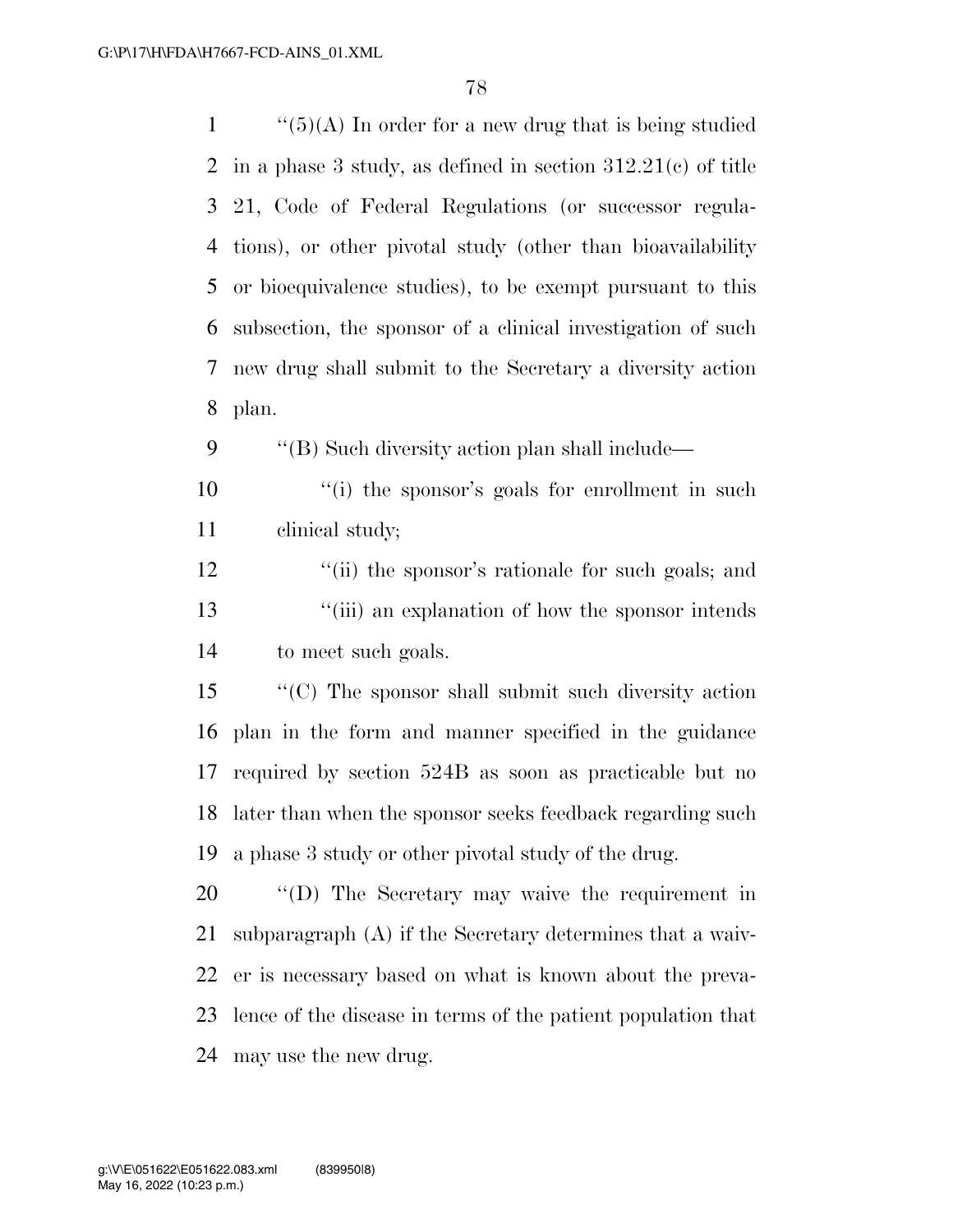''(5)(A) In order for a new drug that is being studied in a phase 3 study, as defined in section 312.21(c) of title 21, Code of Federal Regulations (or successor regulations), or other pivotal study (other than bioavailability or bioequivalence studies), to be exempt pursuant to this subsection, the sponsor of a clinical investigation of such new drug shall submit to the Secretary a diversity action plan.

''(B) Such diversity action plan shall include—

''(i) the sponsor's goals for enrollment in such clinical study;

''(ii) the sponsor's rationale for such goals; and

''(iii) an explanation of how the sponsor intends to meet such goals.

''(C) The sponsor shall submit such diversity action plan in the form and manner specified in the guidance required by section 524B as soon as practicable but no later than when the sponsor seeks feedback regarding such a phase 3 study or other pivotal study of the drug.

''(D) The Secretary may waive the requirement in subparagraph (A) if the Secretary determines that a waiver is necessary based on what is known about the prevalence of the disease in terms of the patient population that may use the new drug.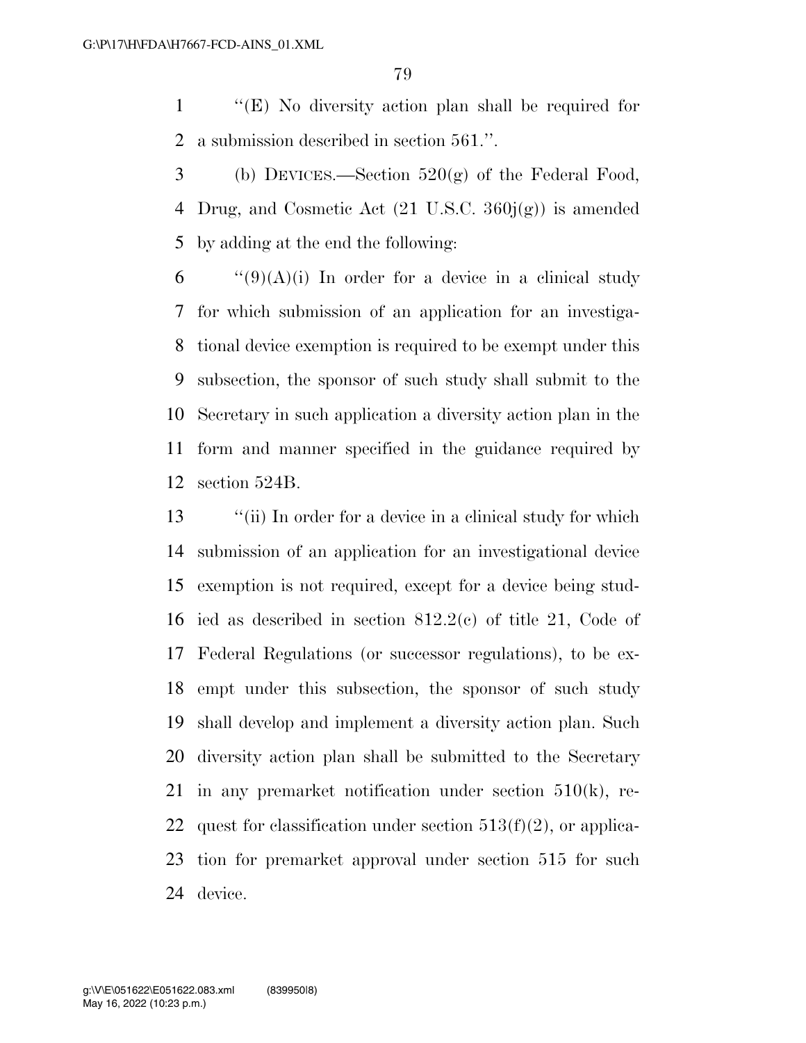''(E) No diversity action plan shall be required for a submission described in section 561.''.

(b) DEVICES.—Section 520(g) of the Federal Food, Drug, and Cosmetic Act (21 U.S.C. 360j(g)) is amended by adding at the end the following:

''(9)(A)(i) In order for a device in a clinical study for which submission of an application for an investigational device exemption is required to be exempt under this subsection, the sponsor of such study shall submit to the Secretary in such application a diversity action plan in the form and manner specified in the guidance required by section 524B.

''(ii) In order for a device in a clinical study for which submission of an application for an investigational device exemption is not required, except for a device being studied as described in section 812.2(c) of title 21, Code of Federal Regulations (or successor regulations), to be exempt under this subsection, the sponsor of such study shall develop and implement a diversity action plan. Such diversity action plan shall be submitted to the Secretary in any premarket notification under section 510(k), request for classification under section 513(f)(2), or application for premarket approval under section 515 for such device.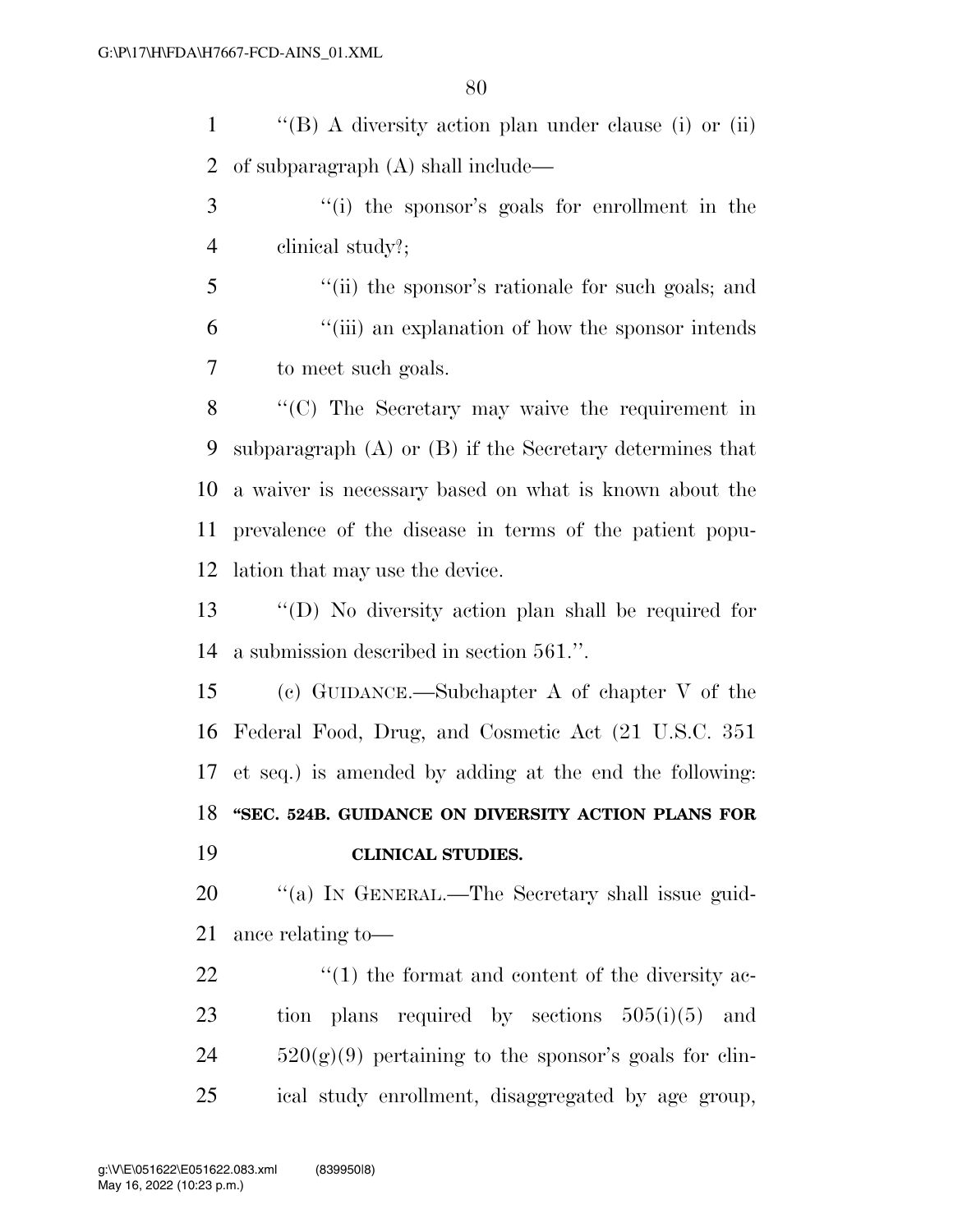"(B) A diversity action plan under clause (i) or (ii) of subparagraph (A) shall include—

"(i) the sponsor's goals for enrollment in the clinical study?;

"(ii) the sponsor's rationale for such goals; and

"(iii) an explanation of how the sponsor intends to meet such goals.

"(C) The Secretary may waive the requirement in subparagraph (A) or (B) if the Secretary determines that a waiver is necessary based on what is known about the prevalence of the disease in terms of the patient population that may use the device.

"(D) No diversity action plan shall be required for a submission described in section 561.".

(c) GUIDANCE.—Subchapter A of chapter V of the Federal Food, Drug, and Cosmetic Act (21 U.S.C. 351 et seq.) is amended by adding at the end the following:

**"SEC. 524B. GUIDANCE ON DIVERSITY ACTION PLANS FOR CLINICAL STUDIES.**

"(a) IN GENERAL.—The Secretary shall issue guidance relating to—

"(1) the format and content of the diversity action plans required by sections 505(i)(5) and 520(g)(9) pertaining to the sponsor's goals for clinical study enrollment, disaggregated by age group,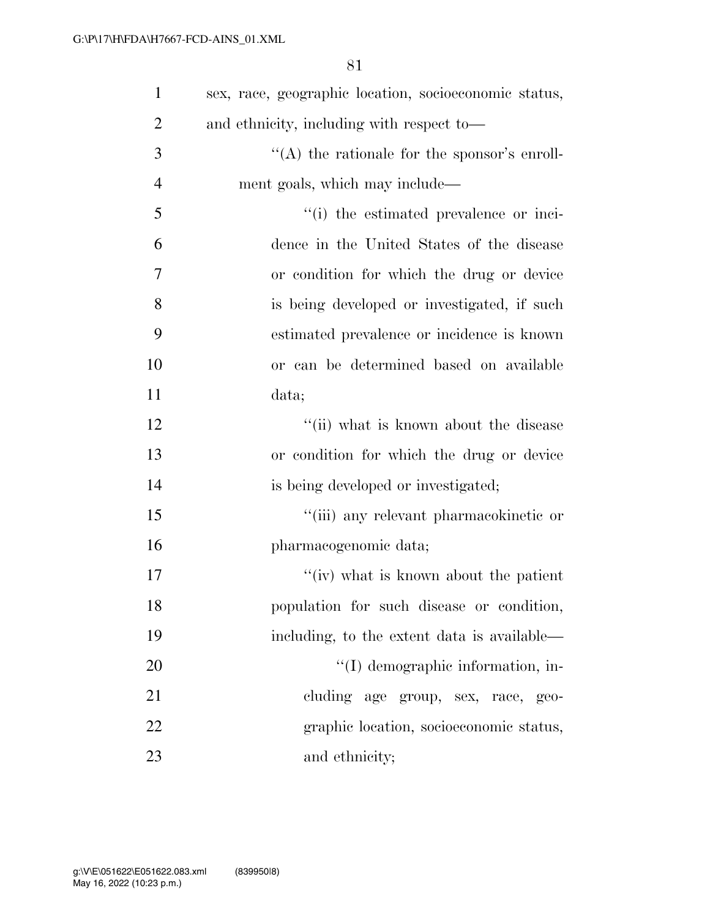sex, race, geographic location, socioeconomic status, and ethnicity, including with respect to—

''(A) the rationale for the sponsor's enrollment goals, which may include—

''(i) the estimated prevalence or incidence in the United States of the disease or condition for which the drug or device is being developed or investigated, if such estimated prevalence or incidence is known or can be determined based on available data;

''(ii) what is known about the disease or condition for which the drug or device is being developed or investigated;

''(iii) any relevant pharmacokinetic or pharmacogenomic data;

''(iv) what is known about the patient population for such disease or condition, including, to the extent data is available—

''(I) demographic information, including age group, sex, race, geographic location, socioeconomic status, and ethnicity;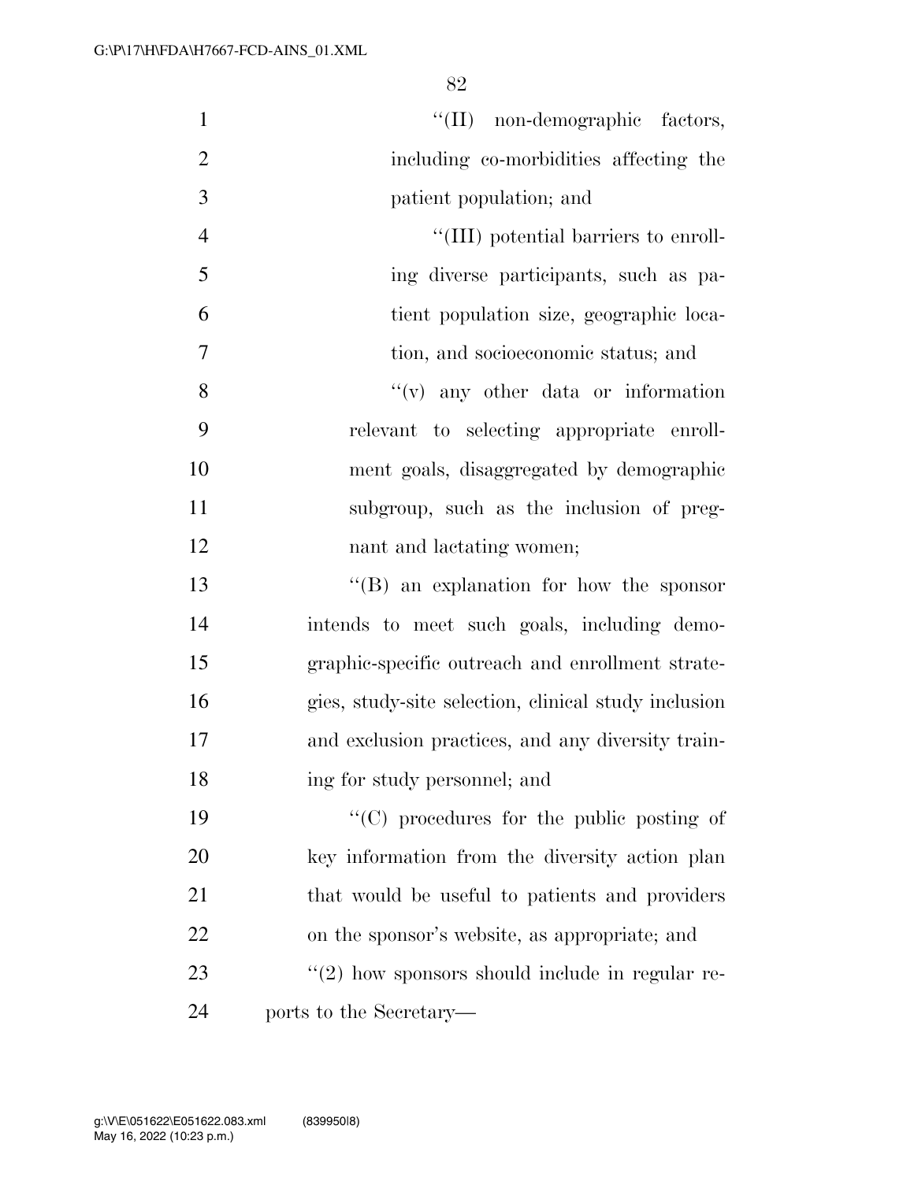"(II) non-demographic factors, including co-morbidities affecting the patient population; and

"(III) potential barriers to enrolling diverse participants, such as patient population size, geographic location, and socioeconomic status; and

"(v) any other data or information relevant to selecting appropriate enrollment goals, disaggregated by demographic subgroup, such as the inclusion of pregnant and lactating women;

"(B) an explanation for how the sponsor intends to meet such goals, including demographic-specific outreach and enrollment strategies, study-site selection, clinical study inclusion and exclusion practices, and any diversity training for study personnel; and

"(C) procedures for the public posting of key information from the diversity action plan that would be useful to patients and providers on the sponsor's website, as appropriate; and

"(2) how sponsors should include in regular reports to the Secretary—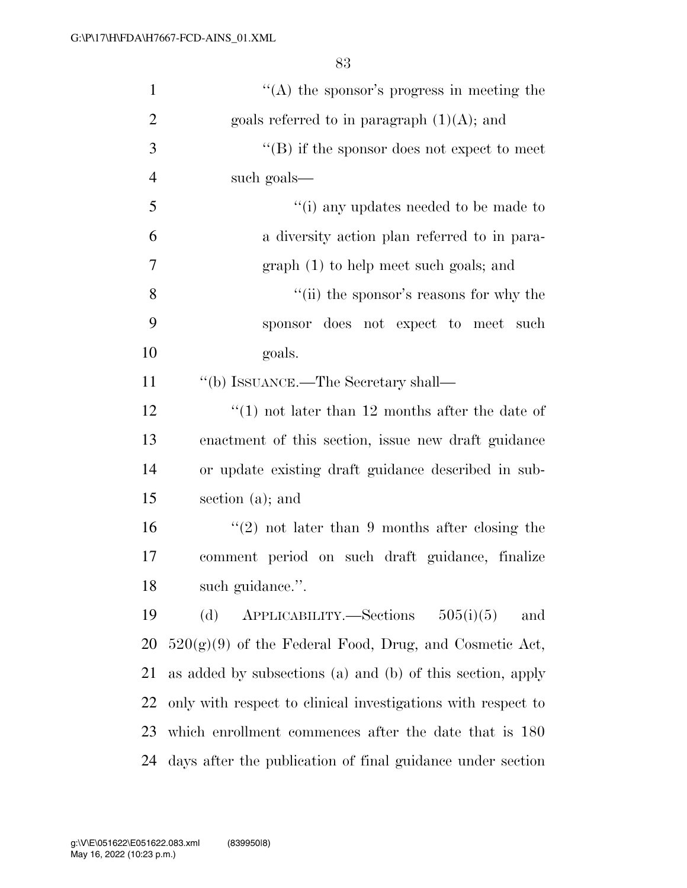''(A) the sponsor's progress in meeting the goals referred to in paragraph (1)(A); and

''(B) if the sponsor does not expect to meet such goals—

''(i) any updates needed to be made to a diversity action plan referred to in paragraph (1) to help meet such goals; and

''(ii) the sponsor's reasons for why the sponsor does not expect to meet such goals.

''(b) ISSUANCE.—The Secretary shall—

''(1) not later than 12 months after the date of enactment of this section, issue new draft guidance or update existing draft guidance described in subsection (a); and

''(2) not later than 9 months after closing the comment period on such draft guidance, finalize such guidance.''.

(d) APPLICABILITY.—Sections 505(i)(5) and 520(g)(9) of the Federal Food, Drug, and Cosmetic Act, as added by subsections (a) and (b) of this section, apply only with respect to clinical investigations with respect to which enrollment commences after the date that is 180 days after the publication of final guidance under section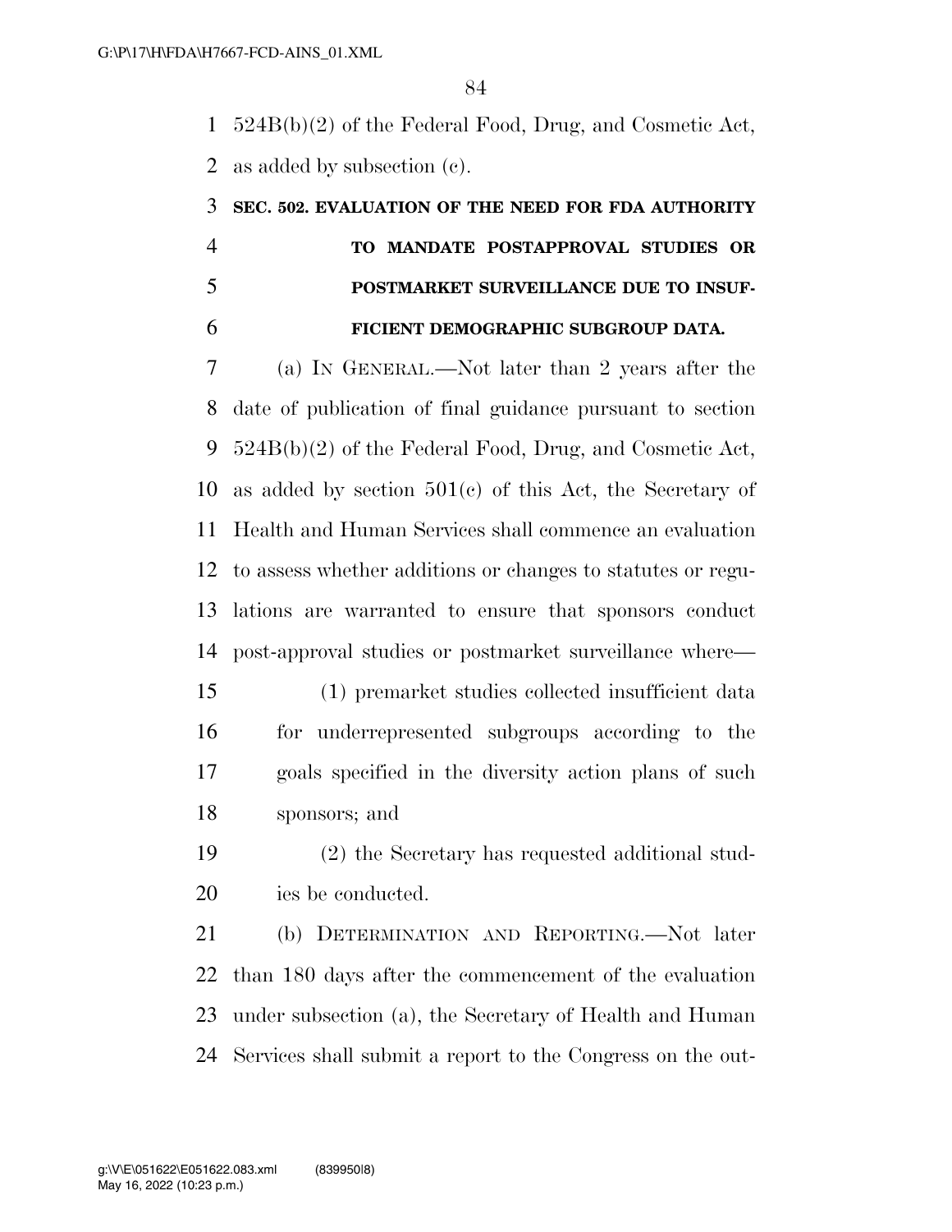524B(b)(2) of the Federal Food, Drug, and Cosmetic Act, as added by subsection (c).

**SEC. 502. EVALUATION OF THE NEED FOR FDA AUTHORITY TO MANDATE POSTAPPROVAL STUDIES OR POSTMARKET SURVEILLANCE DUE TO INSUFFICIENT DEMOGRAPHIC SUBGROUP DATA.**

(a) IN GENERAL.—Not later than 2 years after the date of publication of final guidance pursuant to section 524B(b)(2) of the Federal Food, Drug, and Cosmetic Act, as added by section 501(c) of this Act, the Secretary of Health and Human Services shall commence an evaluation to assess whether additions or changes to statutes or regulations are warranted to ensure that sponsors conduct post-approval studies or postmarket surveillance where—

(1) premarket studies collected insufficient data for underrepresented subgroups according to the goals specified in the diversity action plans of such sponsors; and

(2) the Secretary has requested additional studies be conducted.

(b) DETERMINATION AND REPORTING.—Not later than 180 days after the commencement of the evaluation under subsection (a), the Secretary of Health and Human Services shall submit a report to the Congress on the out-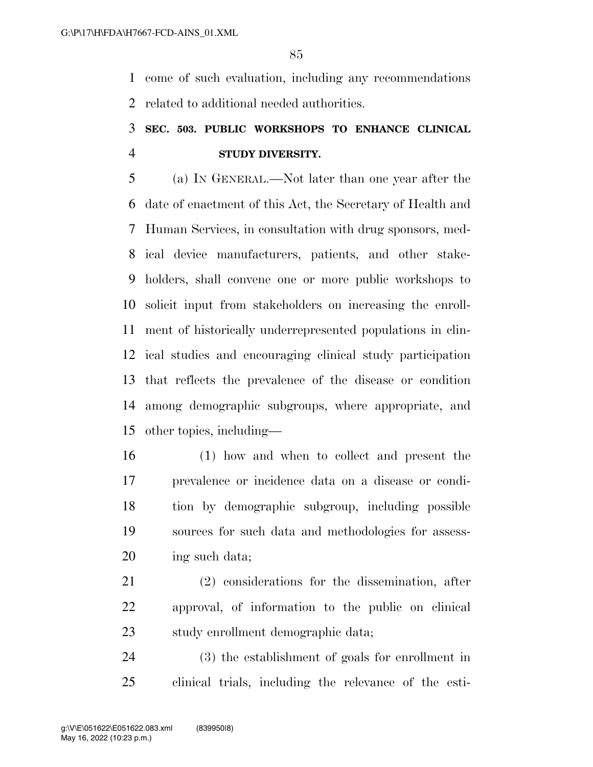come of such evaluation, including any recommendations related to additional needed authorities.

## SEC. 503. PUBLIC WORKSHOPS TO ENHANCE CLINICAL STUDY DIVERSITY.

(a) IN GENERAL.—Not later than one year after the date of enactment of this Act, the Secretary of Health and Human Services, in consultation with drug sponsors, medical device manufacturers, patients, and other stakeholders, shall convene one or more public workshops to solicit input from stakeholders on increasing the enrollment of historically underrepresented populations in clinical studies and encouraging clinical study participation that reflects the prevalence of the disease or condition among demographic subgroups, where appropriate, and other topics, including—

(1) how and when to collect and present the prevalence or incidence data on a disease or condition by demographic subgroup, including possible sources for such data and methodologies for assessing such data;

(2) considerations for the dissemination, after approval, of information to the public on clinical study enrollment demographic data;

(3) the establishment of goals for enrollment in clinical trials, including the relevance of the esti-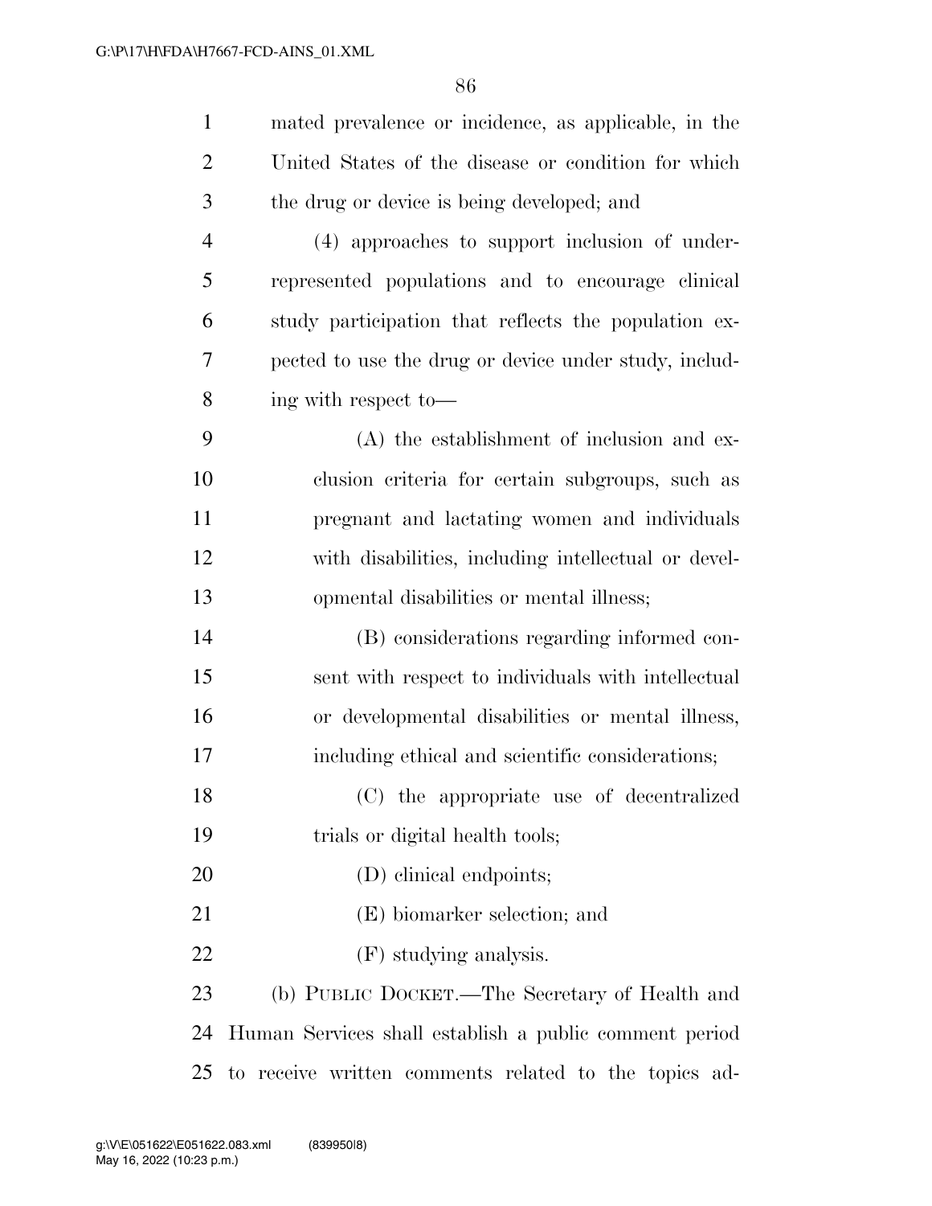mated prevalence or incidence, as applicable, in the United States of the disease or condition for which the drug or device is being developed; and

(4) approaches to support inclusion of underrepresented populations and to encourage clinical study participation that reflects the population expected to use the drug or device under study, including with respect to—

(A) the establishment of inclusion and exclusion criteria for certain subgroups, such as pregnant and lactating women and individuals with disabilities, including intellectual or developmental disabilities or mental illness;

(B) considerations regarding informed consent with respect to individuals with intellectual or developmental disabilities or mental illness, including ethical and scientific considerations;

(C) the appropriate use of decentralized trials or digital health tools;

(D) clinical endpoints;

(E) biomarker selection; and

(F) studying analysis.

(b) PUBLIC DOCKET.—The Secretary of Health and Human Services shall establish a public comment period to receive written comments related to the topics ad-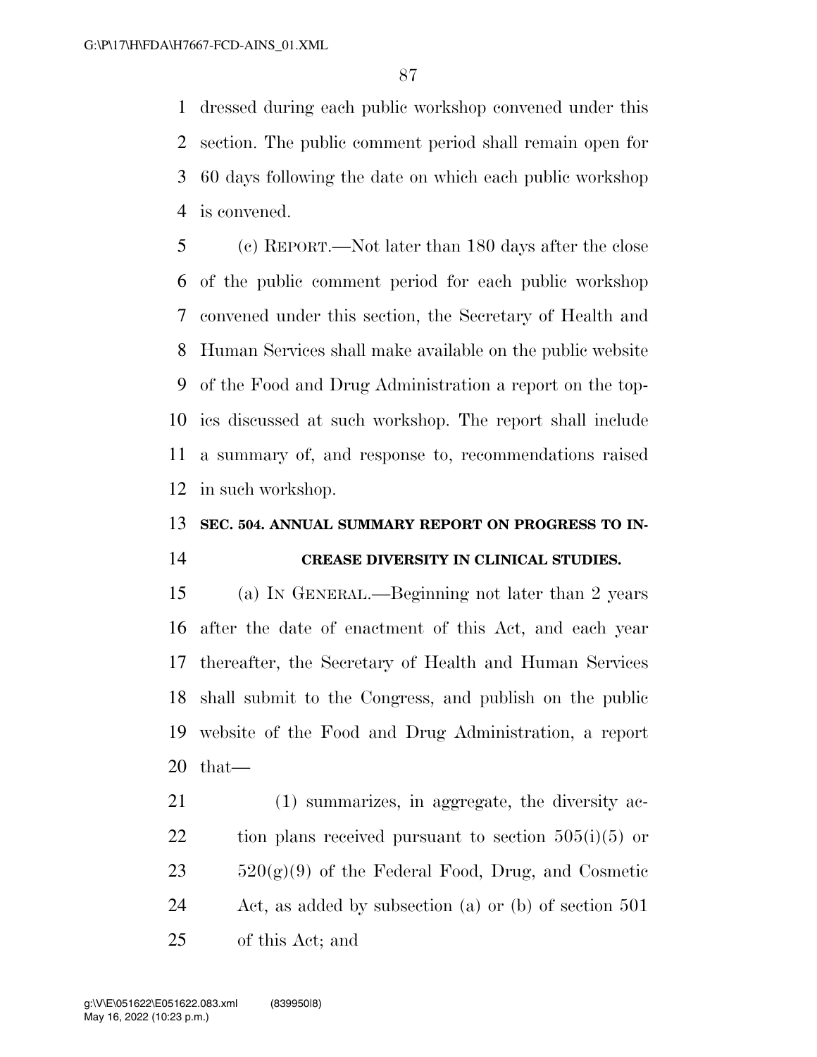dressed during each public workshop convened under this section. The public comment period shall remain open for 60 days following the date on which each public workshop is convened.

(c) REPORT.—Not later than 180 days after the close of the public comment period for each public workshop convened under this section, the Secretary of Health and Human Services shall make available on the public website of the Food and Drug Administration a report on the topics discussed at such workshop. The report shall include a summary of, and response to, recommendations raised in such workshop.

## SEC. 504. ANNUAL SUMMARY REPORT ON PROGRESS TO INCREASE DIVERSITY IN CLINICAL STUDIES.

(a) IN GENERAL.—Beginning not later than 2 years after the date of enactment of this Act, and each year thereafter, the Secretary of Health and Human Services shall submit to the Congress, and publish on the public website of the Food and Drug Administration, a report that—

(1) summarizes, in aggregate, the diversity action plans received pursuant to section 505(i)(5) or 520(g)(9) of the Federal Food, Drug, and Cosmetic Act, as added by subsection (a) or (b) of section 501 of this Act; and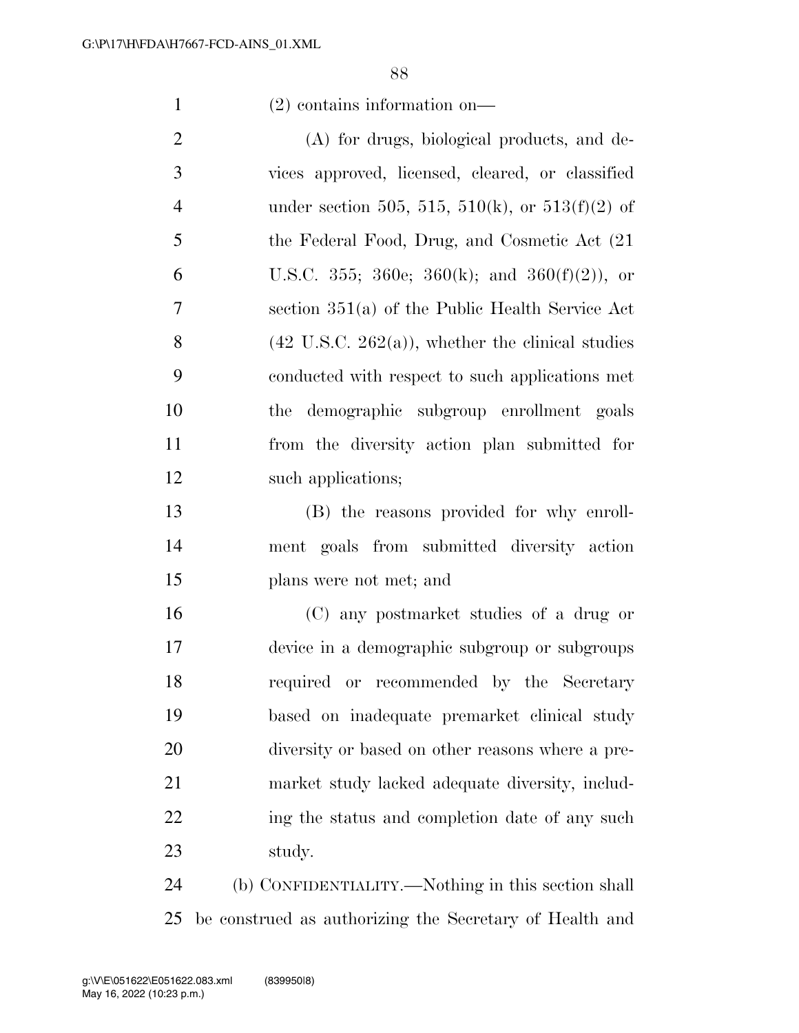(2) contains information on—

(A) for drugs, biological products, and devices approved, licensed, cleared, or classified under section 505, 515, 510(k), or 513(f)(2) of the Federal Food, Drug, and Cosmetic Act (21 U.S.C. 355; 360e; 360(k); and 360(f)(2)), or section 351(a) of the Public Health Service Act (42 U.S.C. 262(a)), whether the clinical studies conducted with respect to such applications met the demographic subgroup enrollment goals from the diversity action plan submitted for such applications;

(B) the reasons provided for why enrollment goals from submitted diversity action plans were not met; and

(C) any postmarket studies of a drug or device in a demographic subgroup or subgroups required or recommended by the Secretary based on inadequate premarket clinical study diversity or based on other reasons where a premarket study lacked adequate diversity, including the status and completion date of any such study.

(b) CONFIDENTIALITY.—Nothing in this section shall be construed as authorizing the Secretary of Health and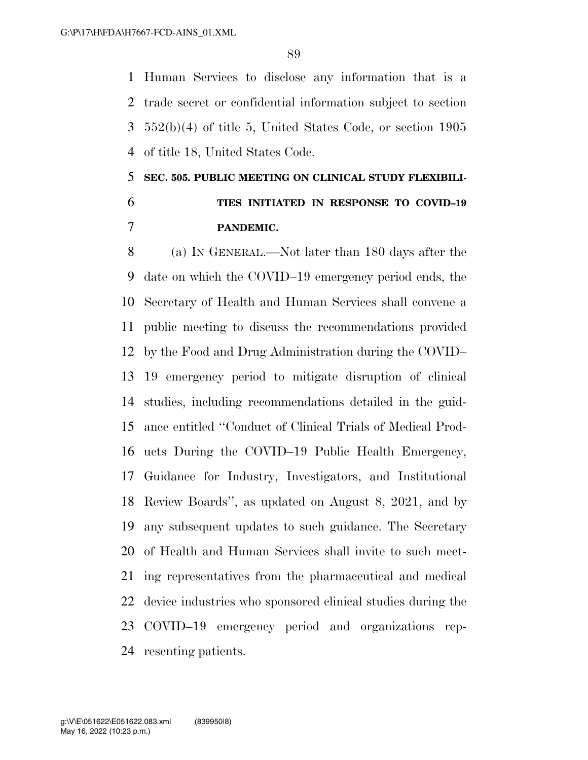Human Services to disclose any information that is a trade secret or confidential information subject to section 552(b)(4) of title 5, United States Code, or section 1905 of title 18, United States Code.

**SEC. 505. PUBLIC MEETING ON CLINICAL STUDY FLEXIBILITIES INITIATED IN RESPONSE TO COVID–19 PANDEMIC.**

(a) IN GENERAL.—Not later than 180 days after the date on which the COVID–19 emergency period ends, the Secretary of Health and Human Services shall convene a public meeting to discuss the recommendations provided by the Food and Drug Administration during the COVID–19 emergency period to mitigate disruption of clinical studies, including recommendations detailed in the guidance entitled "Conduct of Clinical Trials of Medical Products During the COVID–19 Public Health Emergency, Guidance for Industry, Investigators, and Institutional Review Boards", as updated on August 8, 2021, and by any subsequent updates to such guidance. The Secretary of Health and Human Services shall invite to such meeting representatives from the pharmaceutical and medical device industries who sponsored clinical studies during the COVID–19 emergency period and organizations representing patients.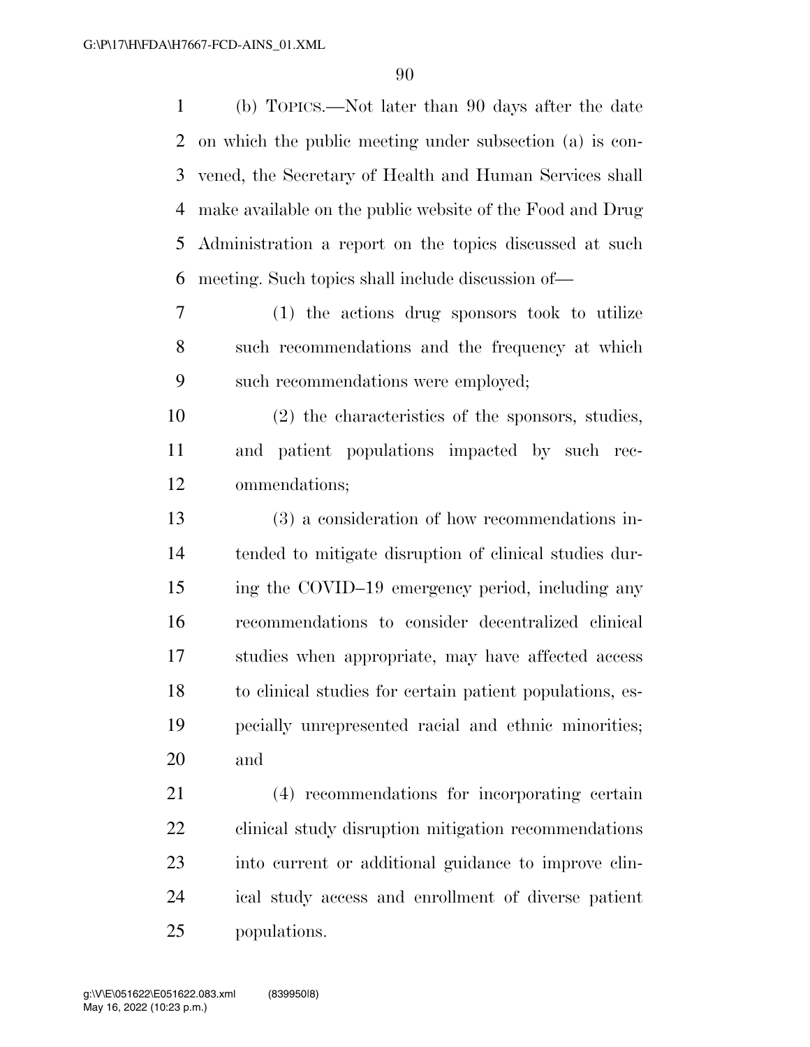(b) TOPICS.—Not later than 90 days after the date on which the public meeting under subsection (a) is convened, the Secretary of Health and Human Services shall make available on the public website of the Food and Drug Administration a report on the topics discussed at such meeting. Such topics shall include discussion of—

(1) the actions drug sponsors took to utilize such recommendations and the frequency at which such recommendations were employed;

(2) the characteristics of the sponsors, studies, and patient populations impacted by such recommendations;

(3) a consideration of how recommendations intended to mitigate disruption of clinical studies during the COVID–19 emergency period, including any recommendations to consider decentralized clinical studies when appropriate, may have affected access to clinical studies for certain patient populations, especially unrepresented racial and ethnic minorities; and

(4) recommendations for incorporating certain clinical study disruption mitigation recommendations into current or additional guidance to improve clinical study access and enrollment of diverse patient populations.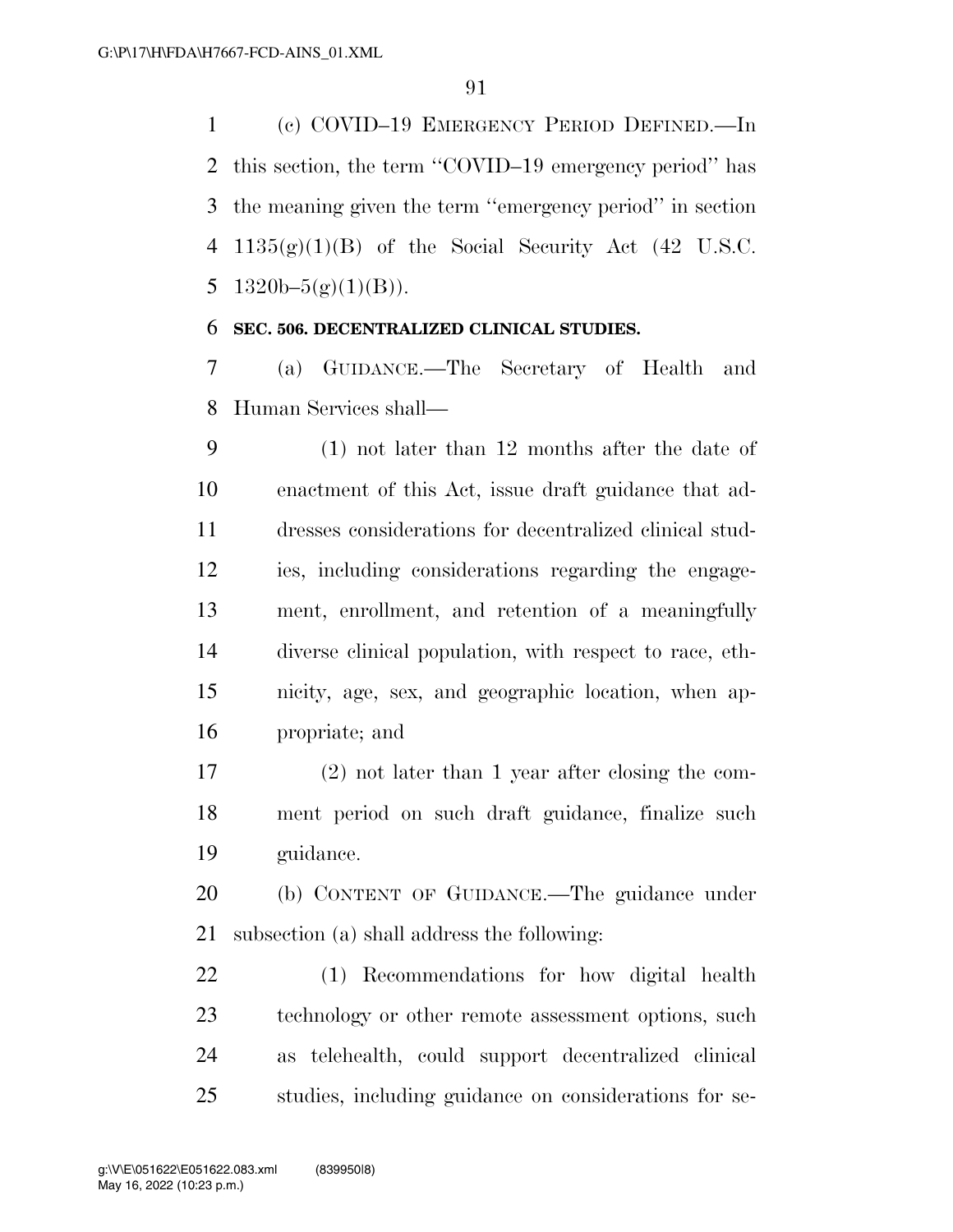(c) COVID–19 EMERGENCY PERIOD DEFINED.—In this section, the term ''COVID–19 emergency period'' has the meaning given the term ''emergency period'' in section 1135(g)(1)(B) of the Social Security Act (42 U.S.C. 1320b–5(g)(1)(B)).

**SEC. 506. DECENTRALIZED CLINICAL STUDIES.**

(a) GUIDANCE.—The Secretary of Health and Human Services shall—

(1) not later than 12 months after the date of enactment of this Act, issue draft guidance that addresses considerations for decentralized clinical studies, including considerations regarding the engagement, enrollment, and retention of a meaningfully diverse clinical population, with respect to race, ethnicity, age, sex, and geographic location, when appropriate; and

(2) not later than 1 year after closing the comment period on such draft guidance, finalize such guidance.

(b) CONTENT OF GUIDANCE.—The guidance under subsection (a) shall address the following:

(1) Recommendations for how digital health technology or other remote assessment options, such as telehealth, could support decentralized clinical studies, including guidance on considerations for se-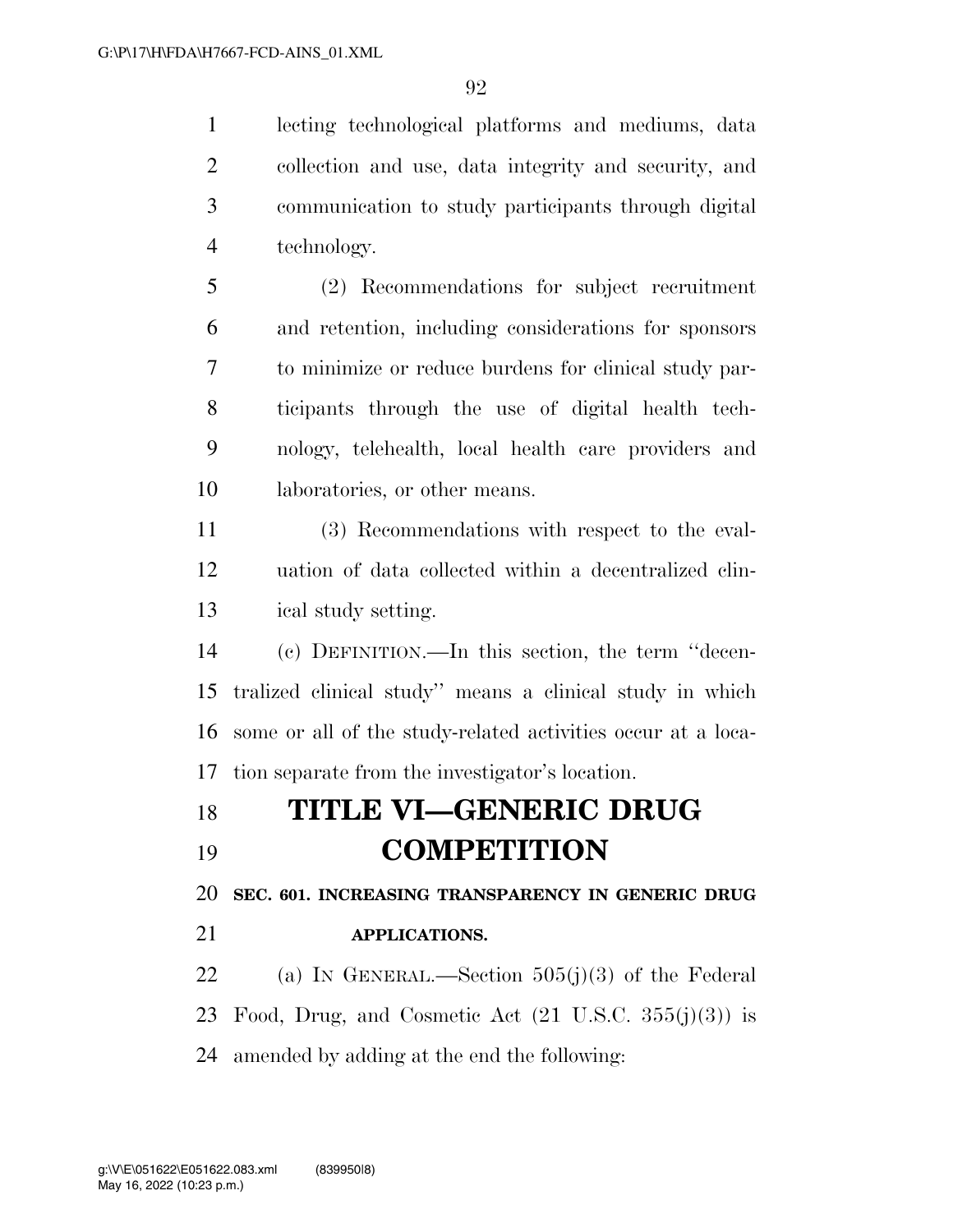lecting technological platforms and mediums, data collection and use, data integrity and security, and communication to study participants through digital technology.

(2) Recommendations for subject recruitment and retention, including considerations for sponsors to minimize or reduce burdens for clinical study participants through the use of digital health technology, telehealth, local health care providers and laboratories, or other means.

(3) Recommendations with respect to the evaluation of data collected within a decentralized clinical study setting.

(c) DEFINITION.—In this section, the term ''decentralized clinical study'' means a clinical study in which some or all of the study-related activities occur at a location separate from the investigator's location.

# TITLE VI—GENERIC DRUG COMPETITION

## SEC. 601. INCREASING TRANSPARENCY IN GENERIC DRUG APPLICATIONS.

(a) IN GENERAL.—Section 505(j)(3) of the Federal Food, Drug, and Cosmetic Act (21 U.S.C. 355(j)(3)) is amended by adding at the end the following: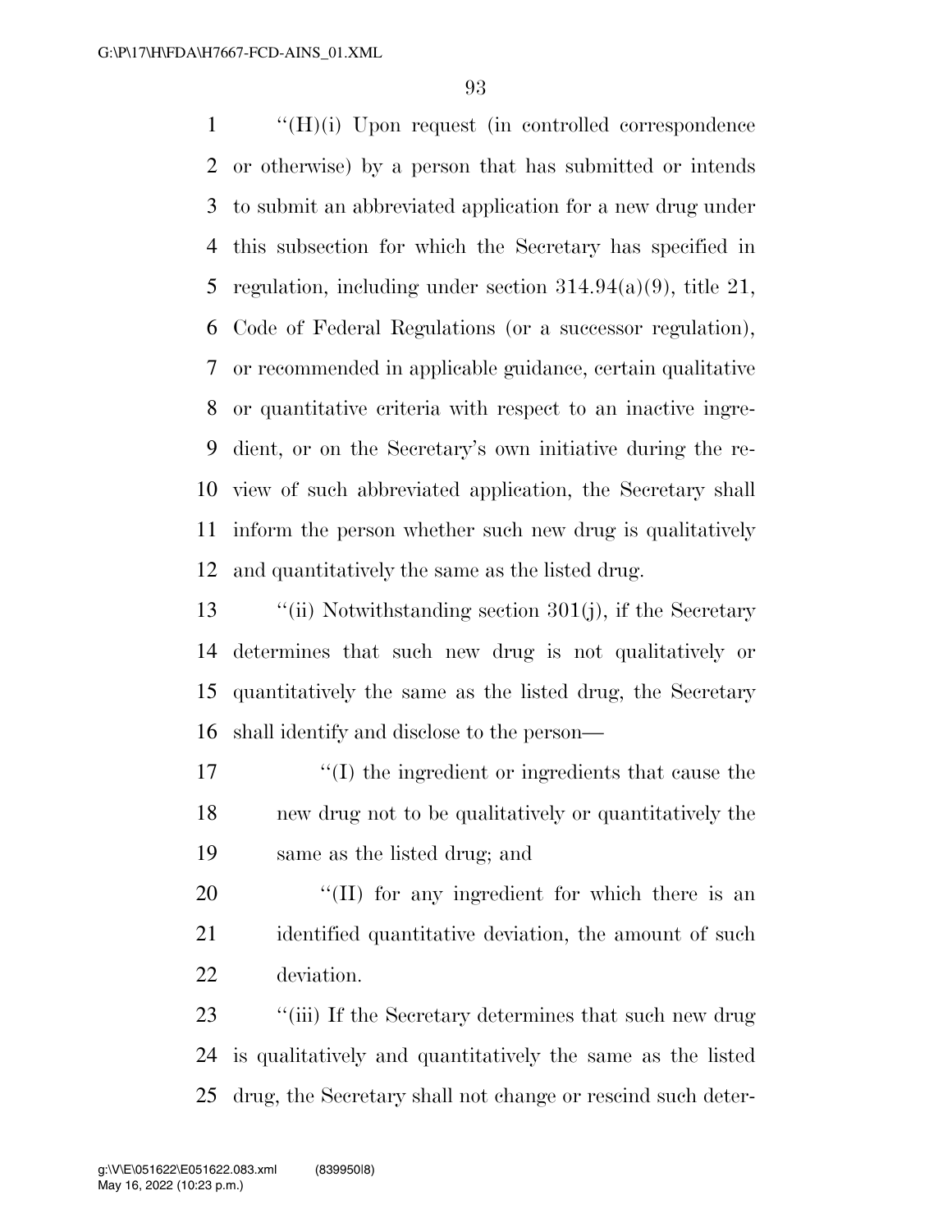''(H)(i) Upon request (in controlled correspondence or otherwise) by a person that has submitted or intends to submit an abbreviated application for a new drug under this subsection for which the Secretary has specified in regulation, including under section 314.94(a)(9), title 21, Code of Federal Regulations (or a successor regulation), or recommended in applicable guidance, certain qualitative or quantitative criteria with respect to an inactive ingredient, or on the Secretary's own initiative during the review of such abbreviated application, the Secretary shall inform the person whether such new drug is qualitatively and quantitatively the same as the listed drug.

''(ii) Notwithstanding section 301(j), if the Secretary determines that such new drug is not qualitatively or quantitatively the same as the listed drug, the Secretary shall identify and disclose to the person—

''(I) the ingredient or ingredients that cause the new drug not to be qualitatively or quantitatively the same as the listed drug; and

''(II) for any ingredient for which there is an identified quantitative deviation, the amount of such deviation.

''(iii) If the Secretary determines that such new drug is qualitatively and quantitatively the same as the listed drug, the Secretary shall not change or rescind such deter-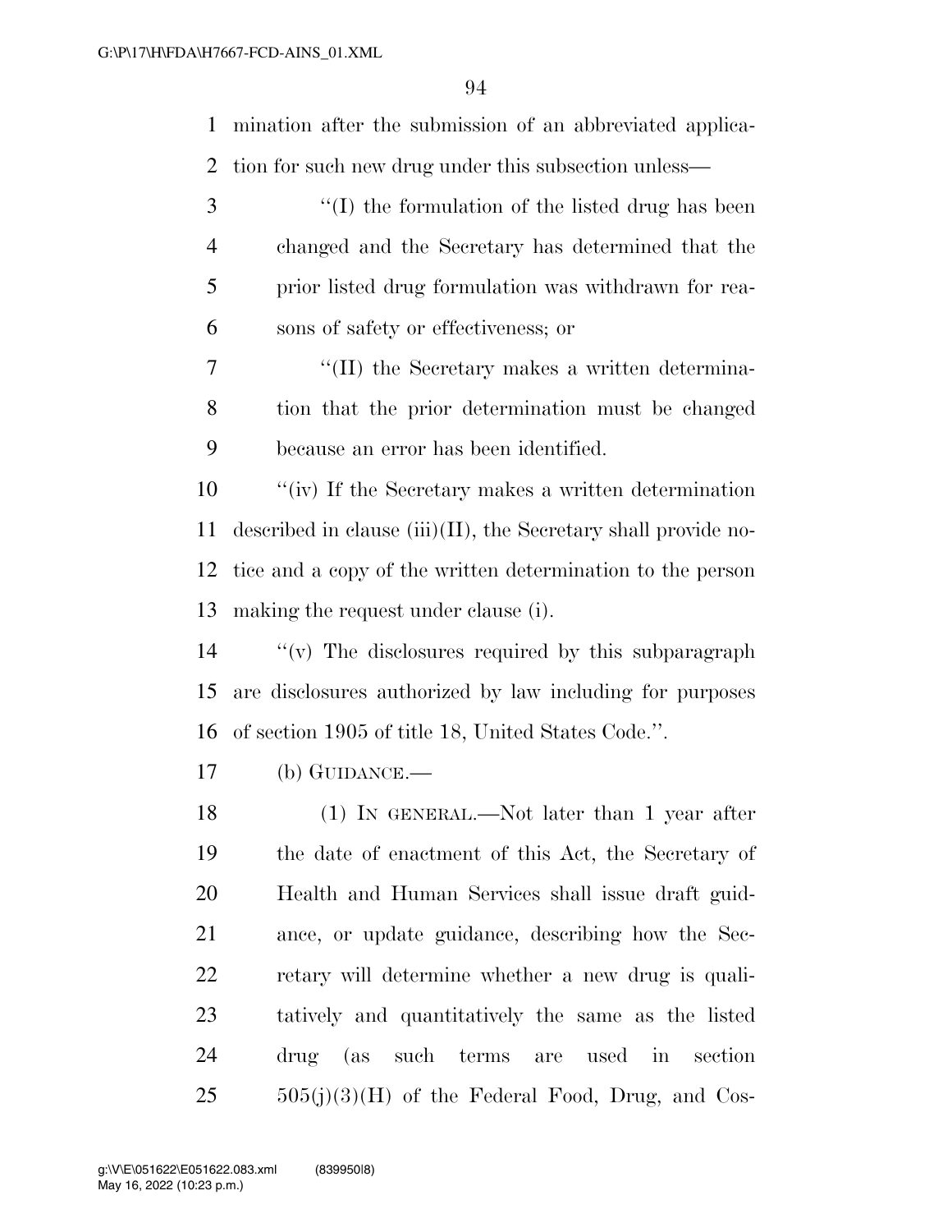mination after the submission of an abbreviated application for such new drug under this subsection unless—

''(I) the formulation of the listed drug has been changed and the Secretary has determined that the prior listed drug formulation was withdrawn for reasons of safety or effectiveness; or

''(II) the Secretary makes a written determination that the prior determination must be changed because an error has been identified.

''(iv) If the Secretary makes a written determination described in clause (iii)(II), the Secretary shall provide notice and a copy of the written determination to the person making the request under clause (i).

''(v) The disclosures required by this subparagraph are disclosures authorized by law including for purposes of section 1905 of title 18, United States Code.''.

(b) GUIDANCE.—

(1) IN GENERAL.—Not later than 1 year after the date of enactment of this Act, the Secretary of Health and Human Services shall issue draft guidance, or update guidance, describing how the Secretary will determine whether a new drug is qualitatively and quantitatively the same as the listed drug (as such terms are used in section 505(j)(3)(H) of the Federal Food, Drug, and Cos-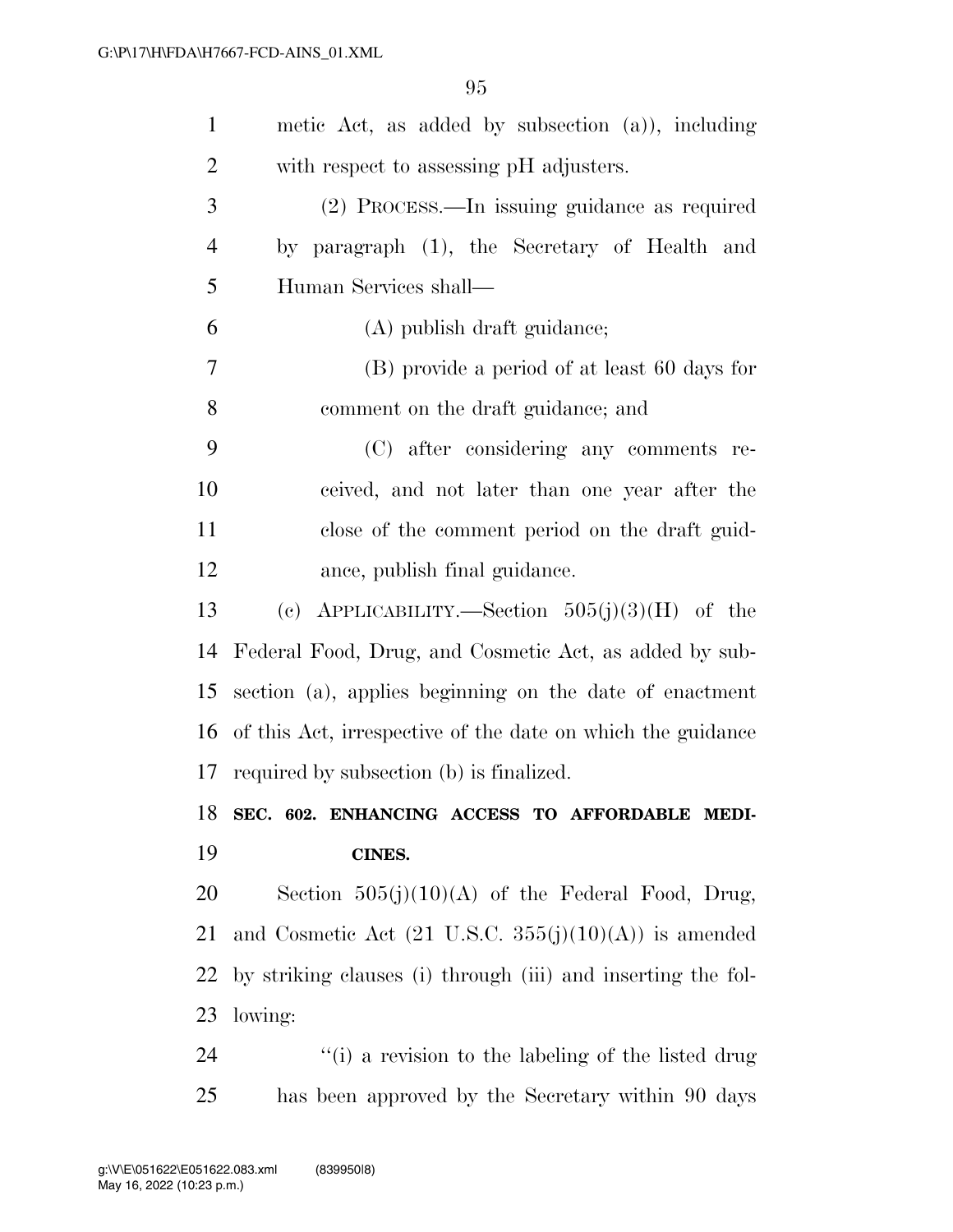metic Act, as added by subsection (a)), including with respect to assessing pH adjusters.

(2) PROCESS.—In issuing guidance as required by paragraph (1), the Secretary of Health and Human Services shall—

(A) publish draft guidance;

(B) provide a period of at least 60 days for comment on the draft guidance; and

(C) after considering any comments received, and not later than one year after the close of the comment period on the draft guidance, publish final guidance.

(c) APPLICABILITY.—Section 505(j)(3)(H) of the Federal Food, Drug, and Cosmetic Act, as added by subsection (a), applies beginning on the date of enactment of this Act, irrespective of the date on which the guidance required by subsection (b) is finalized.

**SEC. 602. ENHANCING ACCESS TO AFFORDABLE MEDICINES.**

Section 505(j)(10)(A) of the Federal Food, Drug, and Cosmetic Act (21 U.S.C. 355(j)(10)(A)) is amended by striking clauses (i) through (iii) and inserting the following:

''(i) a revision to the labeling of the listed drug has been approved by the Secretary within 90 days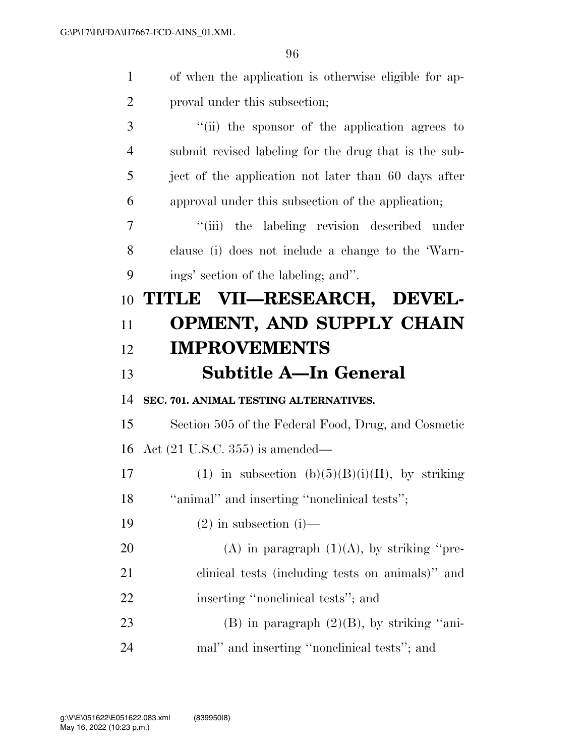of when the application is otherwise eligible for approval under this subsection;

"(ii) the sponsor of the application agrees to submit revised labeling for the drug that is the subject of the application not later than 60 days after approval under this subsection of the application;

"(iii) the labeling revision described under clause (i) does not include a change to the 'Warnings' section of the labeling; and".

# TITLE VII—RESEARCH, DEVELOPMENT, AND SUPPLY CHAIN IMPROVEMENTS

## Subtitle A—In General

### SEC. 701. ANIMAL TESTING ALTERNATIVES.

Section 505 of the Federal Food, Drug, and Cosmetic Act (21 U.S.C. 355) is amended—

(1) in subsection (b)(5)(B)(i)(II), by striking "animal" and inserting "nonclinical tests";

(2) in subsection (i)—

(A) in paragraph (1)(A), by striking "preclinical tests (including tests on animals)" and inserting "nonclinical tests"; and

(B) in paragraph (2)(B), by striking "animal" and inserting "nonclinical tests"; and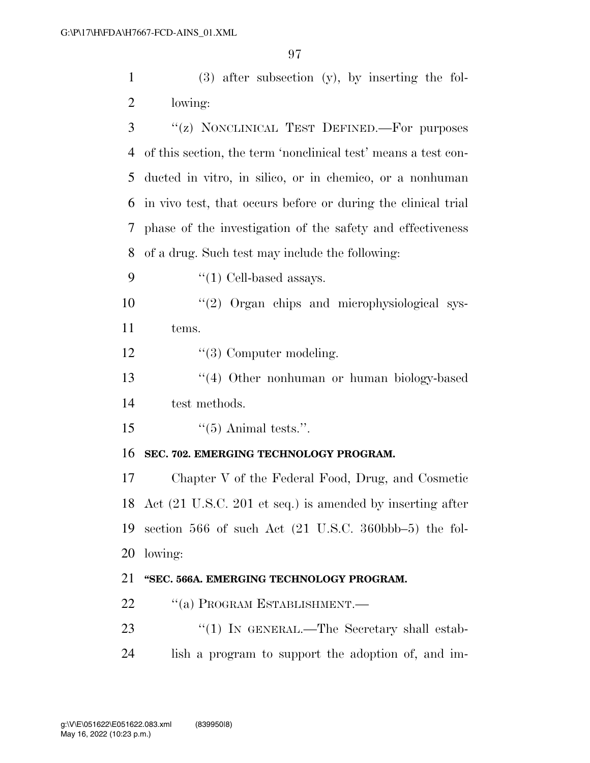(3) after subsection (y), by inserting the following:

"(z) NONCLINICAL TEST DEFINED.—For purposes of this section, the term 'nonclinical test' means a test conducted in vitro, in silico, or in chemico, or a nonhuman in vivo test, that occurs before or during the clinical trial phase of the investigation of the safety and effectiveness of a drug. Such test may include the following:

"(1) Cell-based assays.

"(2) Organ chips and microphysiological systems.

"(3) Computer modeling.

"(4) Other nonhuman or human biology-based test methods.

"(5) Animal tests.".

**SEC. 702. EMERGING TECHNOLOGY PROGRAM.**

Chapter V of the Federal Food, Drug, and Cosmetic Act (21 U.S.C. 201 et seq.) is amended by inserting after section 566 of such Act (21 U.S.C. 360bbb–5) the following:

**"SEC. 566A. EMERGING TECHNOLOGY PROGRAM.**

"(a) PROGRAM ESTABLISHMENT.—

"(1) IN GENERAL.—The Secretary shall establish a program to support the adoption of, and im-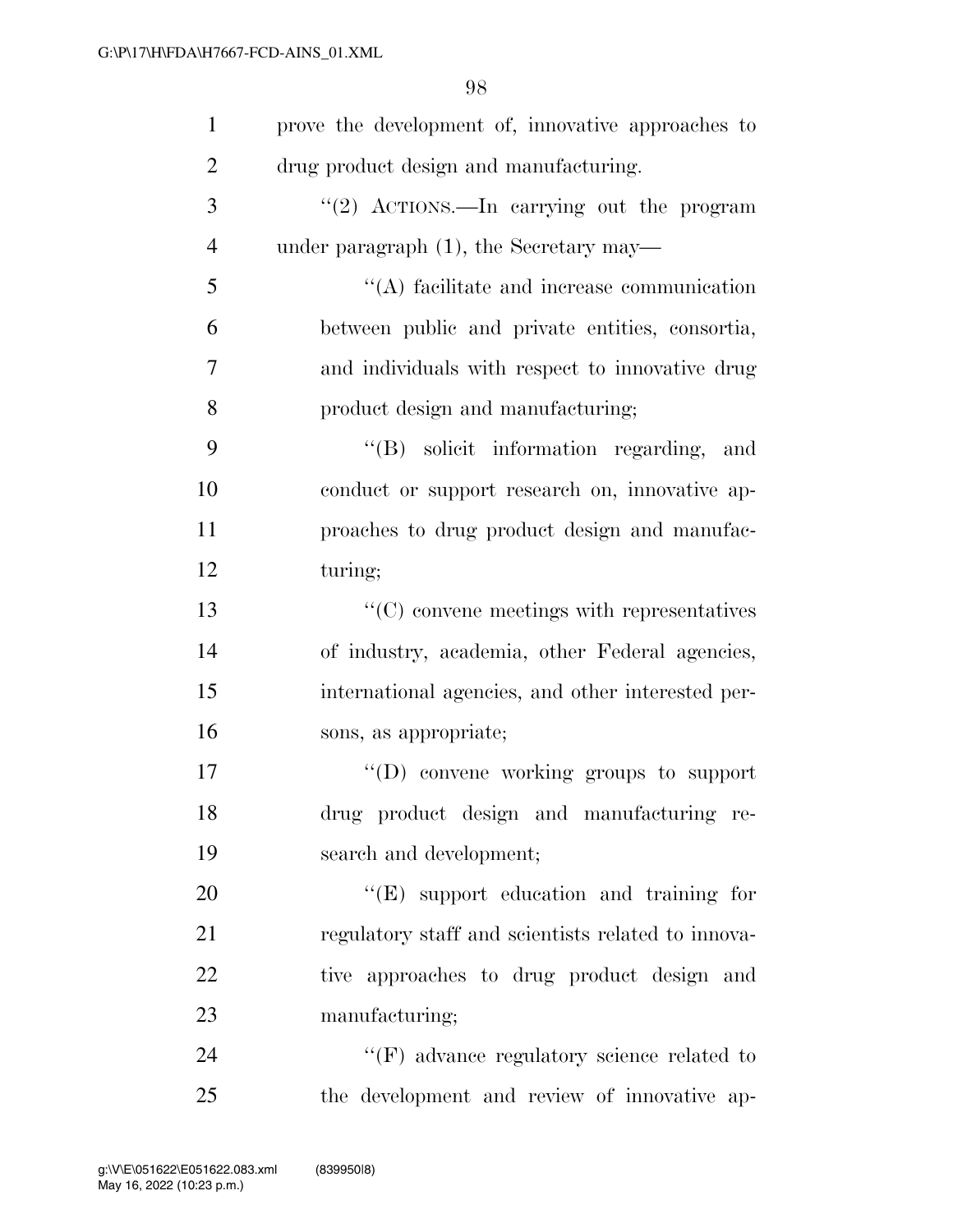prove the development of, innovative approaches to drug product design and manufacturing.

"(2) ACTIONS.—In carrying out the program under paragraph (1), the Secretary may—

"(A) facilitate and increase communication between public and private entities, consortia, and individuals with respect to innovative drug product design and manufacturing;

"(B) solicit information regarding, and conduct or support research on, innovative approaches to drug product design and manufacturing;

"(C) convene meetings with representatives of industry, academia, other Federal agencies, international agencies, and other interested persons, as appropriate;

"(D) convene working groups to support drug product design and manufacturing research and development;

"(E) support education and training for regulatory staff and scientists related to innovative approaches to drug product design and manufacturing;

"(F) advance regulatory science related to the development and review of innovative ap-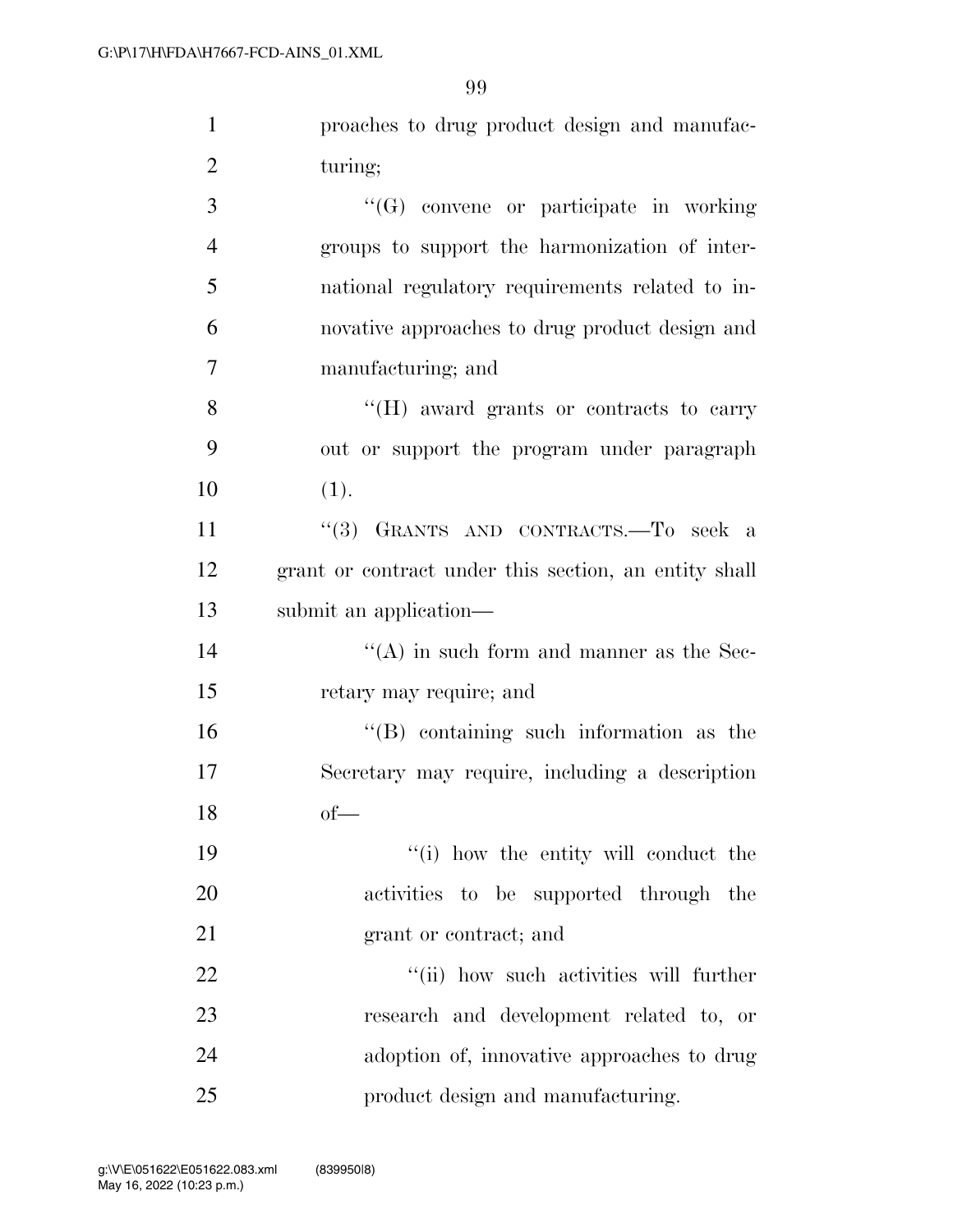proaches to drug product design and manufacturing;

"(G) convene or participate in working groups to support the harmonization of international regulatory requirements related to innovative approaches to drug product design and manufacturing; and

"(H) award grants or contracts to carry out or support the program under paragraph (1).

"(3) GRANTS AND CONTRACTS.—To seek a grant or contract under this section, an entity shall submit an application—

"(A) in such form and manner as the Secretary may require; and

"(B) containing such information as the Secretary may require, including a description of—

"(i) how the entity will conduct the activities to be supported through the grant or contract; and

"(ii) how such activities will further research and development related to, or adoption of, innovative approaches to drug product design and manufacturing.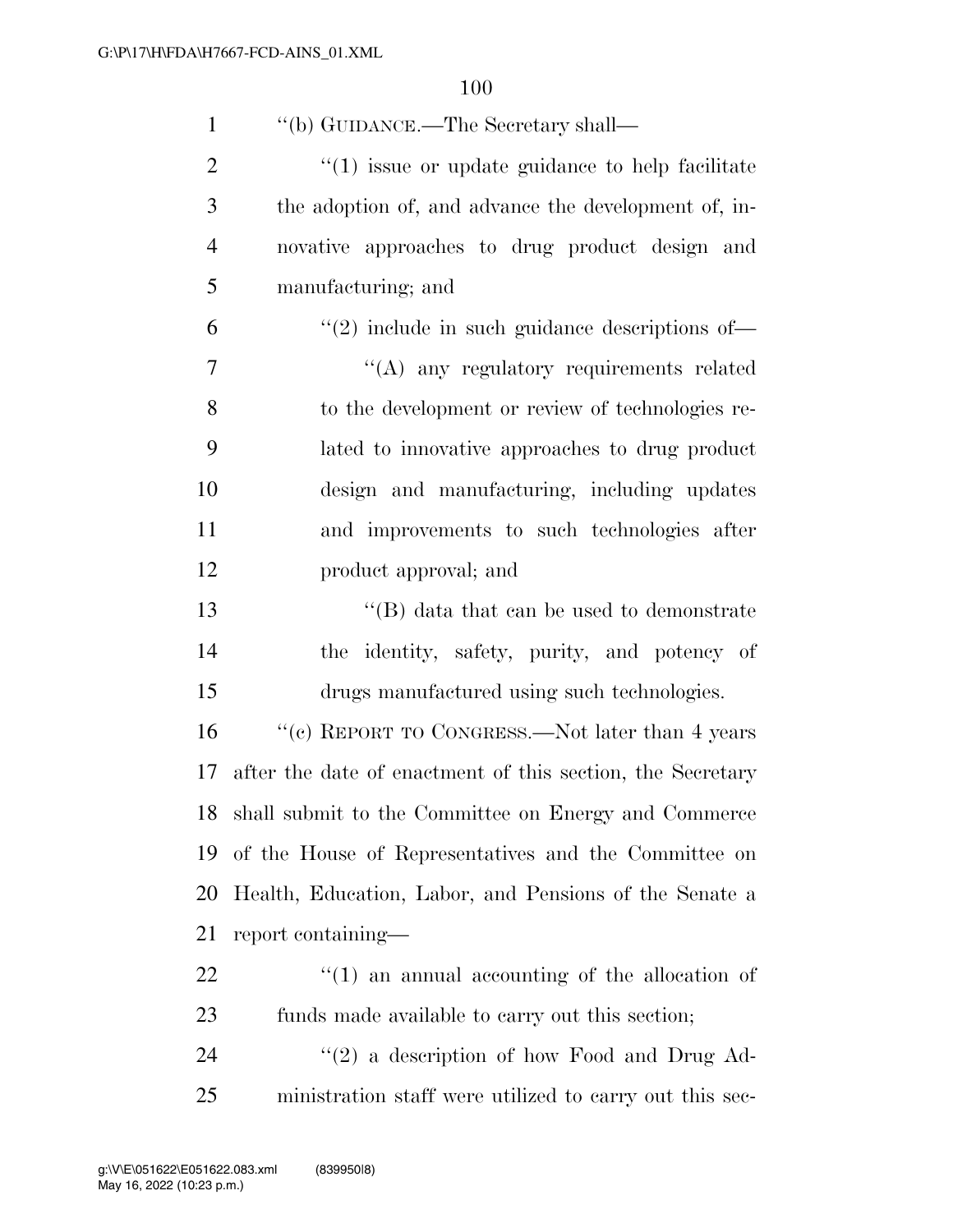''(b) GUIDANCE.—The Secretary shall—

''(1) issue or update guidance to help facilitate the adoption of, and advance the development of, innovative approaches to drug product design and manufacturing; and

''(2) include in such guidance descriptions of—

''(A) any regulatory requirements related to the development or review of technologies related to innovative approaches to drug product design and manufacturing, including updates and improvements to such technologies after product approval; and

''(B) data that can be used to demonstrate the identity, safety, purity, and potency of drugs manufactured using such technologies.

''(c) REPORT TO CONGRESS.—Not later than 4 years after the date of enactment of this section, the Secretary shall submit to the Committee on Energy and Commerce of the House of Representatives and the Committee on Health, Education, Labor, and Pensions of the Senate a report containing—

''(1) an annual accounting of the allocation of funds made available to carry out this section;

''(2) a description of how Food and Drug Administration staff were utilized to carry out this sec-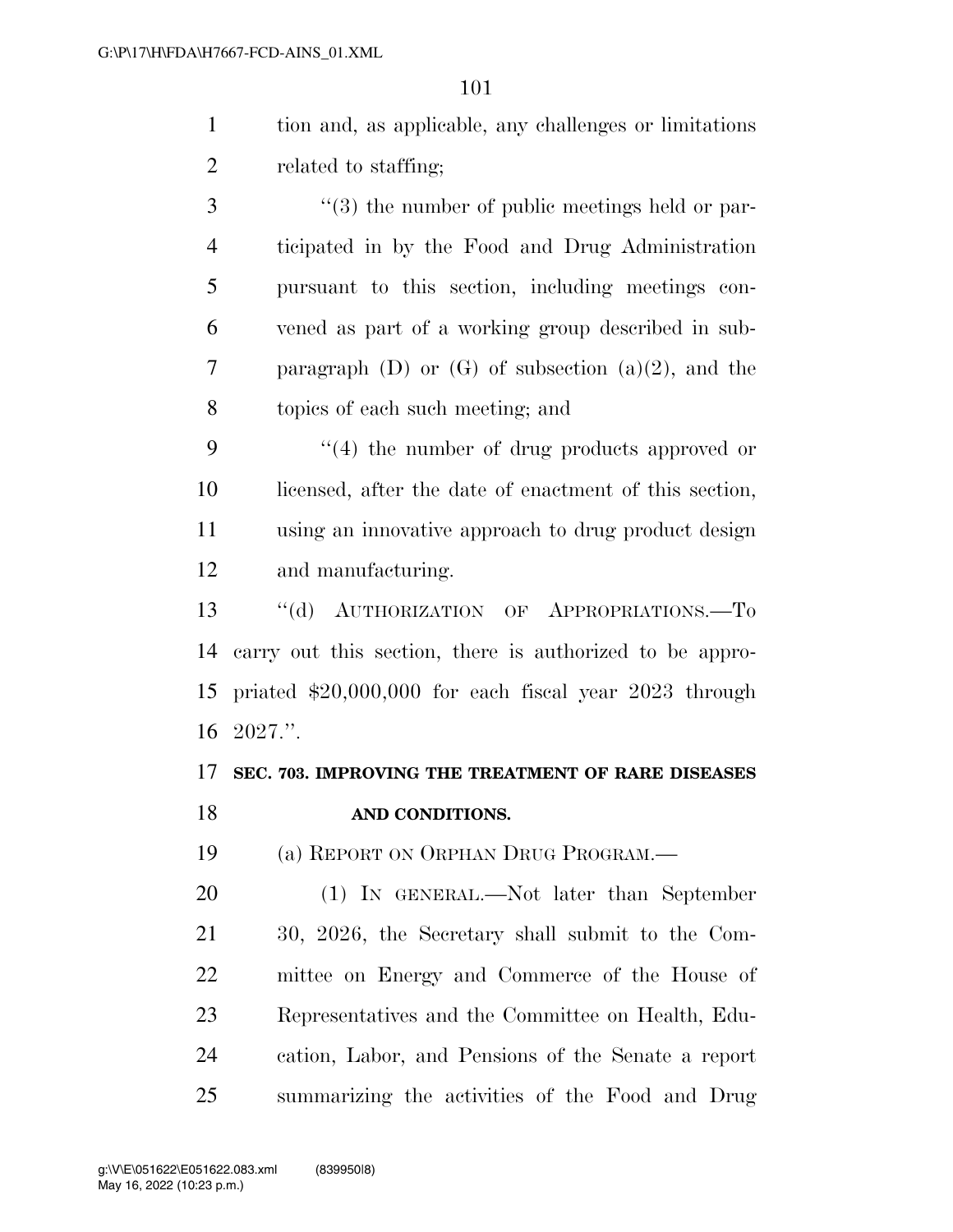tion and, as applicable, any challenges or limitations related to staffing;

"(3) the number of public meetings held or participated in by the Food and Drug Administration pursuant to this section, including meetings convened as part of a working group described in subparagraph (D) or (G) of subsection (a)(2), and the topics of each such meeting; and

"(4) the number of drug products approved or licensed, after the date of enactment of this section, using an innovative approach to drug product design and manufacturing.

"(d) AUTHORIZATION OF APPROPRIATIONS.—To carry out this section, there is authorized to be appropriated $20,000,000 for each fiscal year 2023 through 2027.".

**SEC. 703. IMPROVING THE TREATMENT OF RARE DISEASES AND CONDITIONS.**

(a) REPORT ON ORPHAN DRUG PROGRAM.—

(1) IN GENERAL.—Not later than September 30, 2026, the Secretary shall submit to the Committee on Energy and Commerce of the House of Representatives and the Committee on Health, Education, Labor, and Pensions of the Senate a report summarizing the activities of the Food and Drug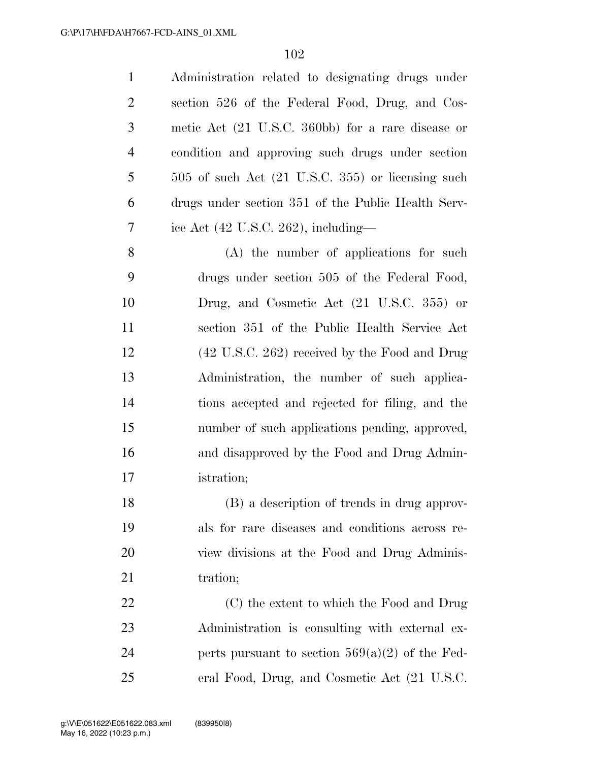Administration related to designating drugs under section 526 of the Federal Food, Drug, and Cosmetic Act (21 U.S.C. 360bb) for a rare disease or condition and approving such drugs under section 505 of such Act (21 U.S.C. 355) or licensing such drugs under section 351 of the Public Health Service Act (42 U.S.C. 262), including—

(A) the number of applications for such drugs under section 505 of the Federal Food, Drug, and Cosmetic Act (21 U.S.C. 355) or section 351 of the Public Health Service Act (42 U.S.C. 262) received by the Food and Drug Administration, the number of such applications accepted and rejected for filing, and the number of such applications pending, approved, and disapproved by the Food and Drug Administration;

(B) a description of trends in drug approvals for rare diseases and conditions across review divisions at the Food and Drug Administration;

(C) the extent to which the Food and Drug Administration is consulting with external experts pursuant to section 569(a)(2) of the Federal Food, Drug, and Cosmetic Act (21 U.S.C.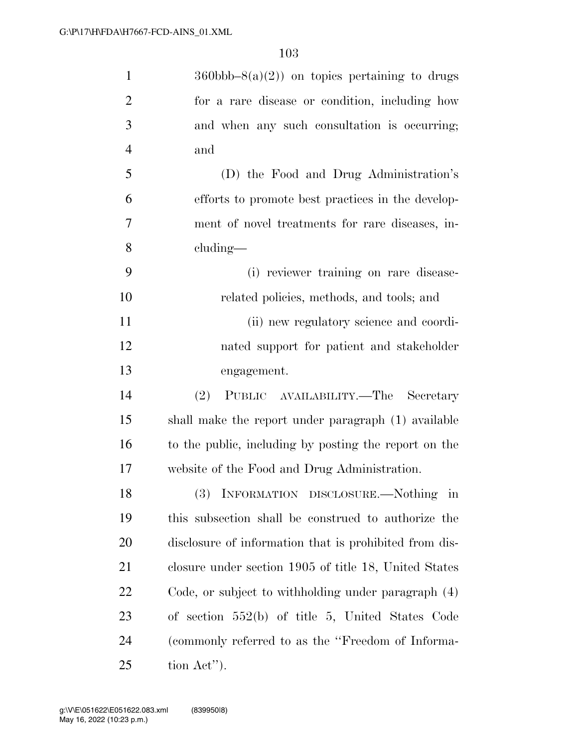360bbb–8(a)(2)) on topics pertaining to drugs for a rare disease or condition, including how and when any such consultation is occurring; and

(D) the Food and Drug Administration's efforts to promote best practices in the development of novel treatments for rare diseases, including—

(i) reviewer training on rare disease-related policies, methods, and tools; and

(ii) new regulatory science and coordinated support for patient and stakeholder engagement.

(2) PUBLIC AVAILABILITY.—The Secretary shall make the report under paragraph (1) available to the public, including by posting the report on the website of the Food and Drug Administration.

(3) INFORMATION DISCLOSURE.—Nothing in this subsection shall be construed to authorize the disclosure of information that is prohibited from disclosure under section 1905 of title 18, United States Code, or subject to withholding under paragraph (4) of section 552(b) of title 5, United States Code (commonly referred to as the ''Freedom of Information Act'').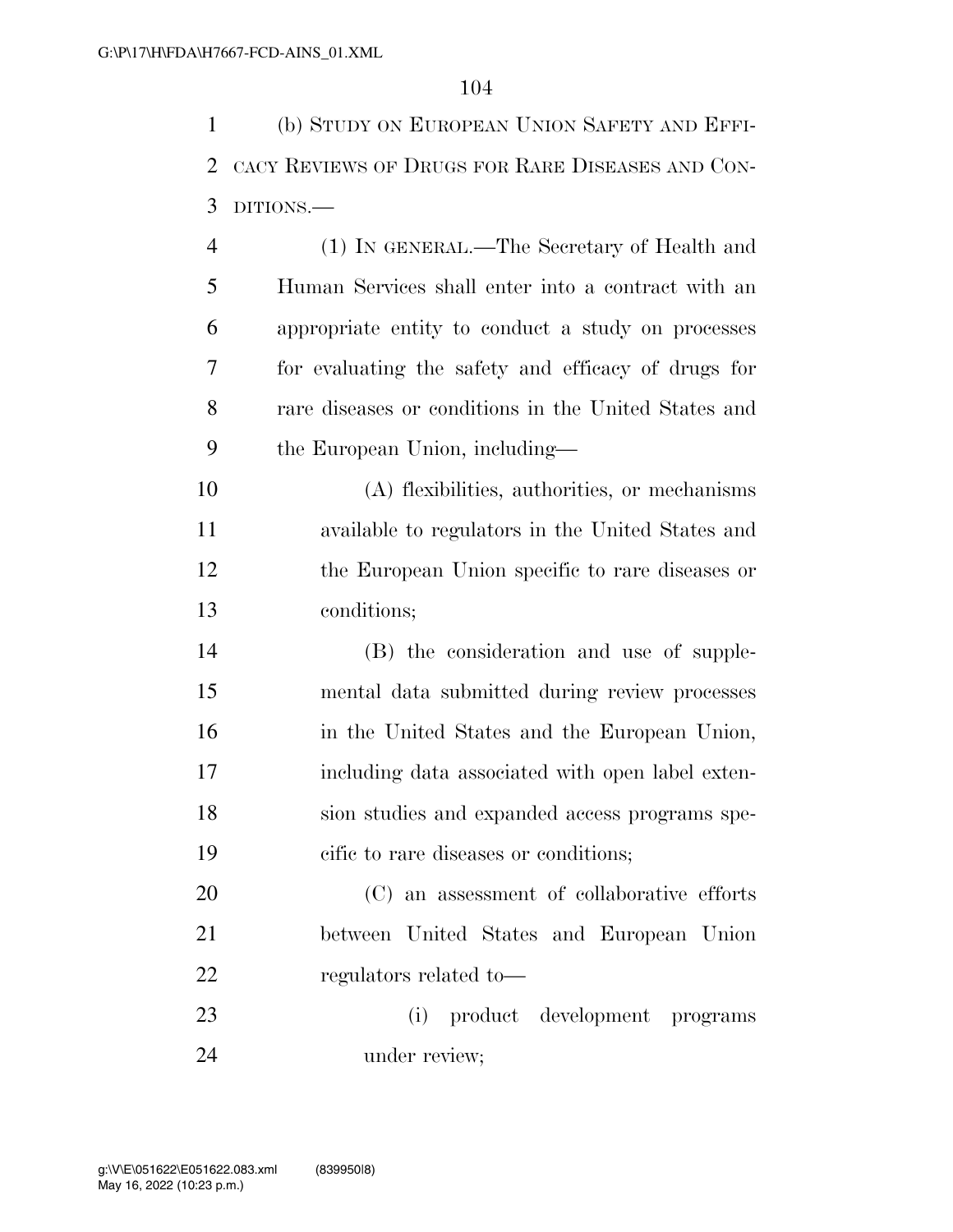(b) STUDY ON EUROPEAN UNION SAFETY AND EFFICACY REVIEWS OF DRUGS FOR RARE DISEASES AND CONDITIONS.—

(1) IN GENERAL.—The Secretary of Health and Human Services shall enter into a contract with an appropriate entity to conduct a study on processes for evaluating the safety and efficacy of drugs for rare diseases or conditions in the United States and the European Union, including—

(A) flexibilities, authorities, or mechanisms available to regulators in the United States and the European Union specific to rare diseases or conditions;

(B) the consideration and use of supplemental data submitted during review processes in the United States and the European Union, including data associated with open label extension studies and expanded access programs specific to rare diseases or conditions;

(C) an assessment of collaborative efforts between United States and European Union regulators related to—

(i) product development programs under review;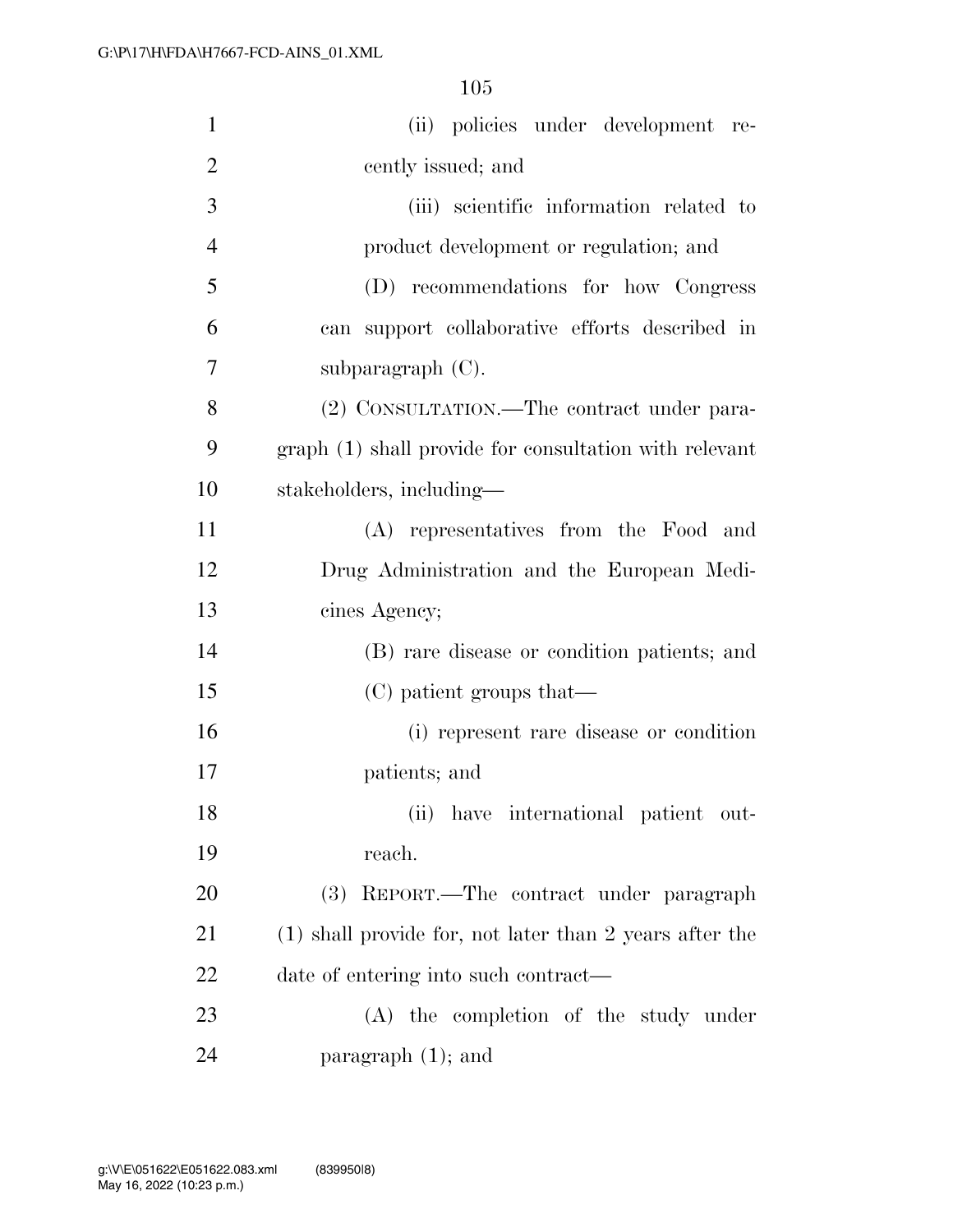(ii) policies under development recently issued; and

(iii) scientific information related to product development or regulation; and

(D) recommendations for how Congress can support collaborative efforts described in subparagraph (C).

(2) CONSULTATION.—The contract under paragraph (1) shall provide for consultation with relevant stakeholders, including—

(A) representatives from the Food and Drug Administration and the European Medicines Agency;

(B) rare disease or condition patients; and

(C) patient groups that—

(i) represent rare disease or condition patients; and

(ii) have international patient outreach.

(3) REPORT.—The contract under paragraph (1) shall provide for, not later than 2 years after the date of entering into such contract—

(A) the completion of the study under paragraph (1); and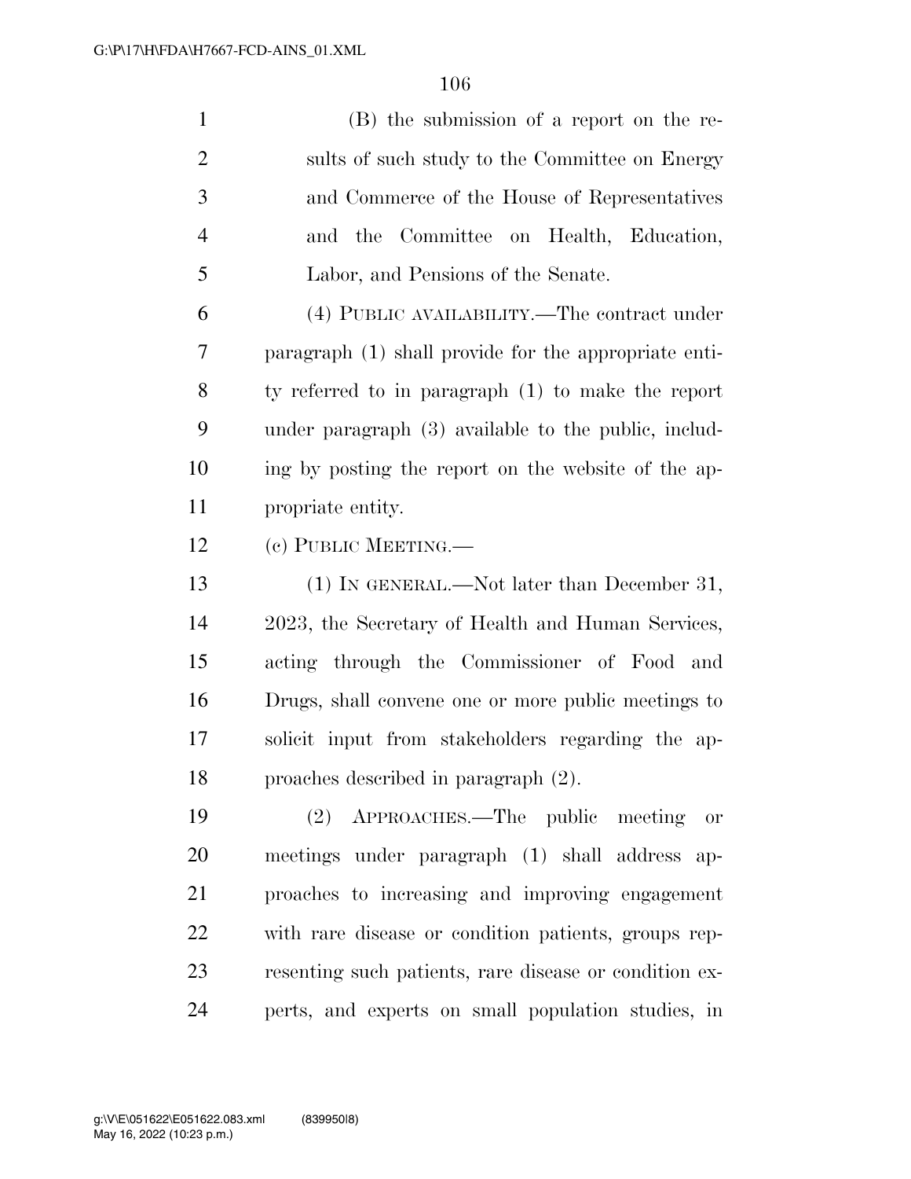(B) the submission of a report on the results of such study to the Committee on Energy and Commerce of the House of Representatives and the Committee on Health, Education, Labor, and Pensions of the Senate.

(4) PUBLIC AVAILABILITY.—The contract under paragraph (1) shall provide for the appropriate entity referred to in paragraph (1) to make the report under paragraph (3) available to the public, including by posting the report on the website of the appropriate entity.

(c) PUBLIC MEETING.—

(1) IN GENERAL.—Not later than December 31, 2023, the Secretary of Health and Human Services, acting through the Commissioner of Food and Drugs, shall convene one or more public meetings to solicit input from stakeholders regarding the approaches described in paragraph (2).

(2) APPROACHES.—The public meeting or meetings under paragraph (1) shall address approaches to increasing and improving engagement with rare disease or condition patients, groups representing such patients, rare disease or condition experts, and experts on small population studies, in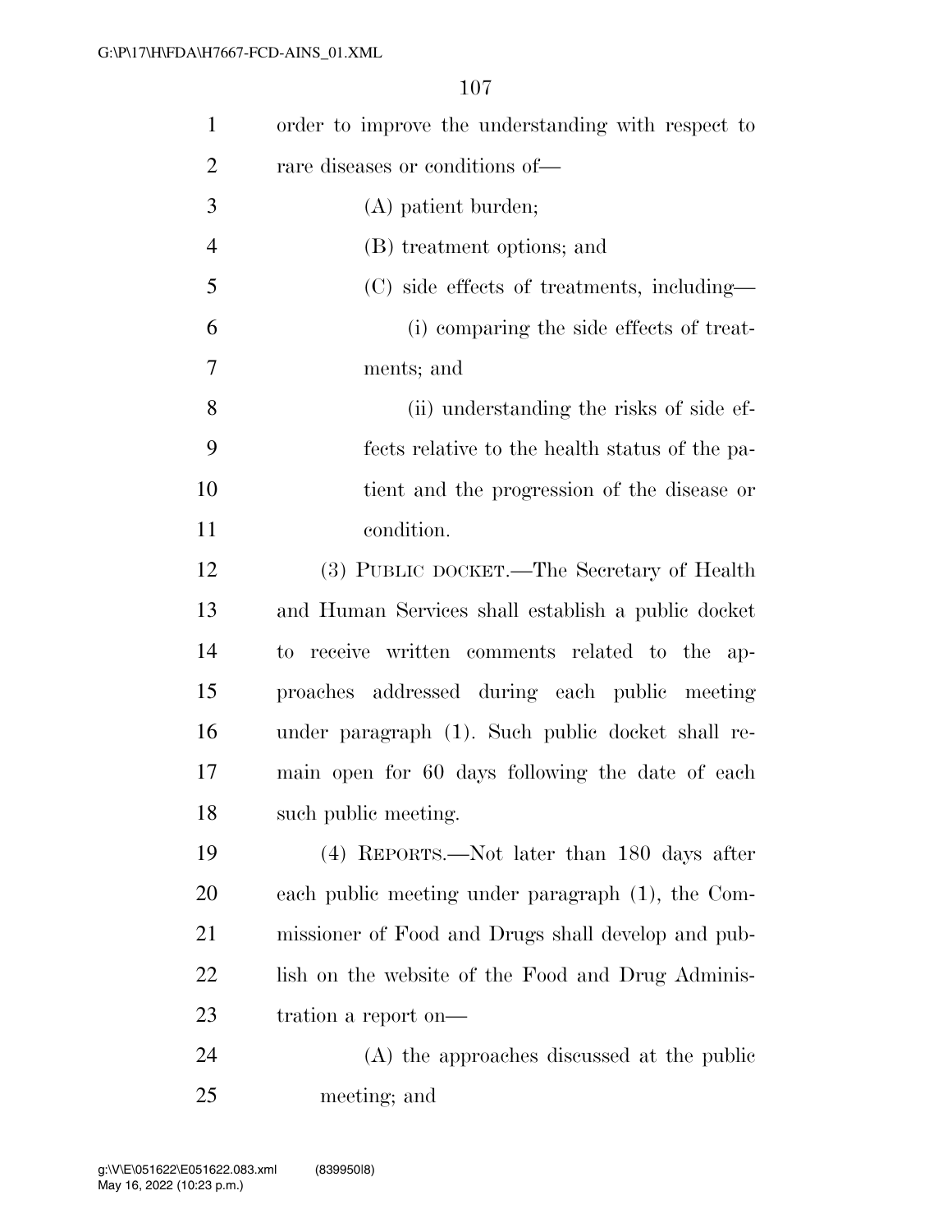order to improve the understanding with respect to rare diseases or conditions of—

(A) patient burden;

(B) treatment options; and

(C) side effects of treatments, including—

(i) comparing the side effects of treatments; and

(ii) understanding the risks of side effects relative to the health status of the patient and the progression of the disease or condition.

(3) PUBLIC DOCKET.—The Secretary of Health and Human Services shall establish a public docket to receive written comments related to the approaches addressed during each public meeting under paragraph (1). Such public docket shall remain open for 60 days following the date of each such public meeting.

(4) REPORTS.—Not later than 180 days after each public meeting under paragraph (1), the Commissioner of Food and Drugs shall develop and publish on the website of the Food and Drug Administration a report on—

(A) the approaches discussed at the public meeting; and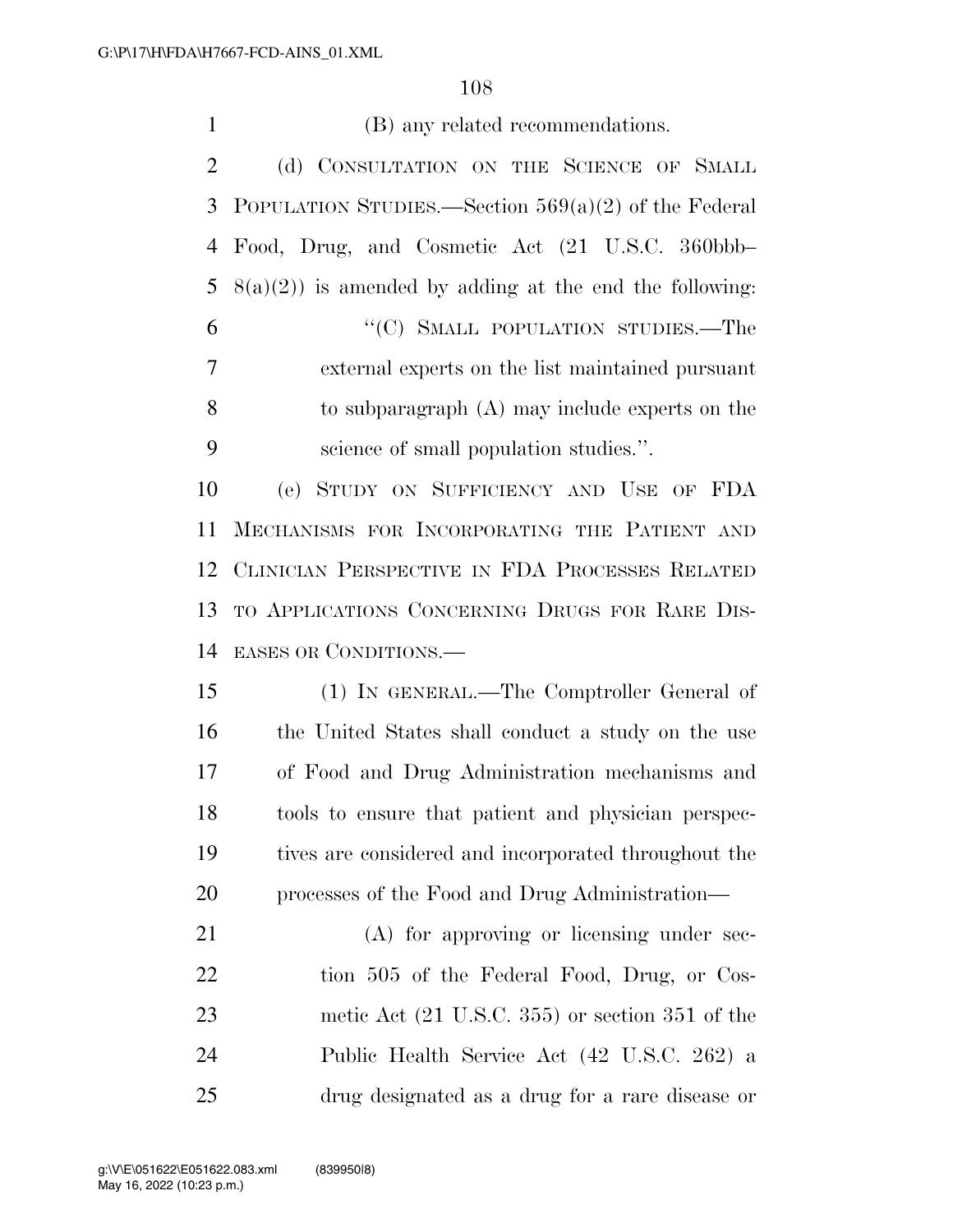(B) any related recommendations.

(d) CONSULTATION ON THE SCIENCE OF SMALL POPULATION STUDIES.—Section 569(a)(2) of the Federal Food, Drug, and Cosmetic Act (21 U.S.C. 360bbb–8(a)(2)) is amended by adding at the end the following:

"(C) SMALL POPULATION STUDIES.—The external experts on the list maintained pursuant to subparagraph (A) may include experts on the science of small population studies.".

(e) STUDY ON SUFFICIENCY AND USE OF FDA MECHANISMS FOR INCORPORATING THE PATIENT AND CLINICIAN PERSPECTIVE IN FDA PROCESSES RELATED TO APPLICATIONS CONCERNING DRUGS FOR RARE DISEASES OR CONDITIONS.—

(1) IN GENERAL.—The Comptroller General of the United States shall conduct a study on the use of Food and Drug Administration mechanisms and tools to ensure that patient and physician perspectives are considered and incorporated throughout the processes of the Food and Drug Administration—

(A) for approving or licensing under section 505 of the Federal Food, Drug, or Cosmetic Act (21 U.S.C. 355) or section 351 of the Public Health Service Act (42 U.S.C. 262) a drug designated as a drug for a rare disease or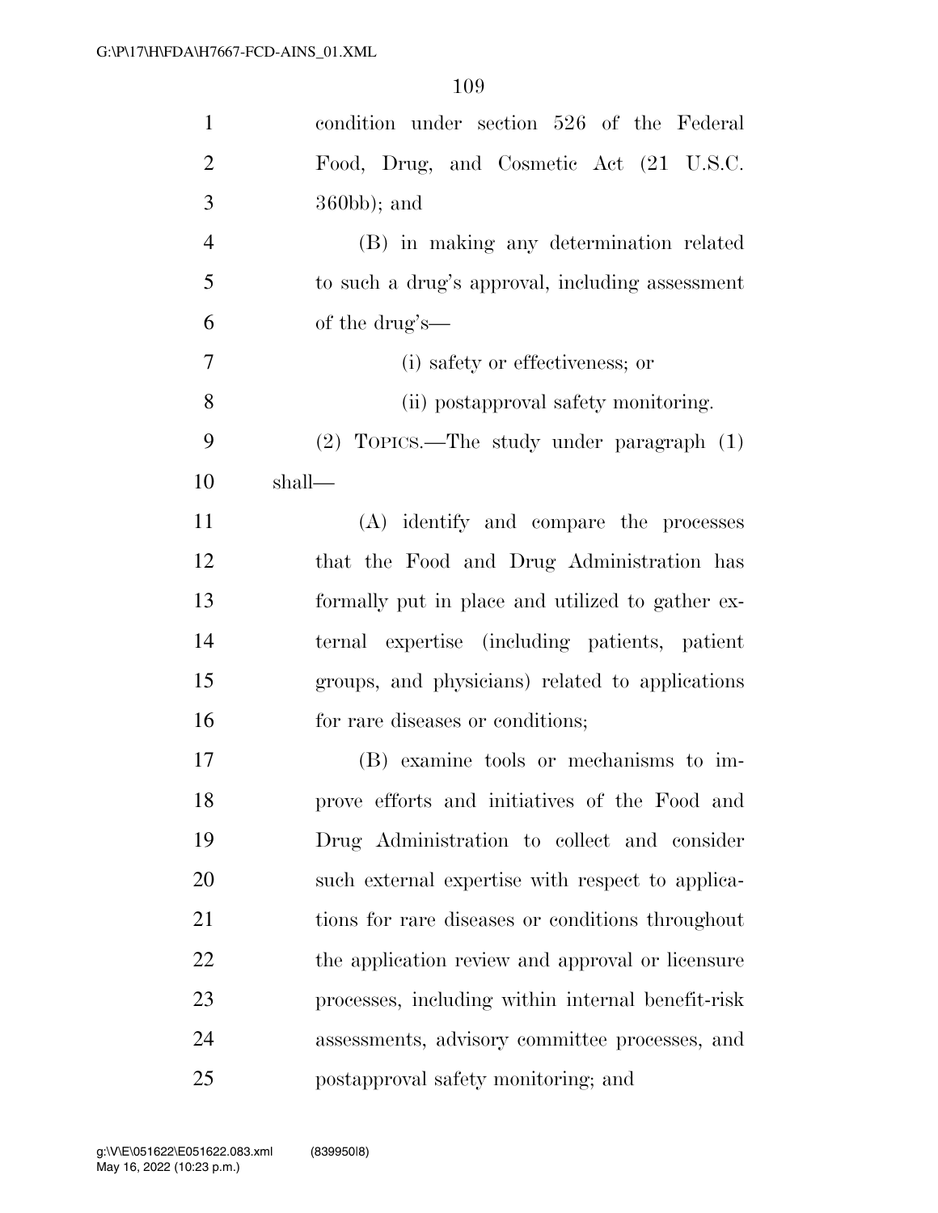condition under section 526 of the Federal Food, Drug, and Cosmetic Act (21 U.S.C. 360bb); and

(B) in making any determination related to such a drug's approval, including assessment of the drug's—

(i) safety or effectiveness; or

(ii) postapproval safety monitoring.

(2) TOPICS.—The study under paragraph (1) shall—

(A) identify and compare the processes that the Food and Drug Administration has formally put in place and utilized to gather external expertise (including patients, patient groups, and physicians) related to applications for rare diseases or conditions;

(B) examine tools or mechanisms to improve efforts and initiatives of the Food and Drug Administration to collect and consider such external expertise with respect to applications for rare diseases or conditions throughout the application review and approval or licensure processes, including within internal benefit-risk assessments, advisory committee processes, and postapproval safety monitoring; and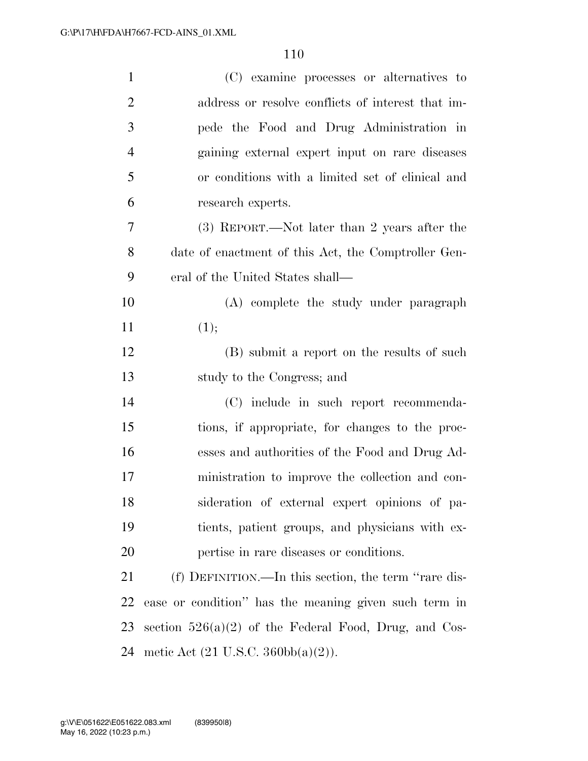(C) examine processes or alternatives to address or resolve conflicts of interest that impede the Food and Drug Administration in gaining external expert input on rare diseases or conditions with a limited set of clinical and research experts.

(3) REPORT.—Not later than 2 years after the date of enactment of this Act, the Comptroller General of the United States shall—

(A) complete the study under paragraph (1);

(B) submit a report on the results of such study to the Congress; and

(C) include in such report recommendations, if appropriate, for changes to the processes and authorities of the Food and Drug Administration to improve the collection and consideration of external expert opinions of patients, patient groups, and physicians with expertise in rare diseases or conditions.

(f) DEFINITION.—In this section, the term ''rare disease or condition'' has the meaning given such term in section 526(a)(2) of the Federal Food, Drug, and Cosmetic Act (21 U.S.C. 360bb(a)(2)).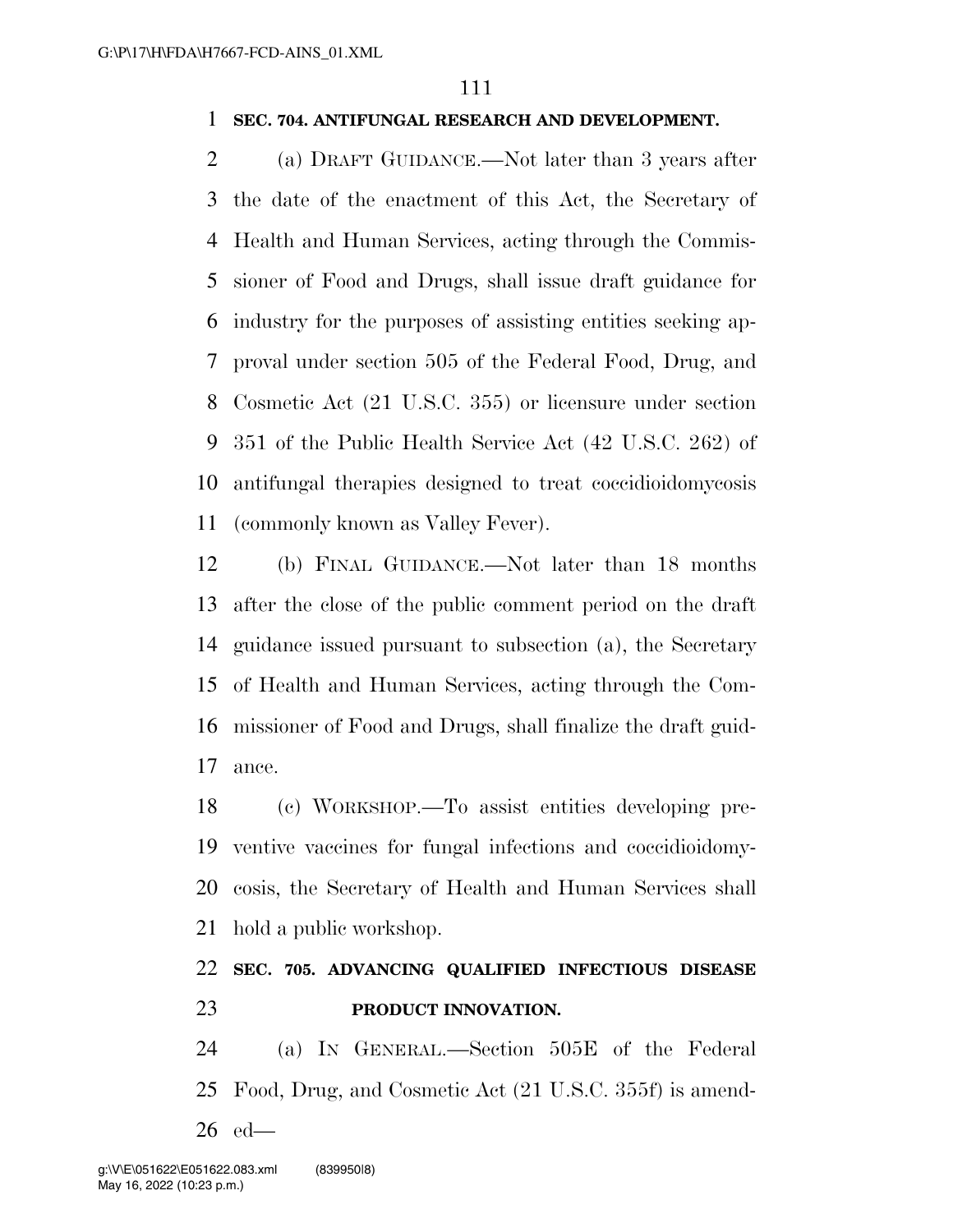**SEC. 704. ANTIFUNGAL RESEARCH AND DEVELOPMENT.**

(a) DRAFT GUIDANCE.—Not later than 3 years after the date of the enactment of this Act, the Secretary of Health and Human Services, acting through the Commissioner of Food and Drugs, shall issue draft guidance for industry for the purposes of assisting entities seeking approval under section 505 of the Federal Food, Drug, and Cosmetic Act (21 U.S.C. 355) or licensure under section 351 of the Public Health Service Act (42 U.S.C. 262) of antifungal therapies designed to treat coccidioidomycosis (commonly known as Valley Fever).

(b) FINAL GUIDANCE.—Not later than 18 months after the close of the public comment period on the draft guidance issued pursuant to subsection (a), the Secretary of Health and Human Services, acting through the Commissioner of Food and Drugs, shall finalize the draft guidance.

(c) WORKSHOP.—To assist entities developing preventive vaccines for fungal infections and coccidioidomycosis, the Secretary of Health and Human Services shall hold a public workshop.

**SEC. 705. ADVANCING QUALIFIED INFECTIOUS DISEASE PRODUCT INNOVATION.**

(a) IN GENERAL.—Section 505E of the Federal Food, Drug, and Cosmetic Act (21 U.S.C. 355f) is amended—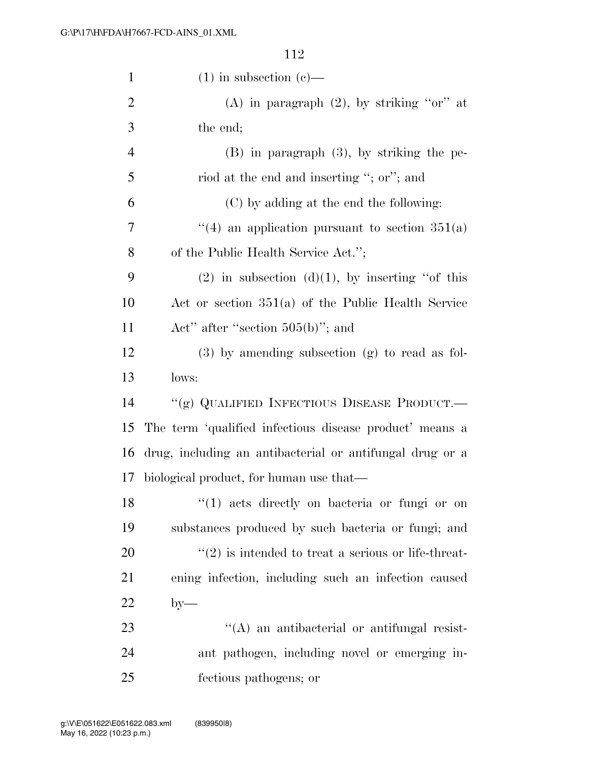(1) in subsection (c)—

(A) in paragraph (2), by striking ''or'' at the end;

(B) in paragraph (3), by striking the period at the end and inserting ''; or''; and

(C) by adding at the end the following:

''(4) an application pursuant to section 351(a) of the Public Health Service Act.'';

(2) in subsection (d)(1), by inserting ''of this Act or section 351(a) of the Public Health Service Act'' after ''section 505(b)''; and

(3) by amending subsection (g) to read as follows:

''(g) QUALIFIED INFECTIOUS DISEASE PRODUCT.— The term 'qualified infectious disease product' means a drug, including an antibacterial or antifungal drug or a biological product, for human use that—

''(1) acts directly on bacteria or fungi or on substances produced by such bacteria or fungi; and

''(2) is intended to treat a serious or life-threatening infection, including such an infection caused by—

''(A) an antibacterial or antifungal resistant pathogen, including novel or emerging infectious pathogens; or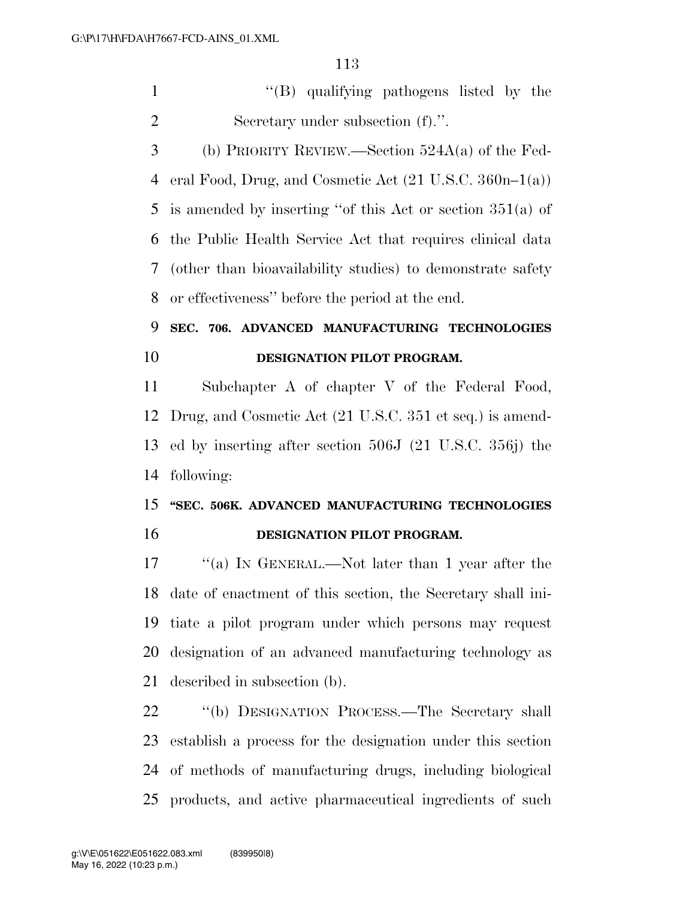"(B) qualifying pathogens listed by the Secretary under subsection (f).".

(b) PRIORITY REVIEW.—Section 524A(a) of the Federal Food, Drug, and Cosmetic Act (21 U.S.C. 360n–1(a)) is amended by inserting "of this Act or section 351(a) of the Public Health Service Act that requires clinical data (other than bioavailability studies) to demonstrate safety or effectiveness" before the period at the end.

## SEC. 706. ADVANCED MANUFACTURING TECHNOLOGIES DESIGNATION PILOT PROGRAM.

Subchapter A of chapter V of the Federal Food, Drug, and Cosmetic Act (21 U.S.C. 351 et seq.) is amended by inserting after section 506J (21 U.S.C. 356j) the following:

## "SEC. 506K. ADVANCED MANUFACTURING TECHNOLOGIES DESIGNATION PILOT PROGRAM.

"(a) IN GENERAL.—Not later than 1 year after the date of enactment of this section, the Secretary shall initiate a pilot program under which persons may request designation of an advanced manufacturing technology as described in subsection (b).

"(b) DESIGNATION PROCESS.—The Secretary shall establish a process for the designation under this section of methods of manufacturing drugs, including biological products, and active pharmaceutical ingredients of such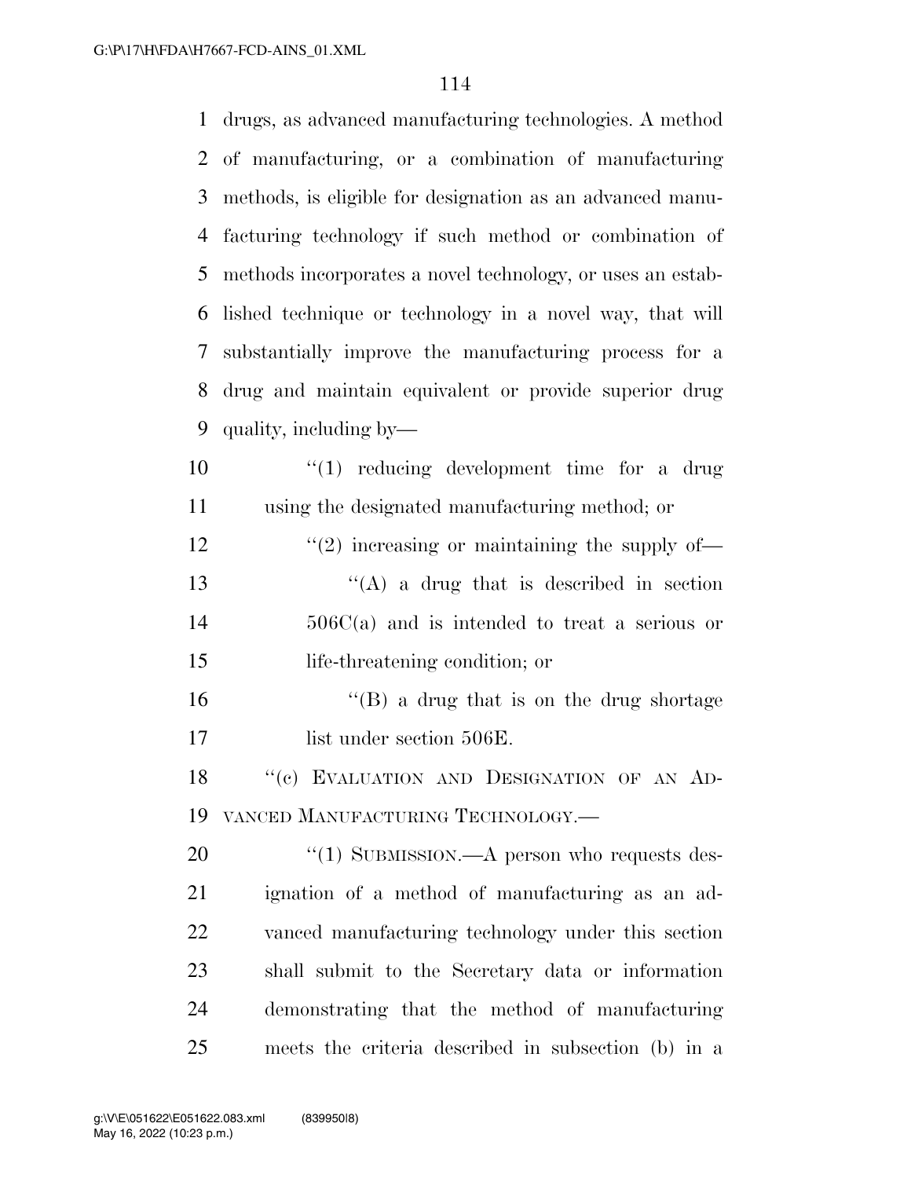drugs, as advanced manufacturing technologies. A method of manufacturing, or a combination of manufacturing methods, is eligible for designation as an advanced manufacturing technology if such method or combination of methods incorporates a novel technology, or uses an established technique or technology in a novel way, that will substantially improve the manufacturing process for a drug and maintain equivalent or provide superior drug quality, including by—

"(1) reducing development time for a drug using the designated manufacturing method; or

"(2) increasing or maintaining the supply of—

"(A) a drug that is described in section 506C(a) and is intended to treat a serious or life-threatening condition; or

"(B) a drug that is on the drug shortage list under section 506E.

"(c) EVALUATION AND DESIGNATION OF AN ADVANCED MANUFACTURING TECHNOLOGY.—

"(1) SUBMISSION.—A person who requests designation of a method of manufacturing as an advanced manufacturing technology under this section shall submit to the Secretary data or information demonstrating that the method of manufacturing meets the criteria described in subsection (b) in a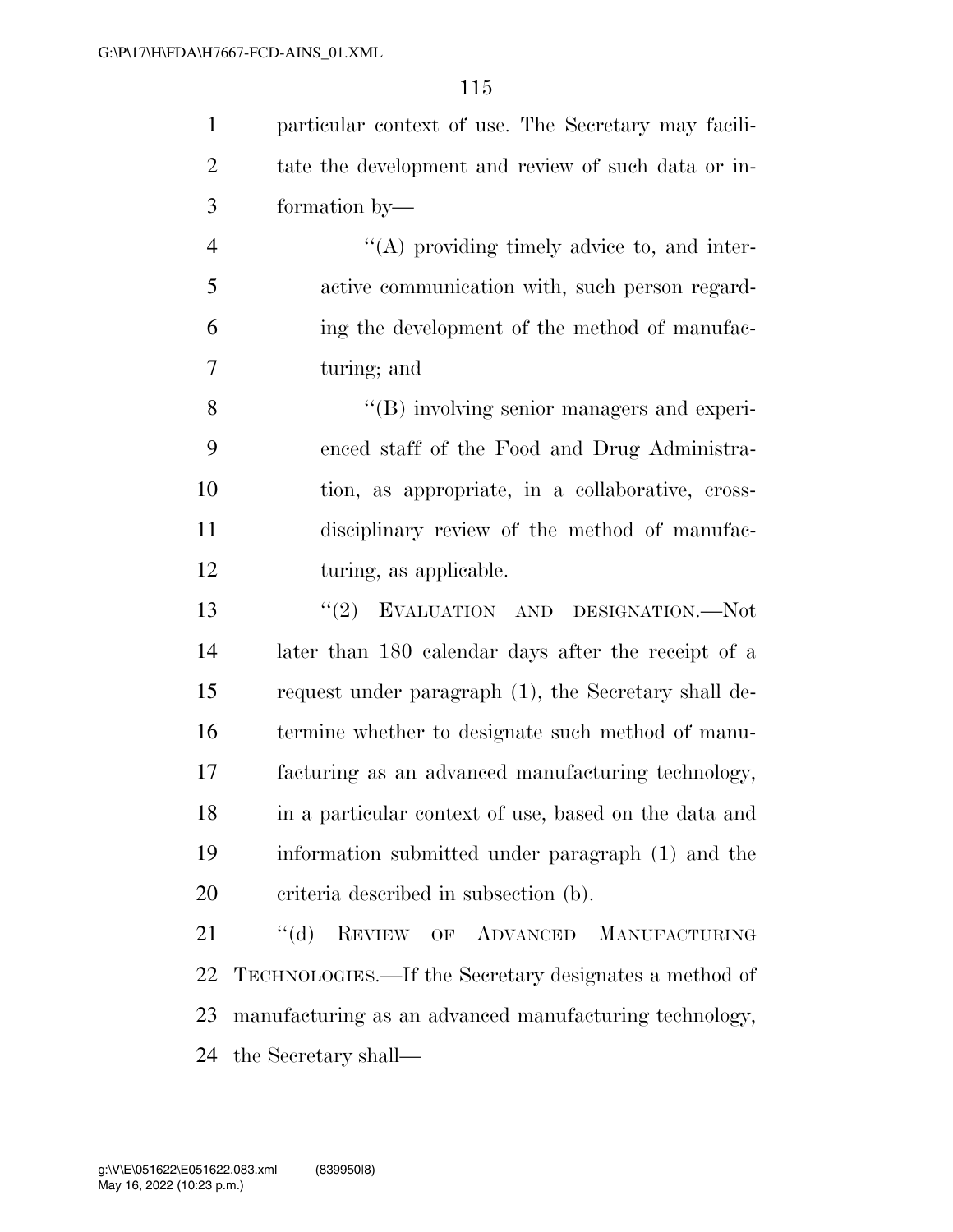particular context of use. The Secretary may facilitate the development and review of such data or information by—

"(A) providing timely advice to, and interactive communication with, such person regarding the development of the method of manufacturing; and

"(B) involving senior managers and experienced staff of the Food and Drug Administration, as appropriate, in a collaborative, cross-disciplinary review of the method of manufacturing, as applicable.

"(2) EVALUATION AND DESIGNATION.—Not later than 180 calendar days after the receipt of a request under paragraph (1), the Secretary shall determine whether to designate such method of manufacturing as an advanced manufacturing technology, in a particular context of use, based on the data and information submitted under paragraph (1) and the criteria described in subsection (b).

"(d) REVIEW OF ADVANCED MANUFACTURING TECHNOLOGIES.—If the Secretary designates a method of manufacturing as an advanced manufacturing technology, the Secretary shall—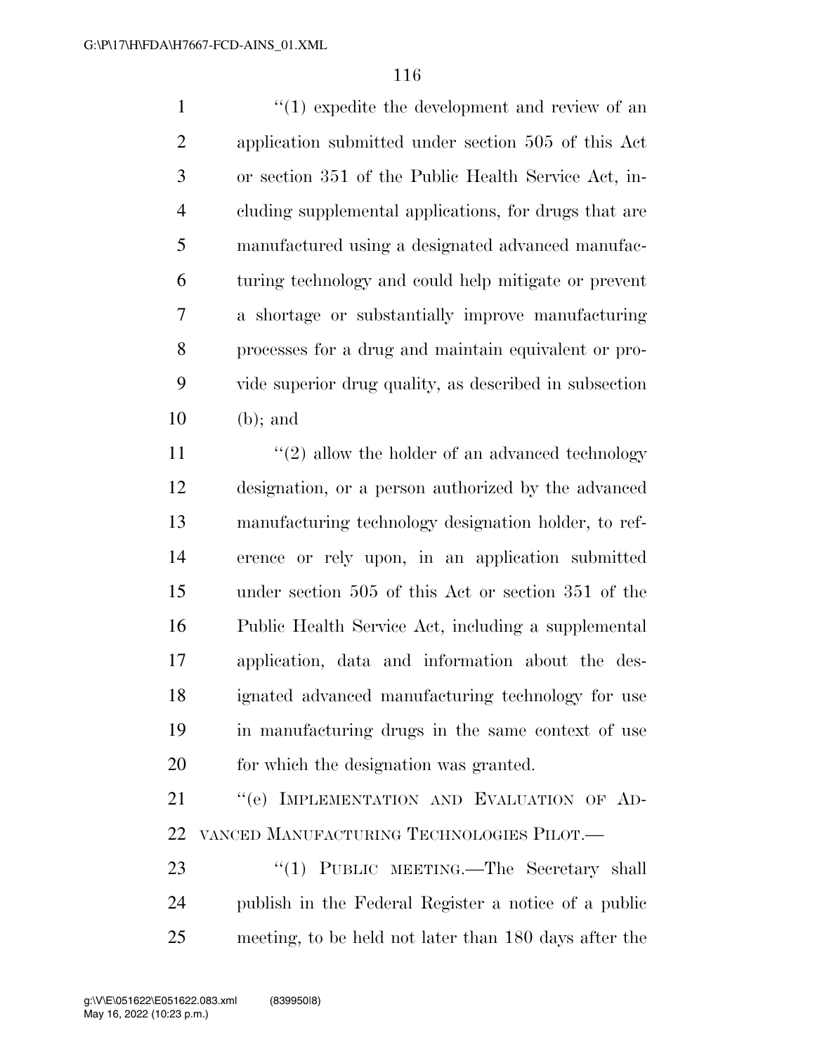"(1) expedite the development and review of an application submitted under section 505 of this Act or section 351 of the Public Health Service Act, including supplemental applications, for drugs that are manufactured using a designated advanced manufacturing technology and could help mitigate or prevent a shortage or substantially improve manufacturing processes for a drug and maintain equivalent or provide superior drug quality, as described in subsection (b); and

"(2) allow the holder of an advanced technology designation, or a person authorized by the advanced manufacturing technology designation holder, to reference or rely upon, in an application submitted under section 505 of this Act or section 351 of the Public Health Service Act, including a supplemental application, data and information about the designated advanced manufacturing technology for use in manufacturing drugs in the same context of use for which the designation was granted.

"(e) IMPLEMENTATION AND EVALUATION OF ADVANCED MANUFACTURING TECHNOLOGIES PILOT.—

"(1) PUBLIC MEETING.—The Secretary shall publish in the Federal Register a notice of a public meeting, to be held not later than 180 days after the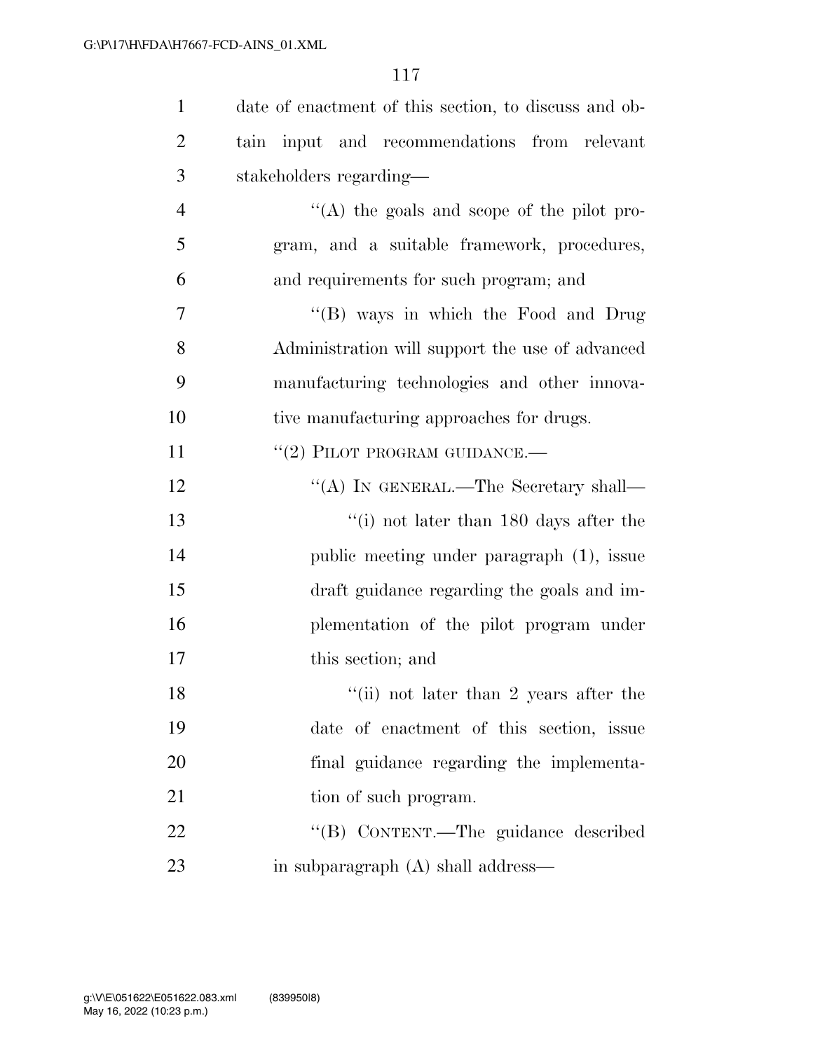date of enactment of this section, to discuss and obtain input and recommendations from relevant stakeholders regarding—

''(A) the goals and scope of the pilot program, and a suitable framework, procedures, and requirements for such program; and

''(B) ways in which the Food and Drug Administration will support the use of advanced manufacturing technologies and other innovative manufacturing approaches for drugs.

''(2) PILOT PROGRAM GUIDANCE.—

''(A) IN GENERAL.—The Secretary shall—

''(i) not later than 180 days after the public meeting under paragraph (1), issue draft guidance regarding the goals and implementation of the pilot program under this section; and

''(ii) not later than 2 years after the date of enactment of this section, issue final guidance regarding the implementation of such program.

''(B) CONTENT.—The guidance described in subparagraph (A) shall address—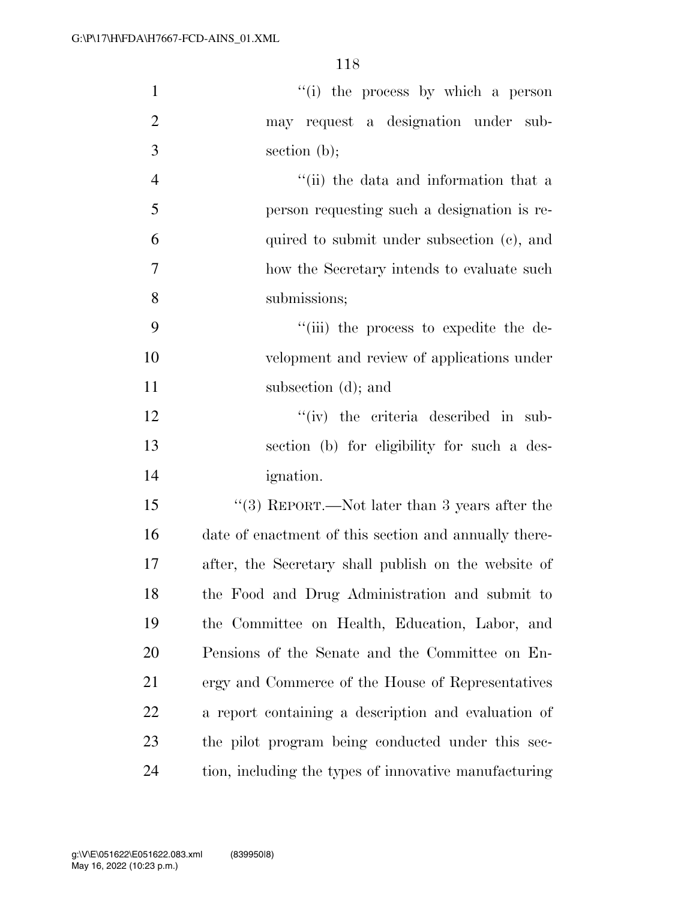"(i) the process by which a person may request a designation under subsection (b);

"(ii) the data and information that a person requesting such a designation is required to submit under subsection (c), and how the Secretary intends to evaluate such submissions;

"(iii) the process to expedite the development and review of applications under subsection (d); and

"(iv) the criteria described in subsection (b) for eligibility for such a designation.

"(3) REPORT.—Not later than 3 years after the date of enactment of this section and annually thereafter, the Secretary shall publish on the website of the Food and Drug Administration and submit to the Committee on Health, Education, Labor, and Pensions of the Senate and the Committee on Energy and Commerce of the House of Representatives a report containing a description and evaluation of the pilot program being conducted under this section, including the types of innovative manufacturing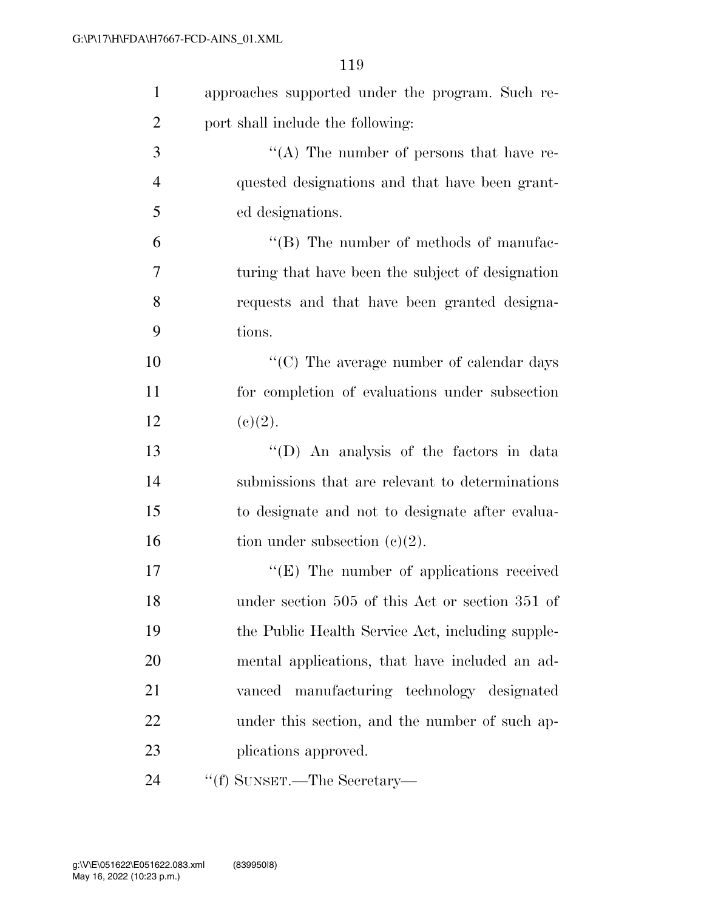approaches supported under the program. Such report shall include the following:

"(A) The number of persons that have requested designations and that have been granted designations.

"(B) The number of methods of manufacturing that have been the subject of designation requests and that have been granted designations.

"(C) The average number of calendar days for completion of evaluations under subsection (c)(2).

"(D) An analysis of the factors in data submissions that are relevant to determinations to designate and not to designate after evaluation under subsection (c)(2).

"(E) The number of applications received under section 505 of this Act or section 351 of the Public Health Service Act, including supplemental applications, that have included an advanced manufacturing technology designated under this section, and the number of such applications approved.

"(f) SUNSET.—The Secretary—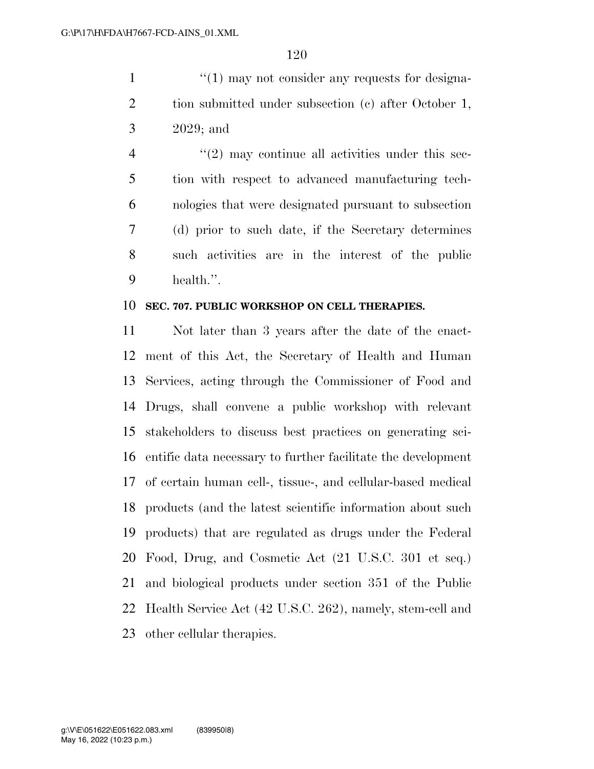"(1) may not consider any requests for designation submitted under subsection (c) after October 1, 2029; and

"(2) may continue all activities under this section with respect to advanced manufacturing technologies that were designated pursuant to subsection (d) prior to such date, if the Secretary determines such activities are in the interest of the public health.".

**SEC. 707. PUBLIC WORKSHOP ON CELL THERAPIES.**

Not later than 3 years after the date of the enactment of this Act, the Secretary of Health and Human Services, acting through the Commissioner of Food and Drugs, shall convene a public workshop with relevant stakeholders to discuss best practices on generating scientific data necessary to further facilitate the development of certain human cell-, tissue-, and cellular-based medical products (and the latest scientific information about such products) that are regulated as drugs under the Federal Food, Drug, and Cosmetic Act (21 U.S.C. 301 et seq.) and biological products under section 351 of the Public Health Service Act (42 U.S.C. 262), namely, stem-cell and other cellular therapies.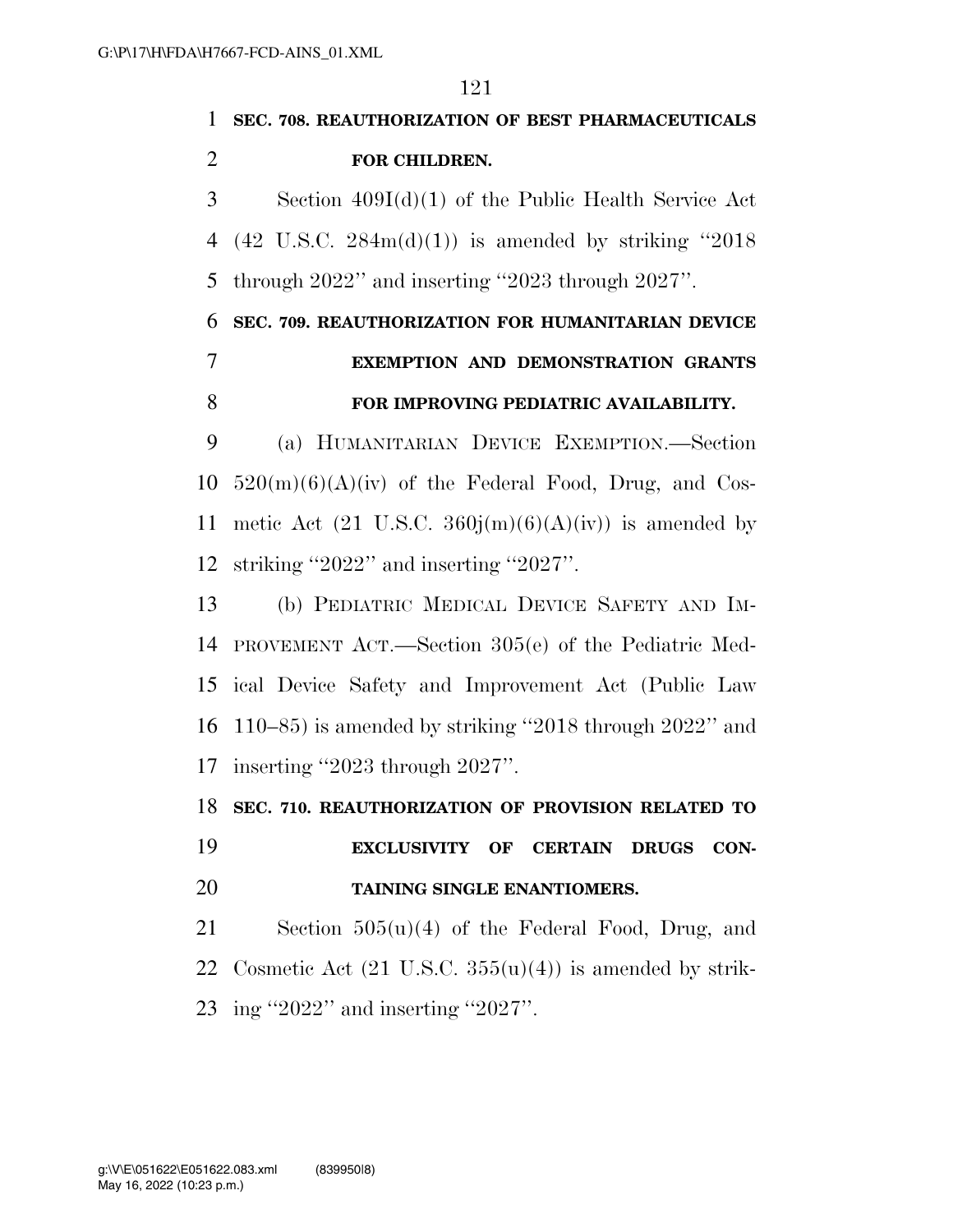**SEC. 708. REAUTHORIZATION OF BEST PHARMACEUTICALS FOR CHILDREN.**

Section 409I(d)(1) of the Public Health Service Act (42 U.S.C. 284m(d)(1)) is amended by striking "2018 through 2022" and inserting "2023 through 2027".

**SEC. 709. REAUTHORIZATION FOR HUMANITARIAN DEVICE EXEMPTION AND DEMONSTRATION GRANTS FOR IMPROVING PEDIATRIC AVAILABILITY.**

(a) HUMANITARIAN DEVICE EXEMPTION.—Section 520(m)(6)(A)(iv) of the Federal Food, Drug, and Cosmetic Act (21 U.S.C. 360j(m)(6)(A)(iv)) is amended by striking "2022" and inserting "2027".

(b) PEDIATRIC MEDICAL DEVICE SAFETY AND IMPROVEMENT ACT.—Section 305(e) of the Pediatric Medical Device Safety and Improvement Act (Public Law 110–85) is amended by striking "2018 through 2022" and inserting "2023 through 2027".

**SEC. 710. REAUTHORIZATION OF PROVISION RELATED TO EXCLUSIVITY OF CERTAIN DRUGS CONTAINING SINGLE ENANTIOMERS.**

Section 505(u)(4) of the Federal Food, Drug, and Cosmetic Act (21 U.S.C. 355(u)(4)) is amended by striking "2022" and inserting "2027".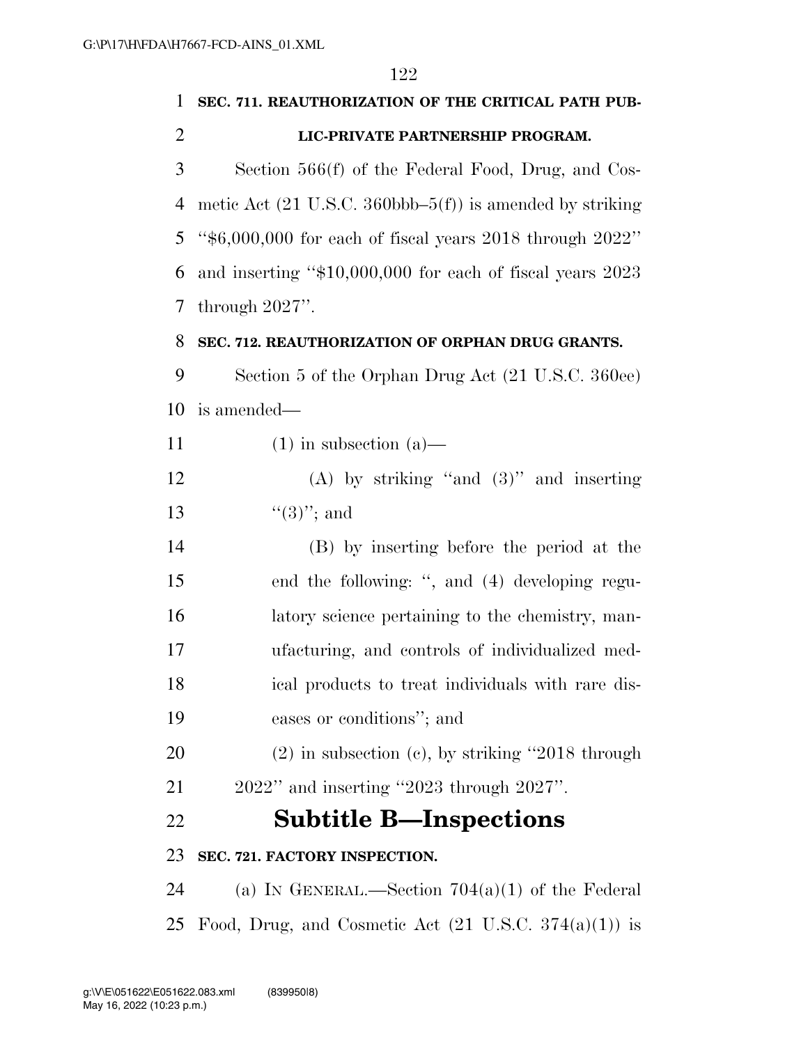**SEC. 711. REAUTHORIZATION OF THE CRITICAL PATH PUBLIC-PRIVATE PARTNERSHIP PROGRAM.**

Section 566(f) of the Federal Food, Drug, and Cosmetic Act (21 U.S.C. 360bbb–5(f)) is amended by striking "$6,000,000 for each of fiscal years 2018 through 2022" and inserting "$10,000,000 for each of fiscal years 2023 through 2027".

**SEC. 712. REAUTHORIZATION OF ORPHAN DRUG GRANTS.**

Section 5 of the Orphan Drug Act (21 U.S.C. 360ee) is amended—

(1) in subsection (a)—

(A) by striking "and (3)" and inserting "(3)"; and

(B) by inserting before the period at the end the following: ", and (4) developing regulatory science pertaining to the chemistry, manufacturing, and controls of individualized medical products to treat individuals with rare diseases or conditions"; and

(2) in subsection (c), by striking "2018 through 2022" and inserting "2023 through 2027".

## Subtitle B—Inspections

**SEC. 721. FACTORY INSPECTION.**

(a) IN GENERAL.—Section 704(a)(1) of the Federal Food, Drug, and Cosmetic Act (21 U.S.C. 374(a)(1)) is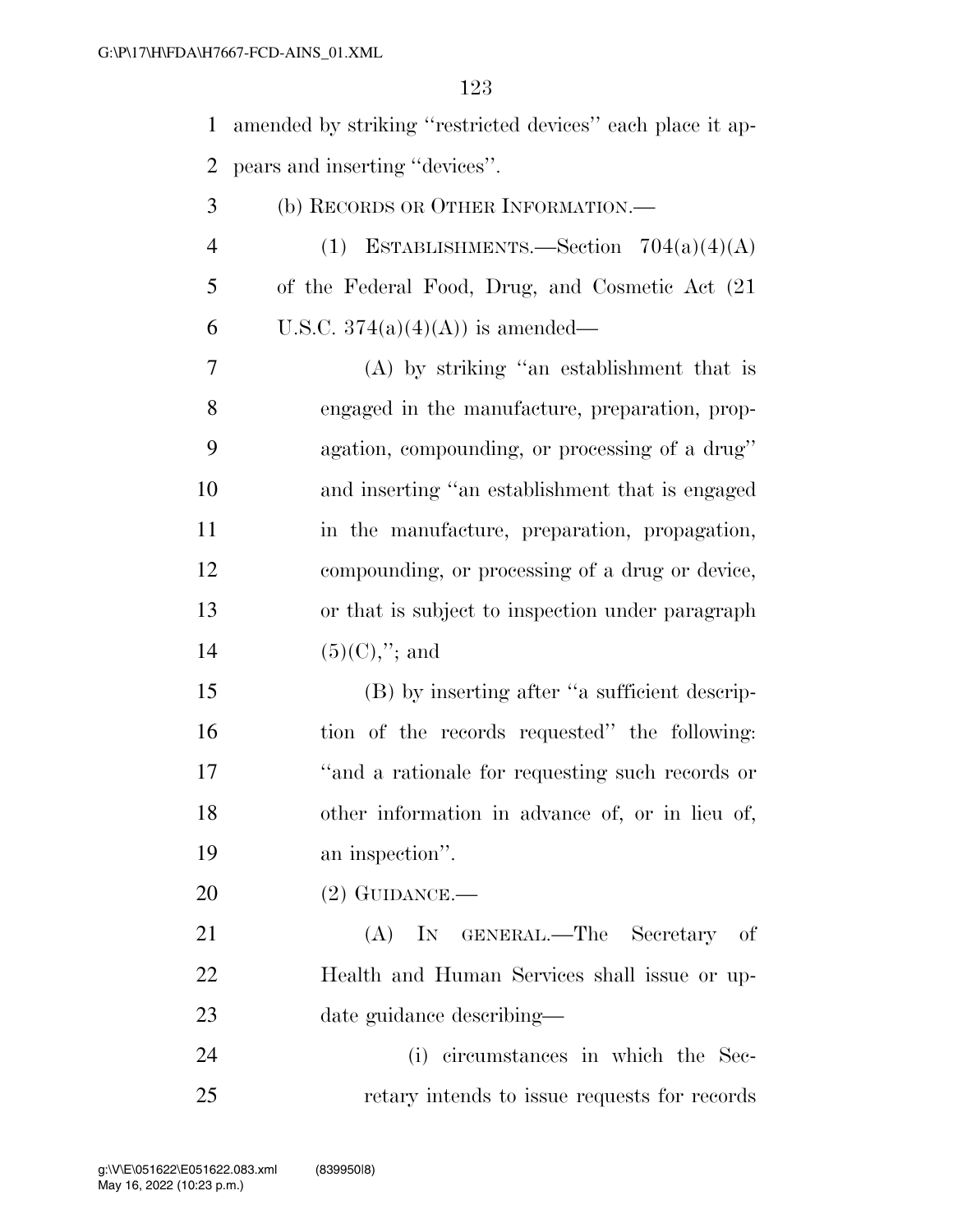amended by striking "restricted devices" each place it appears and inserting "devices".

(b) RECORDS OR OTHER INFORMATION.—

(1) ESTABLISHMENTS.—Section 704(a)(4)(A) of the Federal Food, Drug, and Cosmetic Act (21 U.S.C. 374(a)(4)(A)) is amended—

(A) by striking "an establishment that is engaged in the manufacture, preparation, propagation, compounding, or processing of a drug" and inserting "an establishment that is engaged in the manufacture, preparation, propagation, compounding, or processing of a drug or device, or that is subject to inspection under paragraph (5)(C),"; and

(B) by inserting after "a sufficient description of the records requested" the following: "and a rationale for requesting such records or other information in advance of, or in lieu of, an inspection".

(2) GUIDANCE.—

(A) IN GENERAL.—The Secretary of Health and Human Services shall issue or update guidance describing—

(i) circumstances in which the Secretary intends to issue requests for records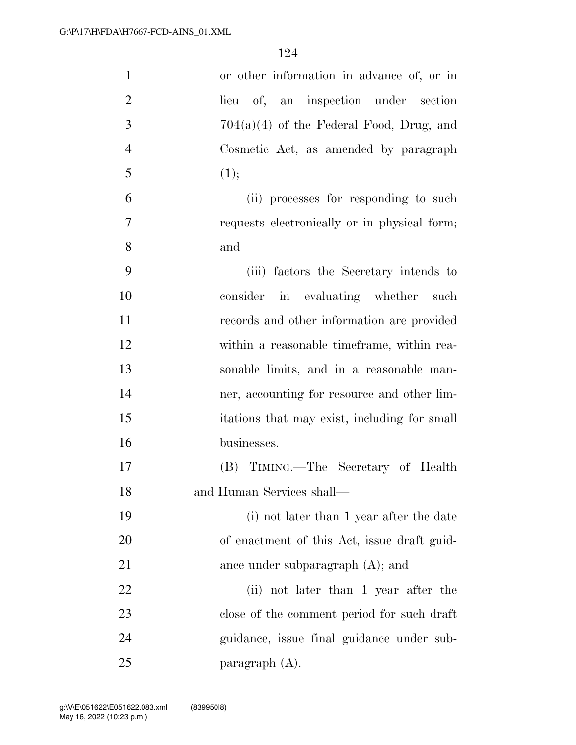or other information in advance of, or in lieu of, an inspection under section 704(a)(4) of the Federal Food, Drug, and Cosmetic Act, as amended by paragraph (1);

(ii) processes for responding to such requests electronically or in physical form; and

(iii) factors the Secretary intends to consider in evaluating whether such records and other information are provided within a reasonable timeframe, within reasonable limits, and in a reasonable manner, accounting for resource and other limitations that may exist, including for small businesses.

(B) TIMING.—The Secretary of Health and Human Services shall—

(i) not later than 1 year after the date of enactment of this Act, issue draft guidance under subparagraph (A); and

(ii) not later than 1 year after the close of the comment period for such draft guidance, issue final guidance under subparagraph (A).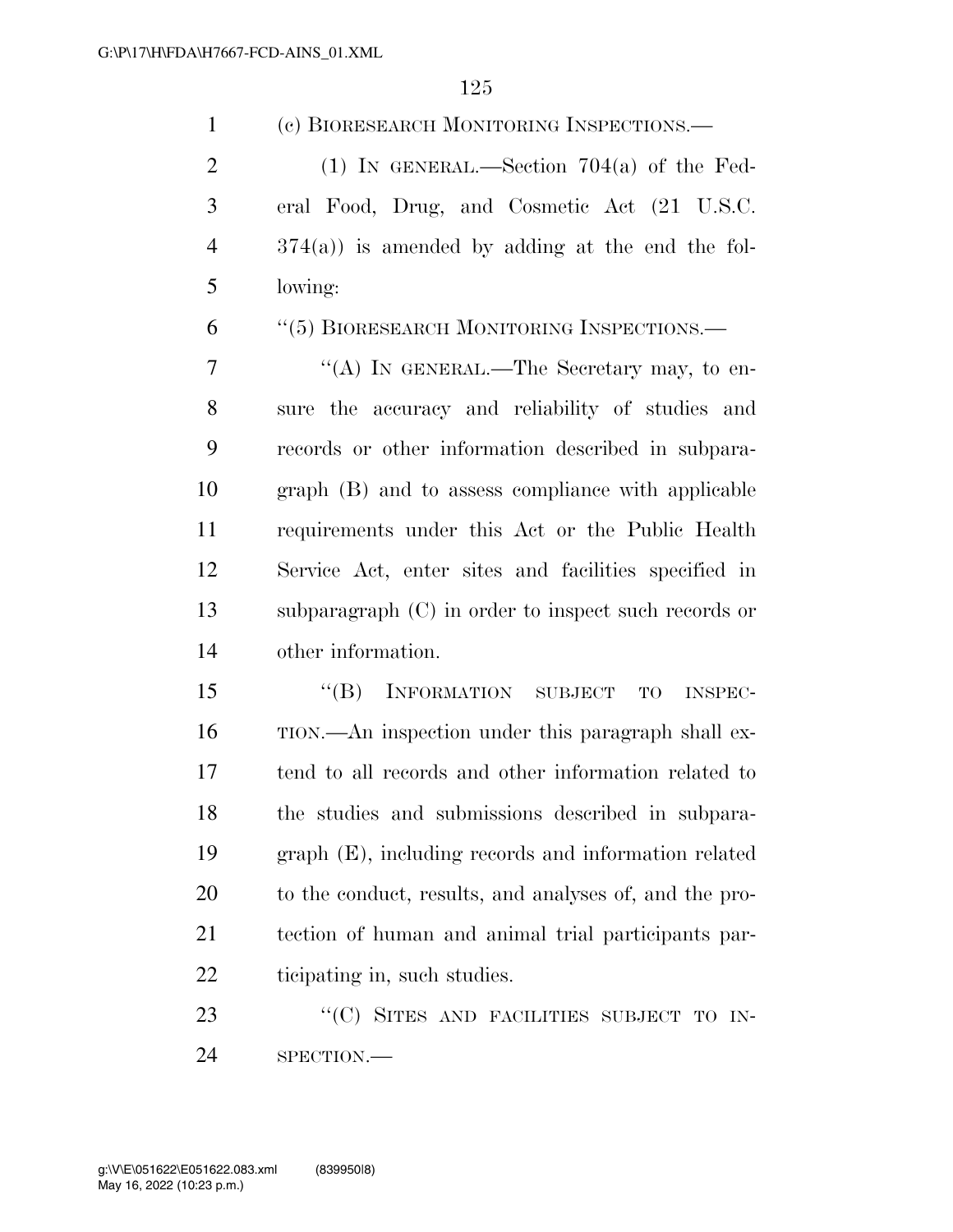(c) BIORESEARCH MONITORING INSPECTIONS.—

(1) IN GENERAL.—Section 704(a) of the Federal Food, Drug, and Cosmetic Act (21 U.S.C. 374(a)) is amended by adding at the end the following:

"(5) BIORESEARCH MONITORING INSPECTIONS.—

"(A) IN GENERAL.—The Secretary may, to ensure the accuracy and reliability of studies and records or other information described in subparagraph (B) and to assess compliance with applicable requirements under this Act or the Public Health Service Act, enter sites and facilities specified in subparagraph (C) in order to inspect such records or other information.

"(B) INFORMATION SUBJECT TO INSPECTION.—An inspection under this paragraph shall extend to all records and other information related to the studies and submissions described in subparagraph (E), including records and information related to the conduct, results, and analyses of, and the protection of human and animal trial participants participating in, such studies.

"(C) SITES AND FACILITIES SUBJECT TO INSPECTION.—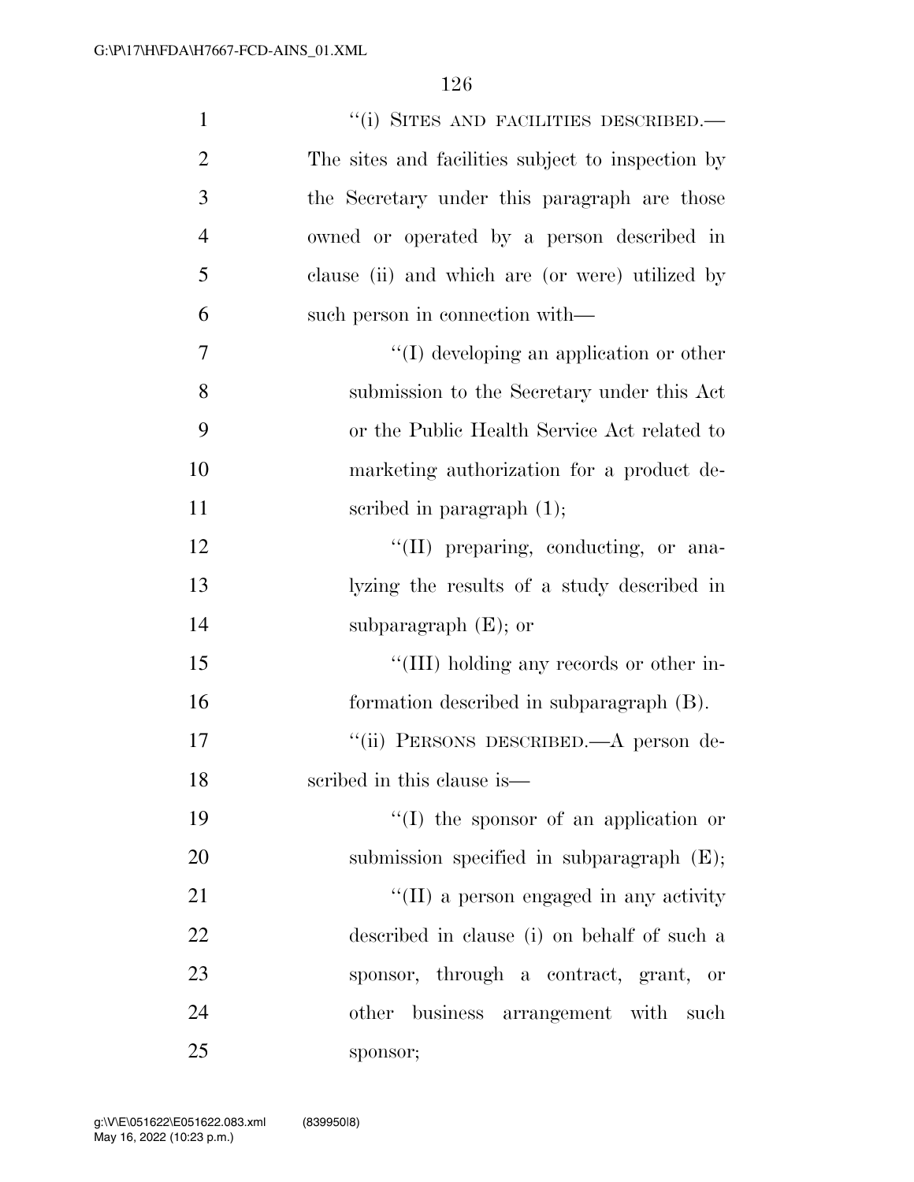"(i) SITES AND FACILITIES DESCRIBED.—The sites and facilities subject to inspection by the Secretary under this paragraph are those owned or operated by a person described in clause (ii) and which are (or were) utilized by such person in connection with—

"(I) developing an application or other submission to the Secretary under this Act or the Public Health Service Act related to marketing authorization for a product described in paragraph (1);

"(II) preparing, conducting, or analyzing the results of a study described in subparagraph (E); or

"(III) holding any records or other information described in subparagraph (B).

"(ii) PERSONS DESCRIBED.—A person described in this clause is—

"(I) the sponsor of an application or submission specified in subparagraph (E);

"(II) a person engaged in any activity described in clause (i) on behalf of such a sponsor, through a contract, grant, or other business arrangement with such sponsor;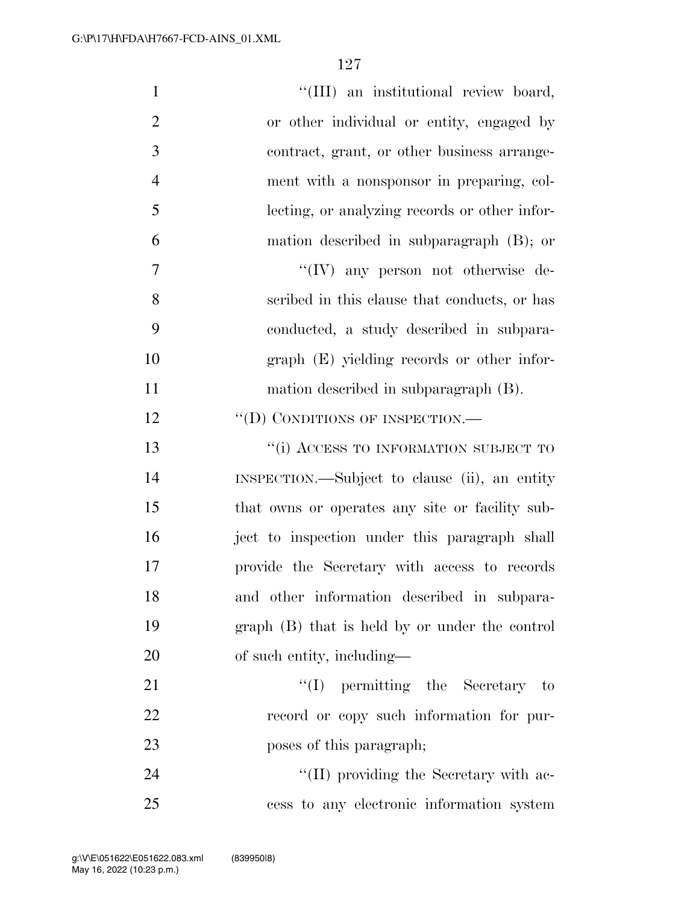''(III) an institutional review board, or other individual or entity, engaged by contract, grant, or other business arrangement with a nonsponsor in preparing, collecting, or analyzing records or other information described in subparagraph (B); or

''(IV) any person not otherwise described in this clause that conducts, or has conducted, a study described in subparagraph (E) yielding records or other information described in subparagraph (B).

''(D) CONDITIONS OF INSPECTION.—

''(i) ACCESS TO INFORMATION SUBJECT TO INSPECTION.—Subject to clause (ii), an entity that owns or operates any site or facility subject to inspection under this paragraph shall provide the Secretary with access to records and other information described in subparagraph (B) that is held by or under the control of such entity, including—

''(I) permitting the Secretary to record or copy such information for purposes of this paragraph;

''(II) providing the Secretary with access to any electronic information system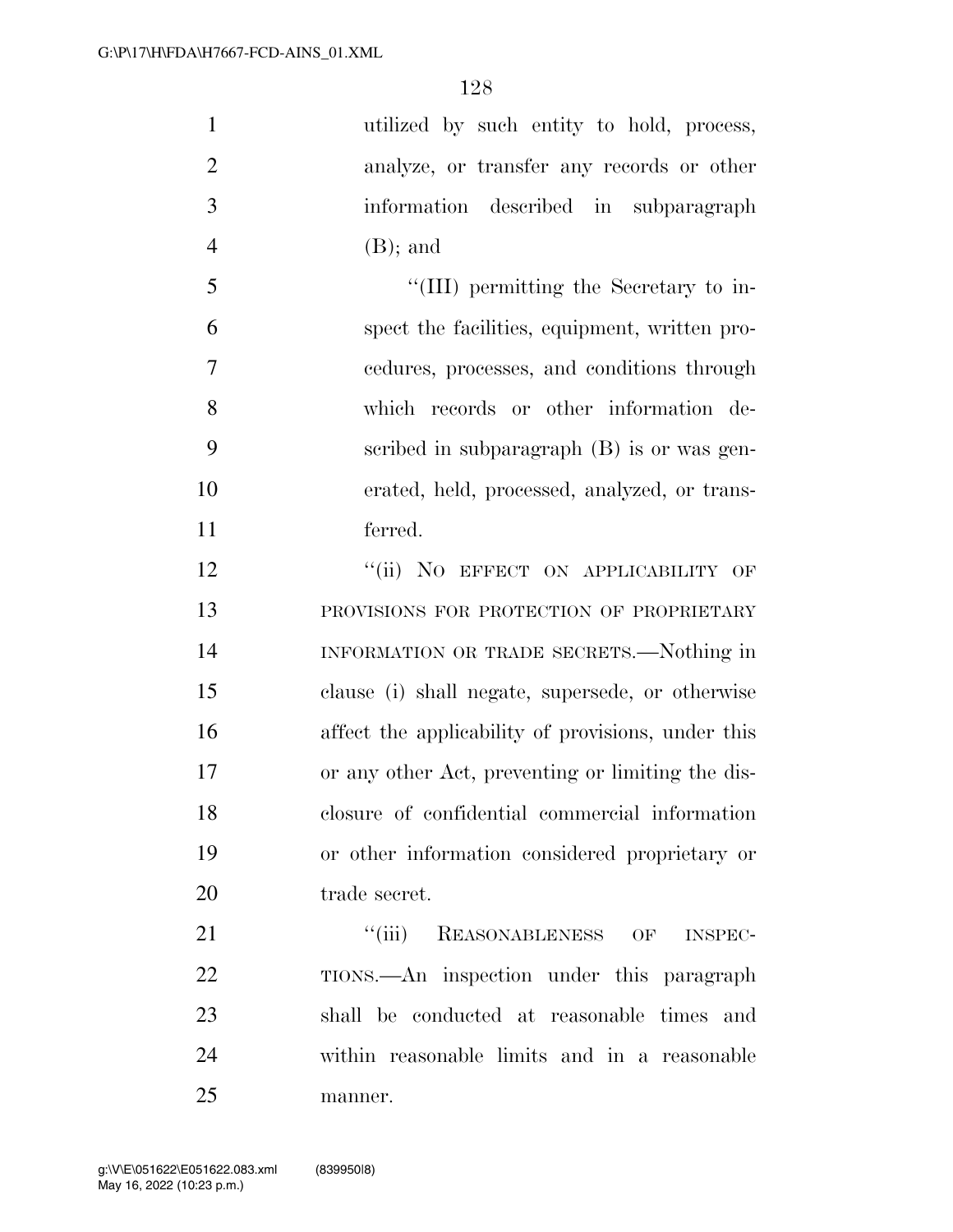utilized by such entity to hold, process, analyze, or transfer any records or other information described in subparagraph (B); and

"(III) permitting the Secretary to inspect the facilities, equipment, written procedures, processes, and conditions through which records or other information described in subparagraph (B) is or was generated, held, processed, analyzed, or transferred.

"(ii) NO EFFECT ON APPLICABILITY OF PROVISIONS FOR PROTECTION OF PROPRIETARY INFORMATION OR TRADE SECRETS.—Nothing in clause (i) shall negate, supersede, or otherwise affect the applicability of provisions, under this or any other Act, preventing or limiting the disclosure of confidential commercial information or other information considered proprietary or trade secret.

"(iii) REASONABLENESS OF INSPECTIONS.—An inspection under this paragraph shall be conducted at reasonable times and within reasonable limits and in a reasonable manner.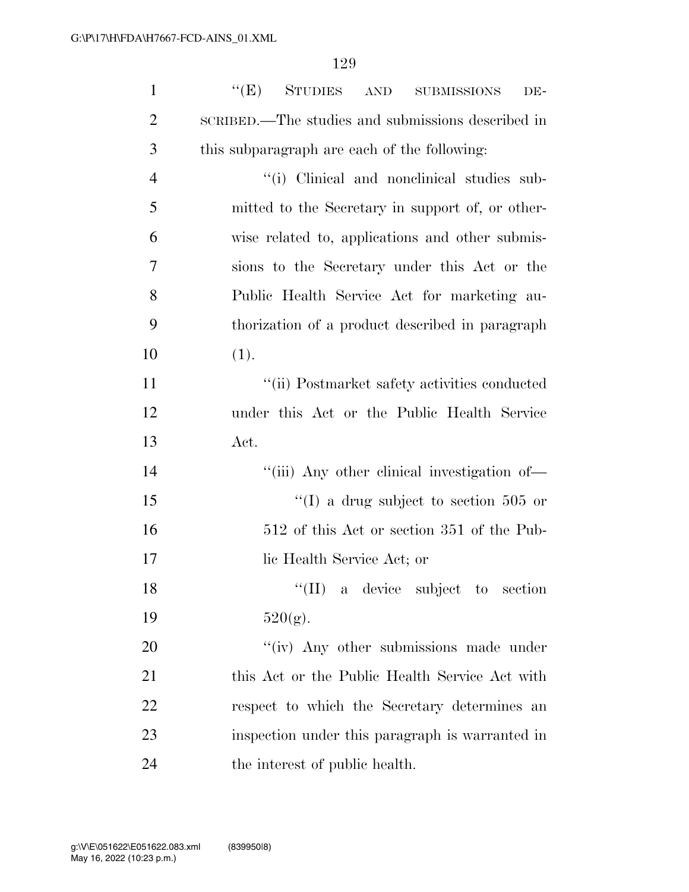"(E) STUDIES AND SUBMISSIONS DESCRIBED.—The studies and submissions described in this subparagraph are each of the following:

"(i) Clinical and nonclinical studies submitted to the Secretary in support of, or otherwise related to, applications and other submissions to the Secretary under this Act or the Public Health Service Act for marketing authorization of a product described in paragraph (1).

"(ii) Postmarket safety activities conducted under this Act or the Public Health Service Act.

"(iii) Any other clinical investigation of—

"(I) a drug subject to section 505 or 512 of this Act or section 351 of the Public Health Service Act; or

"(II) a device subject to section 520(g).

"(iv) Any other submissions made under this Act or the Public Health Service Act with respect to which the Secretary determines an inspection under this paragraph is warranted in the interest of public health.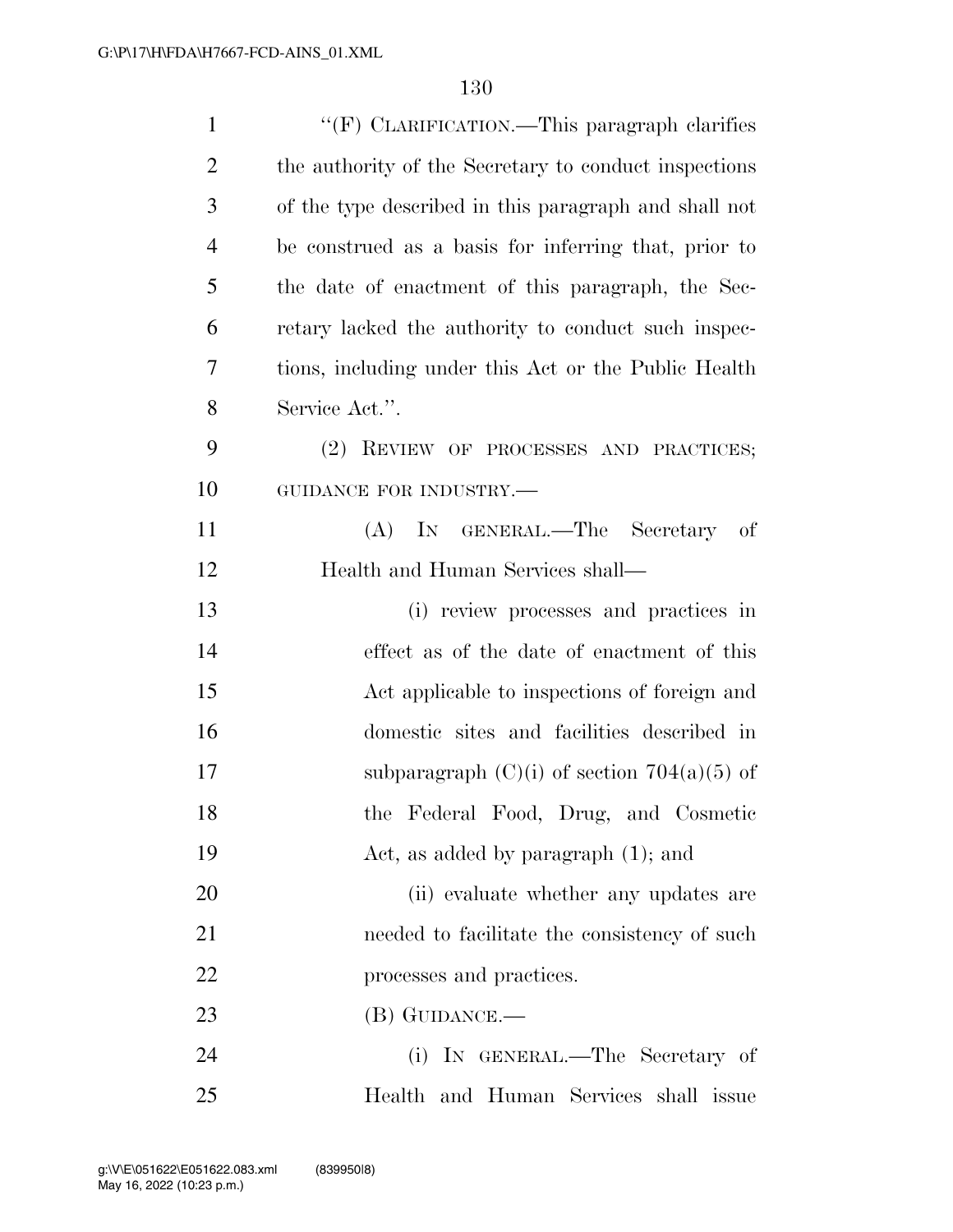''(F) CLARIFICATION.—This paragraph clarifies the authority of the Secretary to conduct inspections of the type described in this paragraph and shall not be construed as a basis for inferring that, prior to the date of enactment of this paragraph, the Secretary lacked the authority to conduct such inspections, including under this Act or the Public Health Service Act.''.

(2) REVIEW OF PROCESSES AND PRACTICES; GUIDANCE FOR INDUSTRY.—

(A) IN GENERAL.—The Secretary of Health and Human Services shall—

(i) review processes and practices in effect as of the date of enactment of this Act applicable to inspections of foreign and domestic sites and facilities described in subparagraph (C)(i) of section 704(a)(5) of the Federal Food, Drug, and Cosmetic Act, as added by paragraph (1); and

(ii) evaluate whether any updates are needed to facilitate the consistency of such processes and practices.

(B) GUIDANCE.—

(i) IN GENERAL.—The Secretary of Health and Human Services shall issue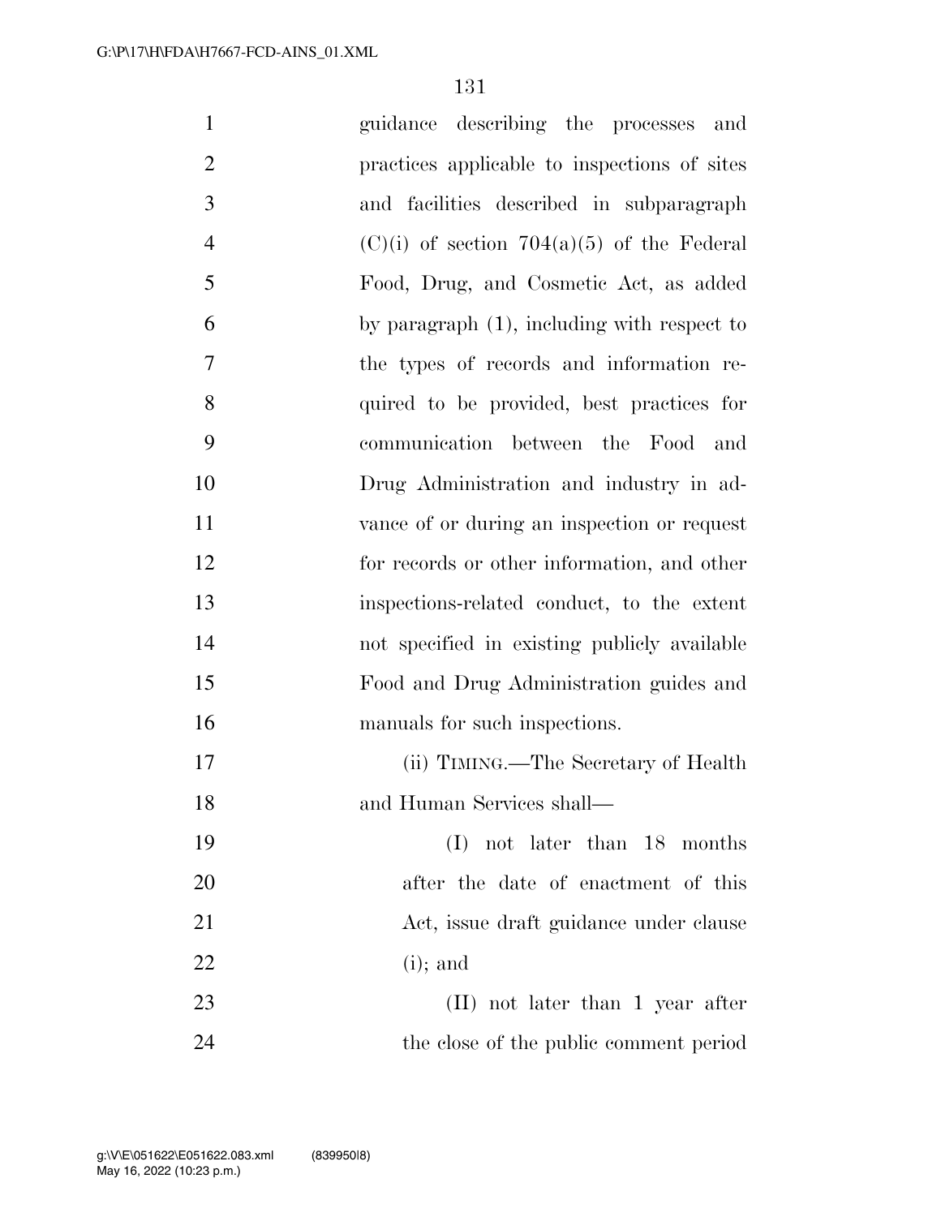guidance describing the processes and practices applicable to inspections of sites and facilities described in subparagraph (C)(i) of section 704(a)(5) of the Federal Food, Drug, and Cosmetic Act, as added by paragraph (1), including with respect to the types of records and information required to be provided, best practices for communication between the Food and Drug Administration and industry in advance of or during an inspection or request for records or other information, and other inspections-related conduct, to the extent not specified in existing publicly available Food and Drug Administration guides and manuals for such inspections.

(ii) TIMING.—The Secretary of Health and Human Services shall—

(I) not later than 18 months after the date of enactment of this Act, issue draft guidance under clause (i); and

(II) not later than 1 year after the close of the public comment period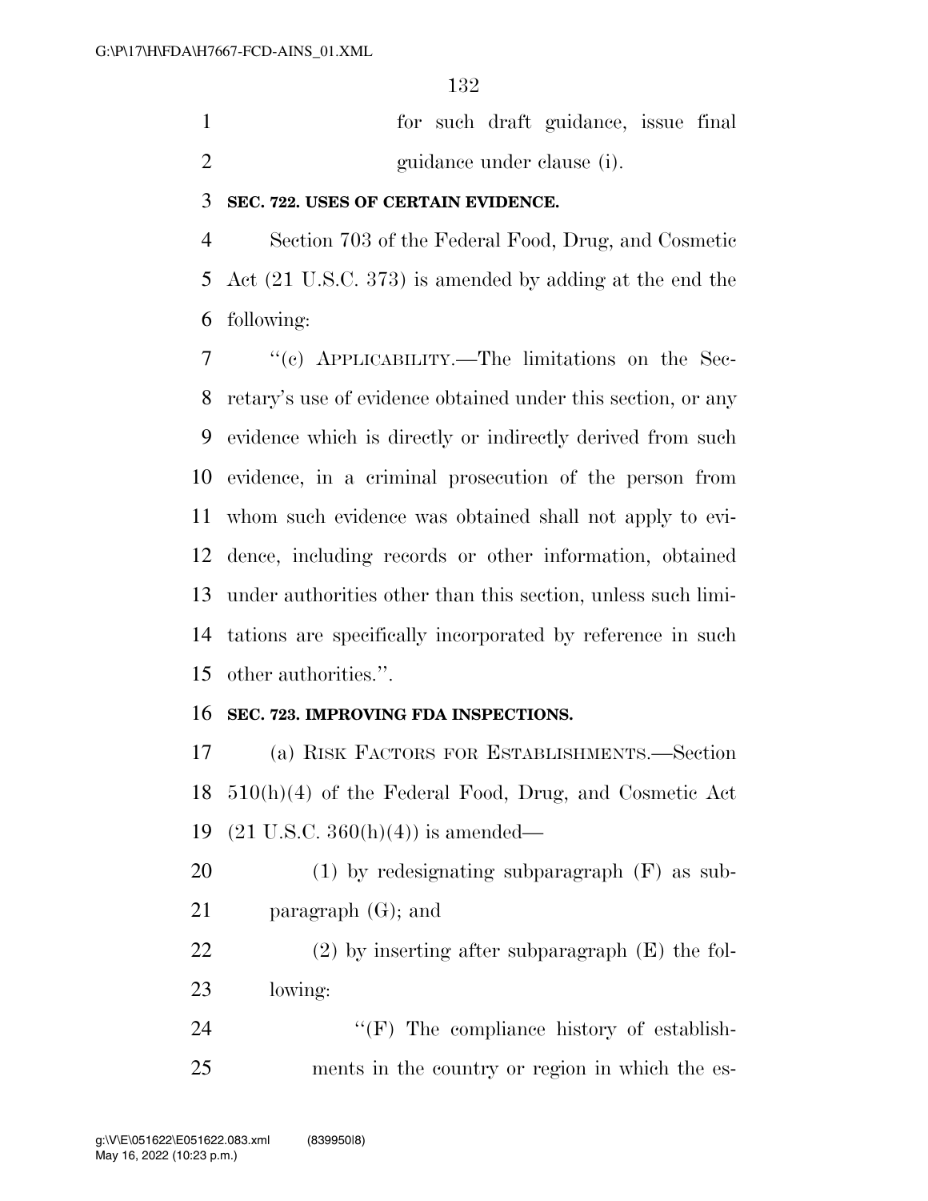for such draft guidance, issue final guidance under clause (i).

**SEC. 722. USES OF CERTAIN EVIDENCE.**

Section 703 of the Federal Food, Drug, and Cosmetic Act (21 U.S.C. 373) is amended by adding at the end the following:

''(c) APPLICABILITY.—The limitations on the Secretary's use of evidence obtained under this section, or any evidence which is directly or indirectly derived from such evidence, in a criminal prosecution of the person from whom such evidence was obtained shall not apply to evidence, including records or other information, obtained under authorities other than this section, unless such limitations are specifically incorporated by reference in such other authorities.''.

**SEC. 723. IMPROVING FDA INSPECTIONS.**

(a) RISK FACTORS FOR ESTABLISHMENTS.—Section 510(h)(4) of the Federal Food, Drug, and Cosmetic Act (21 U.S.C. 360(h)(4)) is amended—

(1) by redesignating subparagraph (F) as subparagraph (G); and

(2) by inserting after subparagraph (E) the following:

''(F) The compliance history of establishments in the country or region in which the es-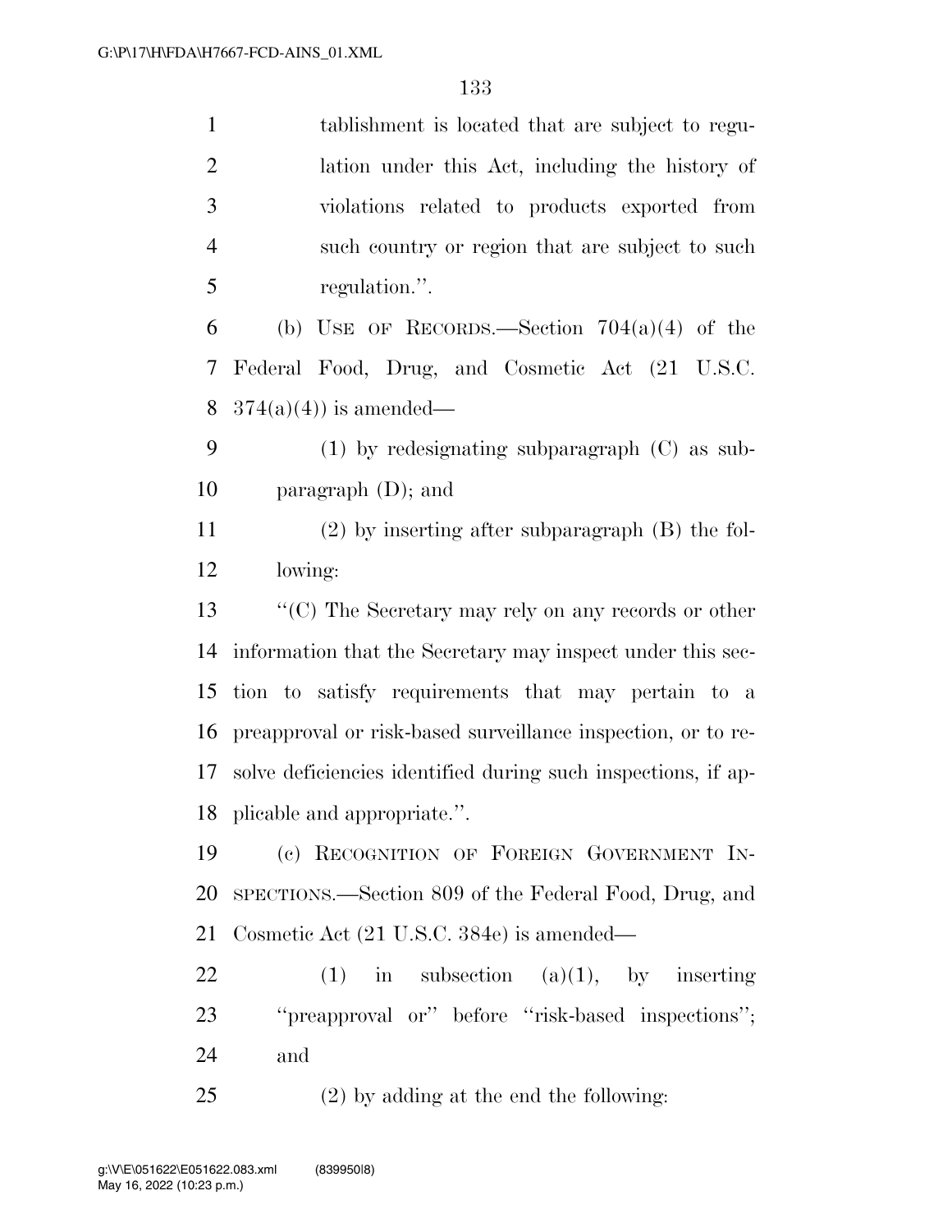tablishment is located that are subject to regulation under this Act, including the history of violations related to products exported from such country or region that are subject to such regulation.''.

(b) USE OF RECORDS.—Section 704(a)(4) of the Federal Food, Drug, and Cosmetic Act (21 U.S.C. 374(a)(4)) is amended—

(1) by redesignating subparagraph (C) as subparagraph (D); and

(2) by inserting after subparagraph (B) the following:

''(C) The Secretary may rely on any records or other information that the Secretary may inspect under this section to satisfy requirements that may pertain to a preapproval or risk-based surveillance inspection, or to resolve deficiencies identified during such inspections, if applicable and appropriate.''.

(c) RECOGNITION OF FOREIGN GOVERNMENT INSPECTIONS.—Section 809 of the Federal Food, Drug, and Cosmetic Act (21 U.S.C. 384e) is amended—

(1) in subsection (a)(1), by inserting ''preapproval or'' before ''risk-based inspections''; and

(2) by adding at the end the following: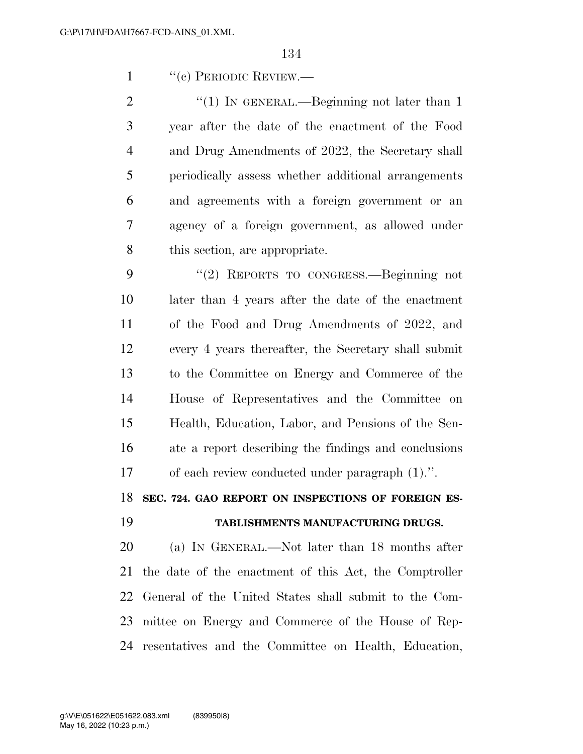"(c) PERIODIC REVIEW.—

"(1) IN GENERAL.—Beginning not later than 1 year after the date of the enactment of the Food and Drug Amendments of 2022, the Secretary shall periodically assess whether additional arrangements and agreements with a foreign government or an agency of a foreign government, as allowed under this section, are appropriate.

"(2) REPORTS TO CONGRESS.—Beginning not later than 4 years after the date of the enactment of the Food and Drug Amendments of 2022, and every 4 years thereafter, the Secretary shall submit to the Committee on Energy and Commerce of the House of Representatives and the Committee on Health, Education, Labor, and Pensions of the Senate a report describing the findings and conclusions of each review conducted under paragraph (1).".

**SEC. 724. GAO REPORT ON INSPECTIONS OF FOREIGN ESTABLISHMENTS MANUFACTURING DRUGS.**

(a) IN GENERAL.—Not later than 18 months after the date of the enactment of this Act, the Comptroller General of the United States shall submit to the Committee on Energy and Commerce of the House of Representatives and the Committee on Health, Education,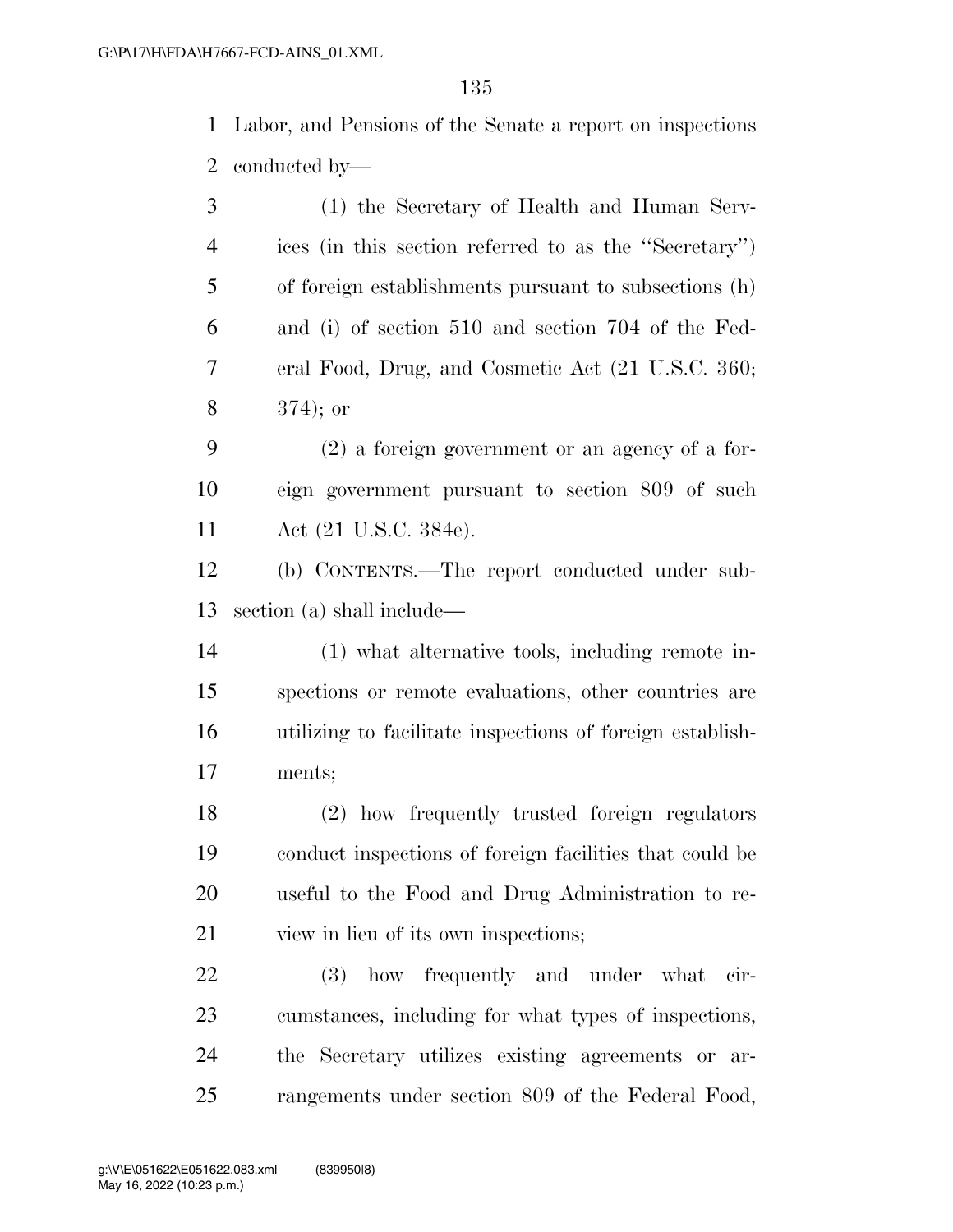Labor, and Pensions of the Senate a report on inspections conducted by—

(1) the Secretary of Health and Human Services (in this section referred to as the ''Secretary'') of foreign establishments pursuant to subsections (h) and (i) of section 510 and section 704 of the Federal Food, Drug, and Cosmetic Act (21 U.S.C. 360; 374); or

(2) a foreign government or an agency of a foreign government pursuant to section 809 of such Act (21 U.S.C. 384e).

(b) CONTENTS.—The report conducted under subsection (a) shall include—

(1) what alternative tools, including remote inspections or remote evaluations, other countries are utilizing to facilitate inspections of foreign establishments;

(2) how frequently trusted foreign regulators conduct inspections of foreign facilities that could be useful to the Food and Drug Administration to review in lieu of its own inspections;

(3) how frequently and under what circumstances, including for what types of inspections, the Secretary utilizes existing agreements or arrangements under section 809 of the Federal Food,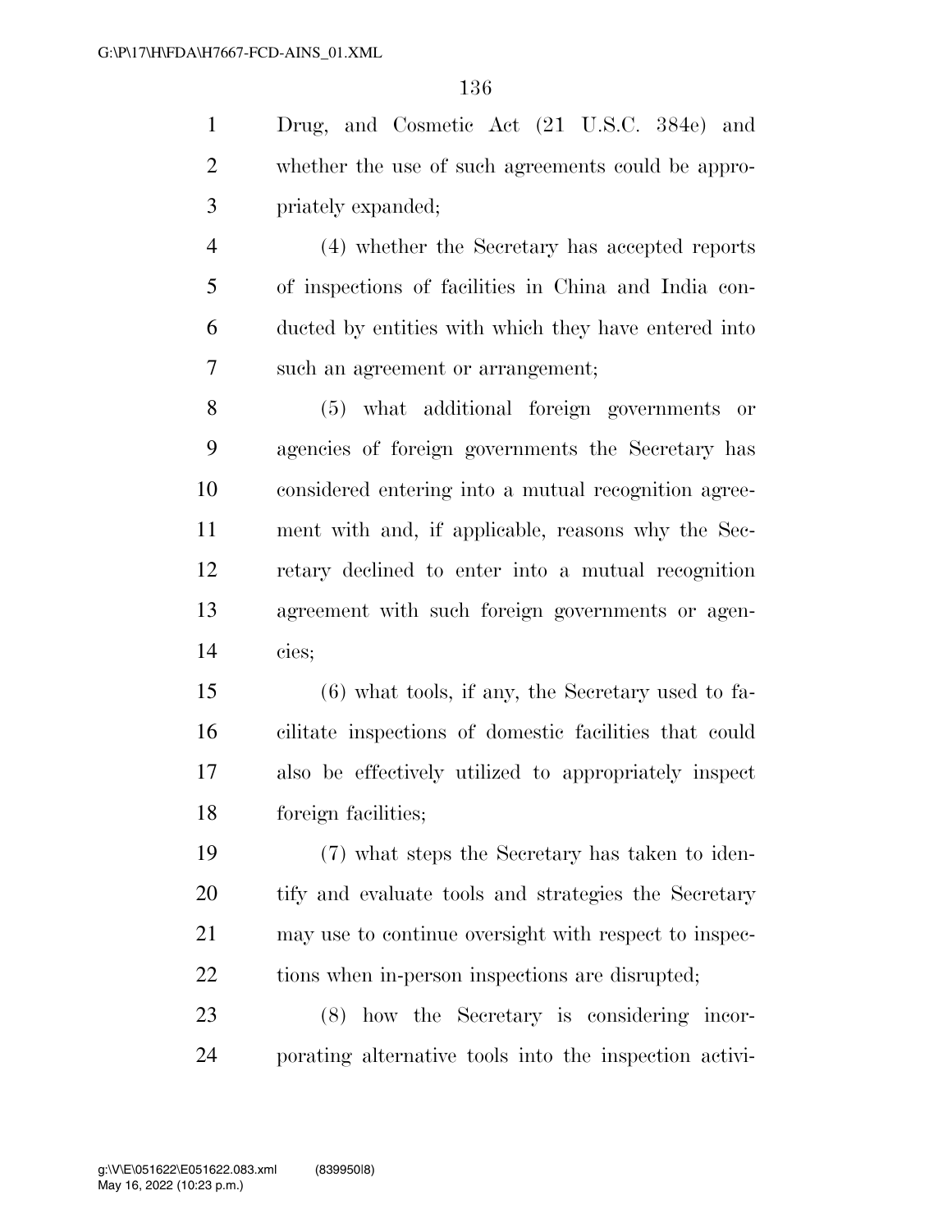Drug, and Cosmetic Act (21 U.S.C. 384e) and whether the use of such agreements could be appropriately expanded;

(4) whether the Secretary has accepted reports of inspections of facilities in China and India conducted by entities with which they have entered into such an agreement or arrangement;

(5) what additional foreign governments or agencies of foreign governments the Secretary has considered entering into a mutual recognition agreement with and, if applicable, reasons why the Secretary declined to enter into a mutual recognition agreement with such foreign governments or agencies;

(6) what tools, if any, the Secretary used to facilitate inspections of domestic facilities that could also be effectively utilized to appropriately inspect foreign facilities;

(7) what steps the Secretary has taken to identify and evaluate tools and strategies the Secretary may use to continue oversight with respect to inspections when in-person inspections are disrupted;

(8) how the Secretary is considering incorporating alternative tools into the inspection activi-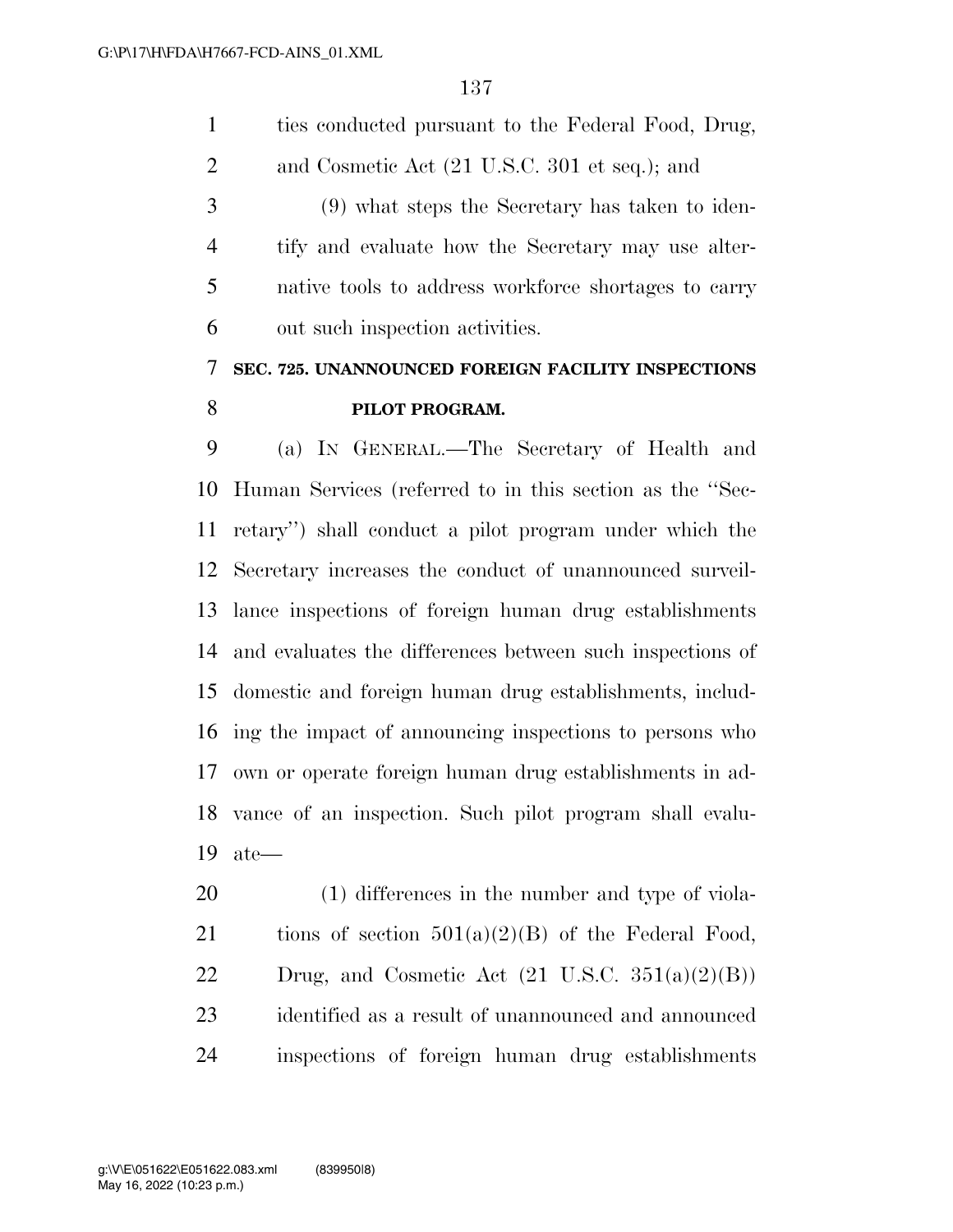ties conducted pursuant to the Federal Food, Drug, and Cosmetic Act (21 U.S.C. 301 et seq.); and

(9) what steps the Secretary has taken to identify and evaluate how the Secretary may use alternative tools to address workforce shortages to carry out such inspection activities.

**SEC. 725. UNANNOUNCED FOREIGN FACILITY INSPECTIONS PILOT PROGRAM.**

(a) IN GENERAL.—The Secretary of Health and Human Services (referred to in this section as the ''Secretary'') shall conduct a pilot program under which the Secretary increases the conduct of unannounced surveillance inspections of foreign human drug establishments and evaluates the differences between such inspections of domestic and foreign human drug establishments, including the impact of announcing inspections to persons who own or operate foreign human drug establishments in advance of an inspection. Such pilot program shall evaluate—

(1) differences in the number and type of violations of section 501(a)(2)(B) of the Federal Food, Drug, and Cosmetic Act (21 U.S.C. 351(a)(2)(B)) identified as a result of unannounced and announced inspections of foreign human drug establishments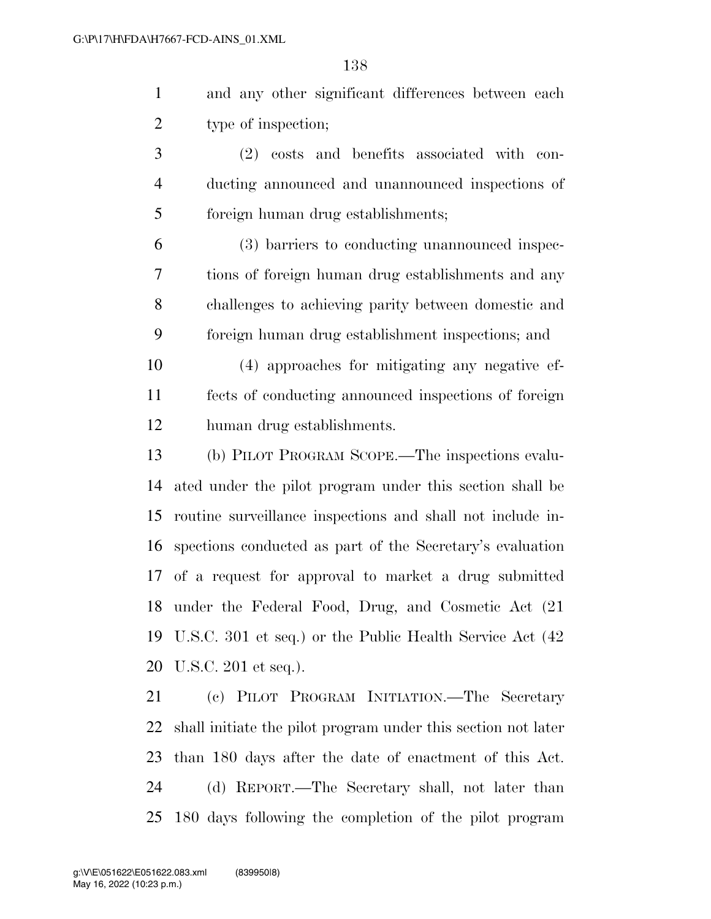and any other significant differences between each type of inspection;

(2) costs and benefits associated with conducting announced and unannounced inspections of foreign human drug establishments;

(3) barriers to conducting unannounced inspections of foreign human drug establishments and any challenges to achieving parity between domestic and foreign human drug establishment inspections; and

(4) approaches for mitigating any negative effects of conducting announced inspections of foreign human drug establishments.

(b) PILOT PROGRAM SCOPE.—The inspections evaluated under the pilot program under this section shall be routine surveillance inspections and shall not include inspections conducted as part of the Secretary's evaluation of a request for approval to market a drug submitted under the Federal Food, Drug, and Cosmetic Act (21 U.S.C. 301 et seq.) or the Public Health Service Act (42 U.S.C. 201 et seq.).

(c) PILOT PROGRAM INITIATION.—The Secretary shall initiate the pilot program under this section not later than 180 days after the date of enactment of this Act.

(d) REPORT.—The Secretary shall, not later than 180 days following the completion of the pilot program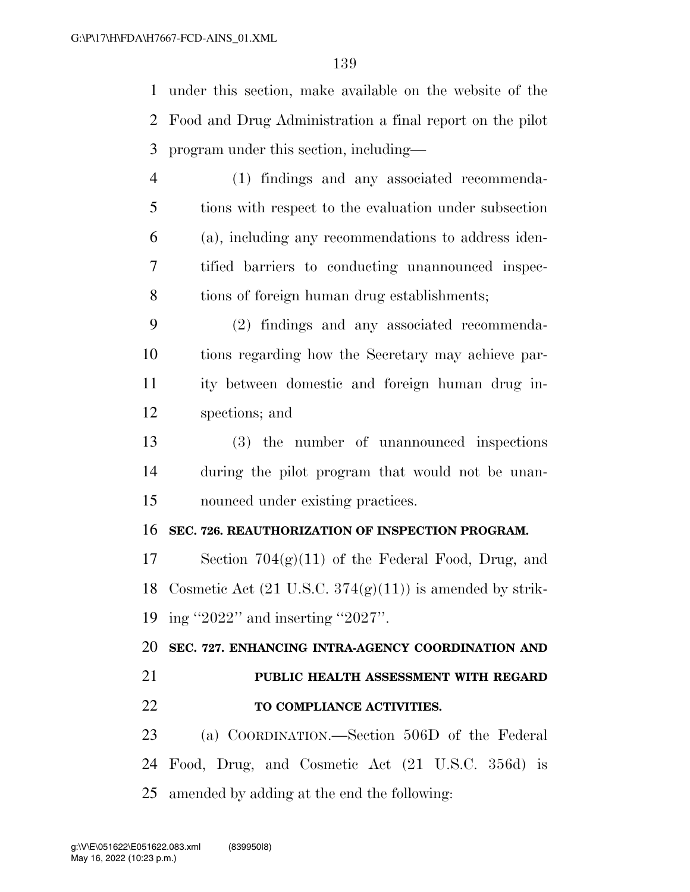under this section, make available on the website of the Food and Drug Administration a final report on the pilot program under this section, including—

(1) findings and any associated recommendations with respect to the evaluation under subsection (a), including any recommendations to address identified barriers to conducting unannounced inspections of foreign human drug establishments;

(2) findings and any associated recommendations regarding how the Secretary may achieve parity between domestic and foreign human drug inspections; and

(3) the number of unannounced inspections during the pilot program that would not be unannounced under existing practices.

**SEC. 726. REAUTHORIZATION OF INSPECTION PROGRAM.**

Section 704(g)(11) of the Federal Food, Drug, and Cosmetic Act (21 U.S.C. 374(g)(11)) is amended by striking "2022" and inserting "2027".

**SEC. 727. ENHANCING INTRA-AGENCY COORDINATION AND PUBLIC HEALTH ASSESSMENT WITH REGARD TO COMPLIANCE ACTIVITIES.**

(a) COORDINATION.—Section 506D of the Federal Food, Drug, and Cosmetic Act (21 U.S.C. 356d) is amended by adding at the end the following: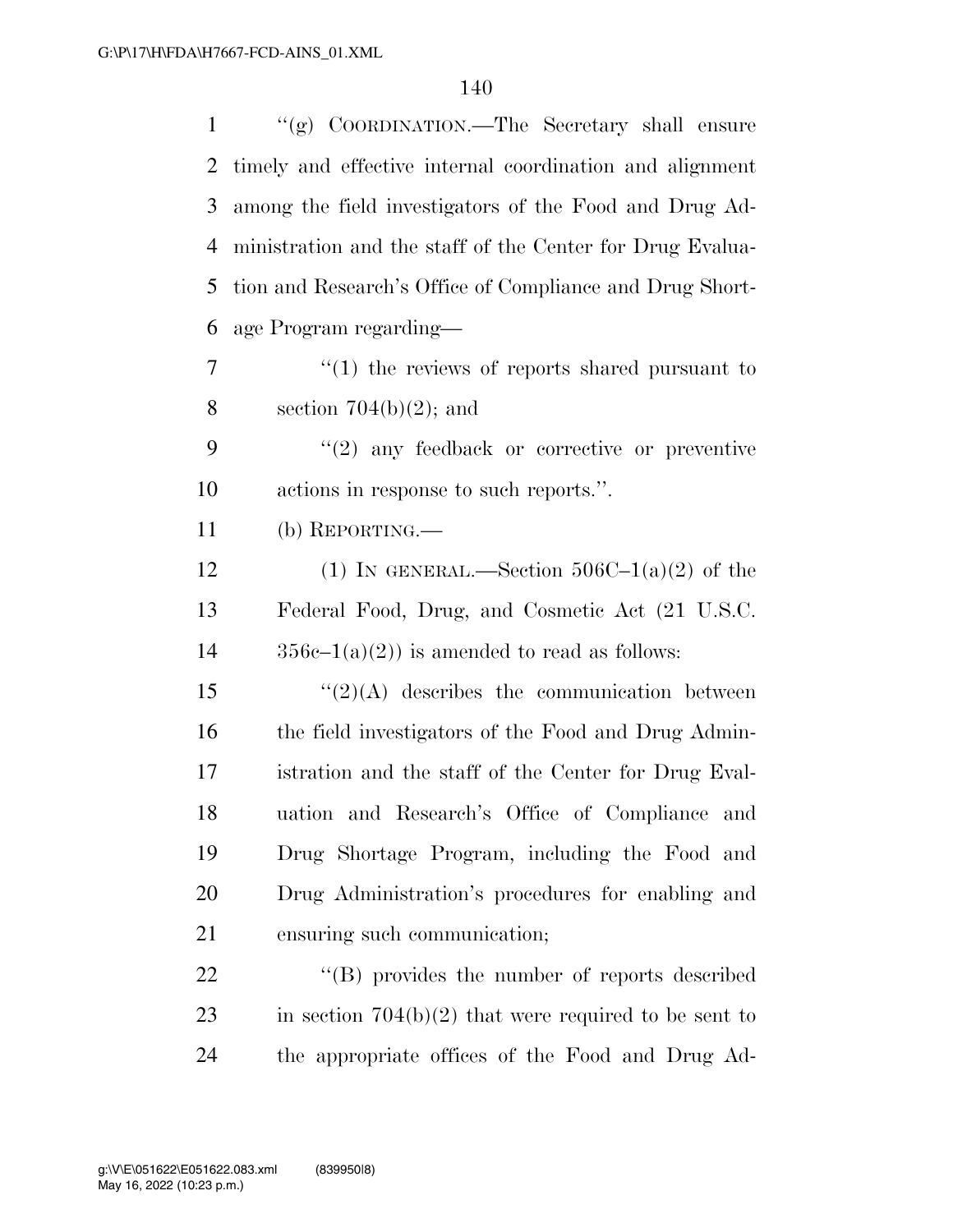''(g) COORDINATION.—The Secretary shall ensure timely and effective internal coordination and alignment among the field investigators of the Food and Drug Administration and the staff of the Center for Drug Evaluation and Research's Office of Compliance and Drug Shortage Program regarding—

''(1) the reviews of reports shared pursuant to section 704(b)(2); and

''(2) any feedback or corrective or preventive actions in response to such reports.''.

(b) REPORTING.—

(1) IN GENERAL.—Section 506C–1(a)(2) of the Federal Food, Drug, and Cosmetic Act (21 U.S.C. 356c–1(a)(2)) is amended to read as follows:

''(2)(A) describes the communication between the field investigators of the Food and Drug Administration and the staff of the Center for Drug Evaluation and Research's Office of Compliance and Drug Shortage Program, including the Food and Drug Administration's procedures for enabling and ensuring such communication;

''(B) provides the number of reports described in section 704(b)(2) that were required to be sent to the appropriate offices of the Food and Drug Ad-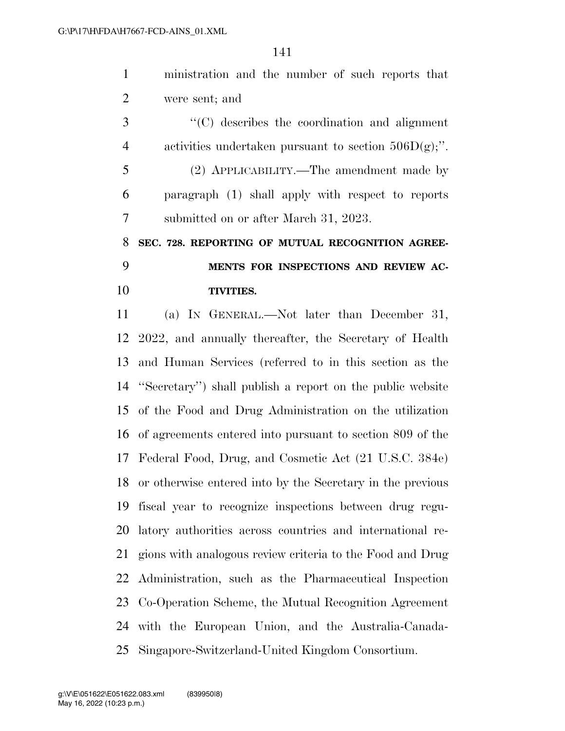ministration and the number of such reports that were sent; and

"(C) describes the coordination and alignment activities undertaken pursuant to section 506D(g);".

(2) APPLICABILITY.—The amendment made by paragraph (1) shall apply with respect to reports submitted on or after March 31, 2023.

**SEC. 728. REPORTING OF MUTUAL RECOGNITION AGREEMENTS FOR INSPECTIONS AND REVIEW ACTIVITIES.**

(a) IN GENERAL.—Not later than December 31, 2022, and annually thereafter, the Secretary of Health and Human Services (referred to in this section as the "Secretary") shall publish a report on the public website of the Food and Drug Administration on the utilization of agreements entered into pursuant to section 809 of the Federal Food, Drug, and Cosmetic Act (21 U.S.C. 384e) or otherwise entered into by the Secretary in the previous fiscal year to recognize inspections between drug regulatory authorities across countries and international regions with analogous review criteria to the Food and Drug Administration, such as the Pharmaceutical Inspection Co-Operation Scheme, the Mutual Recognition Agreement with the European Union, and the Australia-Canada-Singapore-Switzerland-United Kingdom Consortium.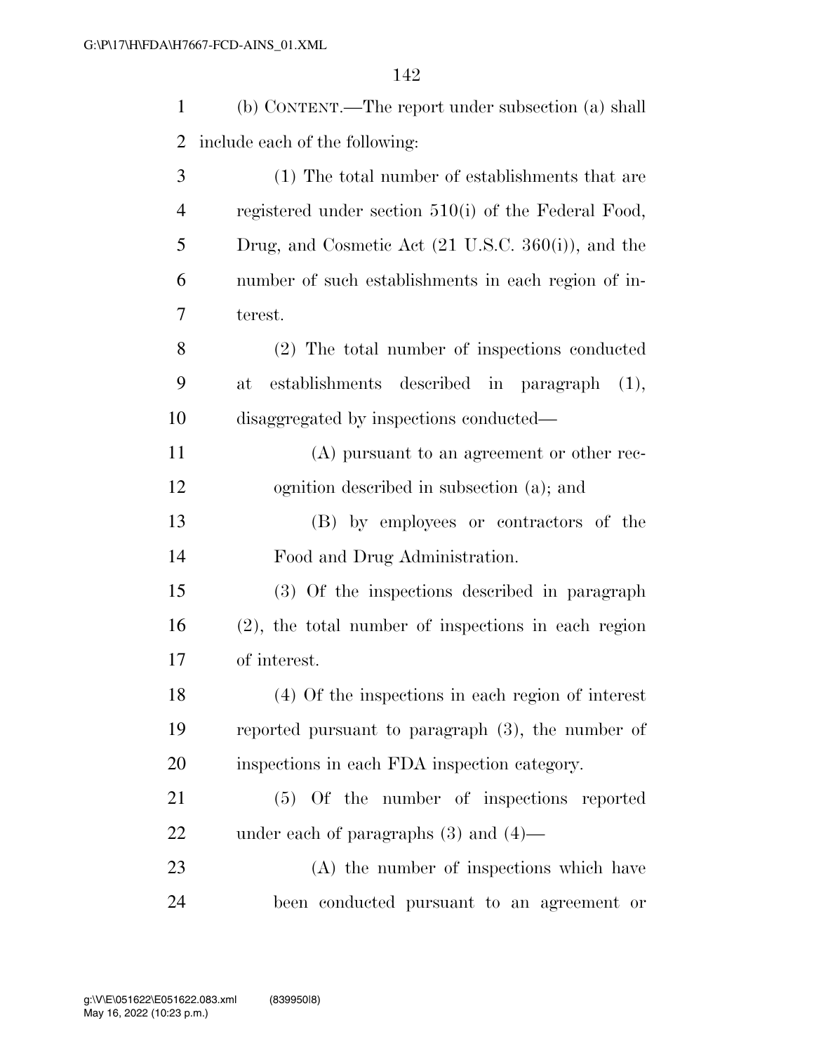(b) CONTENT.—The report under subsection (a) shall include each of the following:

(1) The total number of establishments that are registered under section 510(i) of the Federal Food, Drug, and Cosmetic Act (21 U.S.C. 360(i)), and the number of such establishments in each region of interest.

(2) The total number of inspections conducted at establishments described in paragraph (1), disaggregated by inspections conducted—

(A) pursuant to an agreement or other recognition described in subsection (a); and

(B) by employees or contractors of the Food and Drug Administration.

(3) Of the inspections described in paragraph (2), the total number of inspections in each region of interest.

(4) Of the inspections in each region of interest reported pursuant to paragraph (3), the number of inspections in each FDA inspection category.

(5) Of the number of inspections reported under each of paragraphs (3) and (4)—

(A) the number of inspections which have been conducted pursuant to an agreement or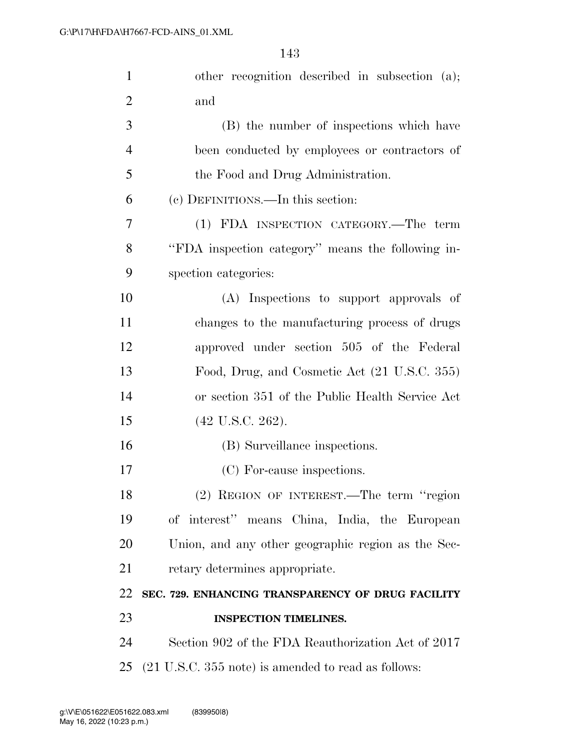other recognition described in subsection (a); and

(B) the number of inspections which have been conducted by employees or contractors of the Food and Drug Administration.

(c) DEFINITIONS.—In this section:

(1) FDA INSPECTION CATEGORY.—The term ''FDA inspection category'' means the following inspection categories:

(A) Inspections to support approvals of changes to the manufacturing process of drugs approved under section 505 of the Federal Food, Drug, and Cosmetic Act (21 U.S.C. 355) or section 351 of the Public Health Service Act (42 U.S.C. 262).

(B) Surveillance inspections.

(C) For-cause inspections.

(2) REGION OF INTEREST.—The term ''region of interest'' means China, India, the European Union, and any other geographic region as the Secretary determines appropriate.

**SEC. 729. ENHANCING TRANSPARENCY OF DRUG FACILITY INSPECTION TIMELINES.**

Section 902 of the FDA Reauthorization Act of 2017 (21 U.S.C. 355 note) is amended to read as follows: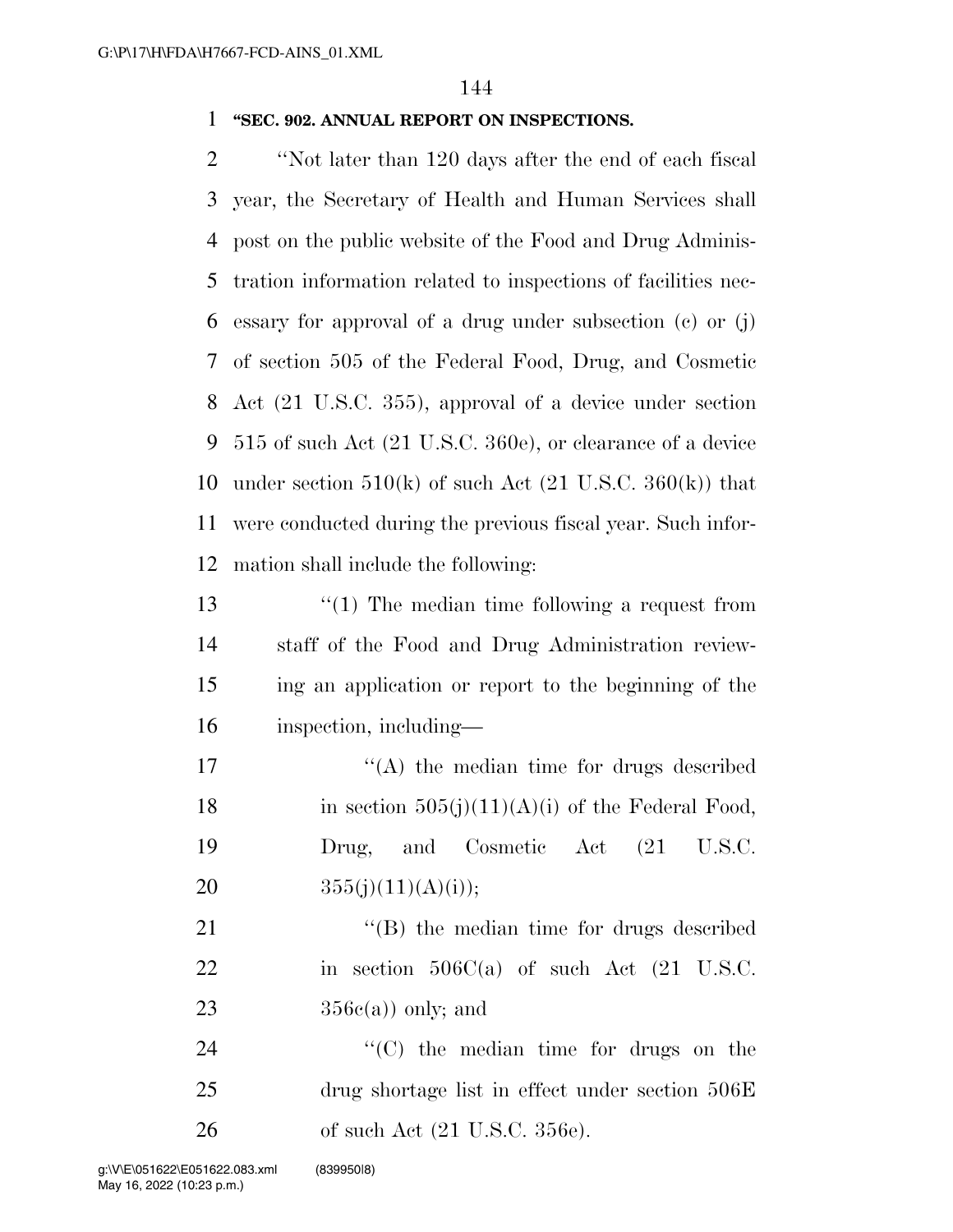**"SEC. 902. ANNUAL REPORT ON INSPECTIONS.**

"Not later than 120 days after the end of each fiscal year, the Secretary of Health and Human Services shall post on the public website of the Food and Drug Administration information related to inspections of facilities necessary for approval of a drug under subsection (c) or (j) of section 505 of the Federal Food, Drug, and Cosmetic Act (21 U.S.C. 355), approval of a device under section 515 of such Act (21 U.S.C. 360e), or clearance of a device under section 510(k) of such Act (21 U.S.C. 360(k)) that were conducted during the previous fiscal year. Such information shall include the following:

"(1) The median time following a request from staff of the Food and Drug Administration reviewing an application or report to the beginning of the inspection, including—

"(A) the median time for drugs described in section 505(j)(11)(A)(i) of the Federal Food, Drug, and Cosmetic Act (21 U.S.C. 355(j)(11)(A)(i));

"(B) the median time for drugs described in section 506C(a) of such Act (21 U.S.C. 356c(a)) only; and

"(C) the median time for drugs on the drug shortage list in effect under section 506E of such Act (21 U.S.C. 356e).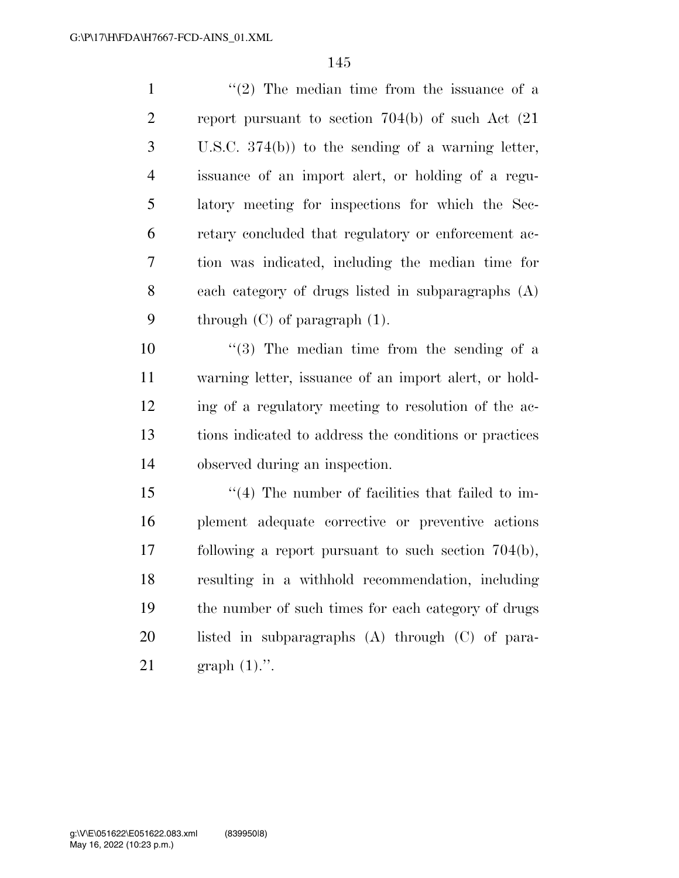"(2) The median time from the issuance of a report pursuant to section 704(b) of such Act (21 U.S.C. 374(b)) to the sending of a warning letter, issuance of an import alert, or holding of a regulatory meeting for inspections for which the Secretary concluded that regulatory or enforcement action was indicated, including the median time for each category of drugs listed in subparagraphs (A) through (C) of paragraph (1).

"(3) The median time from the sending of a warning letter, issuance of an import alert, or holding of a regulatory meeting to resolution of the actions indicated to address the conditions or practices observed during an inspection.

"(4) The number of facilities that failed to implement adequate corrective or preventive actions following a report pursuant to such section 704(b), resulting in a withhold recommendation, including the number of such times for each category of drugs listed in subparagraphs (A) through (C) of paragraph (1).".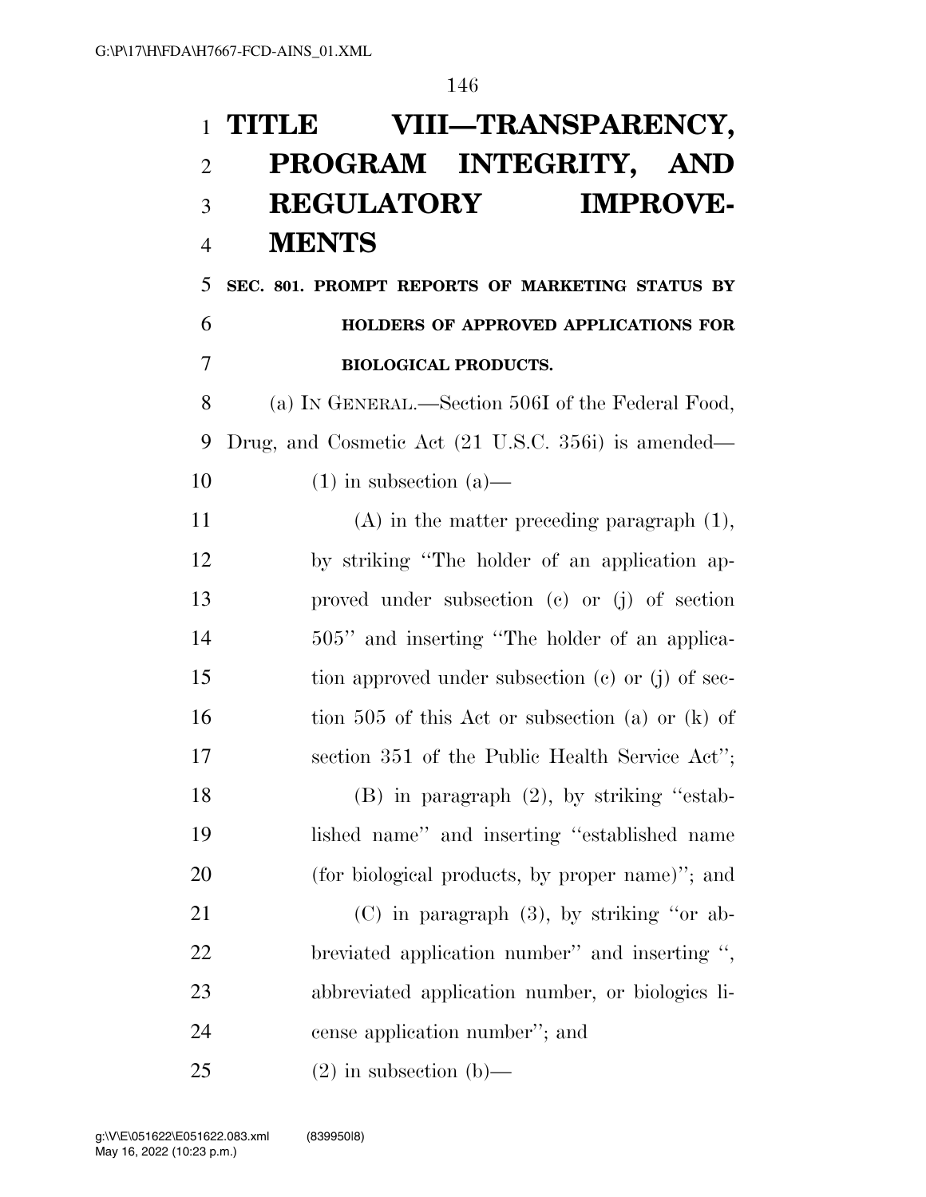# TITLE VIII—TRANSPARENCY, PROGRAM INTEGRITY, AND REGULATORY IMPROVEMENTS

## SEC. 801. PROMPT REPORTS OF MARKETING STATUS BY HOLDERS OF APPROVED APPLICATIONS FOR BIOLOGICAL PRODUCTS.

(a) IN GENERAL.—Section 506I of the Federal Food, Drug, and Cosmetic Act (21 U.S.C. 356i) is amended—

(1) in subsection (a)—

(A) in the matter preceding paragraph (1), by striking "The holder of an application approved under subsection (c) or (j) of section 505" and inserting "The holder of an application approved under subsection (c) or (j) of section 505 of this Act or subsection (a) or (k) of section 351 of the Public Health Service Act";

(B) in paragraph (2), by striking "established name" and inserting "established name (for biological products, by proper name)"; and

(C) in paragraph (3), by striking "or abbreviated application number" and inserting ", abbreviated application number, or biologics license application number"; and

(2) in subsection (b)—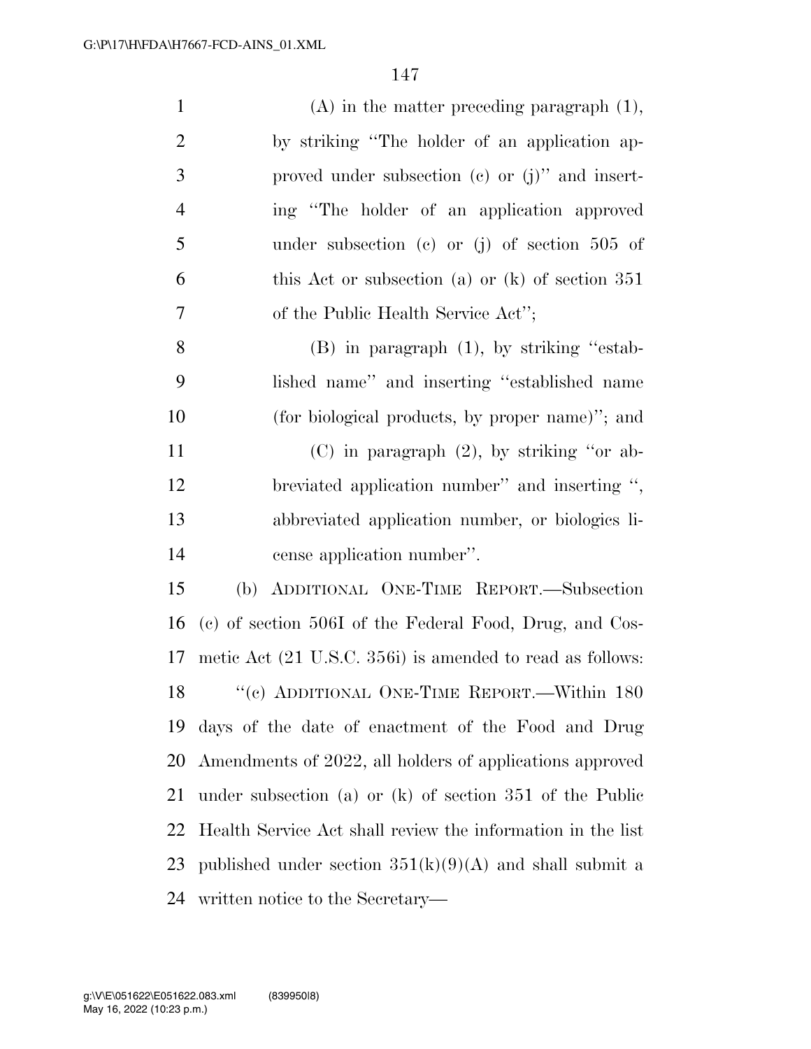(A) in the matter preceding paragraph (1), by striking "The holder of an application approved under subsection (c) or (j)" and inserting "The holder of an application approved under subsection (c) or (j) of section 505 of this Act or subsection (a) or (k) of section 351 of the Public Health Service Act";

(B) in paragraph (1), by striking "established name" and inserting "established name (for biological products, by proper name)"; and

(C) in paragraph (2), by striking "or abbreviated application number" and inserting ", abbreviated application number, or biologics license application number".

(b) ADDITIONAL ONE-TIME REPORT.—Subsection (c) of section 506I of the Federal Food, Drug, and Cosmetic Act (21 U.S.C. 356i) is amended to read as follows:

"(c) ADDITIONAL ONE-TIME REPORT.—Within 180 days of the date of enactment of the Food and Drug Amendments of 2022, all holders of applications approved under subsection (a) or (k) of section 351 of the Public Health Service Act shall review the information in the list published under section 351(k)(9)(A) and shall submit a written notice to the Secretary—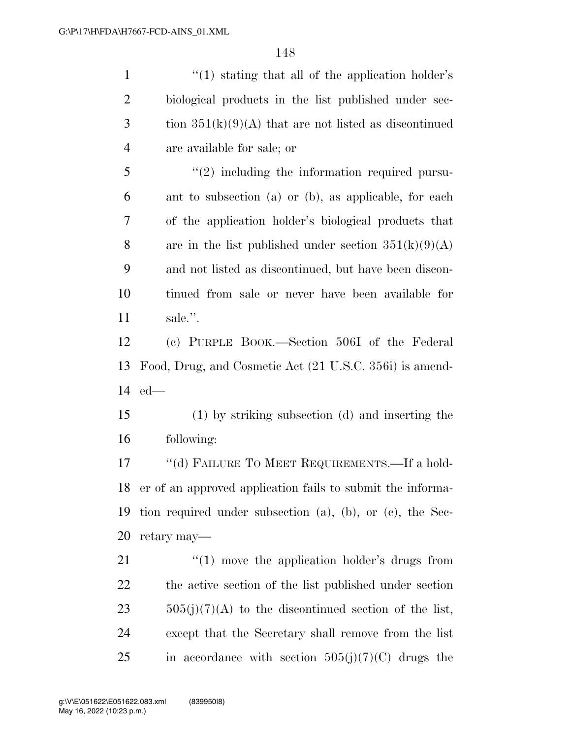"(1) stating that all of the application holder's biological products in the list published under section 351(k)(9)(A) that are not listed as discontinued are available for sale; or

"(2) including the information required pursuant to subsection (a) or (b), as applicable, for each of the application holder's biological products that are in the list published under section 351(k)(9)(A) and not listed as discontinued, but have been discontinued from sale or never have been available for sale.".

(c) PURPLE BOOK.—Section 506I of the Federal Food, Drug, and Cosmetic Act (21 U.S.C. 356i) is amended—

(1) by striking subsection (d) and inserting the following:

"(d) FAILURE TO MEET REQUIREMENTS.—If a holder of an approved application fails to submit the information required under subsection (a), (b), or (c), the Secretary may—

"(1) move the application holder's drugs from the active section of the list published under section 505(j)(7)(A) to the discontinued section of the list, except that the Secretary shall remove from the list in accordance with section 505(j)(7)(C) drugs the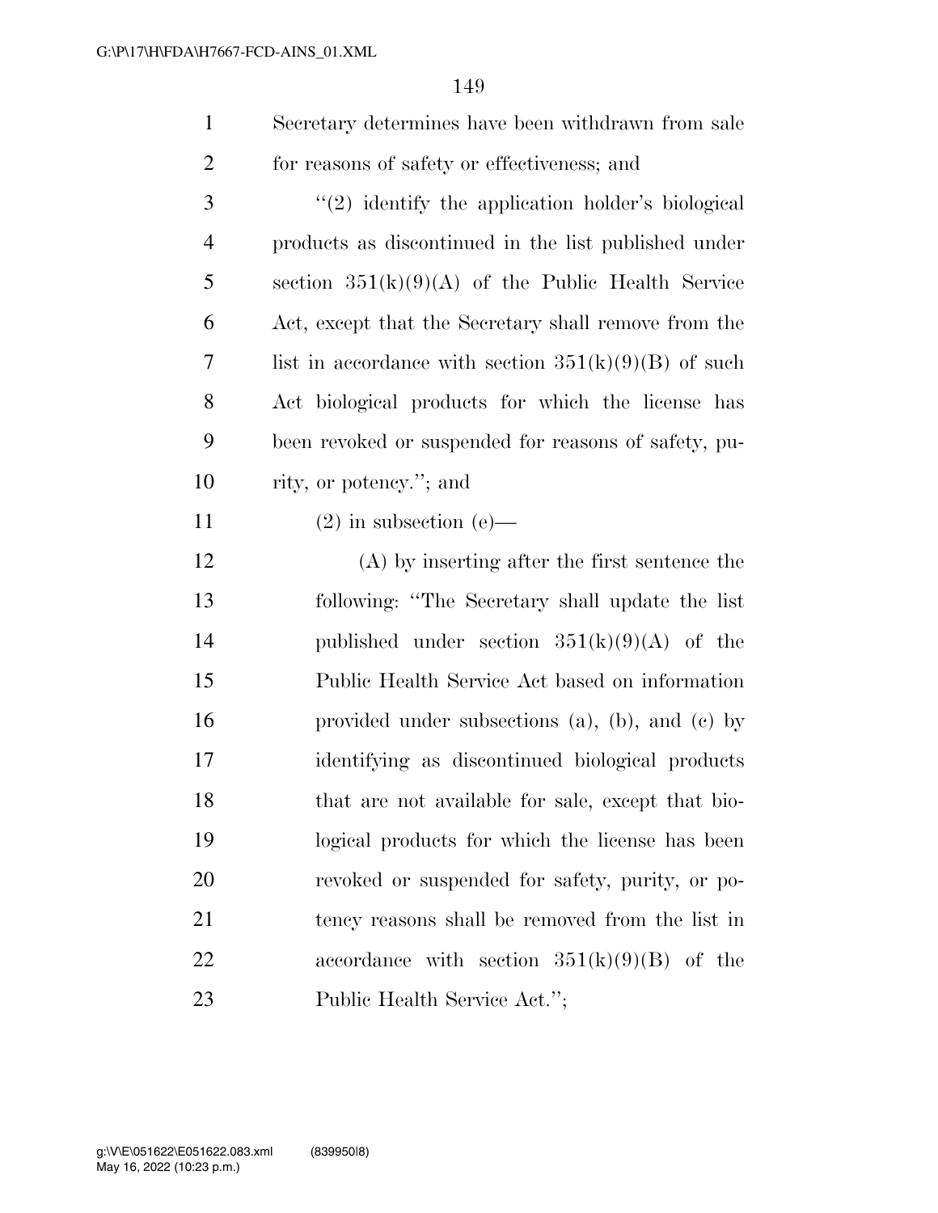Secretary determines have been withdrawn from sale for reasons of safety or effectiveness; and

"(2) identify the application holder's biological products as discontinued in the list published under section 351(k)(9)(A) of the Public Health Service Act, except that the Secretary shall remove from the list in accordance with section 351(k)(9)(B) of such Act biological products for which the license has been revoked or suspended for reasons of safety, purity, or potency."; and

(2) in subsection (e)—

(A) by inserting after the first sentence the following: "The Secretary shall update the list published under section 351(k)(9)(A) of the Public Health Service Act based on information provided under subsections (a), (b), and (c) by identifying as discontinued biological products that are not available for sale, except that biological products for which the license has been revoked or suspended for safety, purity, or potency reasons shall be removed from the list in accordance with section 351(k)(9)(B) of the Public Health Service Act.";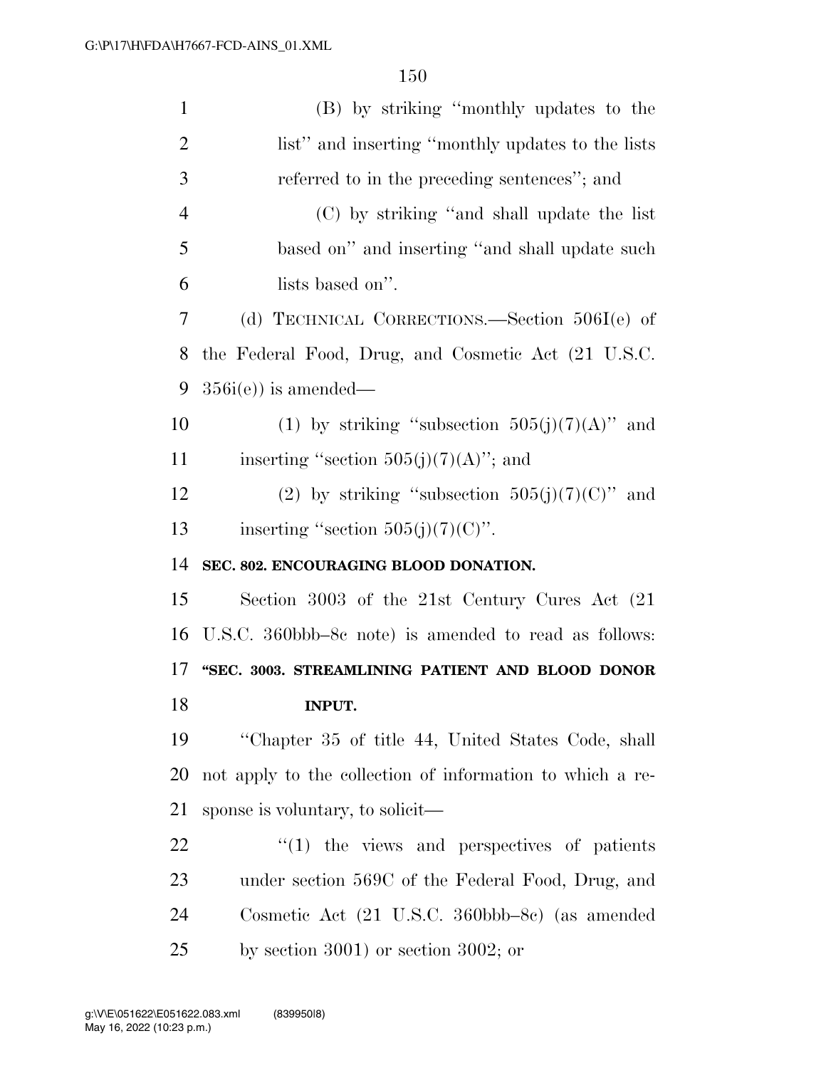(B) by striking "monthly updates to the list" and inserting "monthly updates to the lists referred to in the preceding sentences"; and

(C) by striking "and shall update the list based on" and inserting "and shall update such lists based on".

(d) TECHNICAL CORRECTIONS.—Section 506I(e) of the Federal Food, Drug, and Cosmetic Act (21 U.S.C. 356i(e)) is amended—

(1) by striking "subsection 505(j)(7)(A)" and inserting "section 505(j)(7)(A)"; and

(2) by striking "subsection 505(j)(7)(C)" and inserting "section 505(j)(7)(C)".

**SEC. 802. ENCOURAGING BLOOD DONATION.**

Section 3003 of the 21st Century Cures Act (21 U.S.C. 360bbb–8c note) is amended to read as follows:

**"SEC. 3003. STREAMLINING PATIENT AND BLOOD DONOR INPUT.**

"Chapter 35 of title 44, United States Code, shall not apply to the collection of information to which a response is voluntary, to solicit—

"(1) the views and perspectives of patients under section 569C of the Federal Food, Drug, and Cosmetic Act (21 U.S.C. 360bbb–8c) (as amended by section 3001) or section 3002; or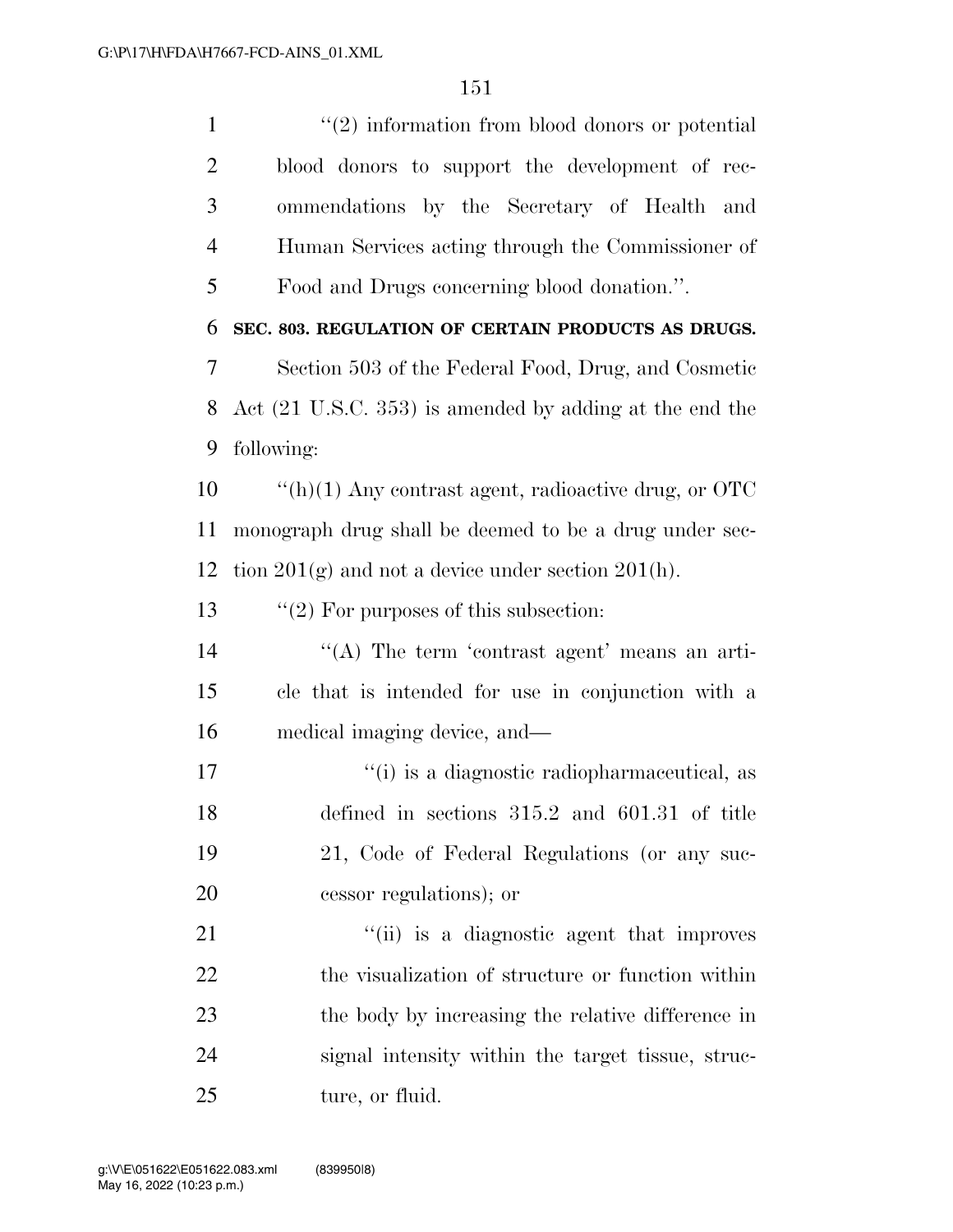''(2) information from blood donors or potential blood donors to support the development of recommendations by the Secretary of Health and Human Services acting through the Commissioner of Food and Drugs concerning blood donation.''.

**SEC. 803. REGULATION OF CERTAIN PRODUCTS AS DRUGS.**

Section 503 of the Federal Food, Drug, and Cosmetic Act (21 U.S.C. 353) is amended by adding at the end the following:

''(h)(1) Any contrast agent, radioactive drug, or OTC monograph drug shall be deemed to be a drug under section 201(g) and not a device under section 201(h).

''(2) For purposes of this subsection:

''(A) The term 'contrast agent' means an article that is intended for use in conjunction with a medical imaging device, and—

''(i) is a diagnostic radiopharmaceutical, as defined in sections 315.2 and 601.31 of title 21, Code of Federal Regulations (or any successor regulations); or

''(ii) is a diagnostic agent that improves the visualization of structure or function within the body by increasing the relative difference in signal intensity within the target tissue, structure, or fluid.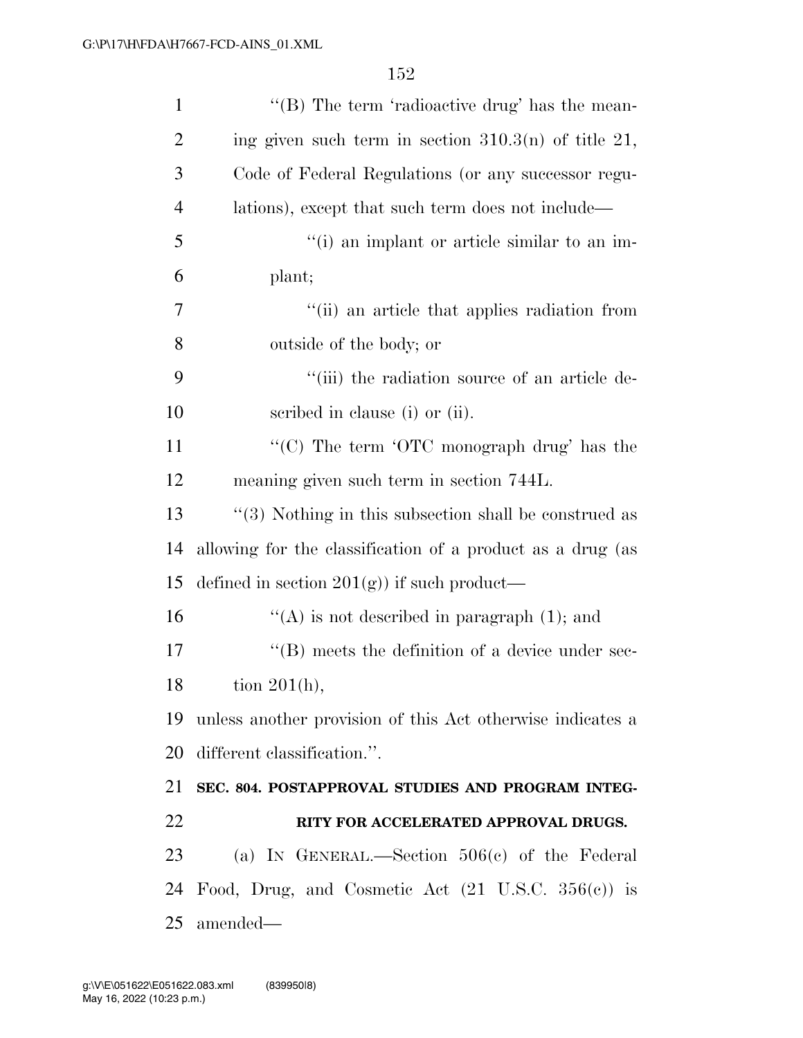''(B) The term 'radioactive drug' has the meaning given such term in section 310.3(n) of title 21, Code of Federal Regulations (or any successor regulations), except that such term does not include—

''(i) an implant or article similar to an implant;

''(ii) an article that applies radiation from outside of the body; or

''(iii) the radiation source of an article described in clause (i) or (ii).

''(C) The term 'OTC monograph drug' has the meaning given such term in section 744L.

''(3) Nothing in this subsection shall be construed as allowing for the classification of a product as a drug (as defined in section 201(g)) if such product—

''(A) is not described in paragraph (1); and

''(B) meets the definition of a device under section 201(h),

unless another provision of this Act otherwise indicates a different classification.''.

**SEC. 804. POSTAPPROVAL STUDIES AND PROGRAM INTEGRITY FOR ACCELERATED APPROVAL DRUGS.**

(a) IN GENERAL.—Section 506(c) of the Federal Food, Drug, and Cosmetic Act (21 U.S.C. 356(c)) is amended—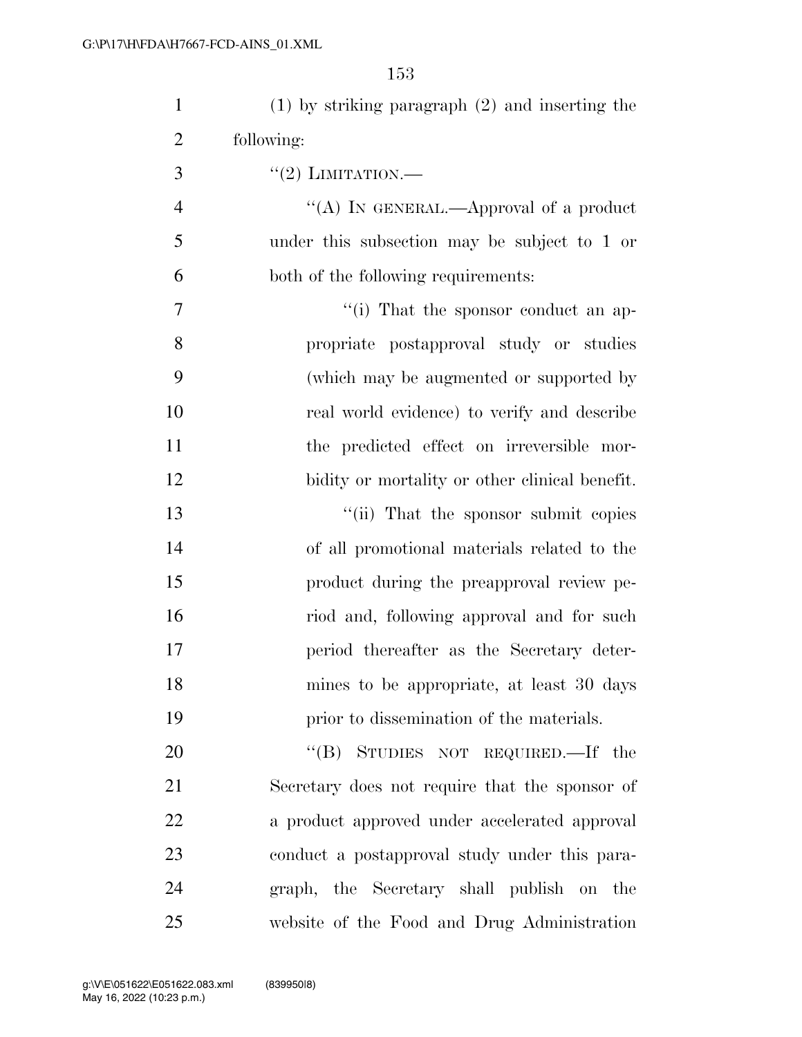(1) by striking paragraph (2) and inserting the following:

"(2) LIMITATION.—

"(A) IN GENERAL.—Approval of a product under this subsection may be subject to 1 or both of the following requirements:

"(i) That the sponsor conduct an appropriate postapproval study or studies (which may be augmented or supported by real world evidence) to verify and describe the predicted effect on irreversible morbidity or mortality or other clinical benefit.

"(ii) That the sponsor submit copies of all promotional materials related to the product during the preapproval review period and, following approval and for such period thereafter as the Secretary determines to be appropriate, at least 30 days prior to dissemination of the materials.

"(B) STUDIES NOT REQUIRED.—If the Secretary does not require that the sponsor of a product approved under accelerated approval conduct a postapproval study under this paragraph, the Secretary shall publish on the website of the Food and Drug Administration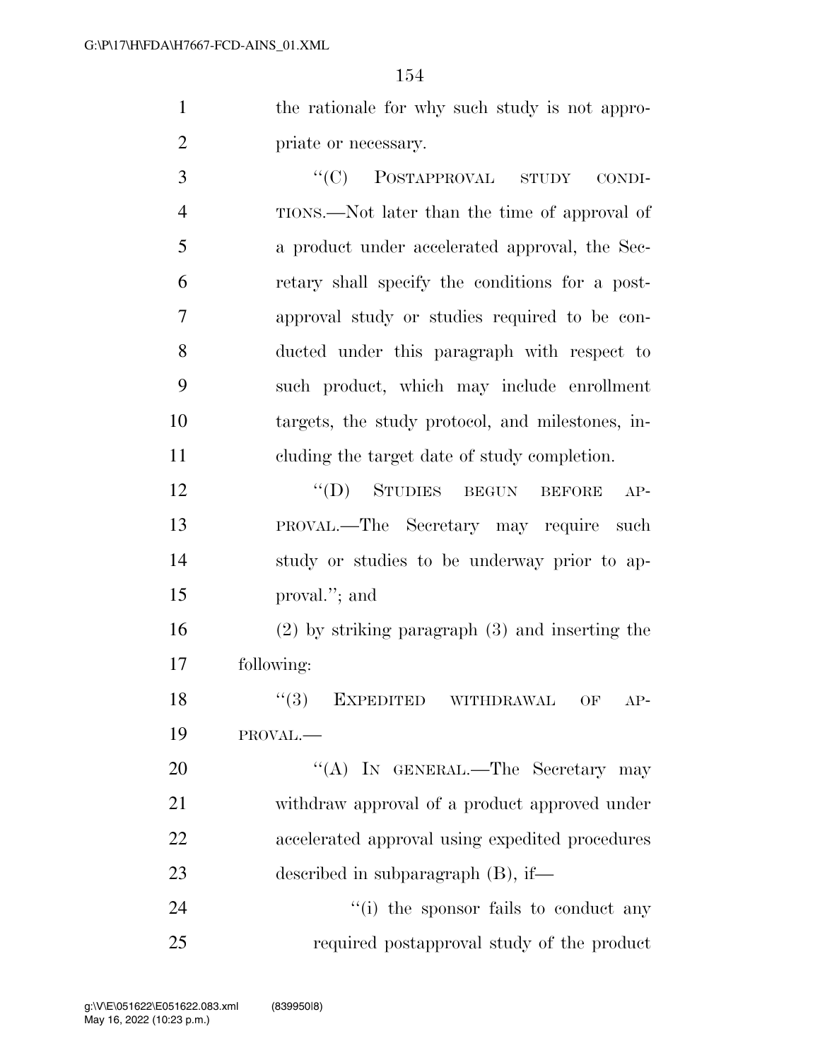the rationale for why such study is not appropriate or necessary.

"(C) POSTAPPROVAL STUDY CONDITIONS.—Not later than the time of approval of a product under accelerated approval, the Secretary shall specify the conditions for a postapproval study or studies required to be conducted under this paragraph with respect to such product, which may include enrollment targets, the study protocol, and milestones, including the target date of study completion.

"(D) STUDIES BEGUN BEFORE APPROVAL.—The Secretary may require such study or studies to be underway prior to approval."; and

(2) by striking paragraph (3) and inserting the following:

"(3) EXPEDITED WITHDRAWAL OF APPROVAL.—

"(A) IN GENERAL.—The Secretary may withdraw approval of a product approved under accelerated approval using expedited procedures described in subparagraph (B), if—

"(i) the sponsor fails to conduct any required postapproval study of the product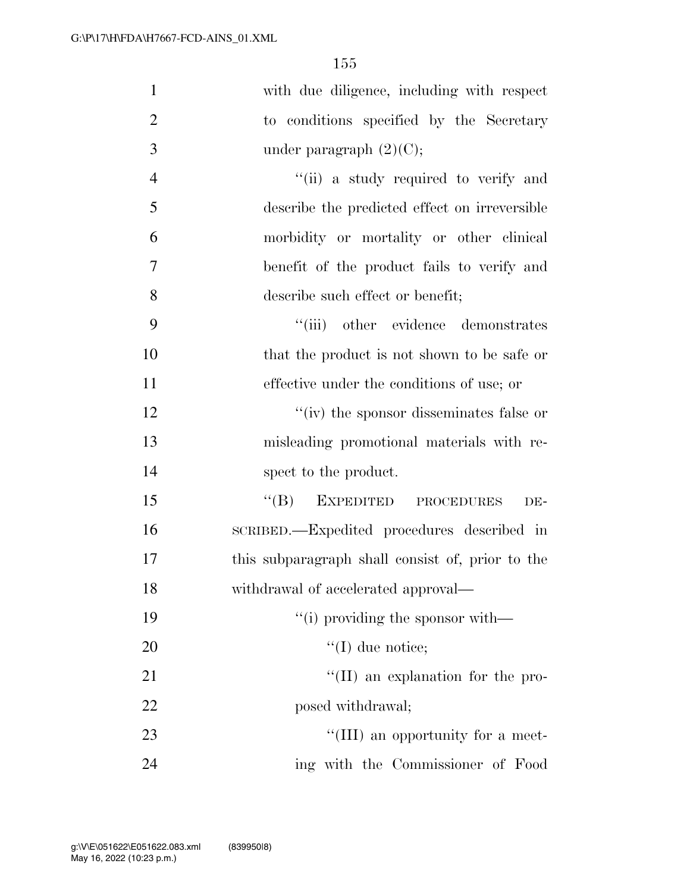with due diligence, including with respect to conditions specified by the Secretary under paragraph (2)(C);

''(ii) a study required to verify and describe the predicted effect on irreversible morbidity or mortality or other clinical benefit of the product fails to verify and describe such effect or benefit;

''(iii) other evidence demonstrates that the product is not shown to be safe or effective under the conditions of use; or

''(iv) the sponsor disseminates false or misleading promotional materials with respect to the product.

''(B) EXPEDITED PROCEDURES DESCRIBED.—Expedited procedures described in this subparagraph shall consist of, prior to the withdrawal of accelerated approval—

''(i) providing the sponsor with—

''(I) due notice;

''(II) an explanation for the proposed withdrawal;

''(III) an opportunity for a meeting with the Commissioner of Food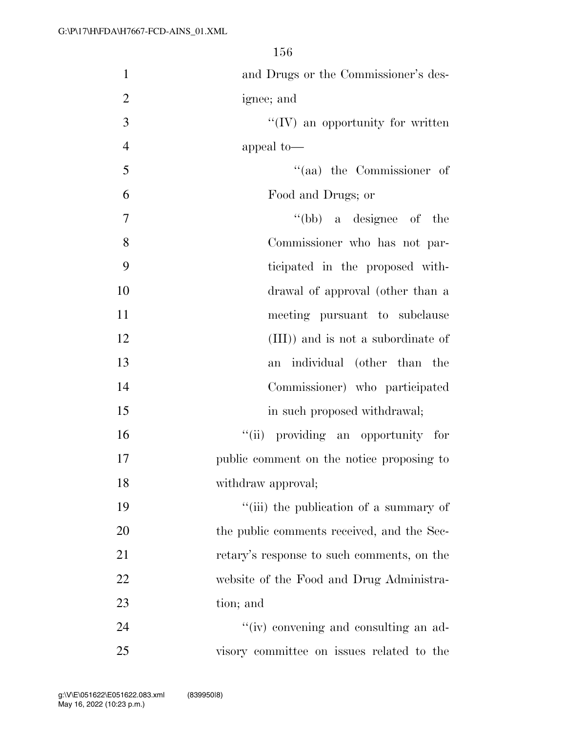and Drugs or the Commissioner's designee; and

"(IV) an opportunity for written appeal to—

"(aa) the Commissioner of Food and Drugs; or

"(bb) a designee of the Commissioner who has not participated in the proposed withdrawal of approval (other than a meeting pursuant to subclause (III)) and is not a subordinate of an individual (other than the Commissioner) who participated in such proposed withdrawal;

"(ii) providing an opportunity for public comment on the notice proposing to withdraw approval;

"(iii) the publication of a summary of the public comments received, and the Secretary's response to such comments, on the website of the Food and Drug Administration; and

"(iv) convening and consulting an advisory committee on issues related to the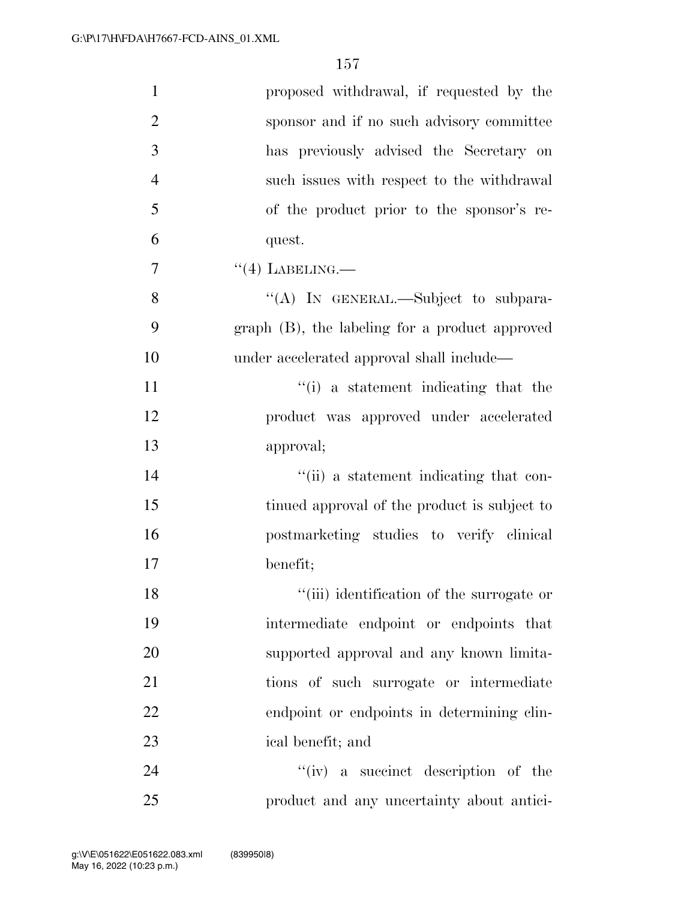proposed withdrawal, if requested by the sponsor and if no such advisory committee has previously advised the Secretary on such issues with respect to the withdrawal of the product prior to the sponsor's request.

"(4) LABELING.—

"(A) IN GENERAL.—Subject to subparagraph (B), the labeling for a product approved under accelerated approval shall include—

"(i) a statement indicating that the product was approved under accelerated approval;

"(ii) a statement indicating that continued approval of the product is subject to postmarketing studies to verify clinical benefit;

"(iii) identification of the surrogate or intermediate endpoint or endpoints that supported approval and any known limitations of such surrogate or intermediate endpoint or endpoints in determining clinical benefit; and

"(iv) a succinct description of the product and any uncertainty about antici-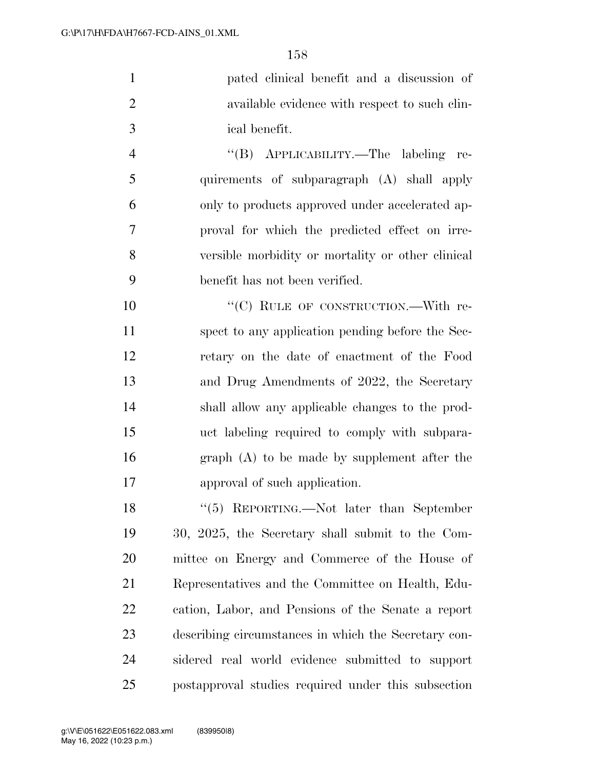pated clinical benefit and a discussion of available evidence with respect to such clinical benefit.

"(B) APPLICABILITY.—The labeling requirements of subparagraph (A) shall apply only to products approved under accelerated approval for which the predicted effect on irreversible morbidity or mortality or other clinical benefit has not been verified.

"(C) RULE OF CONSTRUCTION.—With respect to any application pending before the Secretary on the date of enactment of the Food and Drug Amendments of 2022, the Secretary shall allow any applicable changes to the product labeling required to comply with subparagraph (A) to be made by supplement after the approval of such application.

"(5) REPORTING.—Not later than September 30, 2025, the Secretary shall submit to the Committee on Energy and Commerce of the House of Representatives and the Committee on Health, Education, Labor, and Pensions of the Senate a report describing circumstances in which the Secretary considered real world evidence submitted to support postapproval studies required under this subsection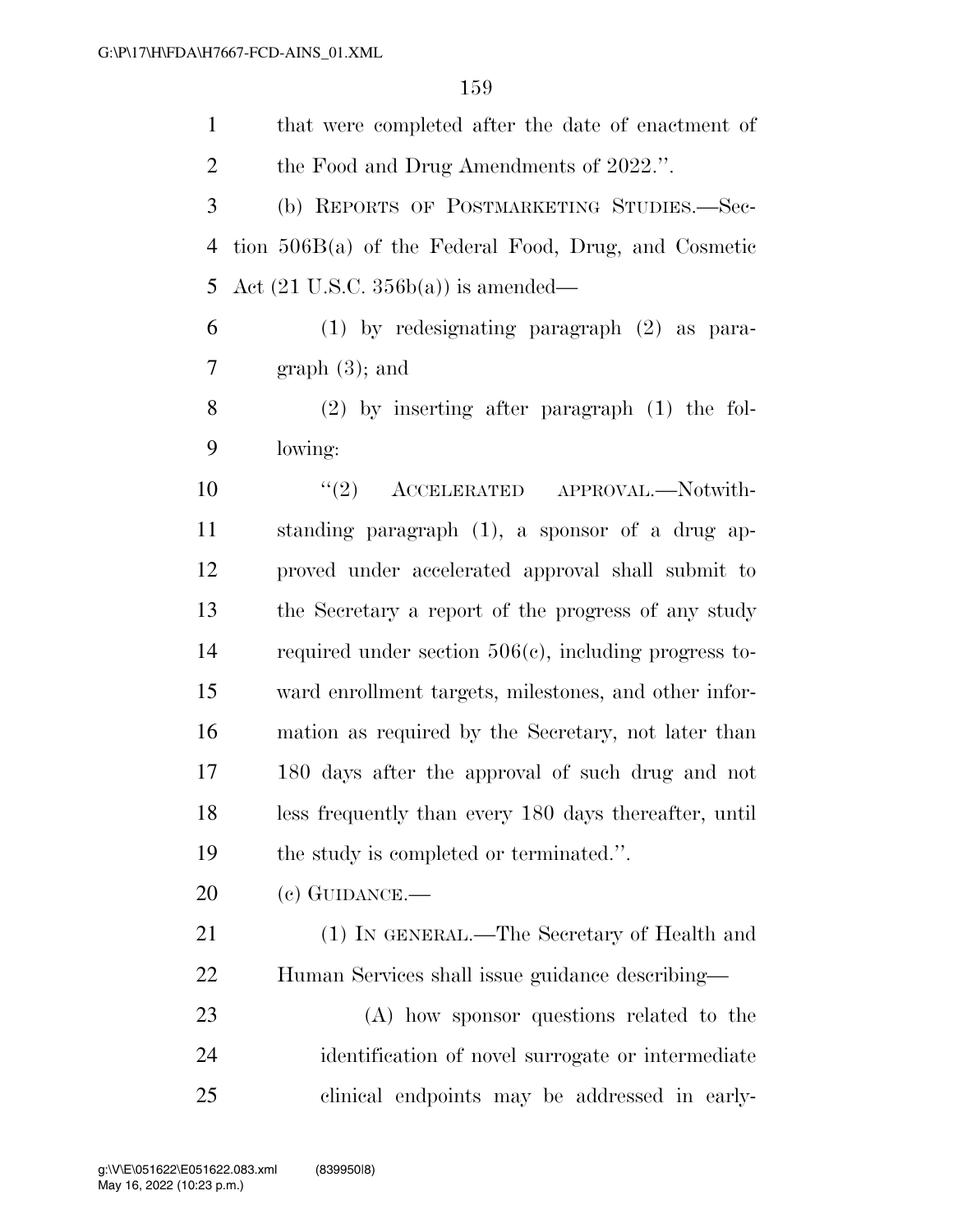that were completed after the date of enactment of the Food and Drug Amendments of 2022.''.

(b) REPORTS OF POSTMARKETING STUDIES.—Section 506B(a) of the Federal Food, Drug, and Cosmetic Act (21 U.S.C. 356b(a)) is amended—

(1) by redesignating paragraph (2) as paragraph (3); and

(2) by inserting after paragraph (1) the following:

''(2) ACCELERATED APPROVAL.—Notwithstanding paragraph (1), a sponsor of a drug approved under accelerated approval shall submit to the Secretary a report of the progress of any study required under section 506(c), including progress toward enrollment targets, milestones, and other information as required by the Secretary, not later than 180 days after the approval of such drug and not less frequently than every 180 days thereafter, until the study is completed or terminated.''.

(c) GUIDANCE.—

(1) IN GENERAL.—The Secretary of Health and Human Services shall issue guidance describing—

(A) how sponsor questions related to the identification of novel surrogate or intermediate clinical endpoints may be addressed in early-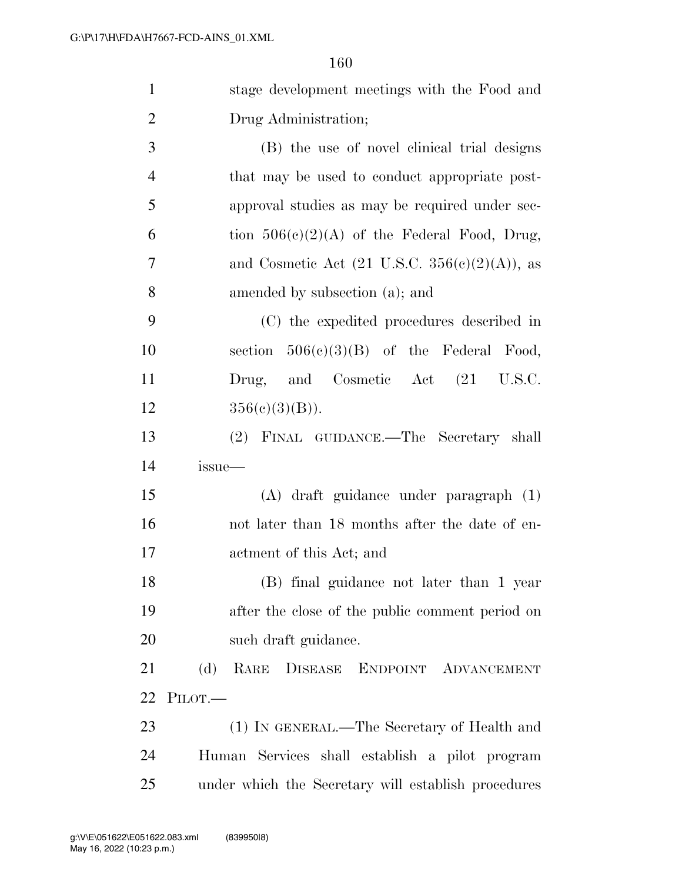stage development meetings with the Food and Drug Administration;

(B) the use of novel clinical trial designs that may be used to conduct appropriate post-approval studies as may be required under section 506(c)(2)(A) of the Federal Food, Drug, and Cosmetic Act (21 U.S.C. 356(c)(2)(A)), as amended by subsection (a); and

(C) the expedited procedures described in section 506(c)(3)(B) of the Federal Food, Drug, and Cosmetic Act (21 U.S.C. 356(c)(3)(B)).

(2) FINAL GUIDANCE.—The Secretary shall issue—

(A) draft guidance under paragraph (1) not later than 18 months after the date of enactment of this Act; and

(B) final guidance not later than 1 year after the close of the public comment period on such draft guidance.

(d) RARE DISEASE ENDPOINT ADVANCEMENT PILOT.—

(1) IN GENERAL.—The Secretary of Health and Human Services shall establish a pilot program under which the Secretary will establish procedures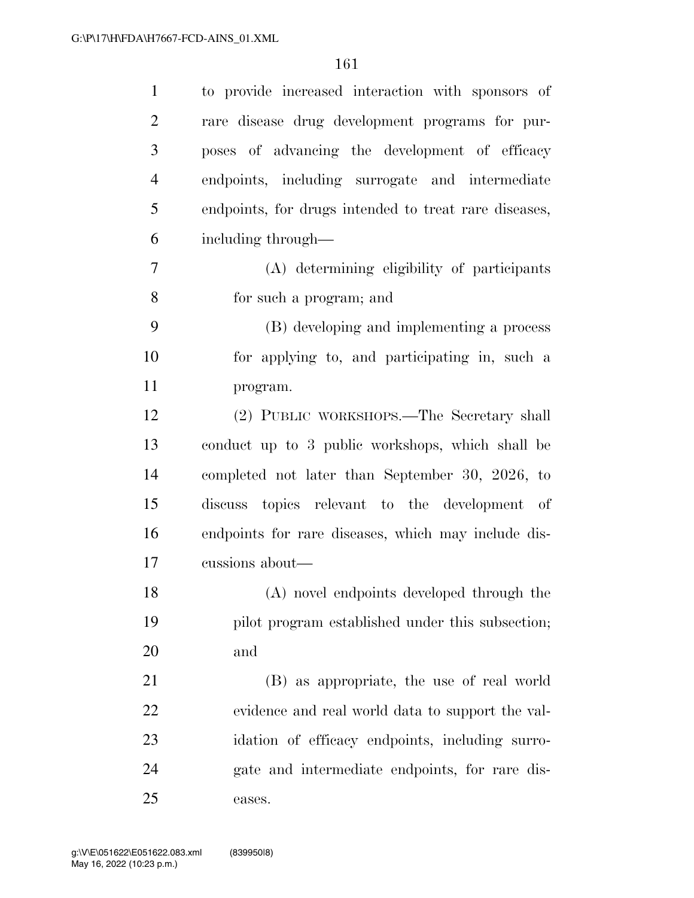to provide increased interaction with sponsors of rare disease drug development programs for purposes of advancing the development of efficacy endpoints, including surrogate and intermediate endpoints, for drugs intended to treat rare diseases, including through—

(A) determining eligibility of participants for such a program; and

(B) developing and implementing a process for applying to, and participating in, such a program.

(2) PUBLIC WORKSHOPS.—The Secretary shall conduct up to 3 public workshops, which shall be completed not later than September 30, 2026, to discuss topics relevant to the development of endpoints for rare diseases, which may include discussions about—

(A) novel endpoints developed through the pilot program established under this subsection; and

(B) as appropriate, the use of real world evidence and real world data to support the validation of efficacy endpoints, including surrogate and intermediate endpoints, for rare diseases.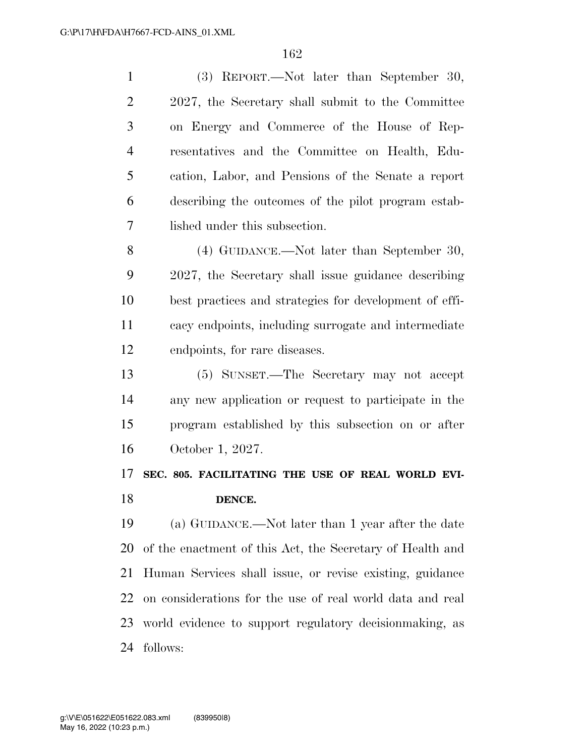(3) REPORT.—Not later than September 30, 2027, the Secretary shall submit to the Committee on Energy and Commerce of the House of Representatives and the Committee on Health, Education, Labor, and Pensions of the Senate a report describing the outcomes of the pilot program established under this subsection.

(4) GUIDANCE.—Not later than September 30, 2027, the Secretary shall issue guidance describing best practices and strategies for development of efficacy endpoints, including surrogate and intermediate endpoints, for rare diseases.

(5) SUNSET.—The Secretary may not accept any new application or request to participate in the program established by this subsection on or after October 1, 2027.

**SEC. 805. FACILITATING THE USE OF REAL WORLD EVIDENCE.**

(a) GUIDANCE.—Not later than 1 year after the date of the enactment of this Act, the Secretary of Health and Human Services shall issue, or revise existing, guidance on considerations for the use of real world data and real world evidence to support regulatory decisionmaking, as follows: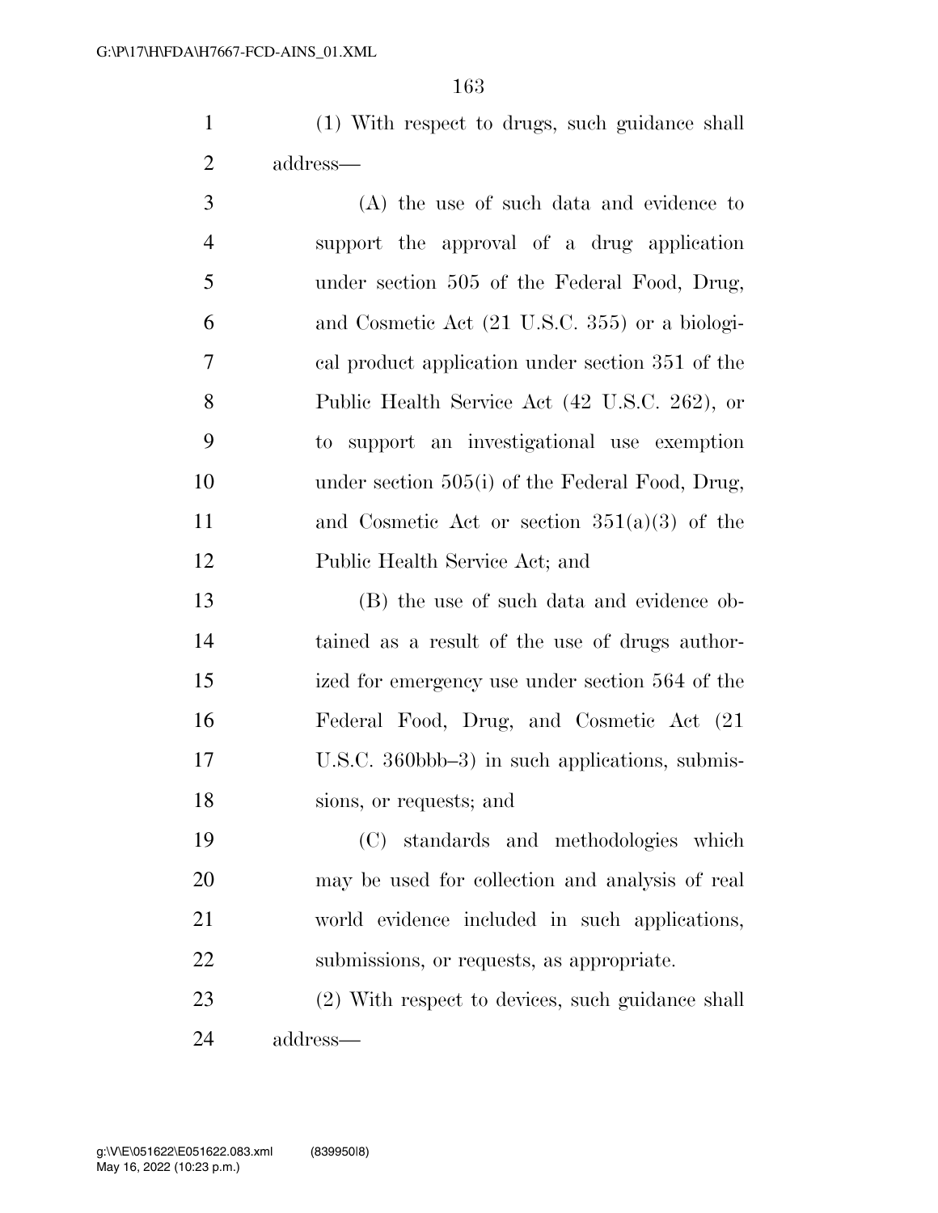(1) With respect to drugs, such guidance shall address—

(A) the use of such data and evidence to support the approval of a drug application under section 505 of the Federal Food, Drug, and Cosmetic Act (21 U.S.C. 355) or a biological product application under section 351 of the Public Health Service Act (42 U.S.C. 262), or to support an investigational use exemption under section 505(i) of the Federal Food, Drug, and Cosmetic Act or section 351(a)(3) of the Public Health Service Act; and

(B) the use of such data and evidence obtained as a result of the use of drugs authorized for emergency use under section 564 of the Federal Food, Drug, and Cosmetic Act (21 U.S.C. 360bbb–3) in such applications, submissions, or requests; and

(C) standards and methodologies which may be used for collection and analysis of real world evidence included in such applications, submissions, or requests, as appropriate.

(2) With respect to devices, such guidance shall address—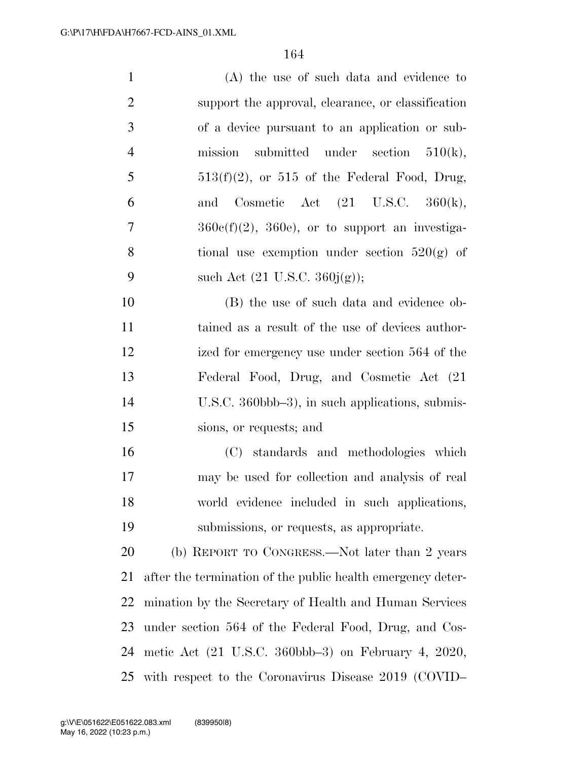(A) the use of such data and evidence to support the approval, clearance, or classification of a device pursuant to an application or submission submitted under section 510(k), 513(f)(2), or 515 of the Federal Food, Drug, and Cosmetic Act (21 U.S.C. 360(k), 360c(f)(2), 360e), or to support an investigational use exemption under section 520(g) of such Act (21 U.S.C. 360j(g));

(B) the use of such data and evidence obtained as a result of the use of devices authorized for emergency use under section 564 of the Federal Food, Drug, and Cosmetic Act (21 U.S.C. 360bbb–3), in such applications, submissions, or requests; and

(C) standards and methodologies which may be used for collection and analysis of real world evidence included in such applications, submissions, or requests, as appropriate.

(b) REPORT TO CONGRESS.—Not later than 2 years after the termination of the public health emergency determination by the Secretary of Health and Human Services under section 564 of the Federal Food, Drug, and Cosmetic Act (21 U.S.C. 360bbb–3) on February 4, 2020, with respect to the Coronavirus Disease 2019 (COVID–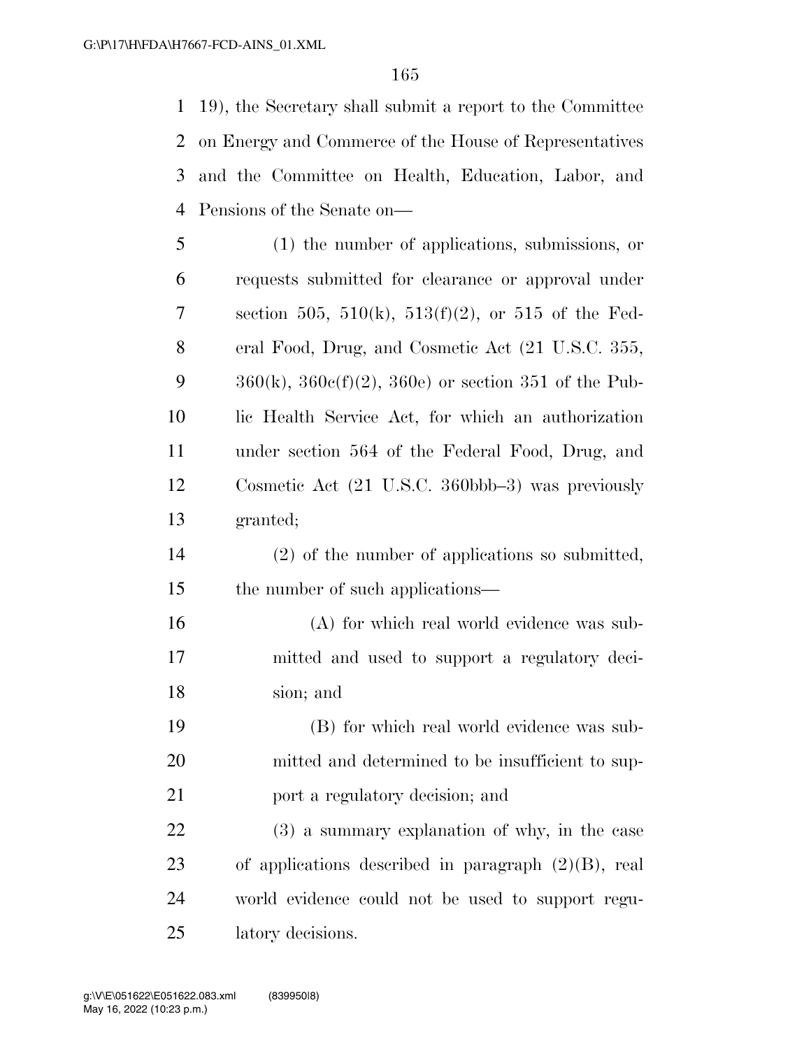19), the Secretary shall submit a report to the Committee on Energy and Commerce of the House of Representatives and the Committee on Health, Education, Labor, and Pensions of the Senate on—

(1) the number of applications, submissions, or requests submitted for clearance or approval under section 505, 510(k), 513(f)(2), or 515 of the Federal Food, Drug, and Cosmetic Act (21 U.S.C. 355, 360(k), 360c(f)(2), 360e) or section 351 of the Public Health Service Act, for which an authorization under section 564 of the Federal Food, Drug, and Cosmetic Act (21 U.S.C. 360bbb–3) was previously granted;

(2) of the number of applications so submitted, the number of such applications—

(A) for which real world evidence was submitted and used to support a regulatory decision; and

(B) for which real world evidence was submitted and determined to be insufficient to support a regulatory decision; and

(3) a summary explanation of why, in the case of applications described in paragraph (2)(B), real world evidence could not be used to support regulatory decisions.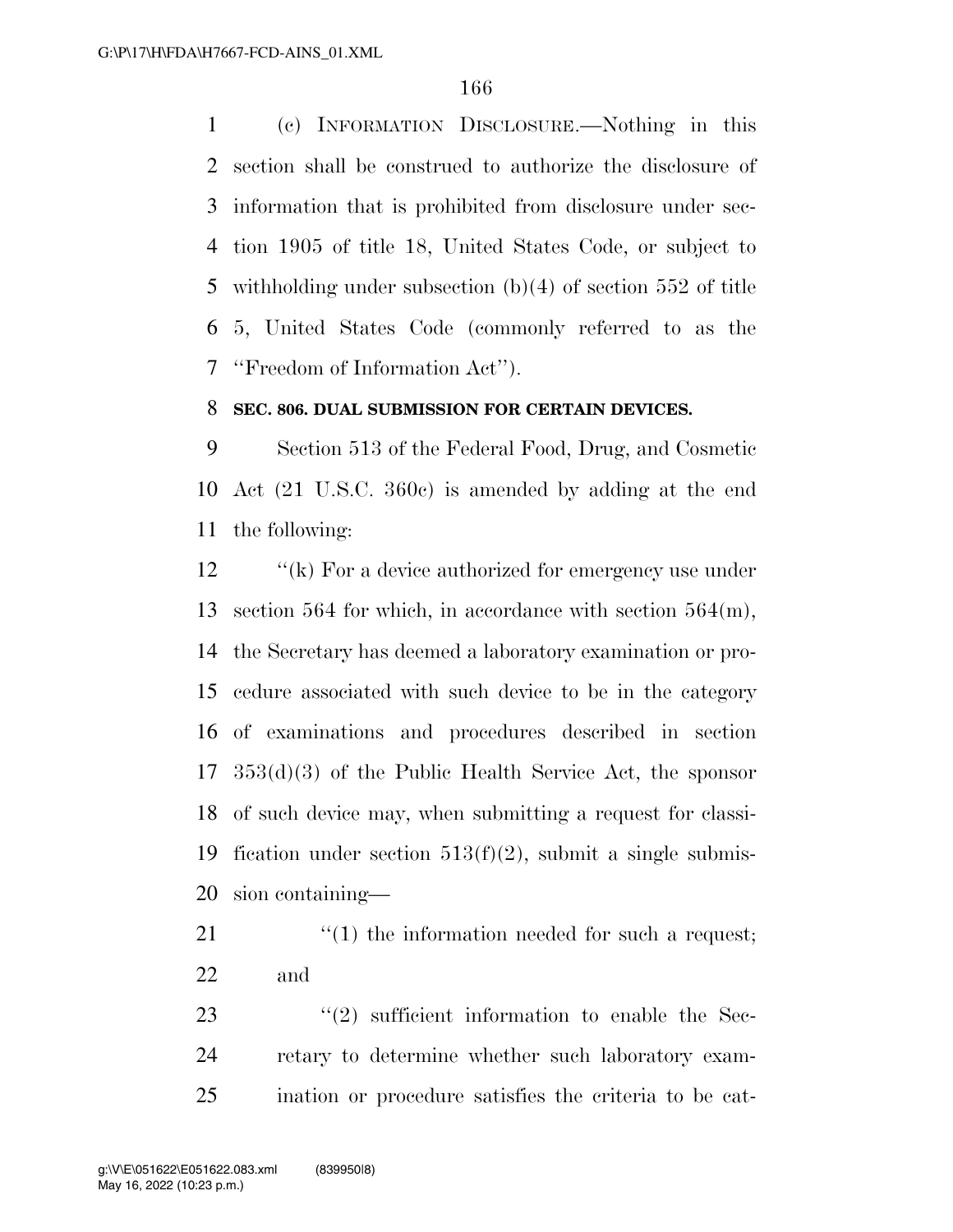(c) INFORMATION DISCLOSURE.—Nothing in this section shall be construed to authorize the disclosure of information that is prohibited from disclosure under section 1905 of title 18, United States Code, or subject to withholding under subsection (b)(4) of section 552 of title 5, United States Code (commonly referred to as the ''Freedom of Information Act'').

**SEC. 806. DUAL SUBMISSION FOR CERTAIN DEVICES.**

Section 513 of the Federal Food, Drug, and Cosmetic Act (21 U.S.C. 360c) is amended by adding at the end the following:

''(k) For a device authorized for emergency use under section 564 for which, in accordance with section 564(m), the Secretary has deemed a laboratory examination or procedure associated with such device to be in the category of examinations and procedures described in section 353(d)(3) of the Public Health Service Act, the sponsor of such device may, when submitting a request for classification under section 513(f)(2), submit a single submission containing—

''(1) the information needed for such a request; and

''(2) sufficient information to enable the Secretary to determine whether such laboratory examination or procedure satisfies the criteria to be cat-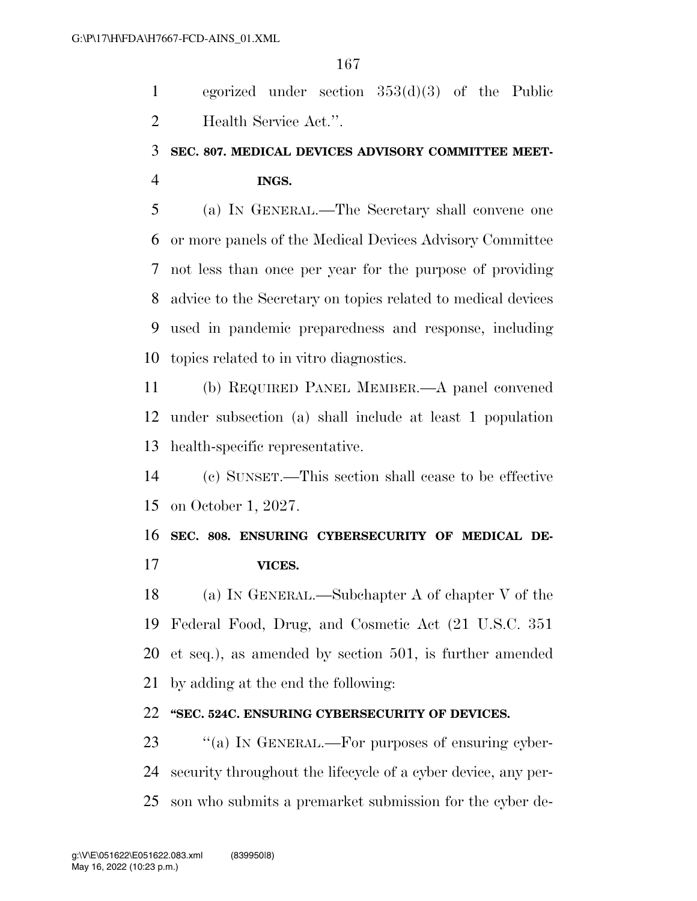egorized under section 353(d)(3) of the Public Health Service Act.''.

**SEC. 807. MEDICAL DEVICES ADVISORY COMMITTEE MEETINGS.**

(a) IN GENERAL.—The Secretary shall convene one or more panels of the Medical Devices Advisory Committee not less than once per year for the purpose of providing advice to the Secretary on topics related to medical devices used in pandemic preparedness and response, including topics related to in vitro diagnostics.

(b) REQUIRED PANEL MEMBER.—A panel convened under subsection (a) shall include at least 1 population health-specific representative.

(c) SUNSET.—This section shall cease to be effective on October 1, 2027.

**SEC. 808. ENSURING CYBERSECURITY OF MEDICAL DEVICES.**

(a) IN GENERAL.—Subchapter A of chapter V of the Federal Food, Drug, and Cosmetic Act (21 U.S.C. 351 et seq.), as amended by section 501, is further amended by adding at the end the following:

**"SEC. 524C. ENSURING CYBERSECURITY OF DEVICES.**

"(a) IN GENERAL.—For purposes of ensuring cybersecurity throughout the lifecycle of a cyber device, any person who submits a premarket submission for the cyber de-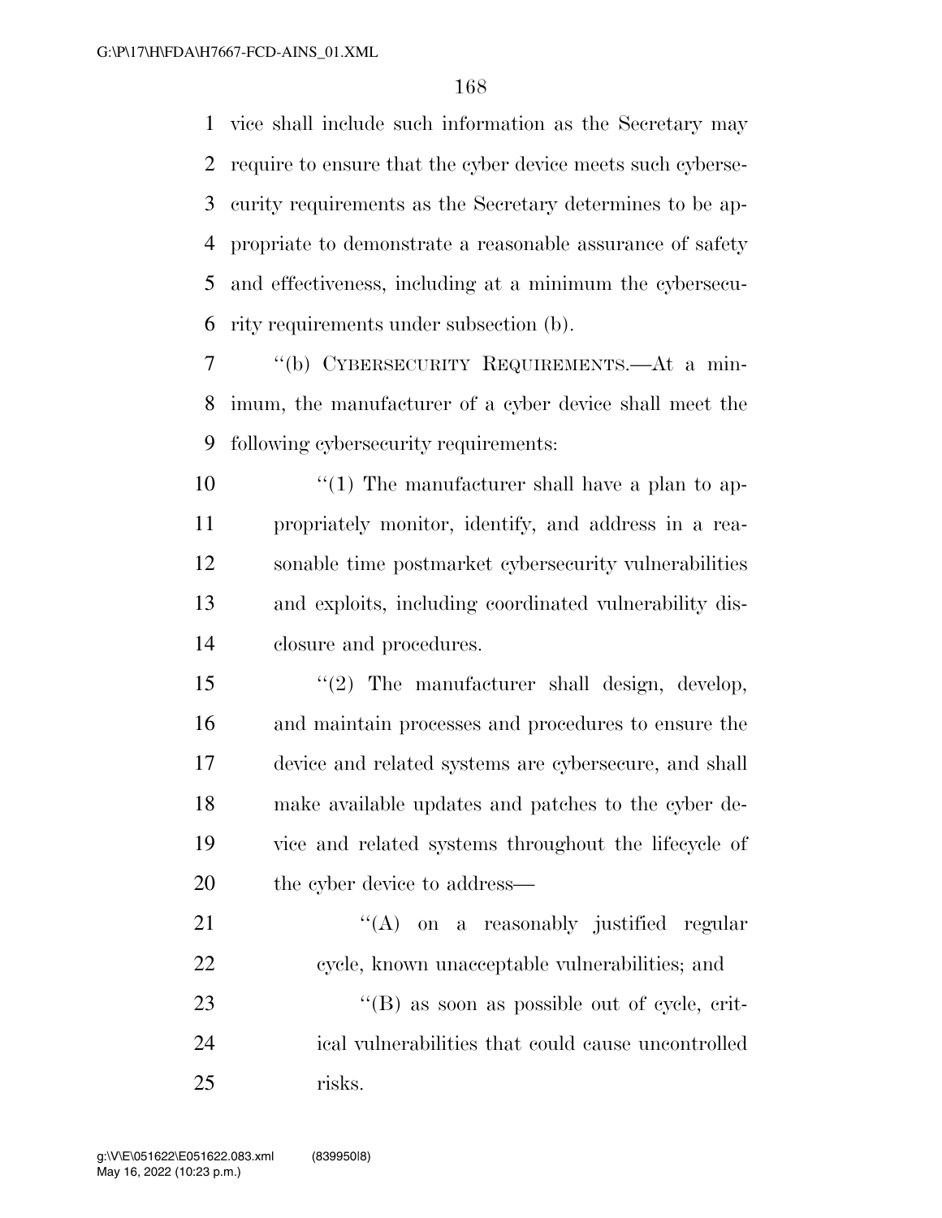vice shall include such information as the Secretary may require to ensure that the cyber device meets such cybersecurity requirements as the Secretary determines to be appropriate to demonstrate a reasonable assurance of safety and effectiveness, including at a minimum the cybersecurity requirements under subsection (b).

"(b) CYBERSECURITY REQUIREMENTS.—At a minimum, the manufacturer of a cyber device shall meet the following cybersecurity requirements:

"(1) The manufacturer shall have a plan to appropriately monitor, identify, and address in a reasonable time postmarket cybersecurity vulnerabilities and exploits, including coordinated vulnerability disclosure and procedures.

"(2) The manufacturer shall design, develop, and maintain processes and procedures to ensure the device and related systems are cybersecure, and shall make available updates and patches to the cyber device and related systems throughout the lifecycle of the cyber device to address—

"(A) on a reasonably justified regular cycle, known unacceptable vulnerabilities; and

"(B) as soon as possible out of cycle, critical vulnerabilities that could cause uncontrolled risks.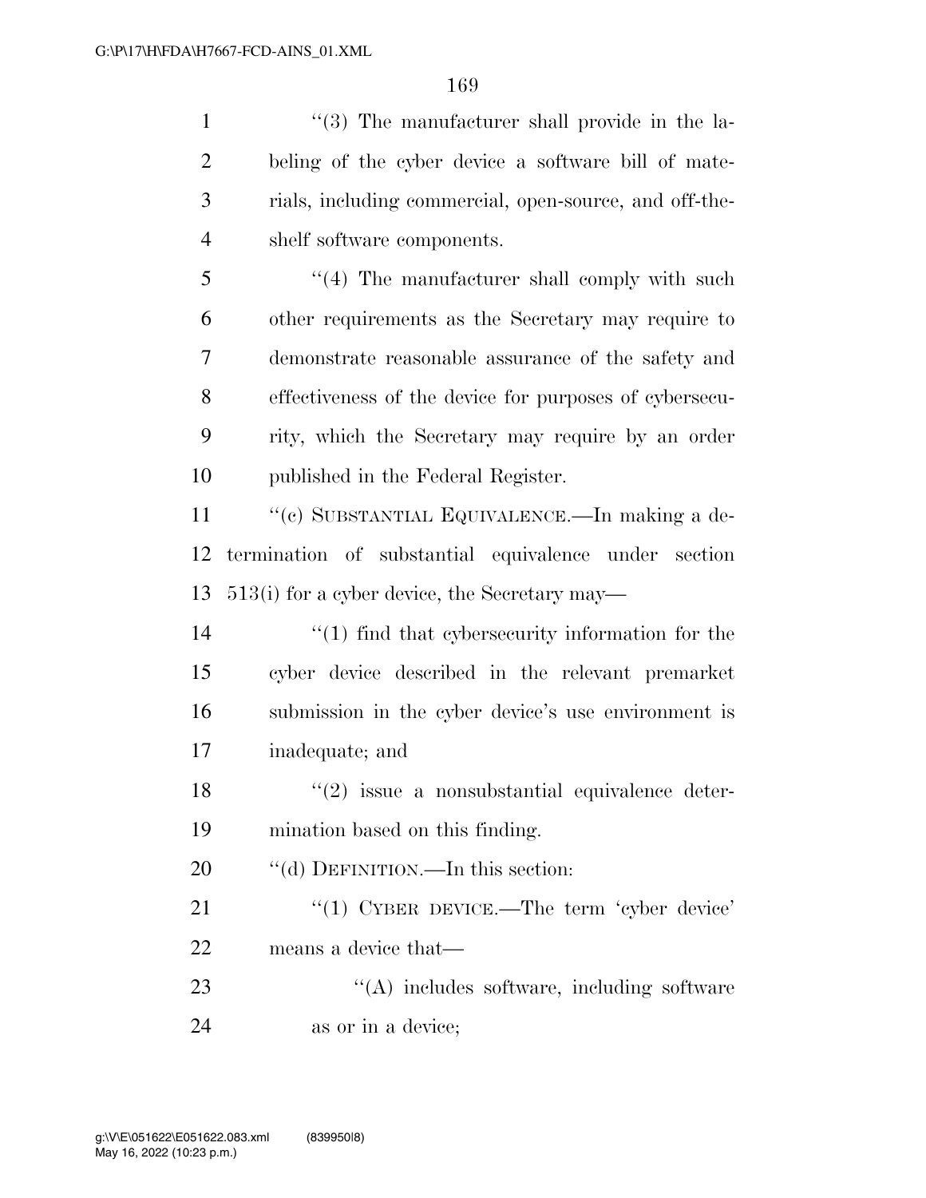''(3) The manufacturer shall provide in the labeling of the cyber device a software bill of materials, including commercial, open-source, and off-the-shelf software components.

''(4) The manufacturer shall comply with such other requirements as the Secretary may require to demonstrate reasonable assurance of the safety and effectiveness of the device for purposes of cybersecurity, which the Secretary may require by an order published in the Federal Register.

''(c) SUBSTANTIAL EQUIVALENCE.—In making a determination of substantial equivalence under section 513(i) for a cyber device, the Secretary may—

''(1) find that cybersecurity information for the cyber device described in the relevant premarket submission in the cyber device's use environment is inadequate; and

''(2) issue a nonsubstantial equivalence determination based on this finding.

''(d) DEFINITION.—In this section:

''(1) CYBER DEVICE.—The term 'cyber device' means a device that—

''(A) includes software, including software as or in a device;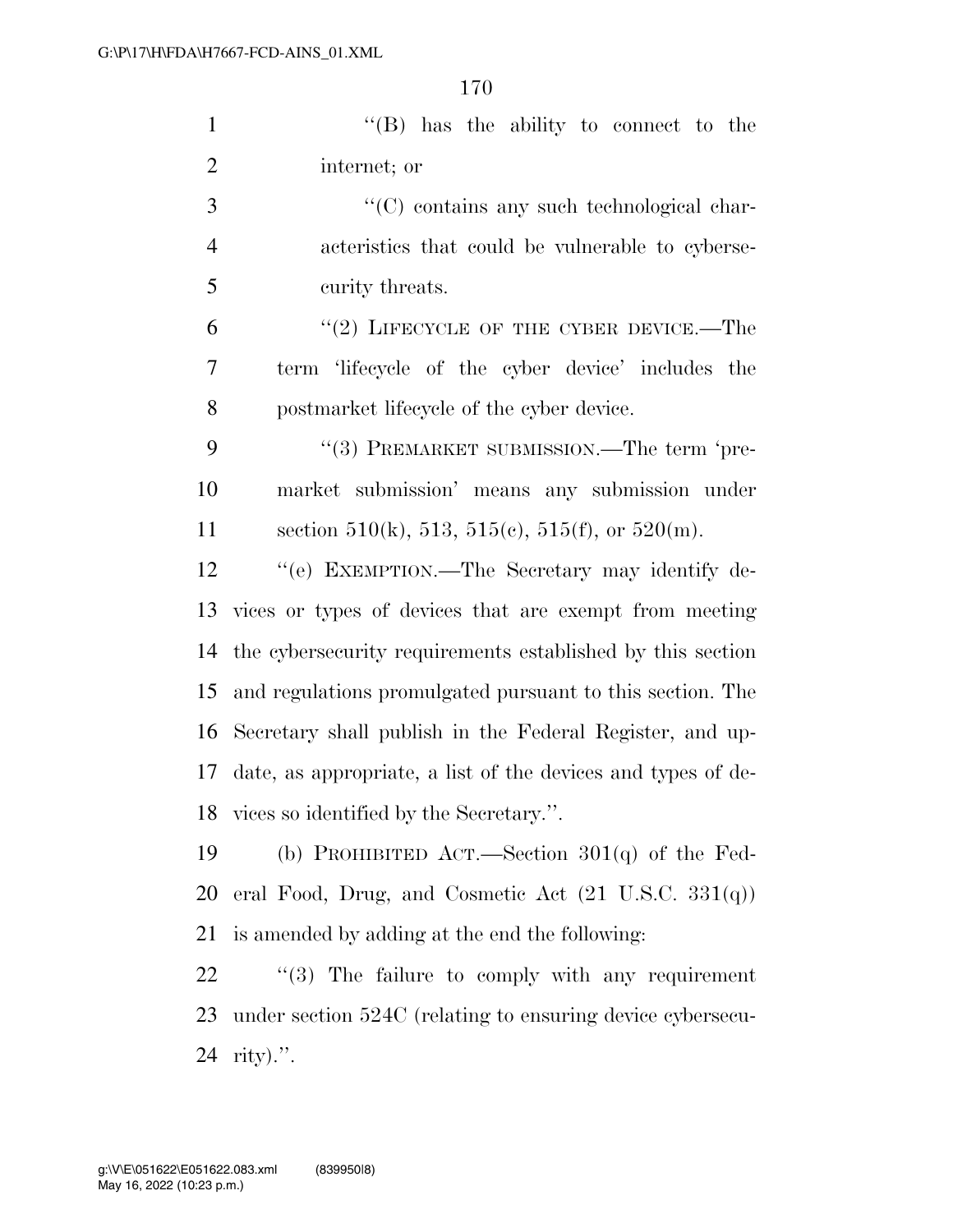''(B) has the ability to connect to the internet; or

''(C) contains any such technological characteristics that could be vulnerable to cybersecurity threats.

''(2) LIFECYCLE OF THE CYBER DEVICE.—The term 'lifecycle of the cyber device' includes the postmarket lifecycle of the cyber device.

''(3) PREMARKET SUBMISSION.—The term 'premarket submission' means any submission under section 510(k), 513, 515(c), 515(f), or 520(m).

''(e) EXEMPTION.—The Secretary may identify devices or types of devices that are exempt from meeting the cybersecurity requirements established by this section and regulations promulgated pursuant to this section. The Secretary shall publish in the Federal Register, and update, as appropriate, a list of the devices and types of devices so identified by the Secretary.''.

(b) PROHIBITED ACT.—Section 301(q) of the Federal Food, Drug, and Cosmetic Act (21 U.S.C. 331(q)) is amended by adding at the end the following:

''(3) The failure to comply with any requirement under section 524C (relating to ensuring device cybersecurity).''.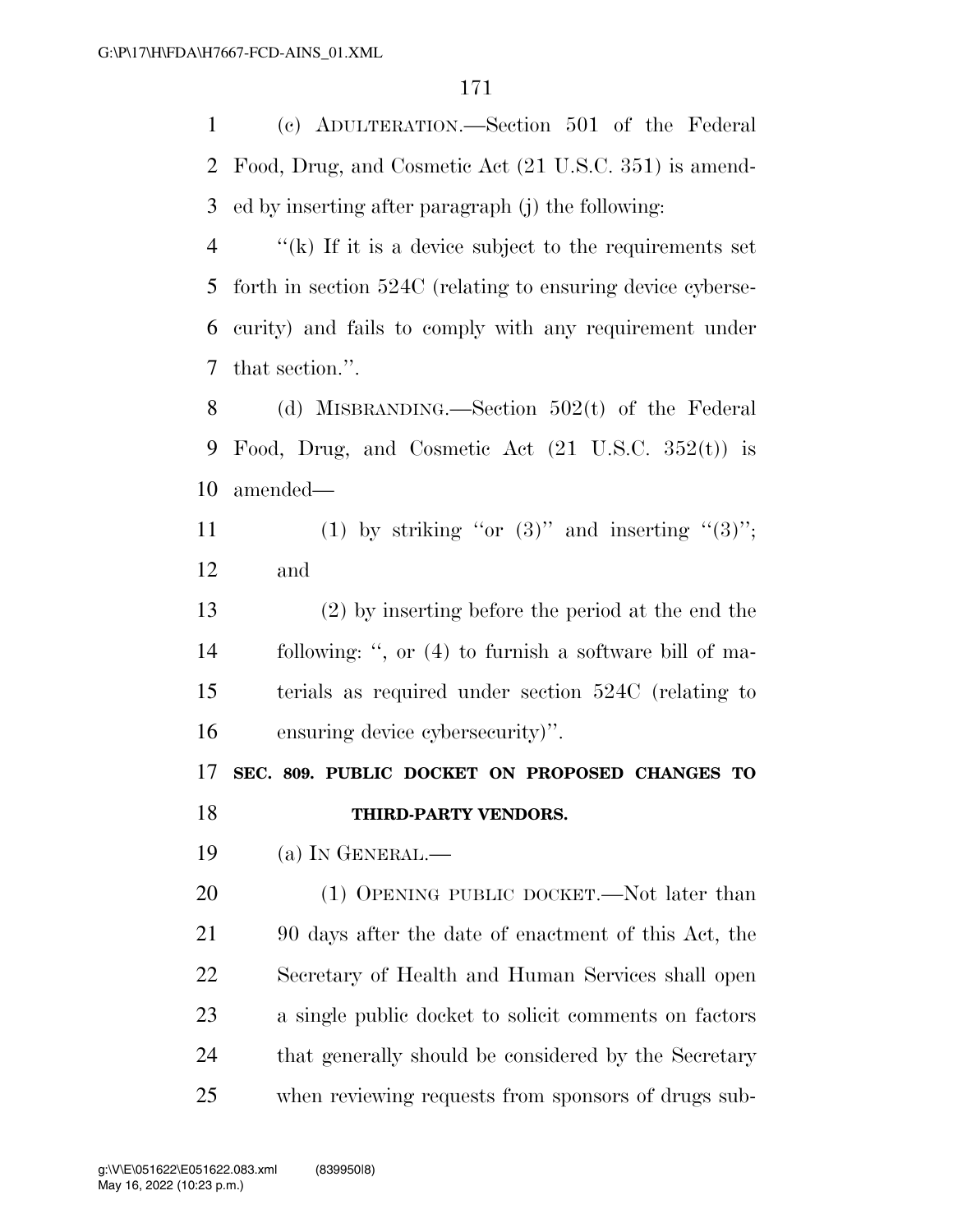(c) ADULTERATION.—Section 501 of the Federal Food, Drug, and Cosmetic Act (21 U.S.C. 351) is amended by inserting after paragraph (j) the following:

"(k) If it is a device subject to the requirements set forth in section 524C (relating to ensuring device cybersecurity) and fails to comply with any requirement under that section.".

(d) MISBRANDING.—Section 502(t) of the Federal Food, Drug, and Cosmetic Act (21 U.S.C. 352(t)) is amended—

(1) by striking "or (3)" and inserting "(3)"; and

(2) by inserting before the period at the end the following: ", or (4) to furnish a software bill of materials as required under section 524C (relating to ensuring device cybersecurity)".

**SEC. 809. PUBLIC DOCKET ON PROPOSED CHANGES TO THIRD-PARTY VENDORS.**

(a) IN GENERAL.—

(1) OPENING PUBLIC DOCKET.—Not later than 90 days after the date of enactment of this Act, the Secretary of Health and Human Services shall open a single public docket to solicit comments on factors that generally should be considered by the Secretary when reviewing requests from sponsors of drugs sub-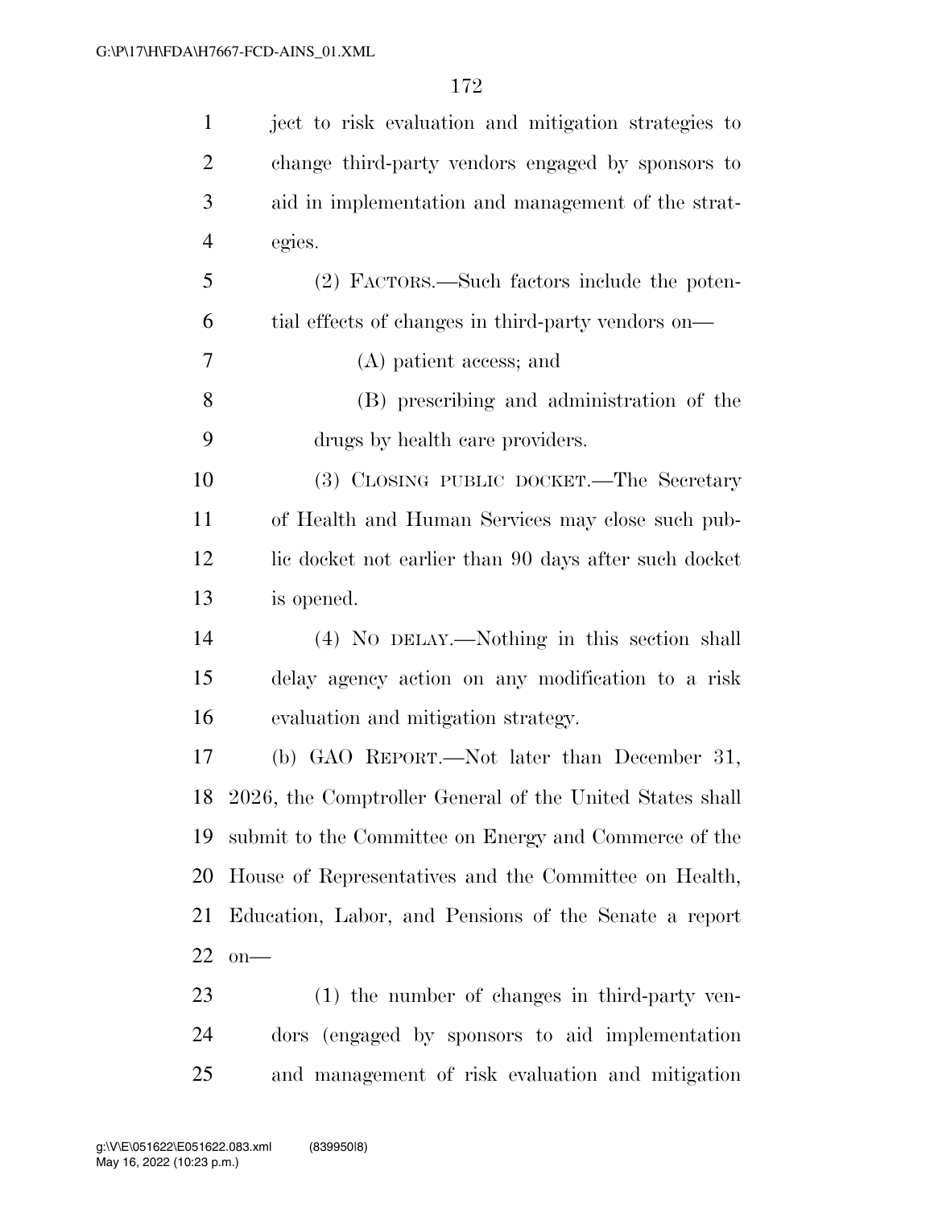ject to risk evaluation and mitigation strategies to change third-party vendors engaged by sponsors to aid in implementation and management of the strategies.

(2) FACTORS.—Such factors include the potential effects of changes in third-party vendors on—

(A) patient access; and

(B) prescribing and administration of the drugs by health care providers.

(3) CLOSING PUBLIC DOCKET.—The Secretary of Health and Human Services may close such public docket not earlier than 90 days after such docket is opened.

(4) NO DELAY.—Nothing in this section shall delay agency action on any modification to a risk evaluation and mitigation strategy.

(b) GAO REPORT.—Not later than December 31, 2026, the Comptroller General of the United States shall submit to the Committee on Energy and Commerce of the House of Representatives and the Committee on Health, Education, Labor, and Pensions of the Senate a report on—

(1) the number of changes in third-party vendors (engaged by sponsors to aid implementation and management of risk evaluation and mitigation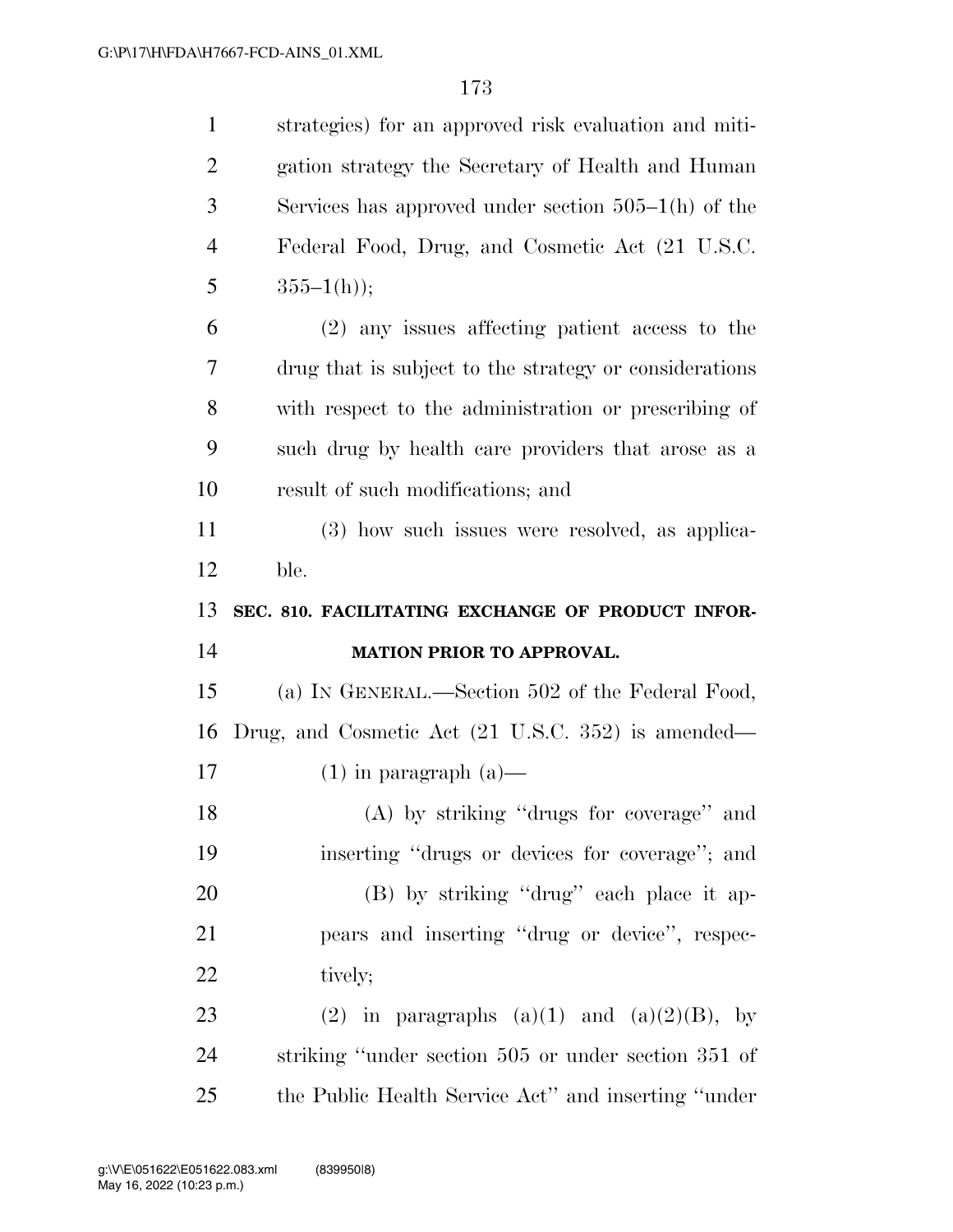strategies) for an approved risk evaluation and mitigation strategy the Secretary of Health and Human Services has approved under section 505–1(h) of the Federal Food, Drug, and Cosmetic Act (21 U.S.C. 355–1(h));

(2) any issues affecting patient access to the drug that is subject to the strategy or considerations with respect to the administration or prescribing of such drug by health care providers that arose as a result of such modifications; and

(3) how such issues were resolved, as applicable.

### SEC. 810. FACILITATING EXCHANGE OF PRODUCT INFORMATION PRIOR TO APPROVAL.

(a) IN GENERAL.—Section 502 of the Federal Food, Drug, and Cosmetic Act (21 U.S.C. 352) is amended—

(1) in paragraph (a)—

(A) by striking "drugs for coverage" and inserting "drugs or devices for coverage"; and

(B) by striking "drug" each place it appears and inserting "drug or device", respectively;

(2) in paragraphs (a)(1) and (a)(2)(B), by striking "under section 505 or under section 351 of the Public Health Service Act" and inserting "under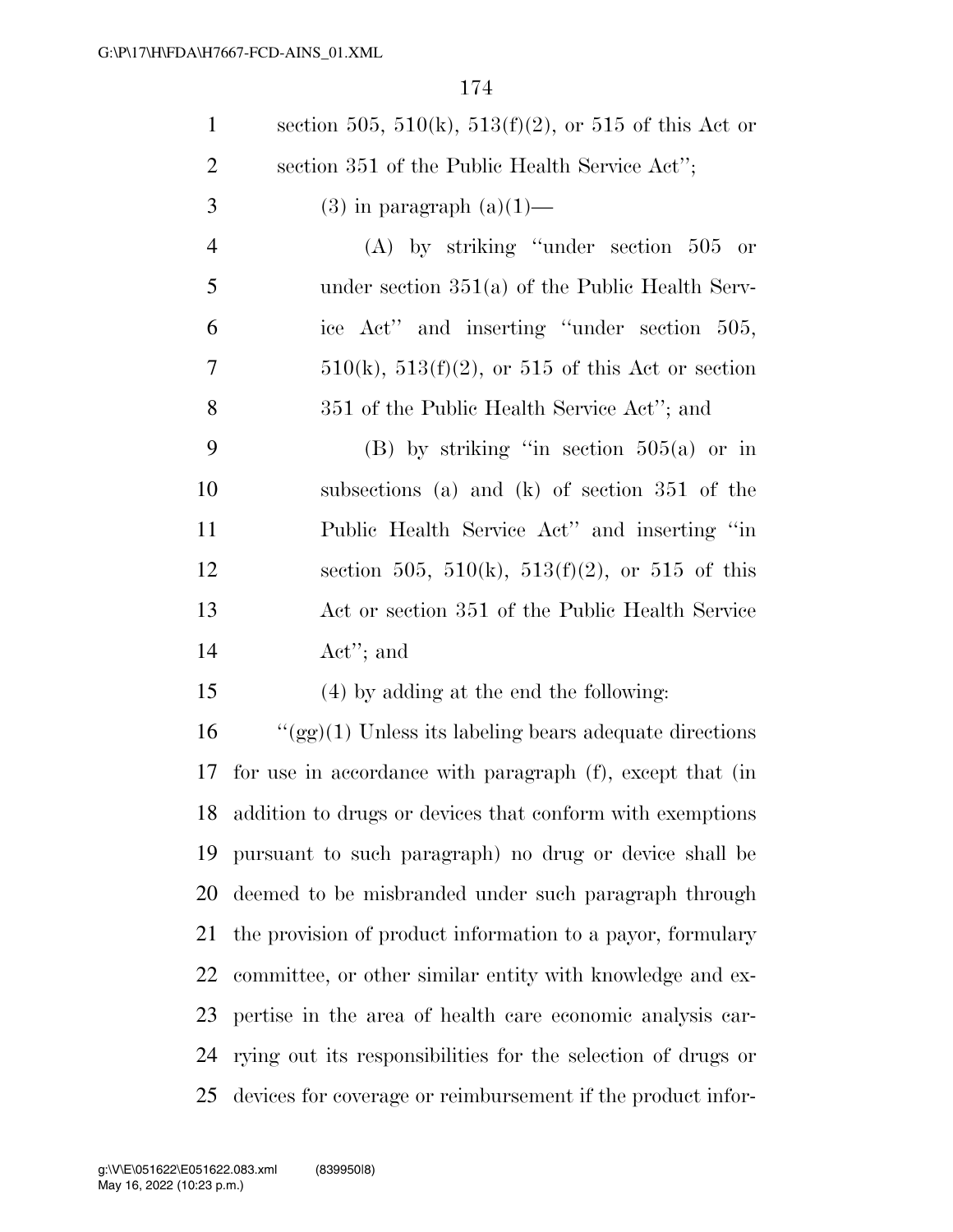section 505, 510(k), 513(f)(2), or 515 of this Act or section 351 of the Public Health Service Act'';

(3) in paragraph (a)(1)—

(A) by striking ''under section 505 or under section 351(a) of the Public Health Service Act'' and inserting ''under section 505, 510(k), 513(f)(2), or 515 of this Act or section 351 of the Public Health Service Act''; and

(B) by striking ''in section 505(a) or in subsections (a) and (k) of section 351 of the Public Health Service Act'' and inserting ''in section 505, 510(k), 513(f)(2), or 515 of this Act or section 351 of the Public Health Service Act''; and

(4) by adding at the end the following:

''(gg)(1) Unless its labeling bears adequate directions for use in accordance with paragraph (f), except that (in addition to drugs or devices that conform with exemptions pursuant to such paragraph) no drug or device shall be deemed to be misbranded under such paragraph through the provision of product information to a payor, formulary committee, or other similar entity with knowledge and expertise in the area of health care economic analysis carrying out its responsibilities for the selection of drugs or devices for coverage or reimbursement if the product infor-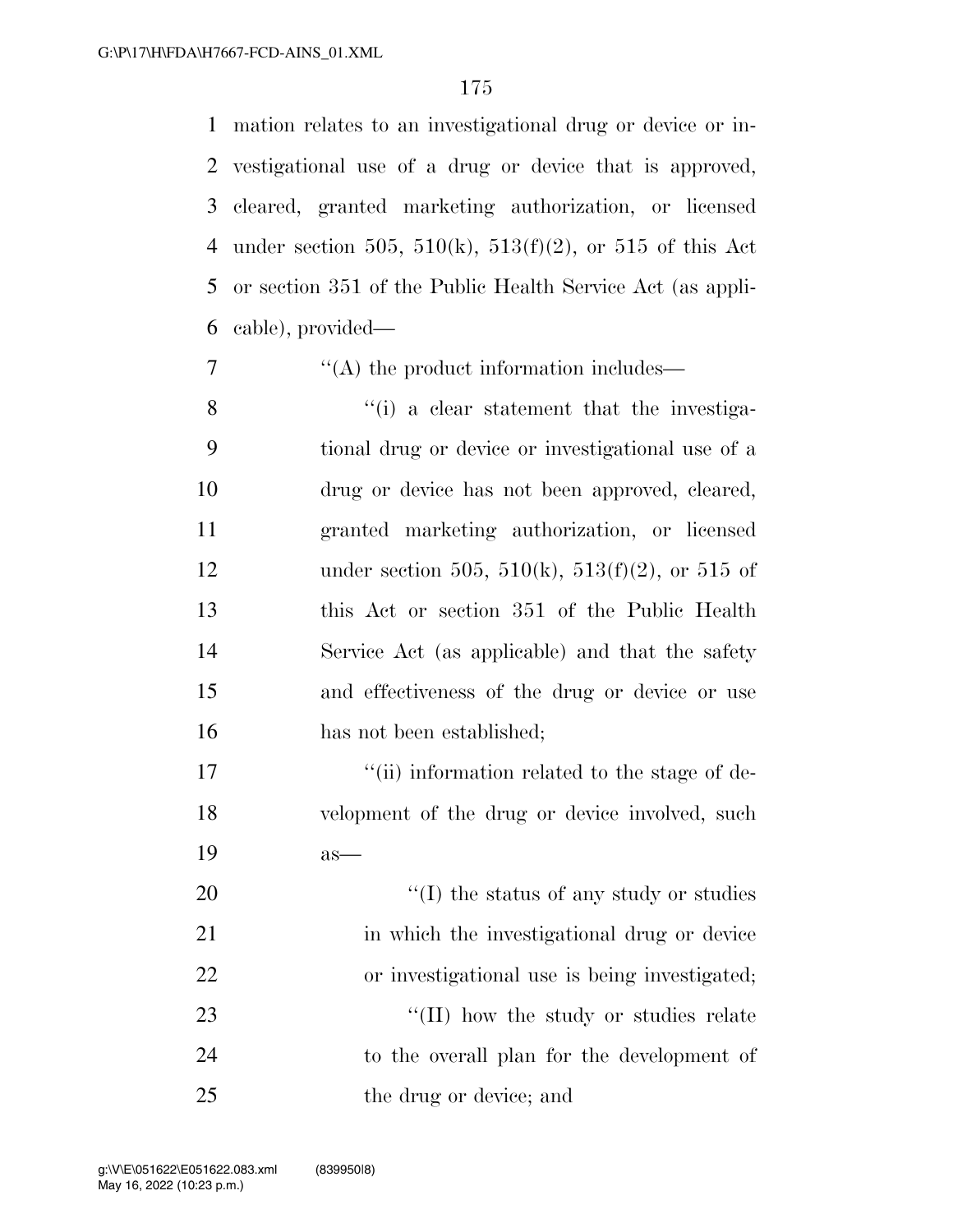mation relates to an investigational drug or device or investigational use of a drug or device that is approved, cleared, granted marketing authorization, or licensed under section 505, 510(k), 513(f)(2), or 515 of this Act or section 351 of the Public Health Service Act (as applicable), provided—

"(A) the product information includes—

"(i) a clear statement that the investigational drug or device or investigational use of a drug or device has not been approved, cleared, granted marketing authorization, or licensed under section 505, 510(k), 513(f)(2), or 515 of this Act or section 351 of the Public Health Service Act (as applicable) and that the safety and effectiveness of the drug or device or use has not been established;

"(ii) information related to the stage of development of the drug or device involved, such as—

"(I) the status of any study or studies in which the investigational drug or device or investigational use is being investigated;

"(II) how the study or studies relate to the overall plan for the development of the drug or device; and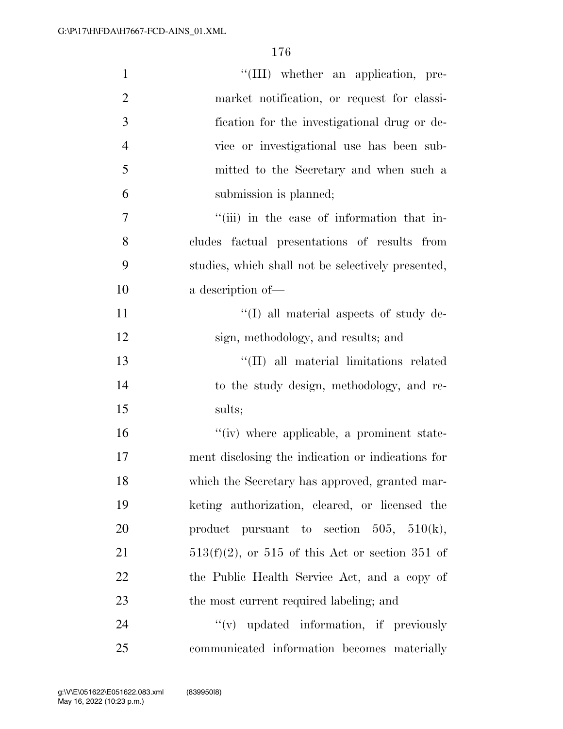''(III) whether an application, premarket notification, or request for classification for the investigational drug or device or investigational use has been submitted to the Secretary and when such a submission is planned;

''(iii) in the case of information that includes factual presentations of results from studies, which shall not be selectively presented, a description of—

''(I) all material aspects of study design, methodology, and results; and

''(II) all material limitations related to the study design, methodology, and results;

''(iv) where applicable, a prominent statement disclosing the indication or indications for which the Secretary has approved, granted marketing authorization, cleared, or licensed the product pursuant to section 505, 510(k), 513(f)(2), or 515 of this Act or section 351 of the Public Health Service Act, and a copy of the most current required labeling; and

''(v) updated information, if previously communicated information becomes materially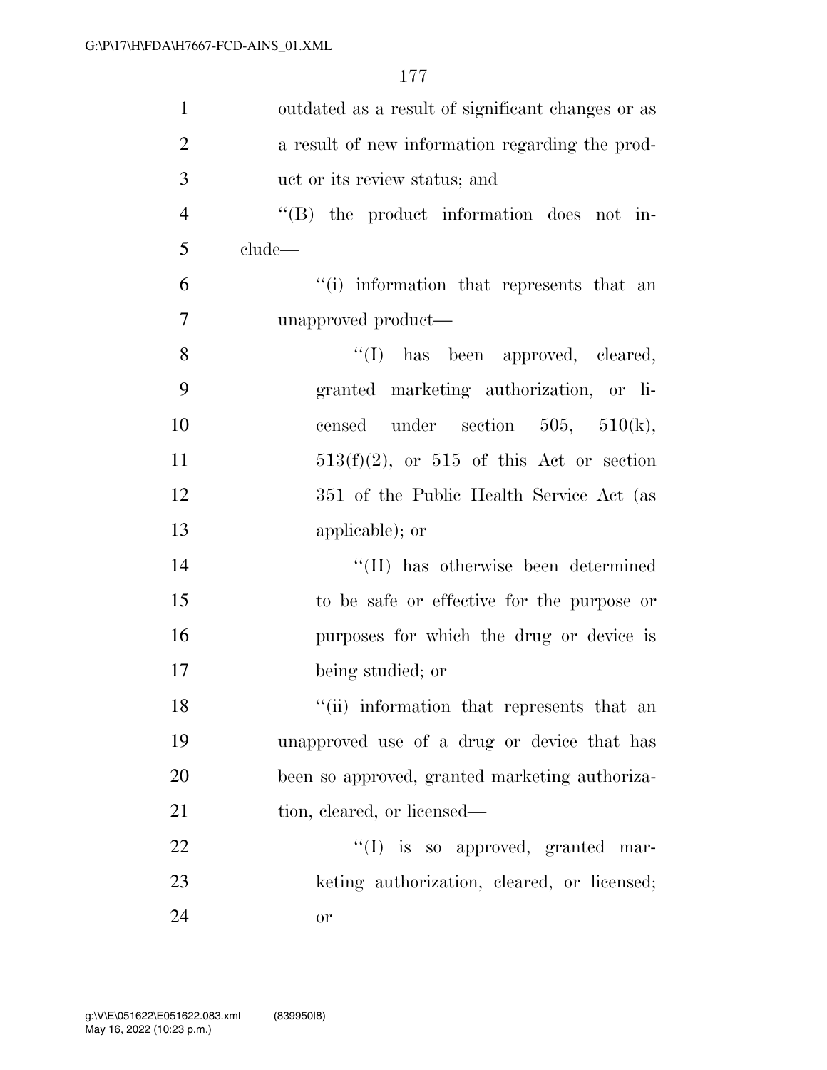outdated as a result of significant changes or as a result of new information regarding the product or its review status; and

''(B) the product information does not include—

''(i) information that represents that an unapproved product—

''(I) has been approved, cleared, granted marketing authorization, or licensed under section 505, 510(k), 513(f)(2), or 515 of this Act or section 351 of the Public Health Service Act (as applicable); or

''(II) has otherwise been determined to be safe or effective for the purpose or purposes for which the drug or device is being studied; or

''(ii) information that represents that an unapproved use of a drug or device that has been so approved, granted marketing authorization, cleared, or licensed—

''(I) is so approved, granted marketing authorization, cleared, or licensed; or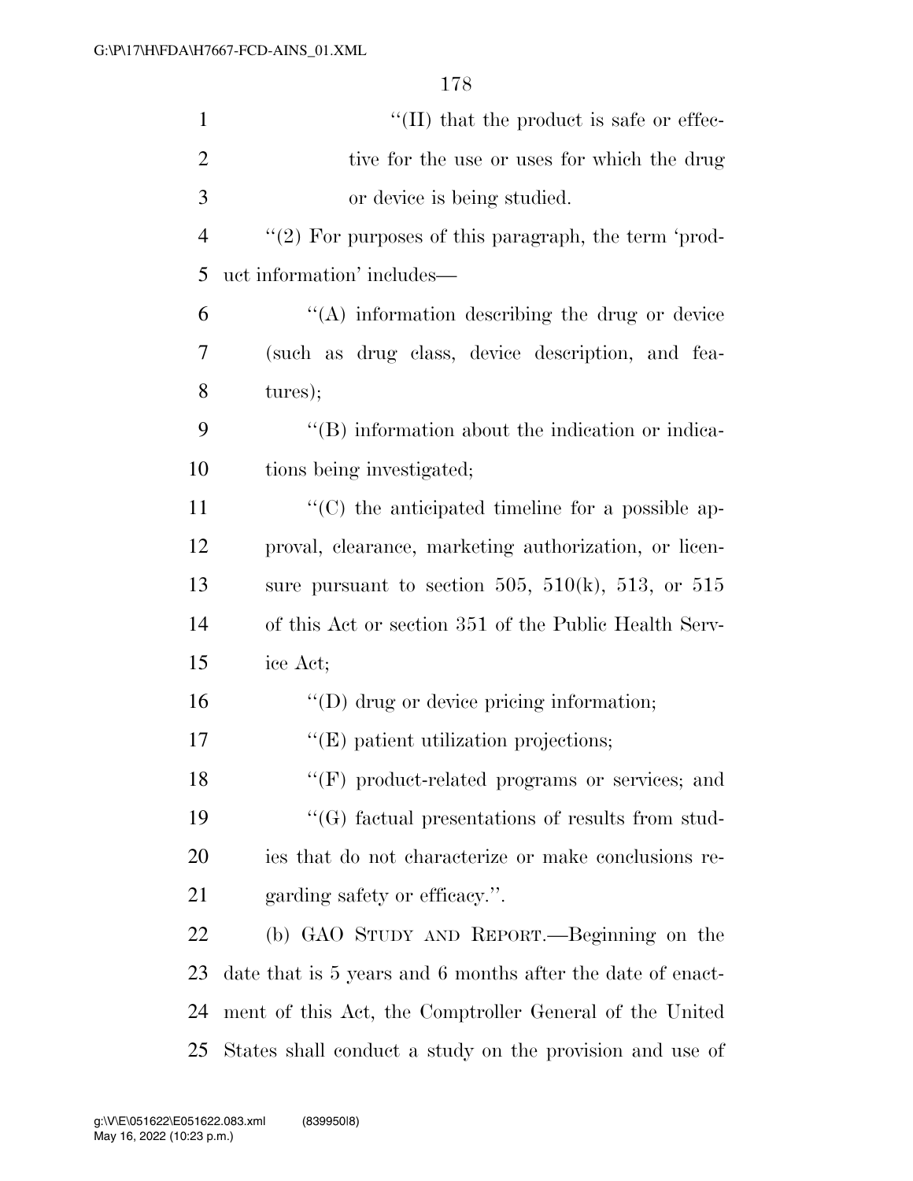''(II) that the product is safe or effective for the use or uses for which the drug or device is being studied.

''(2) For purposes of this paragraph, the term 'product information' includes—

''(A) information describing the drug or device (such as drug class, device description, and features);

''(B) information about the indication or indications being investigated;

''(C) the anticipated timeline for a possible approval, clearance, marketing authorization, or licensure pursuant to section 505, 510(k), 513, or 515 of this Act or section 351 of the Public Health Service Act;

''(D) drug or device pricing information;

''(E) patient utilization projections;

''(F) product-related programs or services; and

''(G) factual presentations of results from studies that do not characterize or make conclusions regarding safety or efficacy.''.

(b) GAO STUDY AND REPORT.—Beginning on the date that is 5 years and 6 months after the date of enactment of this Act, the Comptroller General of the United States shall conduct a study on the provision and use of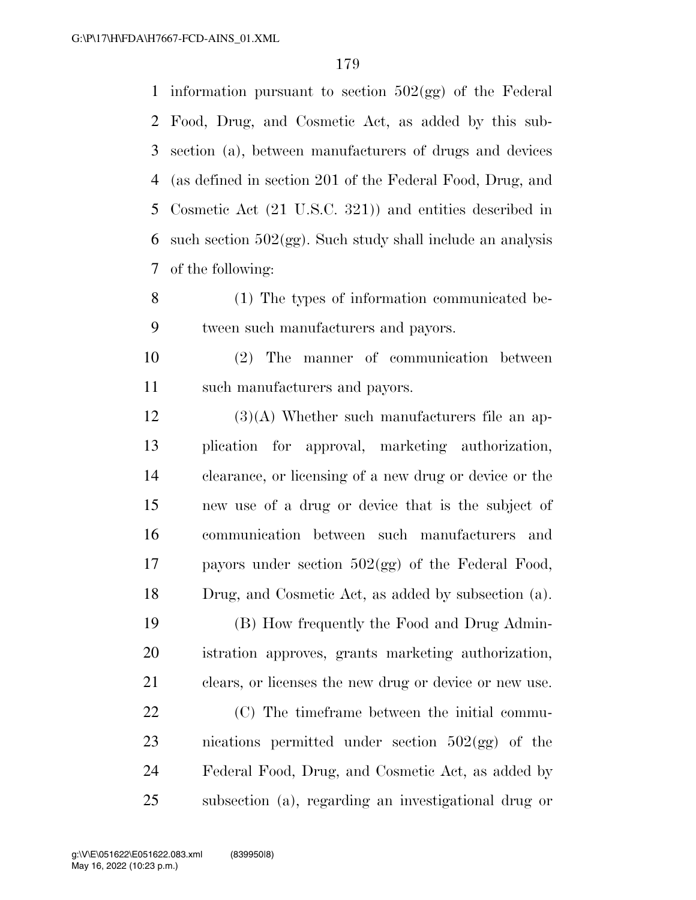information pursuant to section 502(gg) of the Federal Food, Drug, and Cosmetic Act, as added by this subsection (a), between manufacturers of drugs and devices (as defined in section 201 of the Federal Food, Drug, and Cosmetic Act (21 U.S.C. 321)) and entities described in such section 502(gg). Such study shall include an analysis of the following:

(1) The types of information communicated between such manufacturers and payors.

(2) The manner of communication between such manufacturers and payors.

(3)(A) Whether such manufacturers file an application for approval, marketing authorization, clearance, or licensing of a new drug or device or the new use of a drug or device that is the subject of communication between such manufacturers and payors under section 502(gg) of the Federal Food, Drug, and Cosmetic Act, as added by subsection (a).

(B) How frequently the Food and Drug Administration approves, grants marketing authorization, clears, or licenses the new drug or device or new use.

(C) The timeframe between the initial communications permitted under section 502(gg) of the Federal Food, Drug, and Cosmetic Act, as added by subsection (a), regarding an investigational drug or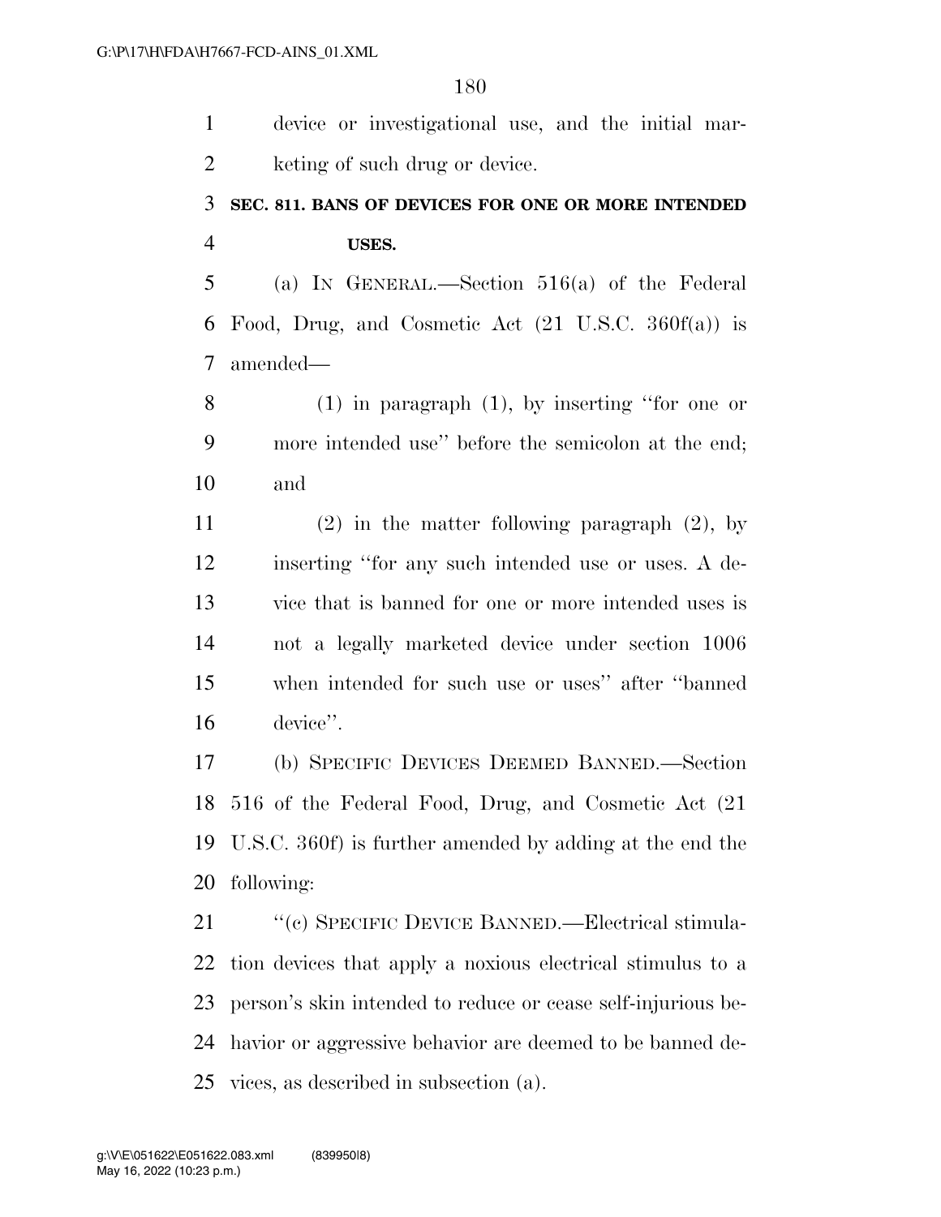device or investigational use, and the initial marketing of such drug or device.

### SEC. 811. BANS OF DEVICES FOR ONE OR MORE INTENDED USES.

(a) IN GENERAL.—Section 516(a) of the Federal Food, Drug, and Cosmetic Act (21 U.S.C. 360f(a)) is amended—

(1) in paragraph (1), by inserting "for one or more intended use" before the semicolon at the end; and

(2) in the matter following paragraph (2), by inserting "for any such intended use or uses. A device that is banned for one or more intended uses is not a legally marketed device under section 1006 when intended for such use or uses" after "banned device".

(b) SPECIFIC DEVICES DEEMED BANNED.—Section 516 of the Federal Food, Drug, and Cosmetic Act (21 U.S.C. 360f) is further amended by adding at the end the following:

"(c) SPECIFIC DEVICE BANNED.—Electrical stimulation devices that apply a noxious electrical stimulus to a person's skin intended to reduce or cease self-injurious behavior or aggressive behavior are deemed to be banned devices, as described in subsection (a).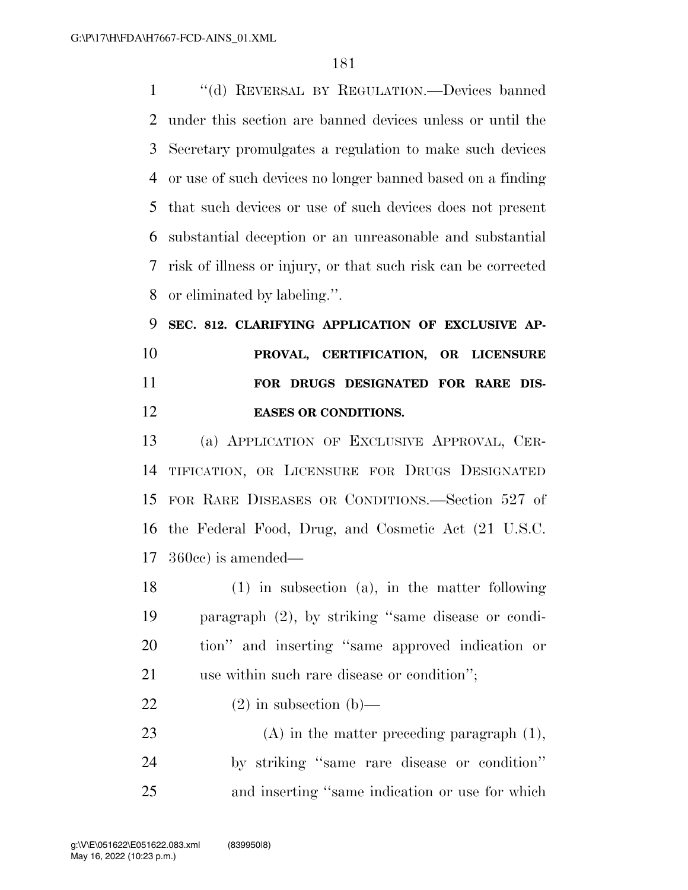"(d) REVERSAL BY REGULATION.—Devices banned under this section are banned devices unless or until the Secretary promulgates a regulation to make such devices or use of such devices no longer banned based on a finding that such devices or use of such devices does not present substantial deception or an unreasonable and substantial risk of illness or injury, or that such risk can be corrected or eliminated by labeling.".

**SEC. 812. CLARIFYING APPLICATION OF EXCLUSIVE APPROVAL, CERTIFICATION, OR LICENSURE FOR DRUGS DESIGNATED FOR RARE DISEASES OR CONDITIONS.**

(a) APPLICATION OF EXCLUSIVE APPROVAL, CERTIFICATION, OR LICENSURE FOR DRUGS DESIGNATED FOR RARE DISEASES OR CONDITIONS.—Section 527 of the Federal Food, Drug, and Cosmetic Act (21 U.S.C. 360cc) is amended—

(1) in subsection (a), in the matter following paragraph (2), by striking "same disease or condition" and inserting "same approved indication or use within such rare disease or condition";

(2) in subsection (b)—

(A) in the matter preceding paragraph (1), by striking "same rare disease or condition" and inserting "same indication or use for which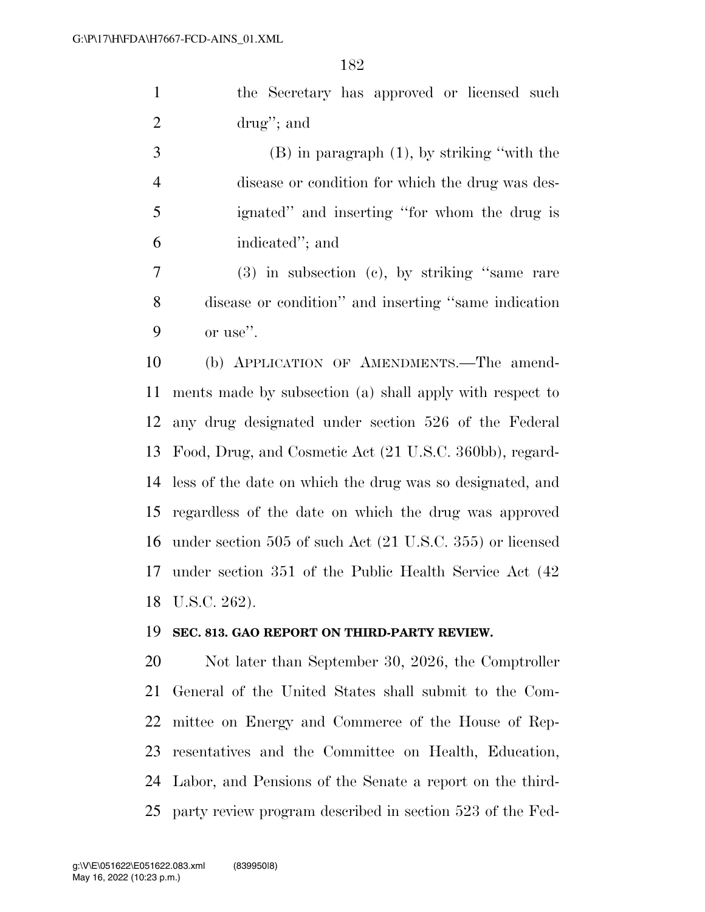the Secretary has approved or licensed such drug''; and

(B) in paragraph (1), by striking ''with the disease or condition for which the drug was designated'' and inserting ''for whom the drug is indicated''; and

(3) in subsection (c), by striking ''same rare disease or condition'' and inserting ''same indication or use''.

(b) APPLICATION OF AMENDMENTS.—The amendments made by subsection (a) shall apply with respect to any drug designated under section 526 of the Federal Food, Drug, and Cosmetic Act (21 U.S.C. 360bb), regardless of the date on which the drug was so designated, and regardless of the date on which the drug was approved under section 505 of such Act (21 U.S.C. 355) or licensed under section 351 of the Public Health Service Act (42 U.S.C. 262).

**SEC. 813. GAO REPORT ON THIRD-PARTY REVIEW.**

Not later than September 30, 2026, the Comptroller General of the United States shall submit to the Committee on Energy and Commerce of the House of Representatives and the Committee on Health, Education, Labor, and Pensions of the Senate a report on the third-party review program described in section 523 of the Fed-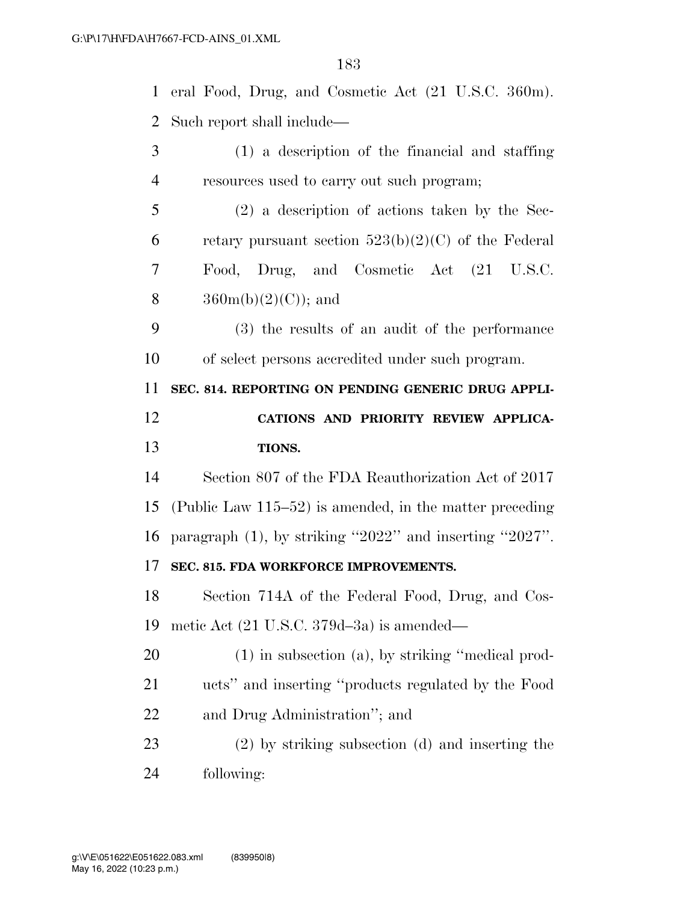eral Food, Drug, and Cosmetic Act (21 U.S.C. 360m). Such report shall include—

(1) a description of the financial and staffing resources used to carry out such program;

(2) a description of actions taken by the Secretary pursuant section 523(b)(2)(C) of the Federal Food, Drug, and Cosmetic Act (21 U.S.C. 360m(b)(2)(C)); and

(3) the results of an audit of the performance of select persons accredited under such program.

**SEC. 814. REPORTING ON PENDING GENERIC DRUG APPLICATIONS AND PRIORITY REVIEW APPLICATIONS.**

Section 807 of the FDA Reauthorization Act of 2017 (Public Law 115–52) is amended, in the matter preceding paragraph (1), by striking ''2022'' and inserting ''2027''.

**SEC. 815. FDA WORKFORCE IMPROVEMENTS.**

Section 714A of the Federal Food, Drug, and Cosmetic Act (21 U.S.C. 379d–3a) is amended—

(1) in subsection (a), by striking ''medical products'' and inserting ''products regulated by the Food and Drug Administration''; and

(2) by striking subsection (d) and inserting the following: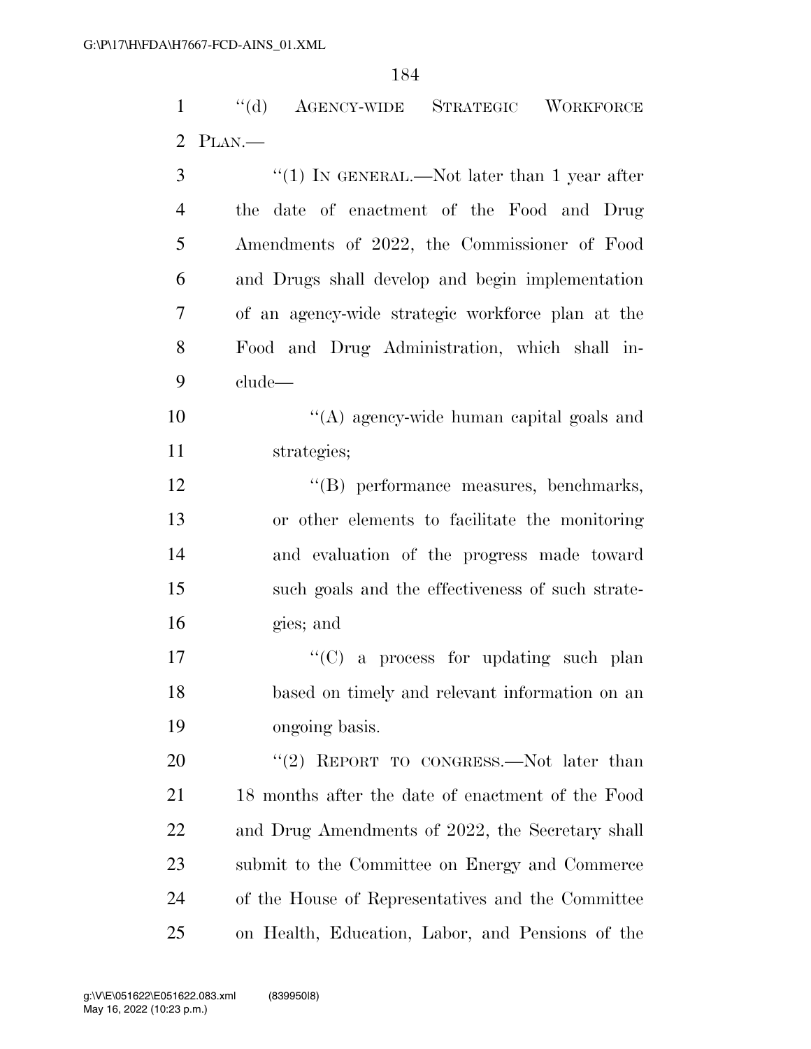"(d) AGENCY-WIDE STRATEGIC WORKFORCE PLAN.—

"(1) IN GENERAL.—Not later than 1 year after the date of enactment of the Food and Drug Amendments of 2022, the Commissioner of Food and Drugs shall develop and begin implementation of an agency-wide strategic workforce plan at the Food and Drug Administration, which shall include—

"(A) agency-wide human capital goals and strategies;

"(B) performance measures, benchmarks, or other elements to facilitate the monitoring and evaluation of the progress made toward such goals and the effectiveness of such strategies; and

"(C) a process for updating such plan based on timely and relevant information on an ongoing basis.

"(2) REPORT TO CONGRESS.—Not later than 18 months after the date of enactment of the Food and Drug Amendments of 2022, the Secretary shall submit to the Committee on Energy and Commerce of the House of Representatives and the Committee on Health, Education, Labor, and Pensions of the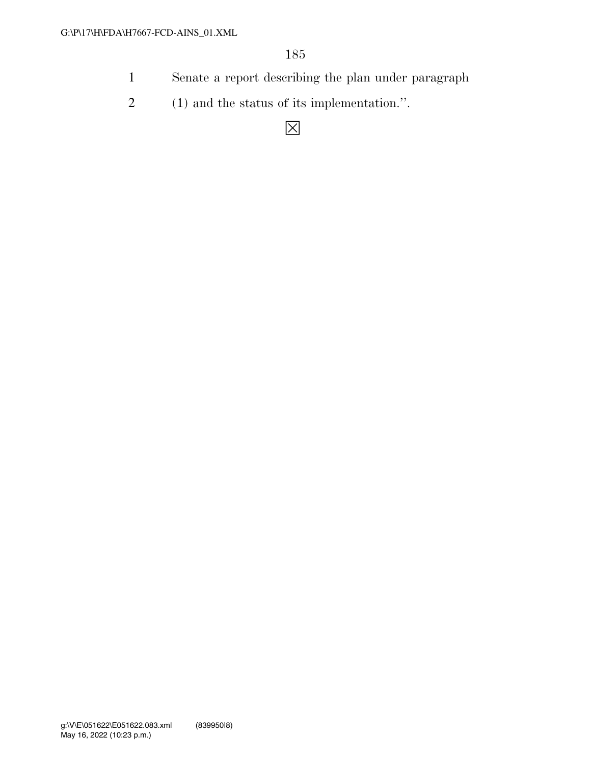Senate a report describing the plan under paragraph (1) and the status of its implementation.''.

☒